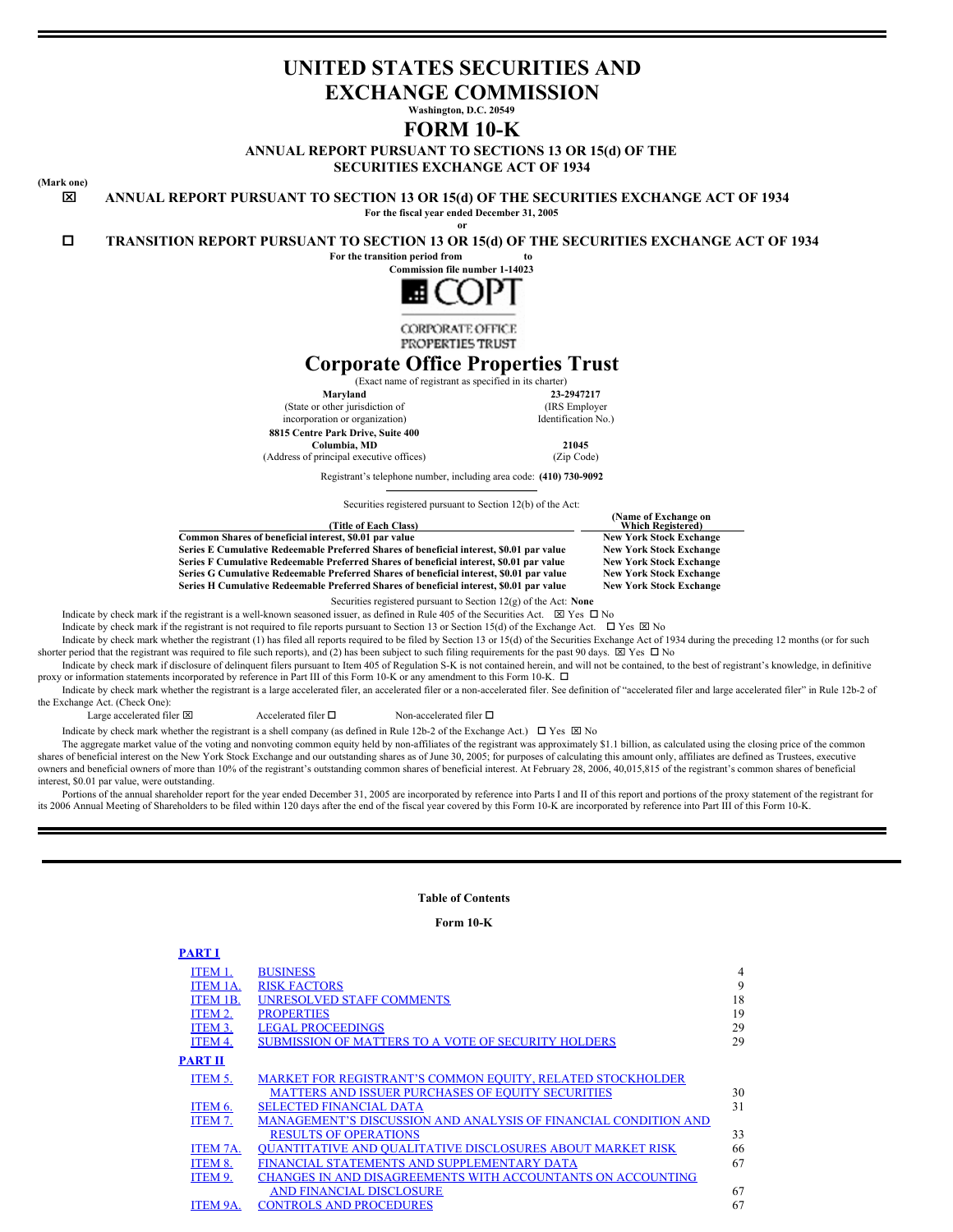# UNITED STATES SECURITIES AND EXCHANGE COMMISSION

**Washington, D.C. 20549**

# FORM 10-K

**ANNUAL REPORT PURSUANT TO SECTIONS 13 OR 15(d) OF THE SECURITIES EXCHANGE ACT OF 1934**

**(Mark one)**

☒ **ANNUAL REPORT PURSUANT TO SECTION 13 OR 15(d) OF THE SECURITIES EXCHANGE ACT OF 1934**

**For the fiscal year ended December 31, 2005**

**or**

☐ **TRANSITION REPORT PURSUANT TO SECTION 13 OR 15(d) OF THE SECURITIES EXCHANGE ACT OF 1934**

**For the transition period from to**

**Commission file number 1-14023**

COPT

CORPORATE OFFICE PROPERTIES TRUST

# Corporate Office Properties Trust

(Exact name of registrant as specified in its charter)

| | |
|---|---|
| **Maryland** | **23-2947217** |
| (State or other jurisdiction of incorporation or organization) | (IRS Employer Identification No.) |
| **8815 Centre Park Drive, Suite 400** | |
| **Columbia, MD** | **21045** |
| (Address of principal executive offices) | (Zip Code) |

Registrant's telephone number, including area code: **(410) 730-9092**

Securities registered pursuant to Section 12(b) of the Act:

| (Title of Each Class) | (Name of Exchange on Which Registered) |
|---|---|
| **Common Shares of beneficial interest, $0.01 par value** | **New York Stock Exchange** |
| **Series E Cumulative Redeemable Preferred Shares of beneficial interest, $0.01 par value** | **New York Stock Exchange** |
| **Series F Cumulative Redeemable Preferred Shares of beneficial interest, $0.01 par value** | **New York Stock Exchange** |
| **Series G Cumulative Redeemable Preferred Shares of beneficial interest, $0.01 par value** | **New York Stock Exchange** |
| **Series H Cumulative Redeemable Preferred Shares of beneficial interest, $0.01 par value** | **New York Stock Exchange** |

Securities registered pursuant to Section 12(g) of the Act: **None**

Indicate by check mark if the registrant is a well-known seasoned issuer, as defined in Rule 405 of the Securities Act. ☒ Yes ☐ No

Indicate by check mark if the registrant is not required to file reports pursuant to Section 13 or Section 15(d) of the Exchange Act. ☐ Yes ☒ No

Indicate by check mark whether the registrant (1) has filed all reports required to be filed by Section 13 or 15(d) of the Securities Exchange Act of 1934 during the preceding 12 months (or for such shorter period that the registrant was required to file such reports), and (2) has been subject to such filing requirements for the past 90 days. ☒ Yes ☐ No

Indicate by check mark if disclosure of delinquent filers pursuant to Item 405 of Regulation S-K is not contained herein, and will not be contained, to the best of registrant's knowledge, in definitive proxy or information statements incorporated by reference in Part III of this Form 10-K or any amendment to this Form 10-K. ☐

Indicate by check mark whether the registrant is a large accelerated filer, an accelerated filer or a non-accelerated filer. See definition of "accelerated filer and large accelerated filer" in Rule 12b-2 of the Exchange Act. (Check One):

Large accelerated filer ☒ Accelerated filer ☐ Non-accelerated filer ☐

Indicate by check mark whether the registrant is a shell company (as defined in Rule 12b-2 of the Exchange Act.) ☐ Yes ☒ No

The aggregate market value of the voting and nonvoting common equity held by non-affiliates of the registrant was approximately $1.1 billion, as calculated using the closing price of the common shares of beneficial interest on the New York Stock Exchange and our outstanding shares as of June 30, 2005; for purposes of calculating this amount only, affiliates are defined as Trustees, executive owners and beneficial owners of more than 10% of the registrant's outstanding common shares of beneficial interest. At February 28, 2006, 40,015,815 of the registrant's common shares of beneficial interest, $0.01 par value, were outstanding.

Portions of the annual shareholder report for the year ended December 31, 2005 are incorporated by reference into Parts I and II of this report and portions of the proxy statement of the registrant for its 2006 Annual Meeting of Shareholders to be filed within 120 days after the end of the fiscal year covered by this Form 10-K are incorporated by reference into Part III of this Form 10-K.

**Table of Contents**

**Form 10-K**

| | | |
|---|---|---|
| **PART I** | | |
| ITEM 1. | BUSINESS | 4 |
| ITEM 1A. | RISK FACTORS | 9 |
| ITEM 1B. | UNRESOLVED STAFF COMMENTS | 18 |
| ITEM 2. | PROPERTIES | 19 |
| ITEM 3. | LEGAL PROCEEDINGS | 29 |
| ITEM 4. | SUBMISSION OF MATTERS TO A VOTE OF SECURITY HOLDERS | 29 |
| **PART II** | | |
| ITEM 5. | MARKET FOR REGISTRANT'S COMMON EQUITY, RELATED STOCKHOLDER MATTERS AND ISSUER PURCHASES OF EQUITY SECURITIES | 30 |
| ITEM 6. | SELECTED FINANCIAL DATA | 31 |
| ITEM 7. | MANAGEMENT'S DISCUSSION AND ANALYSIS OF FINANCIAL CONDITION AND RESULTS OF OPERATIONS | 33 |
| ITEM 7A. | QUANTITATIVE AND QUALITATIVE DISCLOSURES ABOUT MARKET RISK | 66 |
| ITEM 8. | FINANCIAL STATEMENTS AND SUPPLEMENTARY DATA | 67 |
| ITEM 9. | CHANGES IN AND DISAGREEMENTS WITH ACCOUNTANTS ON ACCOUNTING AND FINANCIAL DISCLOSURE | 67 |
| ITEM 9A. | CONTROLS AND PROCEDURES | 67 |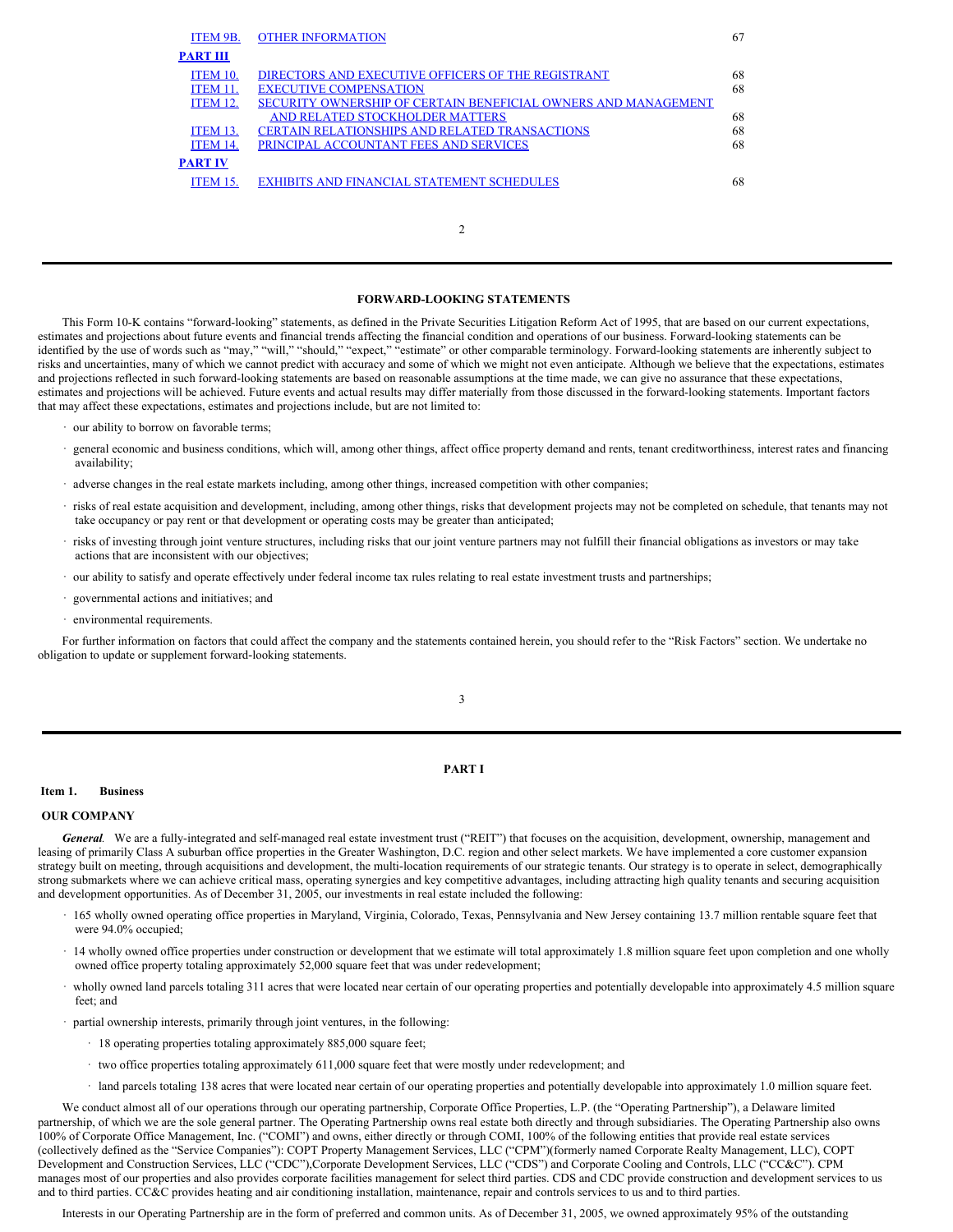| | | |
|---|---|---|
| ITEM 9B. | OTHER INFORMATION | 67 |
| **PART III** | | |
| ITEM 10. | DIRECTORS AND EXECUTIVE OFFICERS OF THE REGISTRANT | 68 |
| ITEM 11. | EXECUTIVE COMPENSATION | 68 |
| ITEM 12. | SECURITY OWNERSHIP OF CERTAIN BENEFICIAL OWNERS AND MANAGEMENT AND RELATED STOCKHOLDER MATTERS | 68 |
| ITEM 13. | CERTAIN RELATIONSHIPS AND RELATED TRANSACTIONS | 68 |
| ITEM 14. | PRINCIPAL ACCOUNTANT FEES AND SERVICES | 68 |
| **PART IV** | | |
| ITEM 15. | EXHIBITS AND FINANCIAL STATEMENT SCHEDULES | 68 |

## FORWARD-LOOKING STATEMENTS

This Form 10-K contains "forward-looking" statements, as defined in the Private Securities Litigation Reform Act of 1995, that are based on our current expectations, estimates and projections about future events and financial trends affecting the financial condition and operations of our business. Forward-looking statements can be identified by the use of words such as "may," "will," "should," "expect," "estimate" or other comparable terminology. Forward-looking statements are inherently subject to risks and uncertainties, many of which we cannot predict with accuracy and some of which we might not even anticipate. Although we believe that the expectations, estimates and projections reflected in such forward-looking statements are based on reasonable assumptions at the time made, we can give no assurance that these expectations, estimates and projections will be achieved. Future events and actual results may differ materially from those discussed in the forward-looking statements. Important factors that may affect these expectations, estimates and projections include, but are not limited to:

- our ability to borrow on favorable terms;
- general economic and business conditions, which will, among other things, affect office property demand and rents, tenant creditworthiness, interest rates and financing availability;
- adverse changes in the real estate markets including, among other things, increased competition with other companies;
- risks of real estate acquisition and development, including, among other things, risks that development projects may not be completed on schedule, that tenants may not take occupancy or pay rent or that development or operating costs may be greater than anticipated;
- risks of investing through joint venture structures, including risks that our joint venture partners may not fulfill their financial obligations as investors or may take actions that are inconsistent with our objectives;
- our ability to satisfy and operate effectively under federal income tax rules relating to real estate investment trusts and partnerships;
- governmental actions and initiatives; and
- environmental requirements.

For further information on factors that could affect the company and the statements contained herein, you should refer to the "Risk Factors" section. We undertake no obligation to update or supplement forward-looking statements.

# PART I

## Item 1. Business

### OUR COMPANY

***General.*** We are a fully-integrated and self-managed real estate investment trust ("REIT") that focuses on the acquisition, development, ownership, management and leasing of primarily Class A suburban office properties in the Greater Washington, D.C. region and other select markets. We have implemented a core customer expansion strategy built on meeting, through acquisitions and development, the multi-location requirements of our strategic tenants. Our strategy is to operate in select, demographically strong submarkets where we can achieve critical mass, operating synergies and key competitive advantages, including attracting high quality tenants and securing acquisition and development opportunities. As of December 31, 2005, our investments in real estate included the following:

- 165 wholly owned operating office properties in Maryland, Virginia, Colorado, Texas, Pennsylvania and New Jersey containing 13.7 million rentable square feet that were 94.0% occupied;
- 14 wholly owned office properties under construction or development that we estimate will total approximately 1.8 million square feet upon completion and one wholly owned office property totaling approximately 52,000 square feet that was under redevelopment;
- wholly owned land parcels totaling 311 acres that were located near certain of our operating properties and potentially developable into approximately 4.5 million square feet; and
- partial ownership interests, primarily through joint ventures, in the following:
  - 18 operating properties totaling approximately 885,000 square feet;
  - two office properties totaling approximately 611,000 square feet that were mostly under redevelopment; and
  - land parcels totaling 138 acres that were located near certain of our operating properties and potentially developable into approximately 1.0 million square feet.

We conduct almost all of our operations through our operating partnership, Corporate Office Properties, L.P. (the "Operating Partnership"), a Delaware limited partnership, of which we are the sole general partner. The Operating Partnership owns real estate both directly and through subsidiaries. The Operating Partnership also owns 100% of Corporate Office Management, Inc. ("COMI") and owns, either directly or through COMI, 100% of the following entities that provide real estate services (collectively defined as the "Service Companies"): COPT Property Management Services, LLC ("CPM")(formerly named Corporate Realty Management, LLC), COPT Development and Construction Services, LLC ("CDC"),Corporate Development Services, LLC ("CDS") and Corporate Cooling and Controls, LLC ("CC&C"). CPM manages most of our properties and also provides corporate facilities management for select third parties. CDS and CDC provide construction and development services to us and to third parties. CC&C provides heating and air conditioning installation, maintenance, repair and controls services to us and to third parties.

Interests in our Operating Partnership are in the form of preferred and common units. As of December 31, 2005, we owned approximately 95% of the outstanding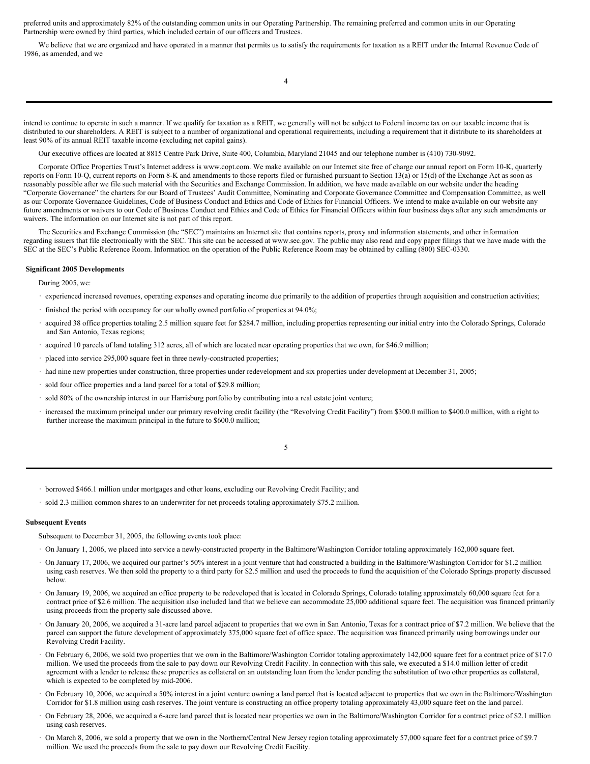preferred units and approximately 82% of the outstanding common units in our Operating Partnership. The remaining preferred and common units in our Operating Partnership were owned by third parties, which included certain of our officers and Trustees.

We believe that we are organized and have operated in a manner that permits us to satisfy the requirements for taxation as a REIT under the Internal Revenue Code of 1986, as amended, and we intend to continue to operate in such a manner. If we qualify for taxation as a REIT, we generally will not be subject to Federal income tax on our taxable income that is distributed to our shareholders. A REIT is subject to a number of organizational and operational requirements, including a requirement that it distribute to its shareholders at least 90% of its annual REIT taxable income (excluding net capital gains).

Our executive offices are located at 8815 Centre Park Drive, Suite 400, Columbia, Maryland 21045 and our telephone number is (410) 730-9092.

Corporate Office Properties Trust's Internet address is www.copt.com. We make available on our Internet site free of charge our annual report on Form 10-K, quarterly reports on Form 10-Q, current reports on Form 8-K and amendments to those reports filed or furnished pursuant to Section 13(a) or 15(d) of the Exchange Act as soon as reasonably possible after we file such material with the Securities and Exchange Commission. In addition, we have made available on our website under the heading "Corporate Governance" the charters for our Board of Trustees' Audit Committee, Nominating and Corporate Governance Committee and Compensation Committee, as well as our Corporate Governance Guidelines, Code of Business Conduct and Ethics and Code of Ethics for Financial Officers. We intend to make available on our website any future amendments or waivers to our Code of Business Conduct and Ethics and Code of Ethics for Financial Officers within four business days after any such amendments or waivers. The information on our Internet site is not part of this report.

The Securities and Exchange Commission (the "SEC") maintains an Internet site that contains reports, proxy and information statements, and other information regarding issuers that file electronically with the SEC. This site can be accessed at www.sec.gov. The public may also read and copy paper filings that we have made with the SEC at the SEC's Public Reference Room. Information on the operation of the Public Reference Room may be obtained by calling (800) SEC-0330.

**Significant 2005 Developments**

During 2005, we:

- experienced increased revenues, operating expenses and operating income due primarily to the addition of properties through acquisition and construction activities;
- finished the period with occupancy for our wholly owned portfolio of properties at 94.0%;
- acquired 38 office properties totaling 2.5 million square feet for $284.7 million, including properties representing our initial entry into the Colorado Springs, Colorado and San Antonio, Texas regions;
- acquired 10 parcels of land totaling 312 acres, all of which are located near operating properties that we own, for $46.9 million;
- placed into service 295,000 square feet in three newly-constructed properties;
- had nine new properties under construction, three properties under redevelopment and six properties under development at December 31, 2005;
- sold four office properties and a land parcel for a total of $29.8 million;
- sold 80% of the ownership interest in our Harrisburg portfolio by contributing into a real estate joint venture;
- increased the maximum principal under our primary revolving credit facility (the "Revolving Credit Facility") from $300.0 million to $400.0 million, with a right to further increase the maximum principal in the future to $600.0 million;
- borrowed $466.1 million under mortgages and other loans, excluding our Revolving Credit Facility; and
- sold 2.3 million common shares to an underwriter for net proceeds totaling approximately $75.2 million.

**Subsequent Events**

Subsequent to December 31, 2005, the following events took place:

- On January 1, 2006, we placed into service a newly-constructed property in the Baltimore/Washington Corridor totaling approximately 162,000 square feet.
- On January 17, 2006, we acquired our partner's 50% interest in a joint venture that had constructed a building in the Baltimore/Washington Corridor for $1.2 million using cash reserves. We then sold the property to a third party for $2.5 million and used the proceeds to fund the acquisition of the Colorado Springs property discussed below.
- On January 19, 2006, we acquired an office property to be redeveloped that is located in Colorado Springs, Colorado totaling approximately 60,000 square feet for a contract price of $2.6 million. The acquisition also included land that we believe can accommodate 25,000 additional square feet. The acquisition was financed primarily using proceeds from the property sale discussed above.
- On January 20, 2006, we acquired a 31-acre land parcel adjacent to properties that we own in San Antonio, Texas for a contract price of $7.2 million. We believe that the parcel can support the future development of approximately 375,000 square feet of office space. The acquisition was financed primarily using borrowings under our Revolving Credit Facility.
- On February 6, 2006, we sold two properties that we own in the Baltimore/Washington Corridor totaling approximately 142,000 square feet for a contract price of $17.0 million. We used the proceeds from the sale to pay down our Revolving Credit Facility. In connection with this sale, we executed a $14.0 million letter of credit agreement with a lender to release these properties as collateral on an outstanding loan from the lender pending the substitution of two other properties as collateral, which is expected to be completed by mid-2006.
- On February 10, 2006, we acquired a 50% interest in a joint venture owning a land parcel that is located adjacent to properties that we own in the Baltimore/Washington Corridor for $1.8 million using cash reserves. The joint venture is constructing an office property totaling approximately 43,000 square feet on the land parcel.
- On February 28, 2006, we acquired a 6-acre land parcel that is located near properties we own in the Baltimore/Washington Corridor for a contract price of $2.1 million using cash reserves.
- On March 8, 2006, we sold a property that we own in the Northern/Central New Jersey region totaling approximately 57,000 square feet for a contract price of $9.7 million. We used the proceeds from the sale to pay down our Revolving Credit Facility.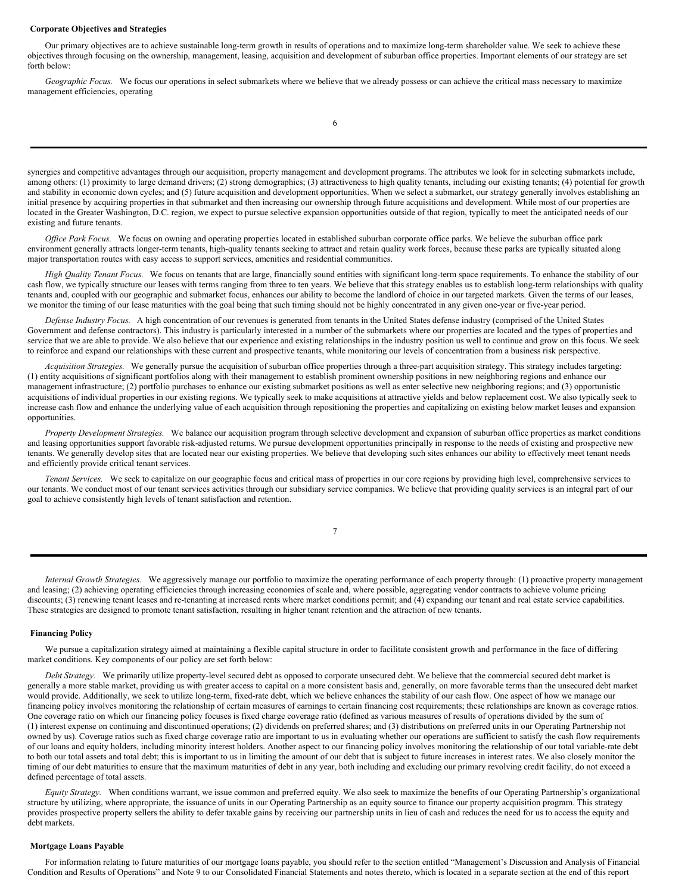## Corporate Objectives and Strategies

Our primary objectives are to achieve sustainable long-term growth in results of operations and to maximize long-term shareholder value. We seek to achieve these objectives through focusing on the ownership, management, leasing, acquisition and development of suburban office properties. Important elements of our strategy are set forth below:

*Geographic Focus.* We focus our operations in select submarkets where we believe that we already possess or can achieve the critical mass necessary to maximize management efficiencies, operating synergies and competitive advantages through our acquisition, property management and development programs. The attributes we look for in selecting submarkets include, among others: (1) proximity to large demand drivers; (2) strong demographics; (3) attractiveness to high quality tenants, including our existing tenants; (4) potential for growth and stability in economic down cycles; and (5) future acquisition and development opportunities. When we select a submarket, our strategy generally involves establishing an initial presence by acquiring properties in that submarket and then increasing our ownership through future acquisitions and development. While most of our properties are located in the Greater Washington, D.C. region, we expect to pursue selective expansion opportunities outside of that region, typically to meet the anticipated needs of our existing and future tenants.

*Office Park Focus.* We focus on owning and operating properties located in established suburban corporate office parks. We believe the suburban office park environment generally attracts longer-term tenants, high-quality tenants seeking to attract and retain quality work forces, because these parks are typically situated along major transportation routes with easy access to support services, amenities and residential communities.

*High Quality Tenant Focus.* We focus on tenants that are large, financially sound entities with significant long-term space requirements. To enhance the stability of our cash flow, we typically structure our leases with terms ranging from three to ten years. We believe that this strategy enables us to establish long-term relationships with quality tenants and, coupled with our geographic and submarket focus, enhances our ability to become the landlord of choice in our targeted markets. Given the terms of our leases, we monitor the timing of our lease maturities with the goal being that such timing should not be highly concentrated in any given one-year or five-year period.

*Defense Industry Focus.* A high concentration of our revenues is generated from tenants in the United States defense industry (comprised of the United States Government and defense contractors). This industry is particularly interested in a number of the submarkets where our properties are located and the types of properties and service that we are able to provide. We also believe that our experience and existing relationships in the industry position us well to continue and grow on this focus. We seek to reinforce and expand our relationships with these current and prospective tenants, while monitoring our levels of concentration from a business risk perspective.

*Acquisition Strategies.* We generally pursue the acquisition of suburban office properties through a three-part acquisition strategy. This strategy includes targeting: (1) entity acquisitions of significant portfolios along with their management to establish prominent ownership positions in new neighboring regions and enhance our management infrastructure; (2) portfolio purchases to enhance our existing submarket positions as well as enter selective new neighboring regions; and (3) opportunistic acquisitions of individual properties in our existing regions. We typically seek to make acquisitions at attractive yields and below replacement cost. We also typically seek to increase cash flow and enhance the underlying value of each acquisition through repositioning the properties and capitalizing on existing below market leases and expansion opportunities.

*Property Development Strategies.* We balance our acquisition program through selective development and expansion of suburban office properties as market conditions and leasing opportunities support favorable risk-adjusted returns. We pursue development opportunities principally in response to the needs of existing and prospective new tenants. We generally develop sites that are located near our existing properties. We believe that developing such sites enhances our ability to effectively meet tenant needs and efficiently provide critical tenant services.

*Tenant Services.* We seek to capitalize on our geographic focus and critical mass of properties in our core regions by providing high level, comprehensive services to our tenants. We conduct most of our tenant services activities through our subsidiary service companies. We believe that providing quality services is an integral part of our goal to achieve consistently high levels of tenant satisfaction and retention.

*Internal Growth Strategies.* We aggressively manage our portfolio to maximize the operating performance of each property through: (1) proactive property management and leasing; (2) achieving operating efficiencies through increasing economies of scale and, where possible, aggregating vendor contracts to achieve volume pricing discounts; (3) renewing tenant leases and re-tenanting at increased rents where market conditions permit; and (4) expanding our tenant and real estate service capabilities. These strategies are designed to promote tenant satisfaction, resulting in higher tenant retention and the attraction of new tenants.

## Financing Policy

We pursue a capitalization strategy aimed at maintaining a flexible capital structure in order to facilitate consistent growth and performance in the face of differing market conditions. Key components of our policy are set forth below:

*Debt Strategy.* We primarily utilize property-level secured debt as opposed to corporate unsecured debt. We believe that the commercial secured debt market is generally a more stable market, providing us with greater access to capital on a more consistent basis and, generally, on more favorable terms than the unsecured debt market would provide. Additionally, we seek to utilize long-term, fixed-rate debt, which we believe enhances the stability of our cash flow. One aspect of how we manage our financing policy involves monitoring the relationship of certain measures of earnings to certain financing cost requirements; these relationships are known as coverage ratios. One coverage ratio on which our financing policy focuses is fixed charge coverage ratio (defined as various measures of results of operations divided by the sum of (1) interest expense on continuing and discontinued operations; (2) dividends on preferred shares; and (3) distributions on preferred units in our Operating Partnership not owned by us). Coverage ratios such as fixed charge coverage ratio are important to us in evaluating whether our operations are sufficient to satisfy the cash flow requirements of our loans and equity holders, including minority interest holders. Another aspect to our financing policy involves monitoring the relationship of our total variable-rate debt to both our total assets and total debt; this is important to us in limiting the amount of our debt that is subject to future increases in interest rates. We also closely monitor the timing of our debt maturities to ensure that the maximum maturities of debt in any year, both including and excluding our primary revolving credit facility, do not exceed a defined percentage of total assets.

*Equity Strategy.* When conditions warrant, we issue common and preferred equity. We also seek to maximize the benefits of our Operating Partnership's organizational structure by utilizing, where appropriate, the issuance of units in our Operating Partnership as an equity source to finance our property acquisition program. This strategy provides prospective property sellers the ability to defer taxable gains by receiving our partnership units in lieu of cash and reduces the need for us to access the equity and debt markets.

## Mortgage Loans Payable

For information relating to future maturities of our mortgage loans payable, you should refer to the section entitled "Management's Discussion and Analysis of Financial Condition and Results of Operations" and Note 9 to our Consolidated Financial Statements and notes thereto, which is located in a separate section at the end of this report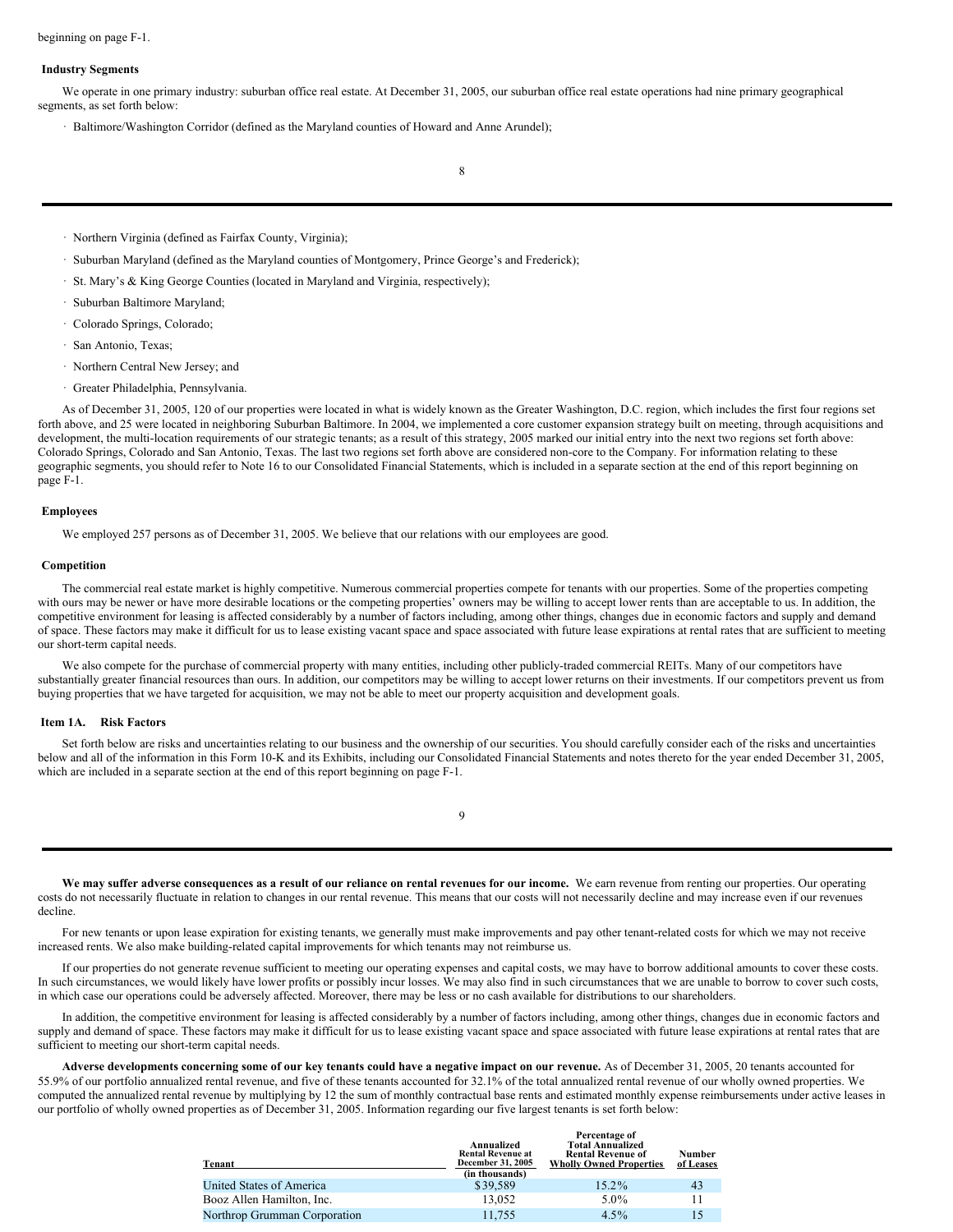beginning on page F-1.

### Industry Segments

We operate in one primary industry: suburban office real estate. At December 31, 2005, our suburban office real estate operations had nine primary geographical segments, as set forth below:

- Baltimore/Washington Corridor (defined as the Maryland counties of Howard and Anne Arundel);
- Northern Virginia (defined as Fairfax County, Virginia);
- Suburban Maryland (defined as the Maryland counties of Montgomery, Prince George's and Frederick);
- St. Mary's & King George Counties (located in Maryland and Virginia, respectively);
- Suburban Baltimore Maryland;
- Colorado Springs, Colorado;
- San Antonio, Texas;
- Northern Central New Jersey; and
- Greater Philadelphia, Pennsylvania.

As of December 31, 2005, 120 of our properties were located in what is widely known as the Greater Washington, D.C. region, which includes the first four regions set forth above, and 25 were located in neighboring Suburban Baltimore. In 2004, we implemented a core customer expansion strategy built on meeting, through acquisitions and development, the multi-location requirements of our strategic tenants; as a result of this strategy, 2005 marked our initial entry into the next two regions set forth above: Colorado Springs, Colorado and San Antonio, Texas. The last two regions set forth above are considered non-core to the Company. For information relating to these geographic segments, you should refer to Note 16 to our Consolidated Financial Statements, which is included in a separate section at the end of this report beginning on page F-1.

### Employees

We employed 257 persons as of December 31, 2005. We believe that our relations with our employees are good.

### Competition

The commercial real estate market is highly competitive. Numerous commercial properties compete for tenants with our properties. Some of the properties competing with ours may be newer or have more desirable locations or the competing properties' owners may be willing to accept lower rents than are acceptable to us. In addition, the competitive environment for leasing is affected considerably by a number of factors including, among other things, changes due in economic factors and supply and demand of space. These factors may make it difficult for us to lease existing vacant space and space associated with future lease expirations at rental rates that are sufficient to meeting our short-term capital needs.

We also compete for the purchase of commercial property with many entities, including other publicly-traded commercial REITs. Many of our competitors have substantially greater financial resources than ours. In addition, our competitors may be willing to accept lower returns on their investments. If our competitors prevent us from buying properties that we have targeted for acquisition, we may not be able to meet our property acquisition and development goals.

### Item 1A. Risk Factors

Set forth below are risks and uncertainties relating to our business and the ownership of our securities. You should carefully consider each of the risks and uncertainties below and all of the information in this Form 10-K and its Exhibits, including our Consolidated Financial Statements and notes thereto for the year ended December 31, 2005, which are included in a separate section at the end of this report beginning on page F-1.

**We may suffer adverse consequences as a result of our reliance on rental revenues for our income.** We earn revenue from renting our properties. Our operating costs do not necessarily fluctuate in relation to changes in our rental revenue. This means that our costs will not necessarily decline and may increase even if our revenues decline.

For new tenants or upon lease expiration for existing tenants, we generally must make improvements and pay other tenant-related costs for which we may not receive increased rents. We also make building-related capital improvements for which tenants may not reimburse us.

If our properties do not generate revenue sufficient to meeting our operating expenses and capital costs, we may have to borrow additional amounts to cover these costs. In such circumstances, we would likely have lower profits or possibly incur losses. We may also find in such circumstances that we are unable to borrow to cover such costs, in which case our operations could be adversely affected. Moreover, there may be less or no cash available for distributions to our shareholders.

In addition, the competitive environment for leasing is affected considerably by a number of factors including, among other things, changes due in economic factors and supply and demand of space. These factors may make it difficult for us to lease existing vacant space and space associated with future lease expirations at rental rates that are sufficient to meeting our short-term capital needs.

**Adverse developments concerning some of our key tenants could have a negative impact on our revenue.** As of December 31, 2005, 20 tenants accounted for 55.9% of our portfolio annualized rental revenue, and five of these tenants accounted for 32.1% of the total annualized rental revenue of our wholly owned properties. We computed the annualized rental revenue by multiplying by 12 the sum of monthly contractual base rents and estimated monthly expense reimbursements under active leases in our portfolio of wholly owned properties as of December 31, 2005. Information regarding our five largest tenants is set forth below:

| Tenant | Annualized Rental Revenue at December 31, 2005 (in thousands) | Percentage of Total Annualized Rental Revenue of Wholly Owned Properties | Number of Leases |
|---|---|---|---|
| United States of America | $39,589 | 15.2% | 43 |
| Booz Allen Hamilton, Inc. | 13,052 | 5.0% | 11 |
| Northrop Grumman Corporation | 11,755 | 4.5% | 15 |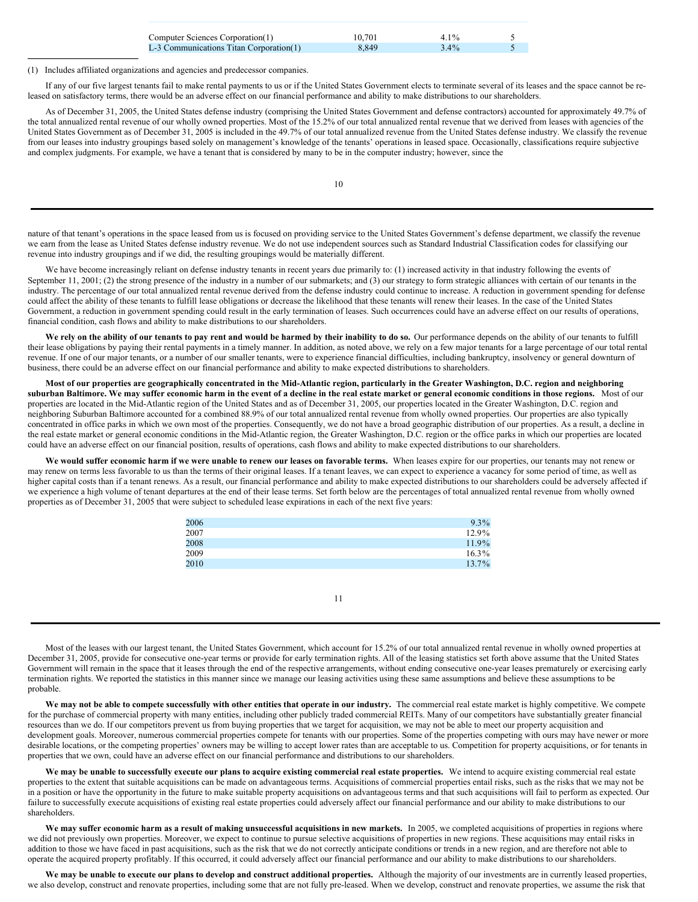| | | | |
|---|---|---|---|
| Computer Sciences Corporation(1) | 10,701 | 4.1% | 5 |
| L-3 Communications Titan Corporation(1) | 8,849 | 3.4% | 5 |

(1) Includes affiliated organizations and agencies and predecessor companies.

If any of our five largest tenants fail to make rental payments to us or if the United States Government elects to terminate several of its leases and the space cannot be re-leased on satisfactory terms, there would be an adverse effect on our financial performance and ability to make distributions to our shareholders.

As of December 31, 2005, the United States defense industry (comprising the United States Government and defense contractors) accounted for approximately 49.7% of the total annualized rental revenue of our wholly owned properties. Most of the 15.2% of our total annualized rental revenue that we derived from leases with agencies of the United States Government as of December 31, 2005 is included in the 49.7% of our total annualized revenue from the United States defense industry. We classify the revenue from our leases into industry groupings based solely on management's knowledge of the tenants' operations in leased space. Occasionally, classifications require subjective and complex judgments. For example, we have a tenant that is considered by many to be in the computer industry; however, since the nature of that tenant's operations in the space leased from us is focused on providing service to the United States Government's defense department, we classify the revenue we earn from the lease as United States defense industry revenue. We do not use independent sources such as Standard Industrial Classification codes for classifying our revenue into industry groupings and if we did, the resulting groupings would be materially different.

We have become increasingly reliant on defense industry tenants in recent years due primarily to: (1) increased activity in that industry following the events of September 11, 2001; (2) the strong presence of the industry in a number of our submarkets; and (3) our strategy to form strategic alliances with certain of our tenants in the industry. The percentage of our total annualized rental revenue derived from the defense industry could continue to increase. A reduction in government spending for defense could affect the ability of these tenants to fulfill lease obligations or decrease the likelihood that these tenants will renew their leases. In the case of the United States Government, a reduction in government spending could result in the early termination of leases. Such occurrences could have an adverse effect on our results of operations, financial condition, cash flows and ability to make distributions to our shareholders.

**We rely on the ability of our tenants to pay rent and would be harmed by their inability to do so.** Our performance depends on the ability of our tenants to fulfill their lease obligations by paying their rental payments in a timely manner. In addition, as noted above, we rely on a few major tenants for a large percentage of our total rental revenue. If one of our major tenants, or a number of our smaller tenants, were to experience financial difficulties, including bankruptcy, insolvency or general downturn of business, there could be an adverse effect on our financial performance and ability to make expected distributions to shareholders.

**Most of our properties are geographically concentrated in the Mid-Atlantic region, particularly in the Greater Washington, D.C. region and neighboring suburban Baltimore. We may suffer economic harm in the event of a decline in the real estate market or general economic conditions in those regions.** Most of our properties are located in the Mid-Atlantic region of the United States and as of December 31, 2005, our properties located in the Greater Washington, D.C. region and neighboring Suburban Baltimore accounted for a combined 88.9% of our total annualized rental revenue from wholly owned properties. Our properties are also typically concentrated in office parks in which we own most of the properties. Consequently, we do not have a broad geographic distribution of our properties. As a result, a decline in the real estate market or general economic conditions in the Mid-Atlantic region, the Greater Washington, D.C. region or the office parks in which our properties are located could have an adverse effect on our financial position, results of operations, cash flows and ability to make expected distributions to our shareholders.

**We would suffer economic harm if we were unable to renew our leases on favorable terms.** When leases expire for our properties, our tenants may not renew or may renew on terms less favorable to us than the terms of their original leases. If a tenant leaves, we can expect to experience a vacancy for some period of time, as well as higher capital costs than if a tenant renews. As a result, our financial performance and ability to make expected distributions to our shareholders could be adversely affected if we experience a high volume of tenant departures at the end of their lease terms. Set forth below are the percentages of total annualized rental revenue from wholly owned properties as of December 31, 2005 that were subject to scheduled lease expirations in each of the next five years:

| | |
|---|---|
| 2006 | 9.3% |
| 2007 | 12.9% |
| 2008 | 11.9% |
| 2009 | 16.3% |
| 2010 | 13.7% |

Most of the leases with our largest tenant, the United States Government, which account for 15.2% of our total annualized rental revenue in wholly owned properties at December 31, 2005, provide for consecutive one-year terms or provide for early termination rights. All of the leasing statistics set forth above assume that the United States Government will remain in the space that it leases through the end of the respective arrangements, without ending consecutive one-year leases prematurely or exercising early termination rights. We reported the statistics in this manner since we manage our leasing activities using these same assumptions and believe these assumptions to be probable.

**We may not be able to compete successfully with other entities that operate in our industry.** The commercial real estate market is highly competitive. We compete for the purchase of commercial property with many entities, including other publicly traded commercial REITs. Many of our competitors have substantially greater financial resources than we do. If our competitors prevent us from buying properties that we target for acquisition, we may not be able to meet our property acquisition and development goals. Moreover, numerous commercial properties compete for tenants with our properties. Some of the properties competing with ours may have newer or more desirable locations, or the competing properties' owners may be willing to accept lower rates than are acceptable to us. Competition for property acquisitions, or for tenants in properties that we own, could have an adverse effect on our financial performance and distributions to our shareholders.

**We may be unable to successfully execute our plans to acquire existing commercial real estate properties.** We intend to acquire existing commercial real estate properties to the extent that suitable acquisitions can be made on advantageous terms. Acquisitions of commercial properties entail risks, such as the risks that we may not be in a position or have the opportunity in the future to make suitable property acquisitions on advantageous terms and that such acquisitions will fail to perform as expected. Our failure to successfully execute acquisitions of existing real estate properties could adversely affect our financial performance and our ability to make distributions to our shareholders.

**We may suffer economic harm as a result of making unsuccessful acquisitions in new markets.** In 2005, we completed acquisitions of properties in regions where we did not previously own properties. Moreover, we expect to continue to pursue selective acquisitions of properties in new regions. These acquisitions may entail risks in addition to those we have faced in past acquisitions, such as the risk that we do not correctly anticipate conditions or trends in a new region, and are therefore not able to operate the acquired property profitably. If this occurred, it could adversely affect our financial performance and our ability to make distributions to our shareholders.

**We may be unable to execute our plans to develop and construct additional properties.** Although the majority of our investments are in currently leased properties, we also develop, construct and renovate properties, including some that are not fully pre-leased. When we develop, construct and renovate properties, we assume the risk that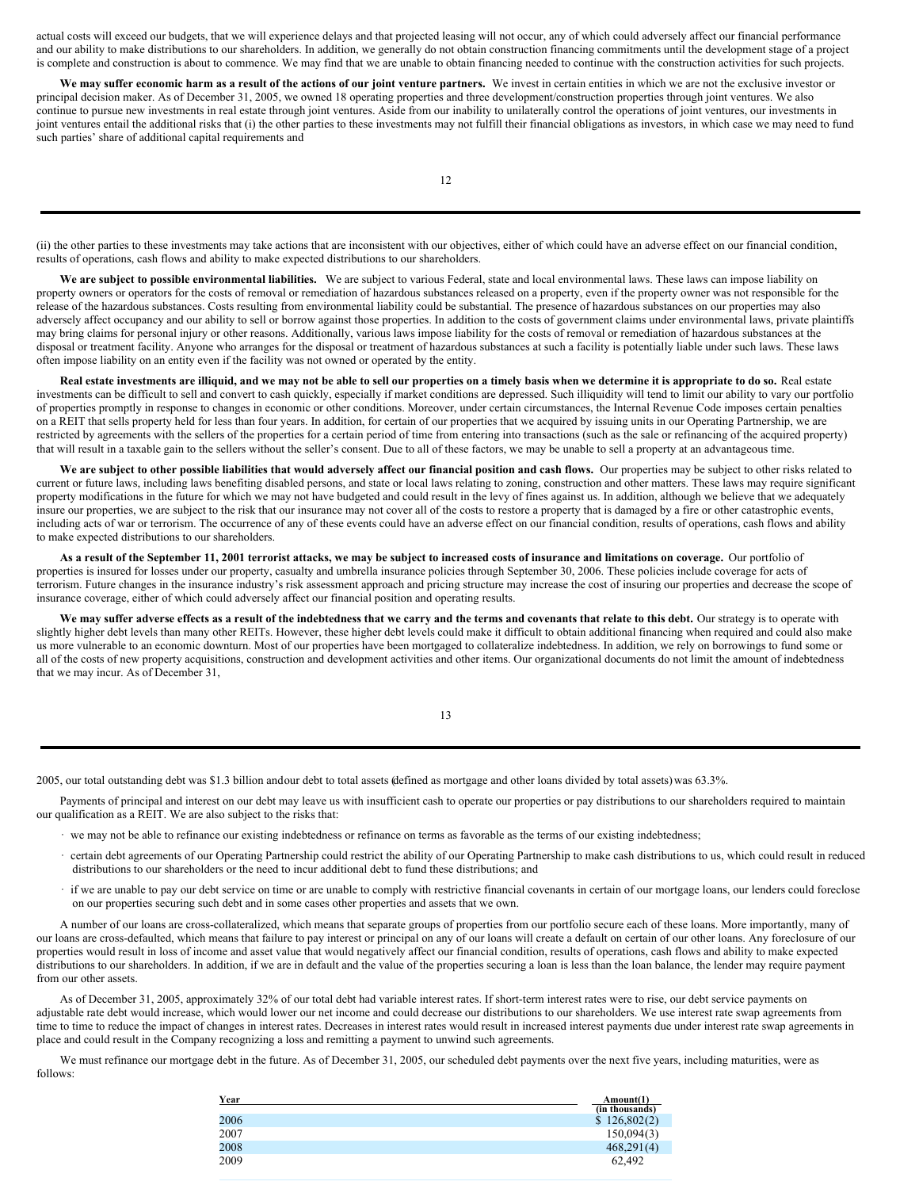actual costs will exceed our budgets, that we will experience delays and that projected leasing will not occur, any of which could adversely affect our financial performance and our ability to make distributions to our shareholders. In addition, we generally do not obtain construction financing commitments until the development stage of a project is complete and construction is about to commence. We may find that we are unable to obtain financing needed to continue with the construction activities for such projects.

**We may suffer economic harm as a result of the actions of our joint venture partners.** We invest in certain entities in which we are not the exclusive investor or principal decision maker. As of December 31, 2005, we owned 18 operating properties and three development/construction properties through joint ventures. We also continue to pursue new investments in real estate through joint ventures. Aside from our inability to unilaterally control the operations of joint ventures, our investments in joint ventures entail the additional risks that (i) the other parties to these investments may not fulfill their financial obligations as investors, in which case we may need to fund such parties' share of additional capital requirements and (ii) the other parties to these investments may take actions that are inconsistent with our objectives, either of which could have an adverse effect on our financial condition, results of operations, cash flows and ability to make expected distributions to our shareholders.

**We are subject to possible environmental liabilities.** We are subject to various Federal, state and local environmental laws. These laws can impose liability on property owners or operators for the costs of removal or remediation of hazardous substances released on a property, even if the property owner was not responsible for the release of the hazardous substances. Costs resulting from environmental liability could be substantial. The presence of hazardous substances on our properties may also adversely affect occupancy and our ability to sell or borrow against those properties. In addition to the costs of government claims under environmental laws, private plaintiffs may bring claims for personal injury or other reasons. Additionally, various laws impose liability for the costs of removal or remediation of hazardous substances at the disposal or treatment facility. Anyone who arranges for the disposal or treatment of hazardous substances at such a facility is potentially liable under such laws. These laws often impose liability on an entity even if the facility was not owned or operated by the entity.

**Real estate investments are illiquid, and we may not be able to sell our properties on a timely basis when we determine it is appropriate to do so.** Real estate investments can be difficult to sell and convert to cash quickly, especially if market conditions are depressed. Such illiquidity will tend to limit our ability to vary our portfolio of properties promptly in response to changes in economic or other conditions. Moreover, under certain circumstances, the Internal Revenue Code imposes certain penalties on a REIT that sells property held for less than four years. In addition, for certain of our properties that we acquired by issuing units in our Operating Partnership, we are restricted by agreements with the sellers of the properties for a certain period of time from entering into transactions (such as the sale or refinancing of the acquired property) that will result in a taxable gain to the sellers without the seller's consent. Due to all of these factors, we may be unable to sell a property at an advantageous time.

**We are subject to other possible liabilities that would adversely affect our financial position and cash flows.** Our properties may be subject to other risks related to current or future laws, including laws benefiting disabled persons, and state or local laws relating to zoning, construction and other matters. These laws may require significant property modifications in the future for which we may not have budgeted and could result in the levy of fines against us. In addition, although we believe that we adequately insure our properties, we are subject to the risk that our insurance may not cover all of the costs to restore a property that is damaged by a fire or other catastrophic events, including acts of war or terrorism. The occurrence of any of these events could have an adverse effect on our financial condition, results of operations, cash flows and ability to make expected distributions to our shareholders.

**As a result of the September 11, 2001 terrorist attacks, we may be subject to increased costs of insurance and limitations on coverage.** Our portfolio of properties is insured for losses under our property, casualty and umbrella insurance policies through September 30, 2006. These policies include coverage for acts of terrorism. Future changes in the insurance industry's risk assessment approach and pricing structure may increase the cost of insuring our properties and decrease the scope of insurance coverage, either of which could adversely affect our financial position and operating results.

**We may suffer adverse effects as a result of the indebtedness that we carry and the terms and covenants that relate to this debt.** Our strategy is to operate with slightly higher debt levels than many other REITs. However, these higher debt levels could make it difficult to obtain additional financing when required and could also make us more vulnerable to an economic downturn. Most of our properties have been mortgaged to collateralize indebtedness. In addition, we rely on borrowings to fund some or all of the costs of new property acquisitions, construction and development activities and other items. Our organizational documents do not limit the amount of indebtedness that we may incur. As of December 31, 2005, our total outstanding debt was $1.3 billion and our debt to total assets (defined as mortgage and other loans divided by total assets) was 63.3%.

Payments of principal and interest on our debt may leave us with insufficient cash to operate our properties or pay distributions to our shareholders required to maintain our qualification as a REIT. We are also subject to the risks that:

- we may not be able to refinance our existing indebtedness or refinance on terms as favorable as the terms of our existing indebtedness;
- certain debt agreements of our Operating Partnership could restrict the ability of our Operating Partnership to make cash distributions to us, which could result in reduced distributions to our shareholders or the need to incur additional debt to fund these distributions; and
- if we are unable to pay our debt service on time or are unable to comply with restrictive financial covenants in certain of our mortgage loans, our lenders could foreclose on our properties securing such debt and in some cases other properties and assets that we own.

A number of our loans are cross-collateralized, which means that separate groups of properties from our portfolio secure each of these loans. More importantly, many of our loans are cross-defaulted, which means that failure to pay interest or principal on any of our loans will create a default on certain of our other loans. Any foreclosure of our properties would result in loss of income and asset value that would negatively affect our financial condition, results of operations, cash flows and ability to make expected distributions to our shareholders. In addition, if we are in default and the value of the properties securing a loan is less than the loan balance, the lender may require payment from our other assets.

As of December 31, 2005, approximately 32% of our total debt had variable interest rates. If short-term interest rates were to rise, our debt service payments on adjustable rate debt would increase, which would lower our net income and could decrease our distributions to our shareholders. We use interest rate swap agreements from time to time to reduce the impact of changes in interest rates. Decreases in interest rates would result in increased interest payments due under interest rate swap agreements in place and could result in the Company recognizing a loss and remitting a payment to unwind such agreements.

We must refinance our mortgage debt in the future. As of December 31, 2005, our scheduled debt payments over the next five years, including maturities, were as follows:

| Year | Amount(1) (in thousands) |
|---|---|
| 2006 | $ 126,802(2) |
| 2007 | 150,094(3) |
| 2008 | 468,291(4) |
| 2009 | 62,492 |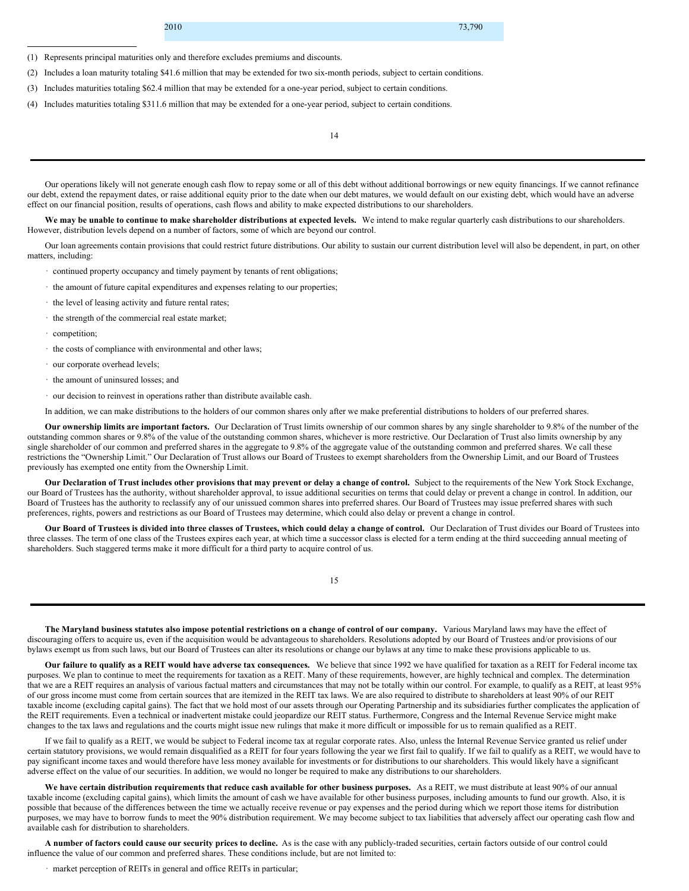| 2010 | 73,790 |
| --- | --- |

(1) Represents principal maturities only and therefore excludes premiums and discounts.

(2) Includes a loan maturity totaling $41.6 million that may be extended for two six-month periods, subject to certain conditions.

(3) Includes maturities totaling $62.4 million that may be extended for a one-year period, subject to certain conditions.

(4) Includes maturities totaling $311.6 million that may be extended for a one-year period, subject to certain conditions.

Our operations likely will not generate enough cash flow to repay some or all of this debt without additional borrowings or new equity financings. If we cannot refinance our debt, extend the repayment dates, or raise additional equity prior to the date when our debt matures, we would default on our existing debt, which would have an adverse effect on our financial position, results of operations, cash flows and ability to make expected distributions to our shareholders.

**We may be unable to continue to make shareholder distributions at expected levels.** We intend to make regular quarterly cash distributions to our shareholders. However, distribution levels depend on a number of factors, some of which are beyond our control.

Our loan agreements contain provisions that could restrict future distributions. Our ability to sustain our current distribution level will also be dependent, in part, on other matters, including:

- continued property occupancy and timely payment by tenants of rent obligations;
- the amount of future capital expenditures and expenses relating to our properties;
- the level of leasing activity and future rental rates;
- the strength of the commercial real estate market;
- competition;
- the costs of compliance with environmental and other laws;
- our corporate overhead levels;
- the amount of uninsured losses; and
- our decision to reinvest in operations rather than distribute available cash.

In addition, we can make distributions to the holders of our common shares only after we make preferential distributions to holders of our preferred shares.

**Our ownership limits are important factors.** Our Declaration of Trust limits ownership of our common shares by any single shareholder to 9.8% of the number of the outstanding common shares or 9.8% of the value of the outstanding common shares, whichever is more restrictive. Our Declaration of Trust also limits ownership by any single shareholder of our common and preferred shares in the aggregate to 9.8% of the aggregate value of the outstanding common and preferred shares. We call these restrictions the "Ownership Limit." Our Declaration of Trust allows our Board of Trustees to exempt shareholders from the Ownership Limit, and our Board of Trustees previously has exempted one entity from the Ownership Limit.

**Our Declaration of Trust includes other provisions that may prevent or delay a change of control.** Subject to the requirements of the New York Stock Exchange, our Board of Trustees has the authority, without shareholder approval, to issue additional securities on terms that could delay or prevent a change in control. In addition, our Board of Trustees has the authority to reclassify any of our unissued common shares into preferred shares. Our Board of Trustees may issue preferred shares with such preferences, rights, powers and restrictions as our Board of Trustees may determine, which could also delay or prevent a change in control.

**Our Board of Trustees is divided into three classes of Trustees, which could delay a change of control.** Our Declaration of Trust divides our Board of Trustees into three classes. The term of one class of the Trustees expires each year, at which time a successor class is elected for a term ending at the third succeeding annual meeting of shareholders. Such staggered terms make it more difficult for a third party to acquire control of us.

**The Maryland business statutes also impose potential restrictions on a change of control of our company.** Various Maryland laws may have the effect of discouraging offers to acquire us, even if the acquisition would be advantageous to shareholders. Resolutions adopted by our Board of Trustees and/or provisions of our bylaws exempt us from such laws, but our Board of Trustees can alter its resolutions or change our bylaws at any time to make these provisions applicable to us.

**Our failure to qualify as a REIT would have adverse tax consequences.** We believe that since 1992 we have qualified for taxation as a REIT for Federal income tax purposes. We plan to continue to meet the requirements for taxation as a REIT. Many of these requirements, however, are highly technical and complex. The determination that we are a REIT requires an analysis of various factual matters and circumstances that may not be totally within our control. For example, to qualify as a REIT, at least 95% of our gross income must come from certain sources that are itemized in the REIT tax laws. We are also required to distribute to shareholders at least 90% of our REIT taxable income (excluding capital gains). The fact that we hold most of our assets through our Operating Partnership and its subsidiaries further complicates the application of the REIT requirements. Even a technical or inadvertent mistake could jeopardize our REIT status. Furthermore, Congress and the Internal Revenue Service might make changes to the tax laws and regulations and the courts might issue new rulings that make it more difficult or impossible for us to remain qualified as a REIT.

If we fail to qualify as a REIT, we would be subject to Federal income tax at regular corporate rates. Also, unless the Internal Revenue Service granted us relief under certain statutory provisions, we would remain disqualified as a REIT for four years following the year we first fail to qualify. If we fail to qualify as a REIT, we would have to pay significant income taxes and would therefore have less money available for investments or for distributions to our shareholders. This would likely have a significant adverse effect on the value of our securities. In addition, we would no longer be required to make any distributions to our shareholders.

**We have certain distribution requirements that reduce cash available for other business purposes.** As a REIT, we must distribute at least 90% of our annual taxable income (excluding capital gains), which limits the amount of cash we have available for other business purposes, including amounts to fund our growth. Also, it is possible that because of the differences between the time we actually receive revenue or pay expenses and the period during which we report those items for distribution purposes, we may have to borrow funds to meet the 90% distribution requirement. We may become subject to tax liabilities that adversely affect our operating cash flow and available cash for distribution to shareholders.

**A number of factors could cause our security prices to decline.** As is the case with any publicly-traded securities, certain factors outside of our control could influence the value of our common and preferred shares. These conditions include, but are not limited to:

- market perception of REITs in general and office REITs in particular;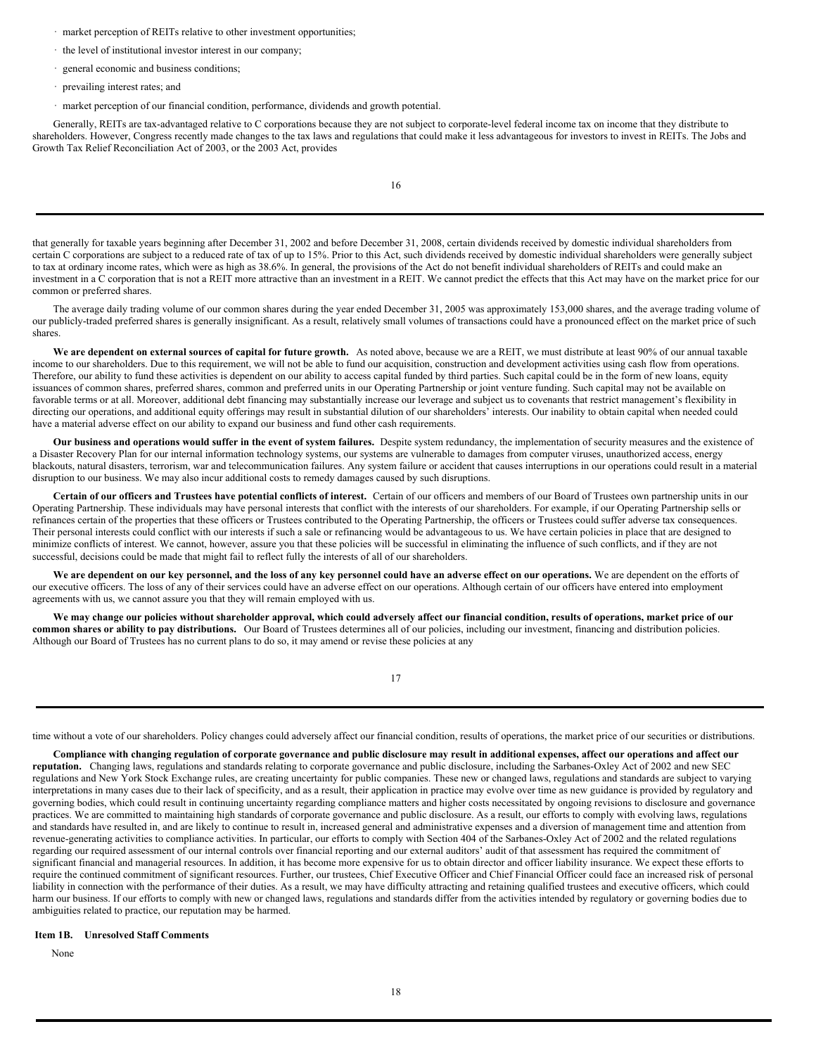- market perception of REITs relative to other investment opportunities;
- the level of institutional investor interest in our company;
- general economic and business conditions;
- prevailing interest rates; and
- market perception of our financial condition, performance, dividends and growth potential.

Generally, REITs are tax-advantaged relative to C corporations because they are not subject to corporate-level federal income tax on income that they distribute to shareholders. However, Congress recently made changes to the tax laws and regulations that could make it less advantageous for investors to invest in REITs. The Jobs and Growth Tax Relief Reconciliation Act of 2003, or the 2003 Act, provides that generally for taxable years beginning after December 31, 2002 and before December 31, 2008, certain dividends received by domestic individual shareholders from certain C corporations are subject to a reduced rate of tax of up to 15%. Prior to this Act, such dividends received by domestic individual shareholders were generally subject to tax at ordinary income rates, which were as high as 38.6%. In general, the provisions of the Act do not benefit individual shareholders of REITs and could make an investment in a C corporation that is not a REIT more attractive than an investment in a REIT. We cannot predict the effects that this Act may have on the market price for our common or preferred shares.

The average daily trading volume of our common shares during the year ended December 31, 2005 was approximately 153,000 shares, and the average trading volume of our publicly-traded preferred shares is generally insignificant. As a result, relatively small volumes of transactions could have a pronounced effect on the market price of such shares.

**We are dependent on external sources of capital for future growth.** As noted above, because we are a REIT, we must distribute at least 90% of our annual taxable income to our shareholders. Due to this requirement, we will not be able to fund our acquisition, construction and development activities using cash flow from operations. Therefore, our ability to fund these activities is dependent on our ability to access capital funded by third parties. Such capital could be in the form of new loans, equity issuances of common shares, preferred shares, common and preferred units in our Operating Partnership or joint venture funding. Such capital may not be available on favorable terms or at all. Moreover, additional debt financing may substantially increase our leverage and subject us to covenants that restrict management's flexibility in directing our operations, and additional equity offerings may result in substantial dilution of our shareholders' interests. Our inability to obtain capital when needed could have a material adverse effect on our ability to expand our business and fund other cash requirements.

**Our business and operations would suffer in the event of system failures.** Despite system redundancy, the implementation of security measures and the existence of a Disaster Recovery Plan for our internal information technology systems, our systems are vulnerable to damages from computer viruses, unauthorized access, energy blackouts, natural disasters, terrorism, war and telecommunication failures. Any system failure or accident that causes interruptions in our operations could result in a material disruption to our business. We may also incur additional costs to remedy damages caused by such disruptions.

**Certain of our officers and Trustees have potential conflicts of interest.** Certain of our officers and members of our Board of Trustees own partnership units in our Operating Partnership. These individuals may have personal interests that conflict with the interests of our shareholders. For example, if our Operating Partnership sells or refinances certain of the properties that these officers or Trustees contributed to the Operating Partnership, the officers or Trustees could suffer adverse tax consequences. Their personal interests could conflict with our interests if such a sale or refinancing would be advantageous to us. We have certain policies in place that are designed to minimize conflicts of interest. We cannot, however, assure you that these policies will be successful in eliminating the influence of such conflicts, and if they are not successful, decisions could be made that might fail to reflect fully the interests of all of our shareholders.

**We are dependent on our key personnel, and the loss of any key personnel could have an adverse effect on our operations.** We are dependent on the efforts of our executive officers. The loss of any of their services could have an adverse effect on our operations. Although certain of our officers have entered into employment agreements with us, we cannot assure you that they will remain employed with us.

**We may change our policies without shareholder approval, which could adversely affect our financial condition, results of operations, market price of our common shares or ability to pay distributions.** Our Board of Trustees determines all of our policies, including our investment, financing and distribution policies. Although our Board of Trustees has no current plans to do so, it may amend or revise these policies at any time without a vote of our shareholders. Policy changes could adversely affect our financial condition, results of operations, the market price of our securities or distributions.

**Compliance with changing regulation of corporate governance and public disclosure may result in additional expenses, affect our operations and affect our reputation.** Changing laws, regulations and standards relating to corporate governance and public disclosure, including the Sarbanes-Oxley Act of 2002 and new SEC regulations and New York Stock Exchange rules, are creating uncertainty for public companies. These new or changed laws, regulations and standards are subject to varying interpretations in many cases due to their lack of specificity, and as a result, their application in practice may evolve over time as new guidance is provided by regulatory and governing bodies, which could result in continuing uncertainty regarding compliance matters and higher costs necessitated by ongoing revisions to disclosure and governance practices. We are committed to maintaining high standards of corporate governance and public disclosure. As a result, our efforts to comply with evolving laws, regulations and standards have resulted in, and are likely to continue to result in, increased general and administrative expenses and a diversion of management time and attention from revenue-generating activities to compliance activities. In particular, our efforts to comply with Section 404 of the Sarbanes-Oxley Act of 2002 and the related regulations regarding our required assessment of our internal controls over financial reporting and our external auditors' audit of that assessment has required the commitment of significant financial and managerial resources. In addition, it has become more expensive for us to obtain director and officer liability insurance. We expect these efforts to require the continued commitment of significant resources. Further, our trustees, Chief Executive Officer and Chief Financial Officer could face an increased risk of personal liability in connection with the performance of their duties. As a result, we may have difficulty attracting and retaining qualified trustees and executive officers, which could harm our business. If our efforts to comply with new or changed laws, regulations and standards differ from the activities intended by regulatory or governing bodies due to ambiguities related to practice, our reputation may be harmed.

## Item 1B. Unresolved Staff Comments

None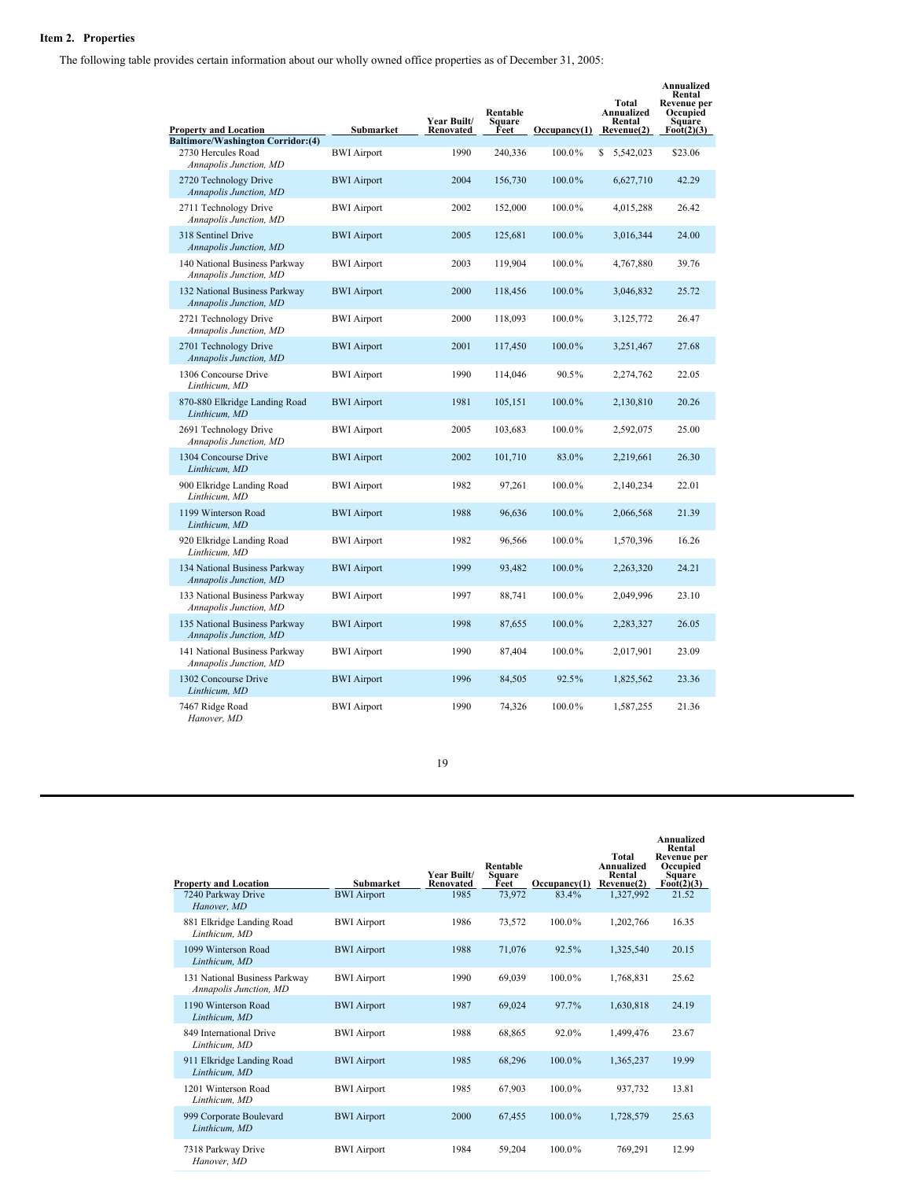## Item 2. Properties

The following table provides certain information about our wholly owned office properties as of December 31, 2005:

| Property and Location | Submarket | Year Built/ Renovated | Rentable Square Feet | Occupancy(1) | Total Annualized Rental Revenue(2) | Annualized Rental Revenue per Occupied Square Foot(2)(3) |
|---|---|---|---|---|---|---|
| **Baltimore/Washington Corridor:(4)** | | | | | | |
| 2730 Hercules Road *Annapolis Junction, MD* | BWI Airport | 1990 | 240,336 | 100.0% | $ 5,542,023 | $23.06 |
| 2720 Technology Drive *Annapolis Junction, MD* | BWI Airport | 2004 | 156,730 | 100.0% | 6,627,710 | 42.29 |
| 2711 Technology Drive *Annapolis Junction, MD* | BWI Airport | 2002 | 152,000 | 100.0% | 4,015,288 | 26.42 |
| 318 Sentinel Drive *Annapolis Junction, MD* | BWI Airport | 2005 | 125,681 | 100.0% | 3,016,344 | 24.00 |
| 140 National Business Parkway *Annapolis Junction, MD* | BWI Airport | 2003 | 119,904 | 100.0% | 4,767,880 | 39.76 |
| 132 National Business Parkway *Annapolis Junction, MD* | BWI Airport | 2000 | 118,456 | 100.0% | 3,046,832 | 25.72 |
| 2721 Technology Drive *Annapolis Junction, MD* | BWI Airport | 2000 | 118,093 | 100.0% | 3,125,772 | 26.47 |
| 2701 Technology Drive *Annapolis Junction, MD* | BWI Airport | 2001 | 117,450 | 100.0% | 3,251,467 | 27.68 |
| 1306 Concourse Drive *Linthicum, MD* | BWI Airport | 1990 | 114,046 | 90.5% | 2,274,762 | 22.05 |
| 870-880 Elkridge Landing Road *Linthicum, MD* | BWI Airport | 1981 | 105,151 | 100.0% | 2,130,810 | 20.26 |
| 2691 Technology Drive *Annapolis Junction, MD* | BWI Airport | 2005 | 103,683 | 100.0% | 2,592,075 | 25.00 |
| 1304 Concourse Drive *Linthicum, MD* | BWI Airport | 2002 | 101,710 | 83.0% | 2,219,661 | 26.30 |
| 900 Elkridge Landing Road *Linthicum, MD* | BWI Airport | 1982 | 97,261 | 100.0% | 2,140,234 | 22.01 |
| 1199 Winterson Road *Linthicum, MD* | BWI Airport | 1988 | 96,636 | 100.0% | 2,066,568 | 21.39 |
| 920 Elkridge Landing Road *Linthicum, MD* | BWI Airport | 1982 | 96,566 | 100.0% | 1,570,396 | 16.26 |
| 134 National Business Parkway *Annapolis Junction, MD* | BWI Airport | 1999 | 93,482 | 100.0% | 2,263,320 | 24.21 |
| 133 National Business Parkway *Annapolis Junction, MD* | BWI Airport | 1997 | 88,741 | 100.0% | 2,049,996 | 23.10 |
| 135 National Business Parkway *Annapolis Junction, MD* | BWI Airport | 1998 | 87,655 | 100.0% | 2,283,327 | 26.05 |
| 141 National Business Parkway *Annapolis Junction, MD* | BWI Airport | 1990 | 87,404 | 100.0% | 2,017,901 | 23.09 |
| 1302 Concourse Drive *Linthicum, MD* | BWI Airport | 1996 | 84,505 | 92.5% | 1,825,562 | 23.36 |
| 7467 Ridge Road *Hanover, MD* | BWI Airport | 1990 | 74,326 | 100.0% | 1,587,255 | 21.36 |
| 7240 Parkway Drive *Hanover, MD* | BWI Airport | 1985 | 73,972 | 83.4% | 1,327,992 | 21.52 |
| 881 Elkridge Landing Road *Linthicum, MD* | BWI Airport | 1986 | 73,572 | 100.0% | 1,202,766 | 16.35 |
| 1099 Winterson Road *Linthicum, MD* | BWI Airport | 1988 | 71,076 | 92.5% | 1,325,540 | 20.15 |
| 131 National Business Parkway *Annapolis Junction, MD* | BWI Airport | 1990 | 69,039 | 100.0% | 1,768,831 | 25.62 |
| 1190 Winterson Road *Linthicum, MD* | BWI Airport | 1987 | 69,024 | 97.7% | 1,630,818 | 24.19 |
| 849 International Drive *Linthicum, MD* | BWI Airport | 1988 | 68,865 | 92.0% | 1,499,476 | 23.67 |
| 911 Elkridge Landing Road *Linthicum, MD* | BWI Airport | 1985 | 68,296 | 100.0% | 1,365,237 | 19.99 |
| 1201 Winterson Road *Linthicum, MD* | BWI Airport | 1985 | 67,903 | 100.0% | 937,732 | 13.81 |
| 999 Corporate Boulevard *Linthicum, MD* | BWI Airport | 2000 | 67,455 | 100.0% | 1,728,579 | 25.63 |
| 7318 Parkway Drive *Hanover, MD* | BWI Airport | 1984 | 59,204 | 100.0% | 769,291 | 12.99 |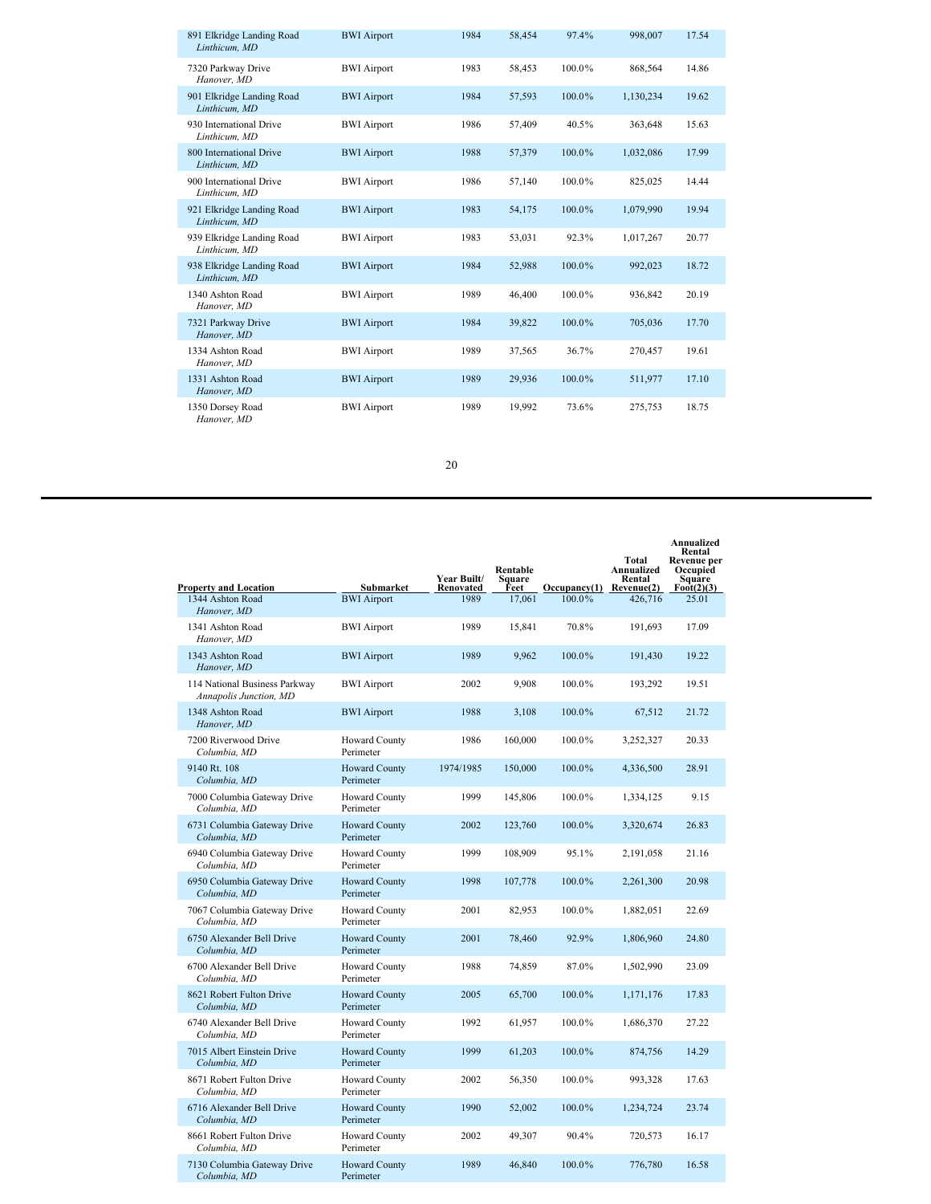| Property and Location | Submarket | Year Built/ Renovated | Rentable Square Feet | Occupancy(1) | Total Annualized Rental Revenue(2) | Annualized Rental Revenue per Occupied Square Foot(2)(3) |
|---|---|---|---|---|---|---|
| 891 Elkridge Landing Road *Linthicum, MD* | BWI Airport | 1984 | 58,454 | 97.4% | 998,007 | 17.54 |
| 7320 Parkway Drive *Hanover, MD* | BWI Airport | 1983 | 58,453 | 100.0% | 868,564 | 14.86 |
| 901 Elkridge Landing Road *Linthicum, MD* | BWI Airport | 1984 | 57,593 | 100.0% | 1,130,234 | 19.62 |
| 930 International Drive *Linthicum, MD* | BWI Airport | 1986 | 57,409 | 40.5% | 363,648 | 15.63 |
| 800 International Drive *Linthicum, MD* | BWI Airport | 1988 | 57,379 | 100.0% | 1,032,086 | 17.99 |
| 900 International Drive *Linthicum, MD* | BWI Airport | 1986 | 57,140 | 100.0% | 825,025 | 14.44 |
| 921 Elkridge Landing Road *Linthicum, MD* | BWI Airport | 1983 | 54,175 | 100.0% | 1,079,990 | 19.94 |
| 939 Elkridge Landing Road *Linthicum, MD* | BWI Airport | 1983 | 53,031 | 92.3% | 1,017,267 | 20.77 |
| 938 Elkridge Landing Road *Linthicum, MD* | BWI Airport | 1984 | 52,988 | 100.0% | 992,023 | 18.72 |
| 1340 Ashton Road *Hanover, MD* | BWI Airport | 1989 | 46,400 | 100.0% | 936,842 | 20.19 |
| 7321 Parkway Drive *Hanover, MD* | BWI Airport | 1984 | 39,822 | 100.0% | 705,036 | 17.70 |
| 1334 Ashton Road *Hanover, MD* | BWI Airport | 1989 | 37,565 | 36.7% | 270,457 | 19.61 |
| 1331 Ashton Road *Hanover, MD* | BWI Airport | 1989 | 29,936 | 100.0% | 511,977 | 17.10 |
| 1350 Dorsey Road *Hanover, MD* | BWI Airport | 1989 | 19,992 | 73.6% | 275,753 | 18.75 |
| 1344 Ashton Road *Hanover, MD* | BWI Airport | 1989 | 17,061 | 100.0% | 426,716 | 25.01 |
| 1341 Ashton Road *Hanover, MD* | BWI Airport | 1989 | 15,841 | 70.8% | 191,693 | 17.09 |
| 1343 Ashton Road *Hanover, MD* | BWI Airport | 1989 | 9,962 | 100.0% | 191,430 | 19.22 |
| 114 National Business Parkway *Annapolis Junction, MD* | BWI Airport | 2002 | 9,908 | 100.0% | 193,292 | 19.51 |
| 1348 Ashton Road *Hanover, MD* | BWI Airport | 1988 | 3,108 | 100.0% | 67,512 | 21.72 |
| 7200 Riverwood Drive *Columbia, MD* | Howard County Perimeter | 1986 | 160,000 | 100.0% | 3,252,327 | 20.33 |
| 9140 Rt. 108 *Columbia, MD* | Howard County Perimeter | 1974/1985 | 150,000 | 100.0% | 4,336,500 | 28.91 |
| 7000 Columbia Gateway Drive *Columbia, MD* | Howard County Perimeter | 1999 | 145,806 | 100.0% | 1,334,125 | 9.15 |
| 6731 Columbia Gateway Drive *Columbia, MD* | Howard County Perimeter | 2002 | 123,760 | 100.0% | 3,320,674 | 26.83 |
| 6940 Columbia Gateway Drive *Columbia, MD* | Howard County Perimeter | 1999 | 108,909 | 95.1% | 2,191,058 | 21.16 |
| 6950 Columbia Gateway Drive *Columbia, MD* | Howard County Perimeter | 1998 | 107,778 | 100.0% | 2,261,300 | 20.98 |
| 7067 Columbia Gateway Drive *Columbia, MD* | Howard County Perimeter | 2001 | 82,953 | 100.0% | 1,882,051 | 22.69 |
| 6750 Alexander Bell Drive *Columbia, MD* | Howard County Perimeter | 2001 | 78,460 | 92.9% | 1,806,960 | 24.80 |
| 6700 Alexander Bell Drive *Columbia, MD* | Howard County Perimeter | 1988 | 74,859 | 87.0% | 1,502,990 | 23.09 |
| 8621 Robert Fulton Drive *Columbia, MD* | Howard County Perimeter | 2005 | 65,700 | 100.0% | 1,171,176 | 17.83 |
| 6740 Alexander Bell Drive *Columbia, MD* | Howard County Perimeter | 1992 | 61,957 | 100.0% | 1,686,370 | 27.22 |
| 7015 Albert Einstein Drive *Columbia, MD* | Howard County Perimeter | 1999 | 61,203 | 100.0% | 874,756 | 14.29 |
| 8671 Robert Fulton Drive *Columbia, MD* | Howard County Perimeter | 2002 | 56,350 | 100.0% | 993,328 | 17.63 |
| 6716 Alexander Bell Drive *Columbia, MD* | Howard County Perimeter | 1990 | 52,002 | 100.0% | 1,234,724 | 23.74 |
| 8661 Robert Fulton Drive *Columbia, MD* | Howard County Perimeter | 2002 | 49,307 | 90.4% | 720,573 | 16.17 |
| 7130 Columbia Gateway Drive *Columbia, MD* | Howard County Perimeter | 1989 | 46,840 | 100.0% | 776,780 | 16.58 |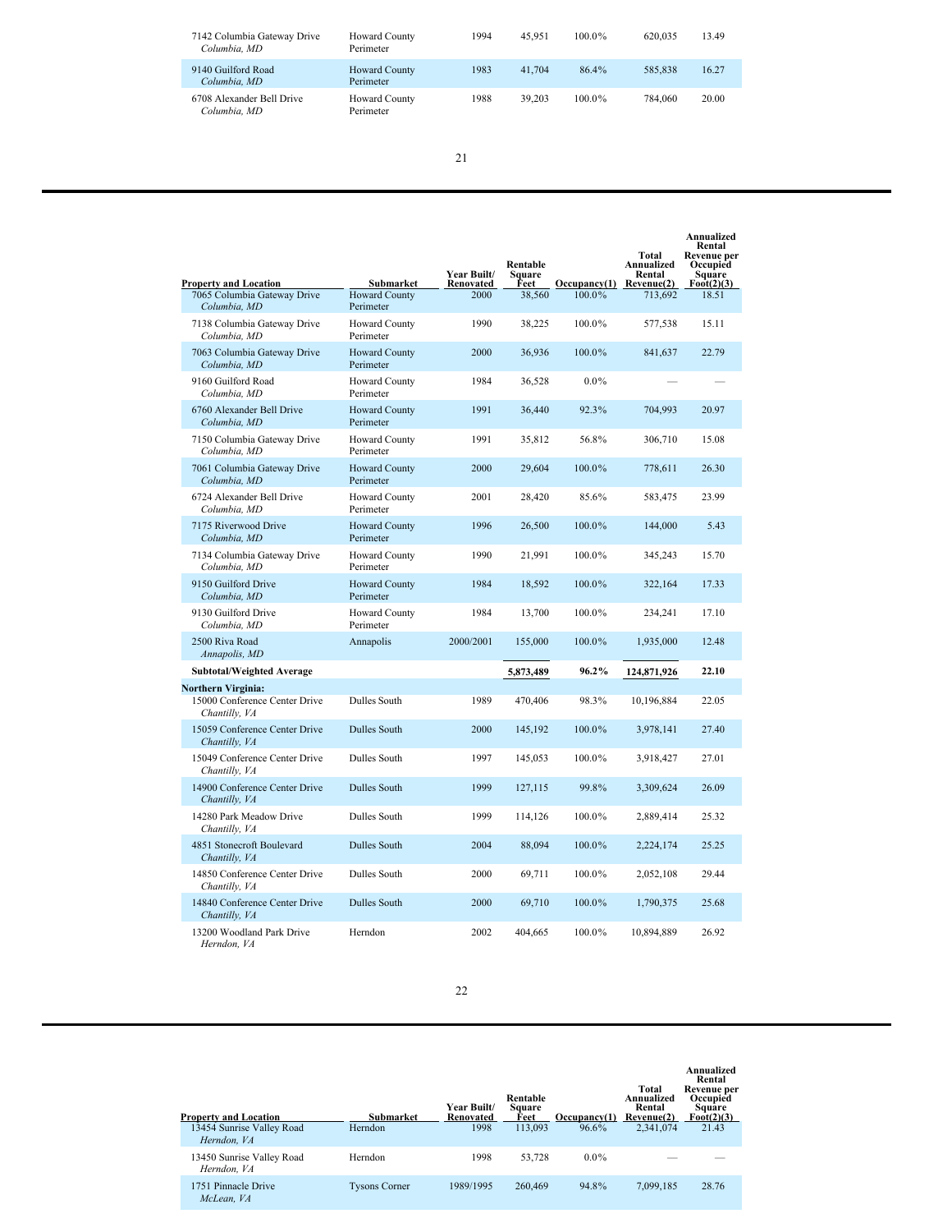| Property and Location | Submarket | Year Built/ Renovated | Rentable Square Feet | Occupancy(1) | Total Annualized Rental Revenue(2) | Annualized Rental Revenue per Occupied Square Foot(2)(3) |
|---|---|---|---|---|---|---|
| 7142 Columbia Gateway Drive *Columbia, MD* | Howard County Perimeter | 1994 | 45,951 | 100.0% | 620,035 | 13.49 |
| 9140 Guilford Road *Columbia, MD* | Howard County Perimeter | 1983 | 41,704 | 86.4% | 585,838 | 16.27 |
| 6708 Alexander Bell Drive *Columbia, MD* | Howard County Perimeter | 1988 | 39,203 | 100.0% | 784,060 | 20.00 |
| 7065 Columbia Gateway Drive *Columbia, MD* | Howard County Perimeter | 2000 | 38,560 | 100.0% | 713,692 | 18.51 |
| 7138 Columbia Gateway Drive *Columbia, MD* | Howard County Perimeter | 1990 | 38,225 | 100.0% | 577,538 | 15.11 |
| 7063 Columbia Gateway Drive *Columbia, MD* | Howard County Perimeter | 2000 | 36,936 | 100.0% | 841,637 | 22.79 |
| 9160 Guilford Road *Columbia, MD* | Howard County Perimeter | 1984 | 36,528 | 0.0% | — | — |
| 6760 Alexander Bell Drive *Columbia, MD* | Howard County Perimeter | 1991 | 36,440 | 92.3% | 704,993 | 20.97 |
| 7150 Columbia Gateway Drive *Columbia, MD* | Howard County Perimeter | 1991 | 35,812 | 56.8% | 306,710 | 15.08 |
| 7061 Columbia Gateway Drive *Columbia, MD* | Howard County Perimeter | 2000 | 29,604 | 100.0% | 778,611 | 26.30 |
| 6724 Alexander Bell Drive *Columbia, MD* | Howard County Perimeter | 2001 | 28,420 | 85.6% | 583,475 | 23.99 |
| 7175 Riverwood Drive *Columbia, MD* | Howard County Perimeter | 1996 | 26,500 | 100.0% | 144,000 | 5.43 |
| 7134 Columbia Gateway Drive *Columbia, MD* | Howard County Perimeter | 1990 | 21,991 | 100.0% | 345,243 | 15.70 |
| 9150 Guilford Drive *Columbia, MD* | Howard County Perimeter | 1984 | 18,592 | 100.0% | 322,164 | 17.33 |
| 9130 Guilford Drive *Columbia, MD* | Howard County Perimeter | 1984 | 13,700 | 100.0% | 234,241 | 17.10 |
| 2500 Riva Road *Annapolis, MD* | Annapolis | 2000/2001 | 155,000 | 100.0% | 1,935,000 | 12.48 |
| **Subtotal/Weighted Average** | | | **5,873,489** | **96.2%** | **124,871,926** | **22.10** |
| **Northern Virginia:** | | | | | | |
| 15000 Conference Center Drive *Chantilly, VA* | Dulles South | 1989 | 470,406 | 98.3% | 10,196,884 | 22.05 |
| 15059 Conference Center Drive *Chantilly, VA* | Dulles South | 2000 | 145,192 | 100.0% | 3,978,141 | 27.40 |
| 15049 Conference Center Drive *Chantilly, VA* | Dulles South | 1997 | 145,053 | 100.0% | 3,918,427 | 27.01 |
| 14900 Conference Center Drive *Chantilly, VA* | Dulles South | 1999 | 127,115 | 99.8% | 3,309,624 | 26.09 |
| 14280 Park Meadow Drive *Chantilly, VA* | Dulles South | 1999 | 114,126 | 100.0% | 2,889,414 | 25.32 |
| 4851 Stonecroft Boulevard *Chantilly, VA* | Dulles South | 2004 | 88,094 | 100.0% | 2,224,174 | 25.25 |
| 14850 Conference Center Drive *Chantilly, VA* | Dulles South | 2000 | 69,711 | 100.0% | 2,052,108 | 29.44 |
| 14840 Conference Center Drive *Chantilly, VA* | Dulles South | 2000 | 69,710 | 100.0% | 1,790,375 | 25.68 |
| 13200 Woodland Park Drive *Herndon, VA* | Herndon | 2002 | 404,665 | 100.0% | 10,894,889 | 26.92 |
| 13454 Sunrise Valley Road *Herndon, VA* | Herndon | 1998 | 113,093 | 96.6% | 2,341,074 | 21.43 |
| 13450 Sunrise Valley Road *Herndon, VA* | Herndon | 1998 | 53,728 | 0.0% | — | — |
| 1751 Pinnacle Drive *McLean, VA* | Tysons Corner | 1989/1995 | 260,469 | 94.8% | 7,099,185 | 28.76 |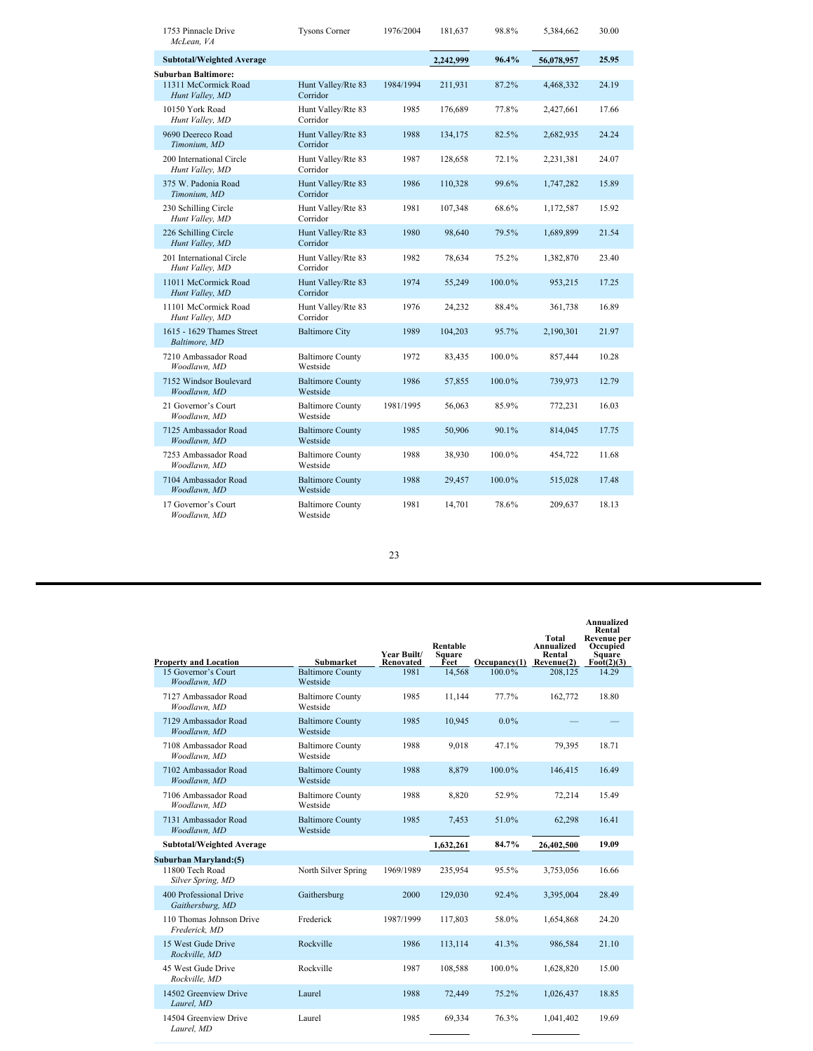| Property and Location | Submarket | Year Built/ Renovated | Rentable Square Feet | Occupancy(1) | Total Annualized Rental Revenue(2) | Annualized Rental Revenue per Occupied Square Foot(2)(3) |
|---|---|---|---|---|---|---|
| 1753 Pinnacle Drive *McLean, VA* | Tysons Corner | 1976/2004 | 181,637 | 98.8% | 5,384,662 | 30.00 |
| **Subtotal/Weighted Average** | | | **2,242,999** | **96.4%** | **56,078,957** | **25.95** |
| **Suburban Baltimore:** | | | | | | |
| 11311 McCormick Road *Hunt Valley, MD* | Hunt Valley/Rte 83 Corridor | 1984/1994 | 211,931 | 87.2% | 4,468,332 | 24.19 |
| 10150 York Road *Hunt Valley, MD* | Hunt Valley/Rte 83 Corridor | 1985 | 176,689 | 77.8% | 2,427,661 | 17.66 |
| 9690 Deereco Road *Timonium, MD* | Hunt Valley/Rte 83 Corridor | 1988 | 134,175 | 82.5% | 2,682,935 | 24.24 |
| 200 International Circle *Hunt Valley, MD* | Hunt Valley/Rte 83 Corridor | 1987 | 128,658 | 72.1% | 2,231,381 | 24.07 |
| 375 W. Padonia Road *Timonium, MD* | Hunt Valley/Rte 83 Corridor | 1986 | 110,328 | 99.6% | 1,747,282 | 15.89 |
| 230 Schilling Circle *Hunt Valley, MD* | Hunt Valley/Rte 83 Corridor | 1981 | 107,348 | 68.6% | 1,172,587 | 15.92 |
| 226 Schilling Circle *Hunt Valley, MD* | Hunt Valley/Rte 83 Corridor | 1980 | 98,640 | 79.5% | 1,689,899 | 21.54 |
| 201 International Circle *Hunt Valley, MD* | Hunt Valley/Rte 83 Corridor | 1982 | 78,634 | 75.2% | 1,382,870 | 23.40 |
| 11011 McCormick Road *Hunt Valley, MD* | Hunt Valley/Rte 83 Corridor | 1974 | 55,249 | 100.0% | 953,215 | 17.25 |
| 11101 McCormick Road *Hunt Valley, MD* | Hunt Valley/Rte 83 Corridor | 1976 | 24,232 | 88.4% | 361,738 | 16.89 |
| 1615 - 1629 Thames Street *Baltimore, MD* | Baltimore City | 1989 | 104,203 | 95.7% | 2,190,301 | 21.97 |
| 7210 Ambassador Road *Woodlawn, MD* | Baltimore County Westside | 1972 | 83,435 | 100.0% | 857,444 | 10.28 |
| 7152 Windsor Boulevard *Woodlawn, MD* | Baltimore County Westside | 1986 | 57,855 | 100.0% | 739,973 | 12.79 |
| 21 Governor's Court *Woodlawn, MD* | Baltimore County Westside | 1981/1995 | 56,063 | 85.9% | 772,231 | 16.03 |
| 7125 Ambassador Road *Woodlawn, MD* | Baltimore County Westside | 1985 | 50,906 | 90.1% | 814,045 | 17.75 |
| 7253 Ambassador Road *Woodlawn, MD* | Baltimore County Westside | 1988 | 38,930 | 100.0% | 454,722 | 11.68 |
| 7104 Ambassador Road *Woodlawn, MD* | Baltimore County Westside | 1988 | 29,457 | 100.0% | 515,028 | 17.48 |
| 17 Governor's Court *Woodlawn, MD* | Baltimore County Westside | 1981 | 14,701 | 78.6% | 209,637 | 18.13 |
| 15 Governor's Court *Woodlawn, MD* | Baltimore County Westside | 1981 | 14,568 | 100.0% | 208,125 | 14.29 |
| 7127 Ambassador Road *Woodlawn, MD* | Baltimore County Westside | 1985 | 11,144 | 77.7% | 162,772 | 18.80 |
| 7129 Ambassador Road *Woodlawn, MD* | Baltimore County Westside | 1985 | 10,945 | 0.0% | — | — |
| 7108 Ambassador Road *Woodlawn, MD* | Baltimore County Westside | 1988 | 9,018 | 47.1% | 79,395 | 18.71 |
| 7102 Ambassador Road *Woodlawn, MD* | Baltimore County Westside | 1988 | 8,879 | 100.0% | 146,415 | 16.49 |
| 7106 Ambassador Road *Woodlawn, MD* | Baltimore County Westside | 1988 | 8,820 | 52.9% | 72,214 | 15.49 |
| 7131 Ambassador Road *Woodlawn, MD* | Baltimore County Westside | 1985 | 7,453 | 51.0% | 62,298 | 16.41 |
| **Subtotal/Weighted Average** | | | **1,632,261** | **84.7%** | **26,402,500** | **19.09** |
| **Suburban Maryland:(5)** | | | | | | |
| 11800 Tech Road *Silver Spring, MD* | North Silver Spring | 1969/1989 | 235,954 | 95.5% | 3,753,056 | 16.66 |
| 400 Professional Drive *Gaithersburg, MD* | Gaithersburg | 2000 | 129,030 | 92.4% | 3,395,004 | 28.49 |
| 110 Thomas Johnson Drive *Frederick, MD* | Frederick | 1987/1999 | 117,803 | 58.0% | 1,654,868 | 24.20 |
| 15 West Gude Drive *Rockville, MD* | Rockville | 1986 | 113,114 | 41.3% | 986,584 | 21.10 |
| 45 West Gude Drive *Rockville, MD* | Rockville | 1987 | 108,588 | 100.0% | 1,628,820 | 15.00 |
| 14502 Greenview Drive *Laurel, MD* | Laurel | 1988 | 72,449 | 75.2% | 1,026,437 | 18.85 |
| 14504 Greenview Drive *Laurel, MD* | Laurel | 1985 | 69,334 | 76.3% | 1,041,402 | 19.69 |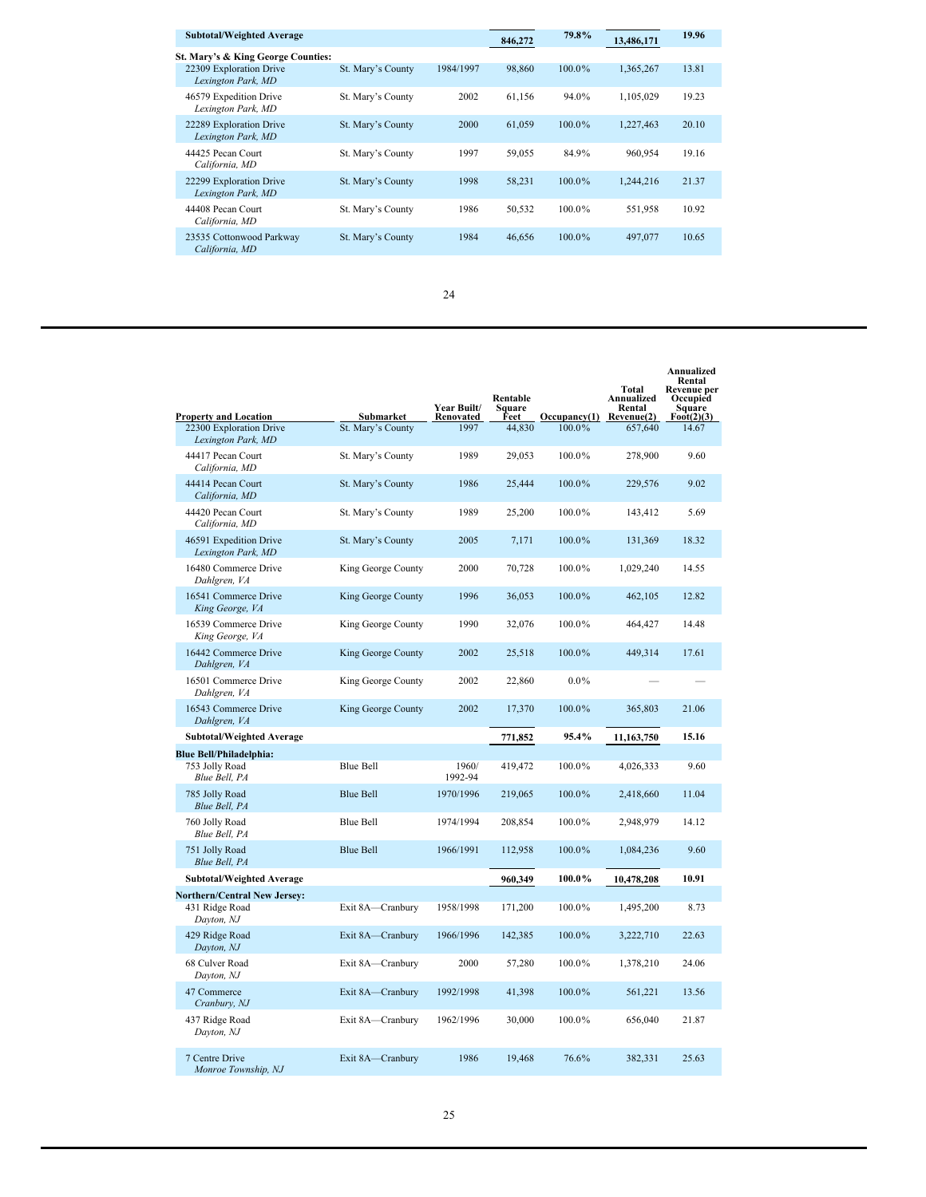| Property and Location | Submarket | Year Built/ Renovated | Rentable Square Feet | Occupancy(1) | Total Annualized Rental Revenue(2) | Annualized Rental Revenue per Occupied Square Foot(2)(3) |
|---|---|---|---|---|---|---|
| **Subtotal/Weighted Average** | | | **846,272** | **79.8%** | **13,486,171** | **19.96** |
| **St. Mary's & King George Counties:** | | | | | | |
| 22309 Exploration Drive *Lexington Park, MD* | St. Mary's County | 1984/1997 | 98,860 | 100.0% | 1,365,267 | 13.81 |
| 46579 Expedition Drive *Lexington Park, MD* | St. Mary's County | 2002 | 61,156 | 94.0% | 1,105,029 | 19.23 |
| 22289 Exploration Drive *Lexington Park, MD* | St. Mary's County | 2000 | 61,059 | 100.0% | 1,227,463 | 20.10 |
| 44425 Pecan Court *California, MD* | St. Mary's County | 1997 | 59,055 | 84.9% | 960,954 | 19.16 |
| 22299 Exploration Drive *Lexington Park, MD* | St. Mary's County | 1998 | 58,231 | 100.0% | 1,244,216 | 21.37 |
| 44408 Pecan Court *California, MD* | St. Mary's County | 1986 | 50,532 | 100.0% | 551,958 | 10.92 |
| 23535 Cottonwood Parkway *California, MD* | St. Mary's County | 1984 | 46,656 | 100.0% | 497,077 | 10.65 |
| 22300 Exploration Drive *Lexington Park, MD* | St. Mary's County | 1997 | 44,830 | 100.0% | 657,640 | 14.67 |
| 44417 Pecan Court *California, MD* | St. Mary's County | 1989 | 29,053 | 100.0% | 278,900 | 9.60 |
| 44414 Pecan Court *California, MD* | St. Mary's County | 1986 | 25,444 | 100.0% | 229,576 | 9.02 |
| 44420 Pecan Court *California, MD* | St. Mary's County | 1989 | 25,200 | 100.0% | 143,412 | 5.69 |
| 46591 Expedition Drive *Lexington Park, MD* | St. Mary's County | 2005 | 7,171 | 100.0% | 131,369 | 18.32 |
| 16480 Commerce Drive *Dahlgren, VA* | King George County | 2000 | 70,728 | 100.0% | 1,029,240 | 14.55 |
| 16541 Commerce Drive *King George, VA* | King George County | 1996 | 36,053 | 100.0% | 462,105 | 12.82 |
| 16539 Commerce Drive *King George, VA* | King George County | 1990 | 32,076 | 100.0% | 464,427 | 14.48 |
| 16442 Commerce Drive *Dahlgren, VA* | King George County | 2002 | 25,518 | 100.0% | 449,314 | 17.61 |
| 16501 Commerce Drive *Dahlgren, VA* | King George County | 2002 | 22,860 | 0.0% | — | — |
| 16543 Commerce Drive *Dahlgren, VA* | King George County | 2002 | 17,370 | 100.0% | 365,803 | 21.06 |
| **Subtotal/Weighted Average** | | | **771,852** | **95.4%** | **11,163,750** | **15.16** |
| **Blue Bell/Philadelphia:** | | | | | | |
| 753 Jolly Road *Blue Bell, PA* | Blue Bell | 1960/ 1992-94 | 419,472 | 100.0% | 4,026,333 | 9.60 |
| 785 Jolly Road *Blue Bell, PA* | Blue Bell | 1970/1996 | 219,065 | 100.0% | 2,418,660 | 11.04 |
| 760 Jolly Road *Blue Bell, PA* | Blue Bell | 1974/1994 | 208,854 | 100.0% | 2,948,979 | 14.12 |
| 751 Jolly Road *Blue Bell, PA* | Blue Bell | 1966/1991 | 112,958 | 100.0% | 1,084,236 | 9.60 |
| **Subtotal/Weighted Average** | | | **960,349** | **100.0%** | **10,478,208** | **10.91** |
| **Northern/Central New Jersey:** | | | | | | |
| 431 Ridge Road *Dayton, NJ* | Exit 8A—Cranbury | 1958/1998 | 171,200 | 100.0% | 1,495,200 | 8.73 |
| 429 Ridge Road *Dayton, NJ* | Exit 8A—Cranbury | 1966/1996 | 142,385 | 100.0% | 3,222,710 | 22.63 |
| 68 Culver Road *Dayton, NJ* | Exit 8A—Cranbury | 2000 | 57,280 | 100.0% | 1,378,210 | 24.06 |
| 47 Commerce *Cranbury, NJ* | Exit 8A—Cranbury | 1992/1998 | 41,398 | 100.0% | 561,221 | 13.56 |
| 437 Ridge Road *Dayton, NJ* | Exit 8A—Cranbury | 1962/1996 | 30,000 | 100.0% | 656,040 | 21.87 |
| 7 Centre Drive *Monroe Township, NJ* | Exit 8A—Cranbury | 1986 | 19,468 | 76.6% | 382,331 | 25.63 |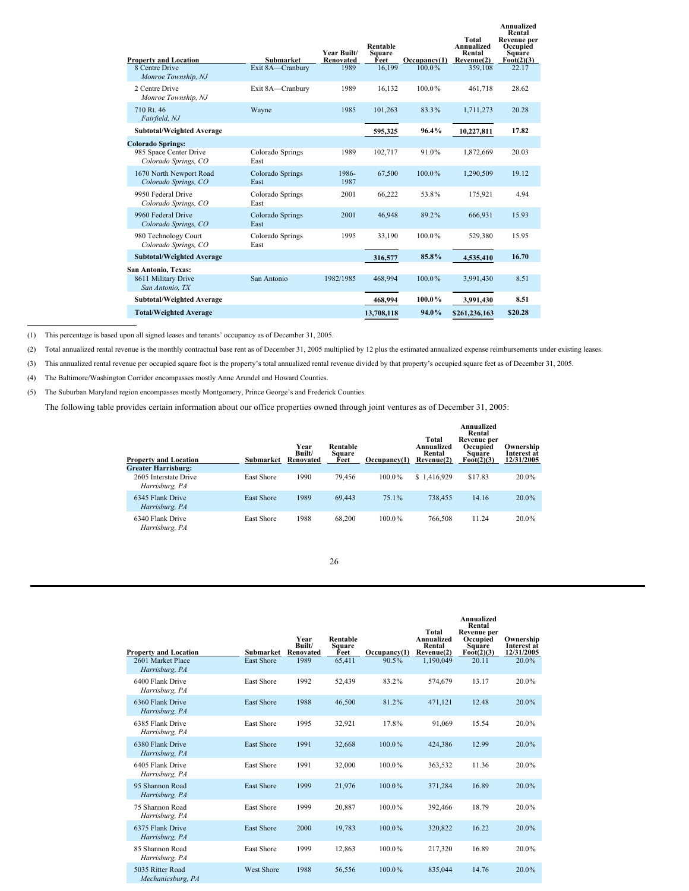| Property and Location | Submarket | Year Built/ Renovated | Rentable Square Feet | Occupancy(1) | Total Annualized Rental Revenue(2) | Annualized Rental Revenue per Occupied Square Foot(2)(3) |
|---|---|---|---|---|---|---|
| 8 Centre Drive *Monroe Township, NJ* | Exit 8A—Cranbury | 1989 | 16,199 | 100.0% | 359,108 | 22.17 |
| 2 Centre Drive *Monroe Township, NJ* | Exit 8A—Cranbury | 1989 | 16,132 | 100.0% | 461,718 | 28.62 |
| 710 Rt. 46 *Fairfield, NJ* | Wayne | 1985 | 101,263 | 83.3% | 1,711,273 | 20.28 |
| **Subtotal/Weighted Average** | | | **595,325** | **96.4%** | **10,227,811** | **17.82** |
| **Colorado Springs:** | | | | | | |
| 985 Space Center Drive *Colorado Springs, CO* | Colorado Springs East | 1989 | 102,717 | 91.0% | 1,872,669 | 20.03 |
| 1670 North Newport Road *Colorado Springs, CO* | Colorado Springs East | 1986-1987 | 67,500 | 100.0% | 1,290,509 | 19.12 |
| 9950 Federal Drive *Colorado Springs, CO* | Colorado Springs East | 2001 | 66,222 | 53.8% | 175,921 | 4.94 |
| 9960 Federal Drive *Colorado Springs, CO* | Colorado Springs East | 2001 | 46,948 | 89.2% | 666,931 | 15.93 |
| 980 Technology Court *Colorado Springs, CO* | Colorado Springs East | 1995 | 33,190 | 100.0% | 529,380 | 15.95 |
| **Subtotal/Weighted Average** | | | **316,577** | **85.8%** | **4,535,410** | **16.70** |
| **San Antonio, Texas:** | | | | | | |
| 8611 Military Drive *San Antonio, TX* | San Antonio | 1982/1985 | 468,994 | 100.0% | 3,991,430 | 8.51 |
| **Subtotal/Weighted Average** | | | **468,994** | **100.0%** | **3,991,430** | **8.51** |
| **Total/Weighted Average** | | | **13,708,118** | **94.0%** | **$261,236,163** | **$20.28** |

(1) This percentage is based upon all signed leases and tenants' occupancy as of December 31, 2005.

(2) Total annualized rental revenue is the monthly contractual base rent as of December 31, 2005 multiplied by 12 plus the estimated annualized expense reimbursements under existing leases.

(3) This annualized rental revenue per occupied square foot is the property's total annualized rental revenue divided by that property's occupied square feet as of December 31, 2005.

(4) The Baltimore/Washington Corridor encompasses mostly Anne Arundel and Howard Counties.

(5) The Suburban Maryland region encompasses mostly Montgomery, Prince George's and Frederick Counties.

The following table provides certain information about our office properties owned through joint ventures as of December 31, 2005:

| Property and Location | Submarket | Year Built/ Renovated | Rentable Square Feet | Occupancy(1) | Total Annualized Rental Revenue(2) | Annualized Rental Revenue per Occupied Square Foot(2)(3) | Ownership Interest at 12/31/2005 |
|---|---|---|---|---|---|---|---|
| **Greater Harrisburg:** | | | | | | | |
| 2605 Interstate Drive *Harrisburg, PA* | East Shore | 1990 | 79,456 | 100.0% | $ 1,416,929 | $17.83 | 20.0% |
| 6345 Flank Drive *Harrisburg, PA* | East Shore | 1989 | 69,443 | 75.1% | 738,455 | 14.16 | 20.0% |
| 6340 Flank Drive *Harrisburg, PA* | East Shore | 1988 | 68,200 | 100.0% | 766,508 | 11.24 | 20.0% |
| 2601 Market Place *Harrisburg, PA* | East Shore | 1989 | 65,411 | 90.5% | 1,190,049 | 20.11 | 20.0% |
| 6400 Flank Drive *Harrisburg, PA* | East Shore | 1992 | 52,439 | 83.2% | 574,679 | 13.17 | 20.0% |
| 6360 Flank Drive *Harrisburg, PA* | East Shore | 1988 | 46,500 | 81.2% | 471,121 | 12.48 | 20.0% |
| 6385 Flank Drive *Harrisburg, PA* | East Shore | 1995 | 32,921 | 17.8% | 91,069 | 15.54 | 20.0% |
| 6380 Flank Drive *Harrisburg, PA* | East Shore | 1991 | 32,668 | 100.0% | 424,386 | 12.99 | 20.0% |
| 6405 Flank Drive *Harrisburg, PA* | East Shore | 1991 | 32,000 | 100.0% | 363,532 | 11.36 | 20.0% |
| 95 Shannon Road *Harrisburg, PA* | East Shore | 1999 | 21,976 | 100.0% | 371,284 | 16.89 | 20.0% |
| 75 Shannon Road *Harrisburg, PA* | East Shore | 1999 | 20,887 | 100.0% | 392,466 | 18.79 | 20.0% |
| 6375 Flank Drive *Harrisburg, PA* | East Shore | 2000 | 19,783 | 100.0% | 320,822 | 16.22 | 20.0% |
| 85 Shannon Road *Harrisburg, PA* | East Shore | 1999 | 12,863 | 100.0% | 217,320 | 16.89 | 20.0% |
| 5035 Ritter Road *Mechanicsburg, PA* | West Shore | 1988 | 56,556 | 100.0% | 835,044 | 14.76 | 20.0% |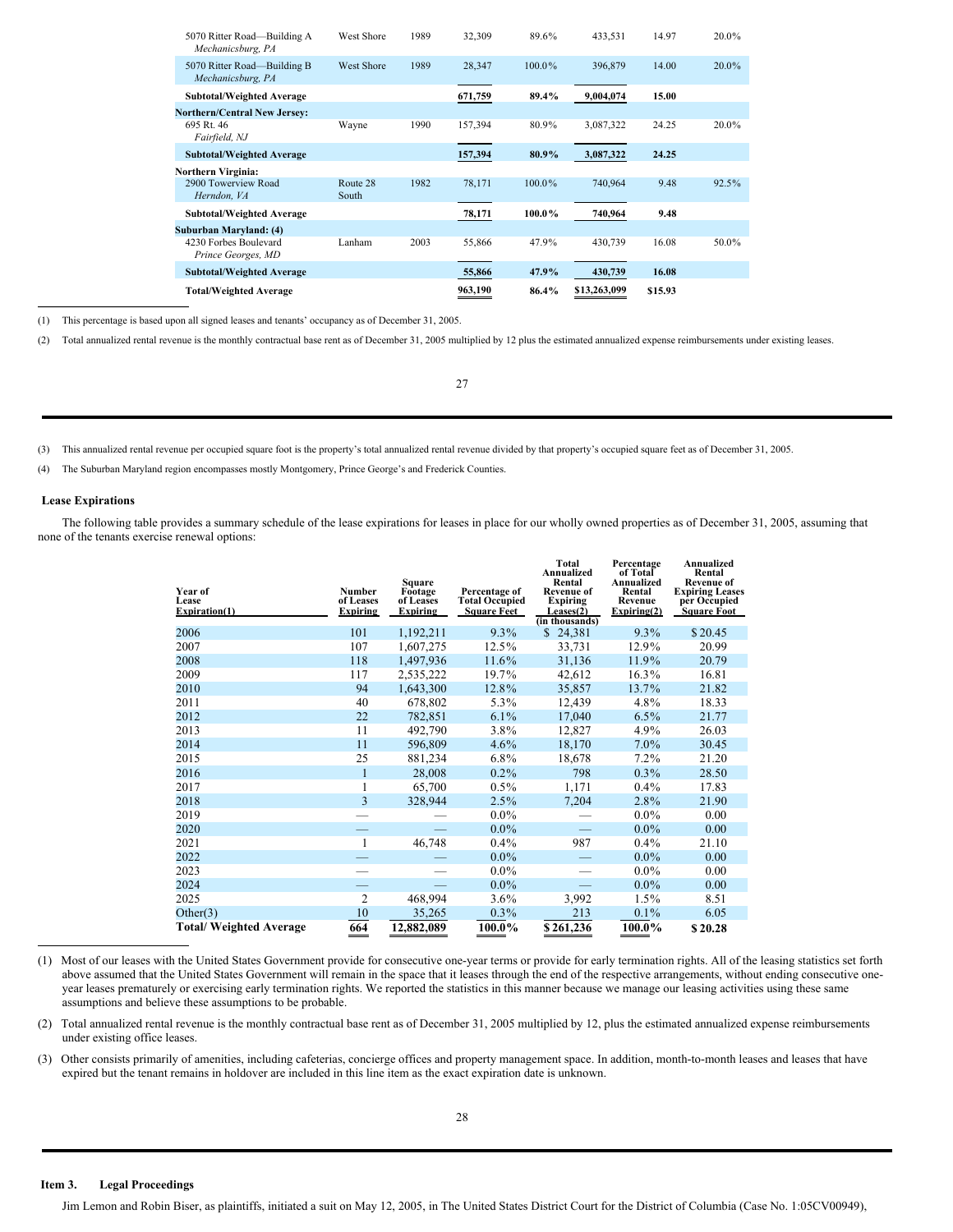| | | | | | | | |
|---|---|---|---|---|---|---|---|
| 5070 Ritter Road—Building A *Mechanicsburg, PA* | West Shore | 1989 | 32,309 | 89.6% | 433,531 | 14.97 | 20.0% |
| 5070 Ritter Road—Building B *Mechanicsburg, PA* | West Shore | 1989 | 28,347 | 100.0% | 396,879 | 14.00 | 20.0% |
| **Subtotal/Weighted Average** | | | **671,759** | **89.4%** | **9,004,074** | **15.00** | |
| **Northern/Central New Jersey:** | | | | | | | |
| 695 Rt. 46 *Fairfield, NJ* | Wayne | 1990 | 157,394 | 80.9% | 3,087,322 | 24.25 | 20.0% |
| **Subtotal/Weighted Average** | | | **157,394** | **80.9%** | **3,087,322** | **24.25** | |
| **Northern Virginia:** | | | | | | | |
| 2900 Towerview Road *Herndon, VA* | Route 28 South | 1982 | 78,171 | 100.0% | 740,964 | 9.48 | 92.5% |
| **Subtotal/Weighted Average** | | | **78,171** | **100.0%** | **740,964** | **9.48** | |
| **Suburban Maryland: (4)** | | | | | | | |
| 4230 Forbes Boulevard *Prince Georges, MD* | Lanham | 2003 | 55,866 | 47.9% | 430,739 | 16.08 | 50.0% |
| **Subtotal/Weighted Average** | | | **55,866** | **47.9%** | **430,739** | **16.08** | |
| **Total/Weighted Average** | | | **963,190** | **86.4%** | **$13,263,099** | **$15.93** | |

(1) This percentage is based upon all signed leases and tenants' occupancy as of December 31, 2005.

(2) Total annualized rental revenue is the monthly contractual base rent as of December 31, 2005 multiplied by 12 plus the estimated annualized expense reimbursements under existing leases.

(3) This annualized rental revenue per occupied square foot is the property's total annualized rental revenue divided by that property's occupied square feet as of December 31, 2005.

(4) The Suburban Maryland region encompasses mostly Montgomery, Prince George's and Frederick Counties.

### Lease Expirations

The following table provides a summary schedule of the lease expirations for leases in place for our wholly owned properties as of December 31, 2005, assuming that none of the tenants exercise renewal options:

| Year of Lease Expiration(1) | Number of Leases Expiring | Square Footage of Leases Expiring | Percentage of Total Occupied Square Feet | Total Annualized Rental Revenue of Expiring Leases(2) (in thousands) | Percentage of Total Annualized Rental Revenue Expiring(2) | Annualized Rental Revenue of Expiring Leases per Occupied Square Foot |
|---|---|---|---|---|---|---|
| 2006 | 101 | 1,192,211 | 9.3% | $ 24,381 | 9.3% | $ 20.45 |
| 2007 | 107 | 1,607,275 | 12.5% | 33,731 | 12.9% | 20.99 |
| 2008 | 118 | 1,497,936 | 11.6% | 31,136 | 11.9% | 20.79 |
| 2009 | 117 | 2,535,222 | 19.7% | 42,612 | 16.3% | 16.81 |
| 2010 | 94 | 1,643,300 | 12.8% | 35,857 | 13.7% | 21.82 |
| 2011 | 40 | 678,802 | 5.3% | 12,439 | 4.8% | 18.33 |
| 2012 | 22 | 782,851 | 6.1% | 17,040 | 6.5% | 21.77 |
| 2013 | 11 | 492,790 | 3.8% | 12,827 | 4.9% | 26.03 |
| 2014 | 11 | 596,809 | 4.6% | 18,170 | 7.0% | 30.45 |
| 2015 | 25 | 881,234 | 6.8% | 18,678 | 7.2% | 21.20 |
| 2016 | 1 | 28,008 | 0.2% | 798 | 0.3% | 28.50 |
| 2017 | 1 | 65,700 | 0.5% | 1,171 | 0.4% | 17.83 |
| 2018 | 3 | 328,944 | 2.5% | 7,204 | 2.8% | 21.90 |
| 2019 | — | — | 0.0% | — | 0.0% | 0.00 |
| 2020 | — | — | 0.0% | — | 0.0% | 0.00 |
| 2021 | 1 | 46,748 | 0.4% | 987 | 0.4% | 21.10 |
| 2022 | — | — | 0.0% | — | 0.0% | 0.00 |
| 2023 | — | — | 0.0% | — | 0.0% | 0.00 |
| 2024 | — | — | 0.0% | — | 0.0% | 0.00 |
| 2025 | 2 | 468,994 | 3.6% | 3,992 | 1.5% | 8.51 |
| Other(3) | 10 | 35,265 | 0.3% | 213 | 0.1% | 6.05 |
| **Total/ Weighted Average** | **664** | **12,882,089** | **100.0%** | **$ 261,236** | **100.0%** | **$ 20.28** |

(1) Most of our leases with the United States Government provide for consecutive one-year terms or provide for early termination rights. All of the leasing statistics set forth above assumed that the United States Government will remain in the space that it leases through the end of the respective arrangements, without ending consecutive one-year leases prematurely or exercising early termination rights. We reported the statistics in this manner because we manage our leasing activities using these same assumptions and believe these assumptions to be probable.

(2) Total annualized rental revenue is the monthly contractual base rent as of December 31, 2005 multiplied by 12, plus the estimated annualized expense reimbursements under existing office leases.

(3) Other consists primarily of amenities, including cafeterias, concierge offices and property management space. In addition, month-to-month leases and leases that have expired but the tenant remains in holdover are included in this line item as the exact expiration date is unknown.

## Item 3. Legal Proceedings

Jim Lemon and Robin Biser, as plaintiffs, initiated a suit on May 12, 2005, in The United States District Court for the District of Columbia (Case No. 1:05CV00949),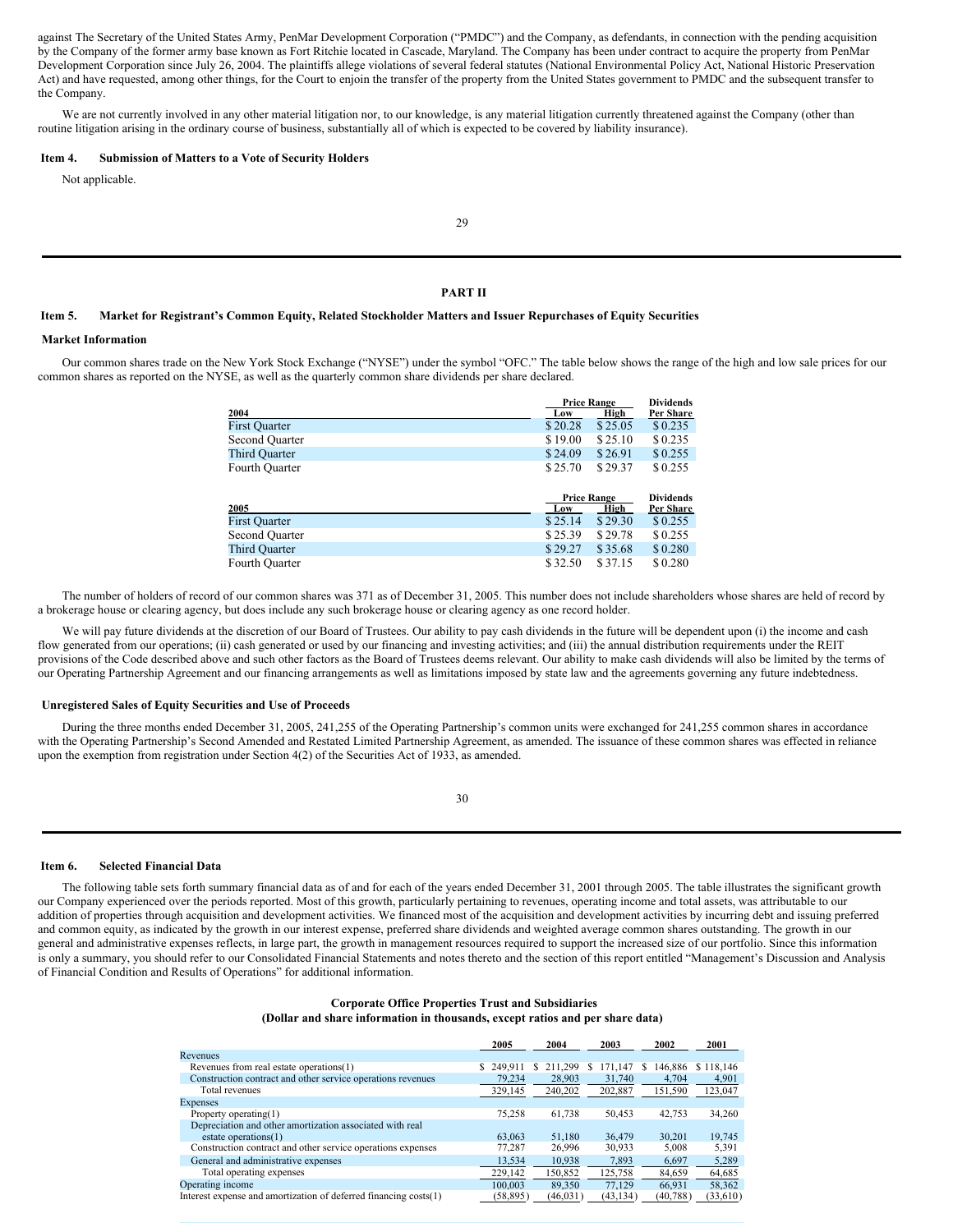against The Secretary of the United States Army, PenMar Development Corporation (“PMDC”) and the Company, as defendants, in connection with the pending acquisition by the Company of the former army base known as Fort Ritchie located in Cascade, Maryland. The Company has been under contract to acquire the property from PenMar Development Corporation since July 26, 2004. The plaintiffs allege violations of several federal statutes (National Environmental Policy Act, National Historic Preservation Act) and have requested, among other things, for the Court to enjoin the transfer of the property from the United States government to PMDC and the subsequent transfer to the Company.

We are not currently involved in any other material litigation nor, to our knowledge, is any material litigation currently threatened against the Company (other than routine litigation arising in the ordinary course of business, substantially all of which is expected to be covered by liability insurance).

### Item 4. Submission of Matters to a Vote of Security Holders

Not applicable.

## PART II

### Item 5. Market for Registrant’s Common Equity, Related Stockholder Matters and Issuer Repurchases of Equity Securities

**Market Information**

Our common shares trade on the New York Stock Exchange (“NYSE”) under the symbol “OFC.” The table below shows the range of the high and low sale prices for our common shares as reported on the NYSE, as well as the quarterly common share dividends per share declared.

| 2004 | Price Range Low | Price Range High | Dividends Per Share |
|---|---|---|---|
| First Quarter | $ 20.28 | $ 25.05 | $ 0.235 |
| Second Quarter | $ 19.00 | $ 25.10 | $ 0.235 |
| Third Quarter | $ 24.09 | $ 26.91 | $ 0.255 |
| Fourth Quarter | $ 25.70 | $ 29.37 | $ 0.255 |

| 2005 | Price Range Low | Price Range High | Dividends Per Share |
|---|---|---|---|
| First Quarter | $ 25.14 | $ 29.30 | $ 0.255 |
| Second Quarter | $ 25.39 | $ 29.78 | $ 0.255 |
| Third Quarter | $ 29.27 | $ 35.68 | $ 0.280 |
| Fourth Quarter | $ 32.50 | $ 37.15 | $ 0.280 |

The number of holders of record of our common shares was 371 as of December 31, 2005. This number does not include shareholders whose shares are held of record by a brokerage house or clearing agency, but does include any such brokerage house or clearing agency as one record holder.

We will pay future dividends at the discretion of our Board of Trustees. Our ability to pay cash dividends in the future will be dependent upon (i) the income and cash flow generated from our operations; (ii) cash generated or used by our financing and investing activities; and (iii) the annual distribution requirements under the REIT provisions of the Code described above and such other factors as the Board of Trustees deems relevant. Our ability to make cash dividends will also be limited by the terms of our Operating Partnership Agreement and our financing arrangements as well as limitations imposed by state law and the agreements governing any future indebtedness.

**Unregistered Sales of Equity Securities and Use of Proceeds**

During the three months ended December 31, 2005, 241,255 of the Operating Partnership’s common units were exchanged for 241,255 common shares in accordance with the Operating Partnership’s Second Amended and Restated Limited Partnership Agreement, as amended. The issuance of these common shares was effected in reliance upon the exemption from registration under Section 4(2) of the Securities Act of 1933, as amended.

### Item 6. Selected Financial Data

The following table sets forth summary financial data as of and for each of the years ended December 31, 2001 through 2005. The table illustrates the significant growth our Company experienced over the periods reported. Most of this growth, particularly pertaining to revenues, operating income and total assets, was attributable to our addition of properties through acquisition and development activities. We financed most of the acquisition and development activities by incurring debt and issuing preferred and common equity, as indicated by the growth in our interest expense, preferred share dividends and weighted average common shares outstanding. The growth in our general and administrative expenses reflects, in large part, the growth in management resources required to support the increased size of our portfolio. Since this information is only a summary, you should refer to our Consolidated Financial Statements and notes thereto and the section of this report entitled “Management’s Discussion and Analysis of Financial Condition and Results of Operations” for additional information.

**Corporate Office Properties Trust and Subsidiaries**
**(Dollar and share information in thousands, except ratios and per share data)**

| | 2005 | 2004 | 2003 | 2002 | 2001 |
|---|---|---|---|---|---|
| Revenues | | | | | |
| Revenues from real estate operations(1) | $ 249,911 | $ 211,299 | $ 171,147 | $ 146,886 | $ 118,146 |
| Construction contract and other service operations revenues | 79,234 | 28,903 | 31,740 | 4,704 | 4,901 |
| Total revenues | 329,145 | 240,202 | 202,887 | 151,590 | 123,047 |
| Expenses | | | | | |
| Property operating(1) | 75,258 | 61,738 | 50,453 | 42,753 | 34,260 |
| Depreciation and other amortization associated with real estate operations(1) | 63,063 | 51,180 | 36,479 | 30,201 | 19,745 |
| Construction contract and other service operations expenses | 77,287 | 26,996 | 30,933 | 5,008 | 5,391 |
| General and administrative expenses | 13,534 | 10,938 | 7,893 | 6,697 | 5,289 |
| Total operating expenses | 229,142 | 150,852 | 125,758 | 84,659 | 64,685 |
| Operating income | 100,003 | 89,350 | 77,129 | 66,931 | 58,362 |
| Interest expense and amortization of deferred financing costs(1) | (58,895) | (46,031) | (43,134) | (40,788) | (33,610) |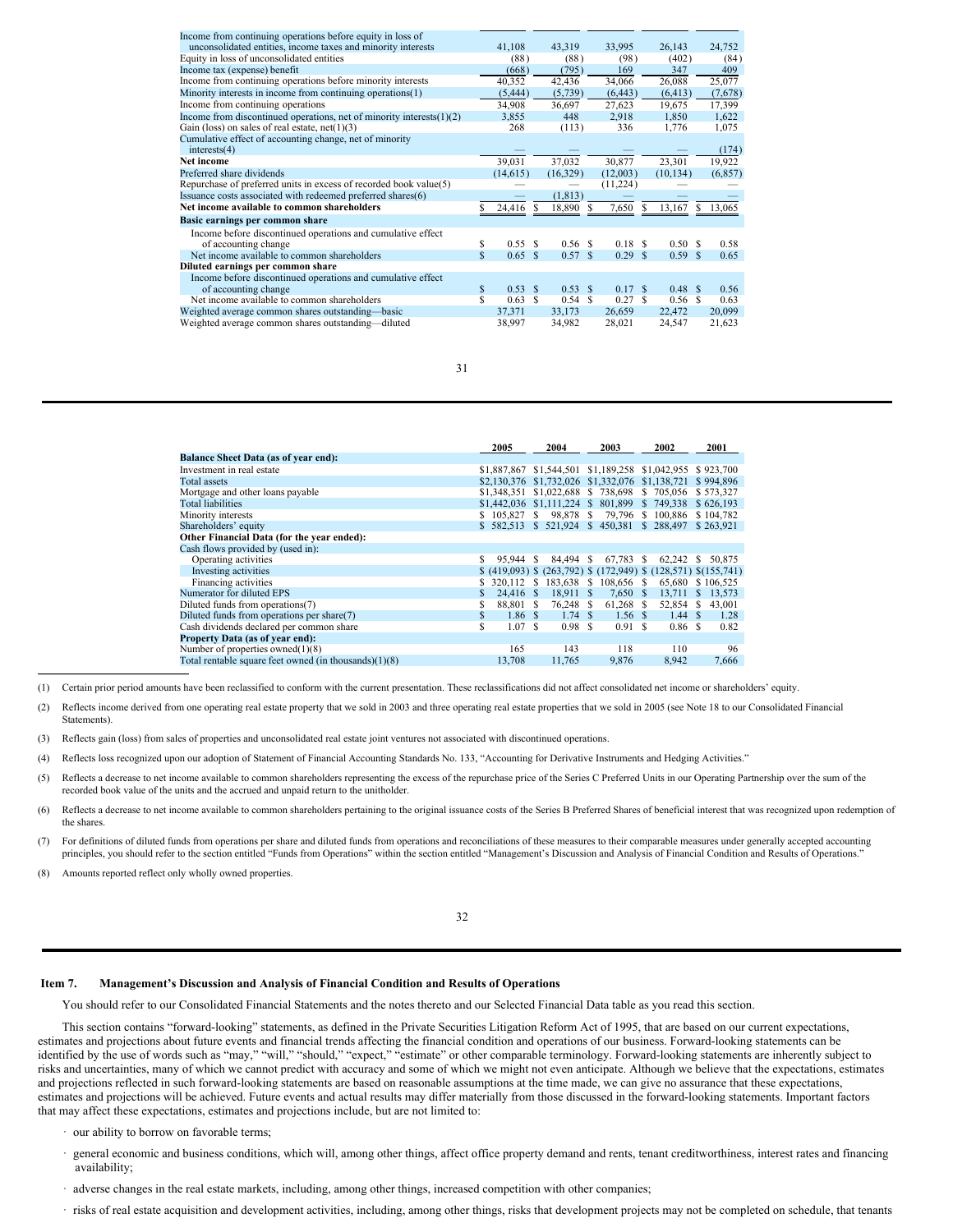| | | | | | |
|---|---|---|---|---|---|
| Income from continuing operations before equity in loss of unconsolidated entities, income taxes and minority interests | 41,108 | 43,319 | 33,995 | 26,143 | 24,752 |
| Equity in loss of unconsolidated entities | (88) | (88) | (98) | (402) | (84) |
| Income tax (expense) benefit | (668) | (795) | 169 | 347 | 409 |
| Income from continuing operations before minority interests | 40,352 | 42,436 | 34,066 | 26,088 | 25,077 |
| Minority interests in income from continuing operations(1) | (5,444) | (5,739) | (6,443) | (6,413) | (7,678) |
| Income from continuing operations | 34,908 | 36,697 | 27,623 | 19,675 | 17,399 |
| Income from discontinued operations, net of minority interests(1)(2) | 3,855 | 448 | 2,918 | 1,850 | 1,622 |
| Gain (loss) on sales of real estate, net(1)(3) | 268 | (113) | 336 | 1,776 | 1,075 |
| Cumulative effect of accounting change, net of minority interests(4) | — | — | — | — | (174) |
| **Net income** | 39,031 | 37,032 | 30,877 | 23,301 | 19,922 |
| Preferred share dividends | (14,615) | (16,329) | (12,003) | (10,134) | (6,857) |
| Repurchase of preferred units in excess of recorded book value(5) | — | — | (11,224) | — | — |
| Issuance costs associated with redeemed preferred shares(6) | — | (1,813) | — | — | — |
| **Net income available to common shareholders** | $ 24,416 | $ 18,890 | $ 7,650 | $ 13,167 | $ 13,065 |
| **Basic earnings per common share** | | | | | |
| Income before discontinued operations and cumulative effect of accounting change | $ 0.55 | $ 0.56 | $ 0.18 | $ 0.50 | $ 0.58 |
| Net income available to common shareholders | $ 0.65 | $ 0.57 | $ 0.29 | $ 0.59 | $ 0.65 |
| **Diluted earnings per common share** | | | | | |
| Income before discontinued operations and cumulative effect of accounting change | $ 0.53 | $ 0.53 | $ 0.17 | $ 0.48 | $ 0.56 |
| Net income available to common shareholders | $ 0.63 | $ 0.54 | $ 0.27 | $ 0.56 | $ 0.63 |
| Weighted average common shares outstanding—basic | 37,371 | 33,173 | 26,659 | 22,472 | 20,099 |
| Weighted average common shares outstanding—diluted | 38,997 | 34,982 | 28,021 | 24,547 | 21,623 |

| | 2005 | 2004 | 2003 | 2002 | 2001 |
|---|---|---|---|---|---|
| **Balance Sheet Data (as of year end):** | | | | | |
| Investment in real estate | $1,887,867 | $1,544,501 | $1,189,258 | $1,042,955 | $ 923,700 |
| Total assets | $2,130,376 | $1,732,026 | $1,332,076 | $1,138,721 | $ 994,896 |
| Mortgage and other loans payable | $1,348,351 | $1,022,688 | $ 738,698 | $ 705,056 | $ 573,327 |
| Total liabilities | $1,442,036 | $1,111,224 | $ 801,899 | $ 749,338 | $ 626,193 |
| Minority interests | $ 105,827 | $ 98,878 | $ 79,796 | $ 100,886 | $ 104,782 |
| Shareholders' equity | $ 582,513 | $ 521,924 | $ 450,381 | $ 288,497 | $ 263,921 |
| **Other Financial Data (for the year ended):** | | | | | |
| Cash flows provided by (used in): | | | | | |
| Operating activities | $ 95,944 | $ 84,494 | $ 67,783 | $ 62,242 | $ 50,875 |
| Investing activities | $ (419,093) | $ (263,792) | $ (172,949) | $ (128,571) | $(155,741) |
| Financing activities | $ 320,112 | $ 183,638 | $ 108,656 | $ 65,680 | $ 106,525 |
| Numerator for diluted EPS | $ 24,416 | $ 18,911 | $ 7,650 | $ 13,711 | $ 13,573 |
| Diluted funds from operations(7) | $ 88,801 | $ 76,248 | $ 61,268 | $ 52,854 | $ 43,001 |
| Diluted funds from operations per share(7) | $ 1.86 | $ 1.74 | $ 1.56 | $ 1.44 | $ 1.28 |
| Cash dividends declared per common share | $ 1.07 | $ 0.98 | $ 0.91 | $ 0.86 | $ 0.82 |
| **Property Data (as of year end):** | | | | | |
| Number of properties owned(1)(8) | 165 | 143 | 118 | 110 | 96 |
| Total rentable square feet owned (in thousands)(1)(8) | 13,708 | 11,765 | 9,876 | 8,942 | 7,666 |

(1) Certain prior period amounts have been reclassified to conform with the current presentation. These reclassifications did not affect consolidated net income or shareholders' equity.

(2) Reflects income derived from one operating real estate property that we sold in 2003 and three operating real estate properties that we sold in 2005 (see Note 18 to our Consolidated Financial Statements).

(3) Reflects gain (loss) from sales of properties and unconsolidated real estate joint ventures not associated with discontinued operations.

(4) Reflects loss recognized upon our adoption of Statement of Financial Accounting Standards No. 133, "Accounting for Derivative Instruments and Hedging Activities."

(5) Reflects a decrease to net income available to common shareholders representing the excess of the repurchase price of the Series C Preferred Units in our Operating Partnership over the sum of the recorded book value of the units and the accrued and unpaid return to the unitholder.

(6) Reflects a decrease to net income available to common shareholders pertaining to the original issuance costs of the Series B Preferred Shares of beneficial interest that was recognized upon redemption of the shares.

(7) For definitions of diluted funds from operations per share and diluted funds from operations and reconciliations of these measures to their comparable measures under generally accepted accounting principles, you should refer to the section entitled "Funds from Operations" within the section entitled "Management's Discussion and Analysis of Financial Condition and Results of Operations."

(8) Amounts reported reflect only wholly owned properties.

## Item 7. Management's Discussion and Analysis of Financial Condition and Results of Operations

You should refer to our Consolidated Financial Statements and the notes thereto and our Selected Financial Data table as you read this section.

This section contains "forward-looking" statements, as defined in the Private Securities Litigation Reform Act of 1995, that are based on our current expectations, estimates and projections about future events and financial trends affecting the financial condition and operations of our business. Forward-looking statements can be identified by the use of words such as "may," "will," "should," "expect," "estimate" or other comparable terminology. Forward-looking statements are inherently subject to risks and uncertainties, many of which we cannot predict with accuracy and some of which we might not even anticipate. Although we believe that the expectations, estimates and projections reflected in such forward-looking statements are based on reasonable assumptions at the time made, we can give no assurance that these expectations, estimates and projections will be achieved. Future events and actual results may differ materially from those discussed in the forward-looking statements. Important factors that may affect these expectations, estimates and projections include, but are not limited to:

- our ability to borrow on favorable terms;
- general economic and business conditions, which will, among other things, affect office property demand and rents, tenant creditworthiness, interest rates and financing availability;
- adverse changes in the real estate markets, including, among other things, increased competition with other companies;
- risks of real estate acquisition and development activities, including, among other things, risks that development projects may not be completed on schedule, that tenants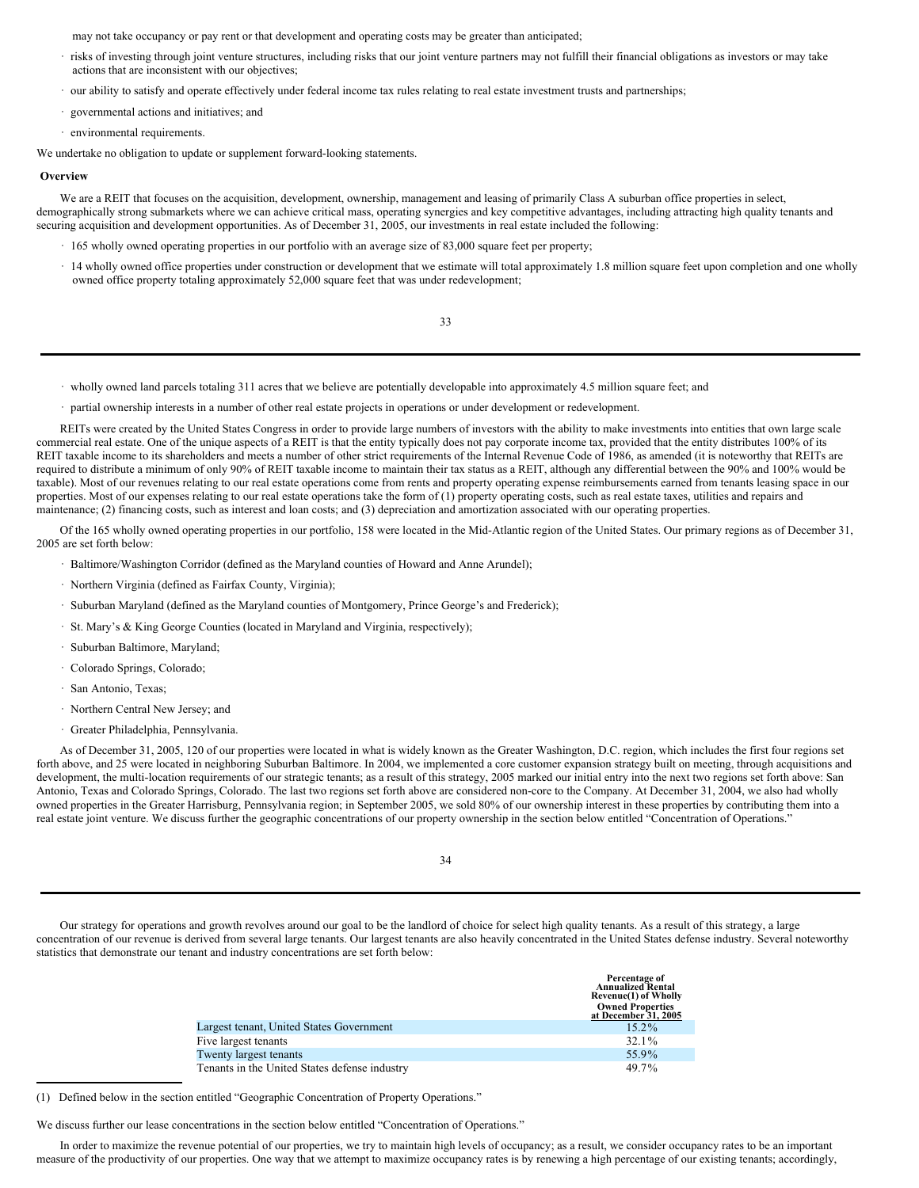may not take occupancy or pay rent or that development and operating costs may be greater than anticipated;

- risks of investing through joint venture structures, including risks that our joint venture partners may not fulfill their financial obligations as investors or may take actions that are inconsistent with our objectives;
- our ability to satisfy and operate effectively under federal income tax rules relating to real estate investment trusts and partnerships;
- governmental actions and initiatives; and
- environmental requirements.

We undertake no obligation to update or supplement forward-looking statements.

**Overview**

We are a REIT that focuses on the acquisition, development, ownership, management and leasing of primarily Class A suburban office properties in select, demographically strong submarkets where we can achieve critical mass, operating synergies and key competitive advantages, including attracting high quality tenants and securing acquisition and development opportunities. As of December 31, 2005, our investments in real estate included the following:

- 165 wholly owned operating properties in our portfolio with an average size of 83,000 square feet per property;
- 14 wholly owned office properties under construction or development that we estimate will total approximately 1.8 million square feet upon completion and one wholly owned office property totaling approximately 52,000 square feet that was under redevelopment;
- wholly owned land parcels totaling 311 acres that we believe are potentially developable into approximately 4.5 million square feet; and
- partial ownership interests in a number of other real estate projects in operations or under development or redevelopment.

REITs were created by the United States Congress in order to provide large numbers of investors with the ability to make investments into entities that own large scale commercial real estate. One of the unique aspects of a REIT is that the entity typically does not pay corporate income tax, provided that the entity distributes 100% of its REIT taxable income to its shareholders and meets a number of other strict requirements of the Internal Revenue Code of 1986, as amended (it is noteworthy that REITs are required to distribute a minimum of only 90% of REIT taxable income to maintain their tax status as a REIT, although any differential between the 90% and 100% would be taxable). Most of our revenues relating to our real estate operations come from rents and property operating expense reimbursements earned from tenants leasing space in our properties. Most of our expenses relating to our real estate operations take the form of (1) property operating costs, such as real estate taxes, utilities and repairs and maintenance; (2) financing costs, such as interest and loan costs; and (3) depreciation and amortization associated with our operating properties.

Of the 165 wholly owned operating properties in our portfolio, 158 were located in the Mid-Atlantic region of the United States. Our primary regions as of December 31, 2005 are set forth below:

- Baltimore/Washington Corridor (defined as the Maryland counties of Howard and Anne Arundel);
- Northern Virginia (defined as Fairfax County, Virginia);
- Suburban Maryland (defined as the Maryland counties of Montgomery, Prince George's and Frederick);
- St. Mary's & King George Counties (located in Maryland and Virginia, respectively);
- Suburban Baltimore, Maryland;
- Colorado Springs, Colorado;
- San Antonio, Texas;
- Northern Central New Jersey; and
- Greater Philadelphia, Pennsylvania.

As of December 31, 2005, 120 of our properties were located in what is widely known as the Greater Washington, D.C. region, which includes the first four regions set forth above, and 25 were located in neighboring Suburban Baltimore. In 2004, we implemented a core customer expansion strategy built on meeting, through acquisitions and development, the multi-location requirements of our strategic tenants; as a result of this strategy, 2005 marked our initial entry into the next two regions set forth above: San Antonio, Texas and Colorado Springs, Colorado. The last two regions set forth above are considered non-core to the Company. At December 31, 2004, we also had wholly owned properties in the Greater Harrisburg, Pennsylvania region; in September 2005, we sold 80% of our ownership interest in these properties by contributing them into a real estate joint venture. We discuss further the geographic concentrations of our property ownership in the section below entitled "Concentration of Operations."

Our strategy for operations and growth revolves around our goal to be the landlord of choice for select high quality tenants. As a result of this strategy, a large concentration of our revenue is derived from several large tenants. Our largest tenants are also heavily concentrated in the United States defense industry. Several noteworthy statistics that demonstrate our tenant and industry concentrations are set forth below:

| | Percentage of Annualized Rental Revenue(1) of Wholly Owned Properties at December 31, 2005 |
|---|---|
| Largest tenant, United States Government | 15.2% |
| Five largest tenants | 32.1% |
| Twenty largest tenants | 55.9% |
| Tenants in the United States defense industry | 49.7% |

(1) Defined below in the section entitled "Geographic Concentration of Property Operations."

We discuss further our lease concentrations in the section below entitled "Concentration of Operations."

In order to maximize the revenue potential of our properties, we try to maintain high levels of occupancy; as a result, we consider occupancy rates to be an important measure of the productivity of our properties. One way that we attempt to maximize occupancy rates is by renewing a high percentage of our existing tenants; accordingly,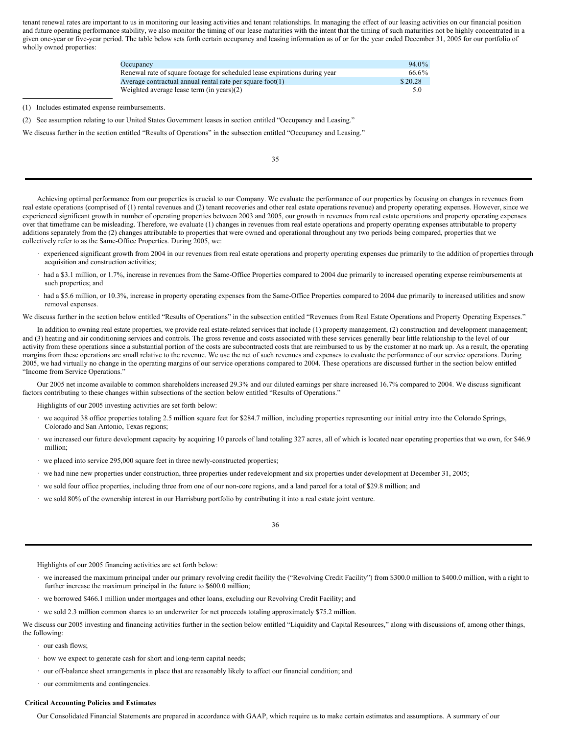tenant renewal rates are important to us in monitoring our leasing activities and tenant relationships. In managing the effect of our leasing activities on our financial position and future operating performance stability, we also monitor the timing of our lease maturities with the intent that the timing of such maturities not be highly concentrated in a given one-year or five-year period. The table below sets forth certain occupancy and leasing information as of or for the year ended December 31, 2005 for our portfolio of wholly owned properties:

| | |
|---|---|
| Occupancy | 94.0% |
| Renewal rate of square footage for scheduled lease expirations during year | 66.6% |
| Average contractual annual rental rate per square foot(1) | $ 20.28 |
| Weighted average lease term (in years)(2) | 5.0 |

(1) Includes estimated expense reimbursements.

(2) See assumption relating to our United States Government leases in section entitled "Occupancy and Leasing."

We discuss further in the section entitled "Results of Operations" in the subsection entitled "Occupancy and Leasing."

Achieving optimal performance from our properties is crucial to our Company. We evaluate the performance of our properties by focusing on changes in revenues from real estate operations (comprised of (1) rental revenues and (2) tenant recoveries and other real estate operations revenue) and property operating expenses. However, since we experienced significant growth in number of operating properties between 2003 and 2005, our growth in revenues from real estate operations and property operating expenses over that timeframe can be misleading. Therefore, we evaluate (1) changes in revenues from real estate operations and property operating expenses attributable to property additions separately from the (2) changes attributable to properties that were owned and operational throughout any two periods being compared, properties that we collectively refer to as the Same-Office Properties. During 2005, we:

- experienced significant growth from 2004 in our revenues from real estate operations and property operating expenses due primarily to the addition of properties through acquisition and construction activities;
- had a $3.1 million, or 1.7%, increase in revenues from the Same-Office Properties compared to 2004 due primarily to increased operating expense reimbursements at such properties; and
- had a $5.6 million, or 10.3%, increase in property operating expenses from the Same-Office Properties compared to 2004 due primarily to increased utilities and snow removal expenses.

We discuss further in the section below entitled "Results of Operations" in the subsection entitled "Revenues from Real Estate Operations and Property Operating Expenses."

In addition to owning real estate properties, we provide real estate-related services that include (1) property management, (2) construction and development management; and (3) heating and air conditioning services and controls. The gross revenue and costs associated with these services generally bear little relationship to the level of our activity from these operations since a substantial portion of the costs are subcontracted costs that are reimbursed to us by the customer at no mark up. As a result, the operating margins from these operations are small relative to the revenue. We use the net of such revenues and expenses to evaluate the performance of our service operations. During 2005, we had virtually no change in the operating margins of our service operations compared to 2004. These operations are discussed further in the section below entitled "Income from Service Operations."

Our 2005 net income available to common shareholders increased 29.3% and our diluted earnings per share increased 16.7% compared to 2004. We discuss significant factors contributing to these changes within subsections of the section below entitled "Results of Operations."

Highlights of our 2005 investing activities are set forth below:

- we acquired 38 office properties totaling 2.5 million square feet for $284.7 million, including properties representing our initial entry into the Colorado Springs, Colorado and San Antonio, Texas regions;
- we increased our future development capacity by acquiring 10 parcels of land totaling 327 acres, all of which is located near operating properties that we own, for $46.9 million;
- we placed into service 295,000 square feet in three newly-constructed properties;
- we had nine new properties under construction, three properties under redevelopment and six properties under development at December 31, 2005;
- we sold four office properties, including three from one of our non-core regions, and a land parcel for a total of $29.8 million; and
- we sold 80% of the ownership interest in our Harrisburg portfolio by contributing it into a real estate joint venture.

Highlights of our 2005 financing activities are set forth below:

- we increased the maximum principal under our primary revolving credit facility the ("Revolving Credit Facility") from $300.0 million to $400.0 million, with a right to further increase the maximum principal in the future to $600.0 million;
- we borrowed $466.1 million under mortgages and other loans, excluding our Revolving Credit Facility; and
- we sold 2.3 million common shares to an underwriter for net proceeds totaling approximately $75.2 million.

We discuss our 2005 investing and financing activities further in the section below entitled "Liquidity and Capital Resources," along with discussions of, among other things, the following:

- our cash flows;
- how we expect to generate cash for short and long-term capital needs;
- our off-balance sheet arrangements in place that are reasonably likely to affect our financial condition; and
- our commitments and contingencies.

**Critical Accounting Policies and Estimates**

Our Consolidated Financial Statements are prepared in accordance with GAAP, which require us to make certain estimates and assumptions. A summary of our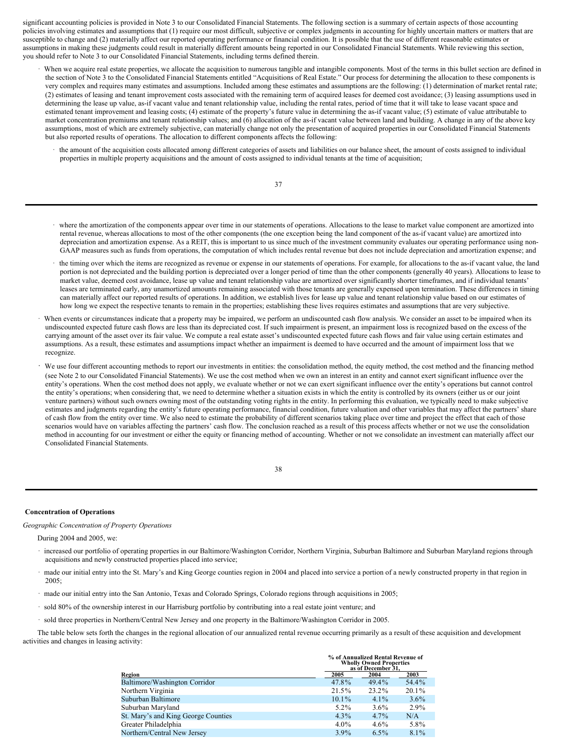significant accounting policies is provided in Note 3 to our Consolidated Financial Statements. The following section is a summary of certain aspects of those accounting policies involving estimates and assumptions that (1) require our most difficult, subjective or complex judgments in accounting for highly uncertain matters or matters that are susceptible to change and (2) materially affect our reported operating performance or financial condition. It is possible that the use of different reasonable estimates or assumptions in making these judgments could result in materially different amounts being reported in our Consolidated Financial Statements. While reviewing this section, you should refer to Note 3 to our Consolidated Financial Statements, including terms defined therein.

- When we acquire real estate properties, we allocate the acquisition to numerous tangible and intangible components. Most of the terms in this bullet section are defined in the section of Note 3 to the Consolidated Financial Statements entitled "Acquisitions of Real Estate." Our process for determining the allocation to these components is very complex and requires many estimates and assumptions. Included among these estimates and assumptions are the following: (1) determination of market rental rate; (2) estimates of leasing and tenant improvement costs associated with the remaining term of acquired leases for deemed cost avoidance; (3) leasing assumptions used in determining the lease up value, as-if vacant value and tenant relationship value, including the rental rates, period of time that it will take to lease vacant space and estimated tenant improvement and leasing costs; (4) estimate of the property's future value in determining the as-if vacant value; (5) estimate of value attributable to market concentration premiums and tenant relationship values; and (6) allocation of the as-if vacant value between land and building. A change in any of the above key assumptions, most of which are extremely subjective, can materially change not only the presentation of acquired properties in our Consolidated Financial Statements but also reported results of operations. The allocation to different components affects the following:
  - the amount of the acquisition costs allocated among different categories of assets and liabilities on our balance sheet, the amount of costs assigned to individual properties in multiple property acquisitions and the amount of costs assigned to individual tenants at the time of acquisition;
  - where the amortization of the components appear over time in our statements of operations. Allocations to the lease to market value component are amortized into rental revenue, whereas allocations to most of the other components (the one exception being the land component of the as-if vacant value) are amortized into depreciation and amortization expense. As a REIT, this is important to us since much of the investment community evaluates our operating performance using non-GAAP measures such as funds from operations, the computation of which includes rental revenue but does not include depreciation and amortization expense; and
  - the timing over which the items are recognized as revenue or expense in our statements of operations. For example, for allocations to the as-if vacant value, the land portion is not depreciated and the building portion is depreciated over a longer period of time than the other components (generally 40 years). Allocations to lease to market value, deemed cost avoidance, lease up value and tenant relationship value are amortized over significantly shorter timeframes, and if individual tenants' leases are terminated early, any unamortized amounts remaining associated with those tenants are generally expensed upon termination. These differences in timing can materially affect our reported results of operations. In addition, we establish lives for lease up value and tenant relationship value based on our estimates of how long we expect the respective tenants to remain in the properties; establishing these lives requires estimates and assumptions that are very subjective.
- When events or circumstances indicate that a property may be impaired, we perform an undiscounted cash flow analysis. We consider an asset to be impaired when its undiscounted expected future cash flows are less than its depreciated cost. If such impairment is present, an impairment loss is recognized based on the excess of the carrying amount of the asset over its fair value. We compute a real estate asset's undiscounted expected future cash flows and fair value using certain estimates and assumptions. As a result, these estimates and assumptions impact whether an impairment is deemed to have occurred and the amount of impairment loss that we recognize.
- We use four different accounting methods to report our investments in entities: the consolidation method, the equity method, the cost method and the financing method (see Note 2 to our Consolidated Financial Statements). We use the cost method when we own an interest in an entity and cannot exert significant influence over the entity's operations. When the cost method does not apply, we evaluate whether or not we can exert significant influence over the entity's operations but cannot control the entity's operations; when considering that, we need to determine whether a situation exists in which the entity is controlled by its owners (either us or our joint venture partners) without such owners owning most of the outstanding voting rights in the entity. In performing this evaluation, we typically need to make subjective estimates and judgments regarding the entity's future operating performance, financial condition, future valuation and other variables that may affect the partners' share of cash flow from the entity over time. We also need to estimate the probability of different scenarios taking place over time and project the effect that each of those scenarios would have on variables affecting the partners' cash flow. The conclusion reached as a result of this process affects whether or not we use the consolidation method in accounting for our investment or either the equity or financing method of accounting. Whether or not we consolidate an investment can materially affect our Consolidated Financial Statements.

## Concentration of Operations

*Geographic Concentration of Property Operations*

During 2004 and 2005, we:

- increased our portfolio of operating properties in our Baltimore/Washington Corridor, Northern Virginia, Suburban Baltimore and Suburban Maryland regions through acquisitions and newly constructed properties placed into service;
- made our initial entry into the St. Mary's and King George counties region in 2004 and placed into service a portion of a newly constructed property in that region in 2005;
- made our initial entry into the San Antonio, Texas and Colorado Springs, Colorado regions through acquisitions in 2005;
- sold 80% of the ownership interest in our Harrisburg portfolio by contributing into a real estate joint venture; and
- sold three properties in Northern/Central New Jersey and one property in the Baltimore/Washington Corridor in 2005.

The table below sets forth the changes in the regional allocation of our annualized rental revenue occurring primarily as a result of these acquisition and development activities and changes in leasing activity:

| | % of Annualized Rental Revenue of Wholly Owned Properties as of December 31, | | |
|---|---|---|---|
| Region | 2005 | 2004 | 2003 |
| Baltimore/Washington Corridor | 47.8% | 49.4% | 54.4% |
| Northern Virginia | 21.5% | 23.2% | 20.1% |
| Suburban Baltimore | 10.1% | 4.1% | 3.6% |
| Suburban Maryland | 5.2% | 3.6% | 2.9% |
| St. Mary's and King George Counties | 4.3% | 4.7% | N/A |
| Greater Philadelphia | 4.0% | 4.6% | 5.8% |
| Northern/Central New Jersey | 3.9% | 6.5% | 8.1% |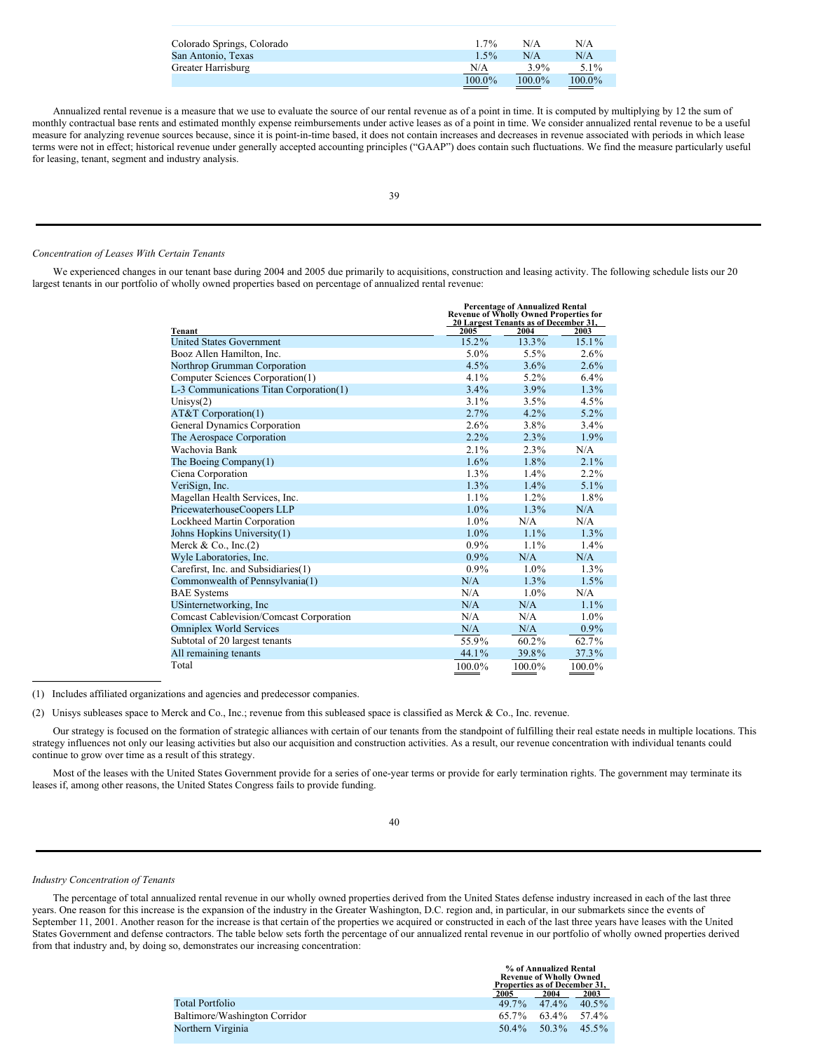| | | | |
|---|---|---|---|
| Colorado Springs, Colorado | 1.7% | N/A | N/A |
| San Antonio, Texas | 1.5% | N/A | N/A |
| Greater Harrisburg | N/A | 3.9% | 5.1% |
| | 100.0% | 100.0% | 100.0% |

Annualized rental revenue is a measure that we use to evaluate the source of our rental revenue as of a point in time. It is computed by multiplying by 12 the sum of monthly contractual base rents and estimated monthly expense reimbursements under active leases as of a point in time. We consider annualized rental revenue to be a useful measure for analyzing revenue sources because, since it is point-in-time based, it does not contain increases and decreases in revenue associated with periods in which lease terms were not in effect; historical revenue under generally accepted accounting principles ("GAAP") does contain such fluctuations. We find the measure particularly useful for leasing, tenant, segment and industry analysis.

*Concentration of Leases With Certain Tenants*

We experienced changes in our tenant base during 2004 and 2005 due primarily to acquisitions, construction and leasing activity. The following schedule lists our 20 largest tenants in our portfolio of wholly owned properties based on percentage of annualized rental revenue:

| Tenant | Percentage of Annualized Rental Revenue of Wholly Owned Properties for 20 Largest Tenants as of December 31, 2005 | 2004 | 2003 |
|---|---|---|---|
| United States Government | 15.2% | 13.3% | 15.1% |
| Booz Allen Hamilton, Inc. | 5.0% | 5.5% | 2.6% |
| Northrop Grumman Corporation | 4.5% | 3.6% | 2.6% |
| Computer Sciences Corporation(1) | 4.1% | 5.2% | 6.4% |
| L-3 Communications Titan Corporation(1) | 3.4% | 3.9% | 1.3% |
| Unisys(2) | 3.1% | 3.5% | 4.5% |
| AT&T Corporation(1) | 2.7% | 4.2% | 5.2% |
| General Dynamics Corporation | 2.6% | 3.8% | 3.4% |
| The Aerospace Corporation | 2.2% | 2.3% | 1.9% |
| Wachovia Bank | 2.1% | 2.3% | N/A |
| The Boeing Company(1) | 1.6% | 1.8% | 2.1% |
| Ciena Corporation | 1.3% | 1.4% | 2.2% |
| VeriSign, Inc. | 1.3% | 1.4% | 5.1% |
| Magellan Health Services, Inc. | 1.1% | 1.2% | 1.8% |
| PricewaterhouseCoopers LLP | 1.0% | 1.3% | N/A |
| Lockheed Martin Corporation | 1.0% | N/A | N/A |
| Johns Hopkins University(1) | 1.0% | 1.1% | 1.3% |
| Merck & Co., Inc.(2) | 0.9% | 1.1% | 1.4% |
| Wyle Laboratories, Inc. | 0.9% | N/A | N/A |
| Carefirst, Inc. and Subsidiaries(1) | 0.9% | 1.0% | 1.3% |
| Commonwealth of Pennsylvania(1) | N/A | 1.3% | 1.5% |
| BAE Systems | N/A | 1.0% | N/A |
| USinternetworking, Inc | N/A | N/A | 1.1% |
| Comcast Cablevision/Comcast Corporation | N/A | N/A | 1.0% |
| Omniplex World Services | N/A | N/A | 0.9% |
| Subtotal of 20 largest tenants | 55.9% | 60.2% | 62.7% |
| All remaining tenants | 44.1% | 39.8% | 37.3% |
| Total | 100.0% | 100.0% | 100.0% |

(1) Includes affiliated organizations and agencies and predecessor companies.

(2) Unisys subleases space to Merck and Co., Inc.; revenue from this subleased space is classified as Merck & Co., Inc. revenue.

Our strategy is focused on the formation of strategic alliances with certain of our tenants from the standpoint of fulfilling their real estate needs in multiple locations. This strategy influences not only our leasing activities but also our acquisition and construction activities. As a result, our revenue concentration with individual tenants could continue to grow over time as a result of this strategy.

Most of the leases with the United States Government provide for a series of one-year terms or provide for early termination rights. The government may terminate its leases if, among other reasons, the United States Congress fails to provide funding.

*Industry Concentration of Tenants*

The percentage of total annualized rental revenue in our wholly owned properties derived from the United States defense industry increased in each of the last three years. One reason for this increase is the expansion of the industry in the Greater Washington, D.C. region and, in particular, in our submarkets since the events of September 11, 2001. Another reason for the increase is that certain of the properties we acquired or constructed in each of the last three years have leases with the United States Government and defense contractors. The table below sets forth the percentage of our annualized rental revenue in our portfolio of wholly owned properties derived from that industry and, by doing so, demonstrates our increasing concentration:

| | % of Annualized Rental Revenue of Wholly Owned Properties as of December 31, 2005 | 2004 | 2003 |
|---|---|---|---|
| Total Portfolio | 49.7% | 47.4% | 40.5% |
| Baltimore/Washington Corridor | 65.7% | 63.4% | 57.4% |
| Northern Virginia | 50.4% | 50.3% | 45.5% |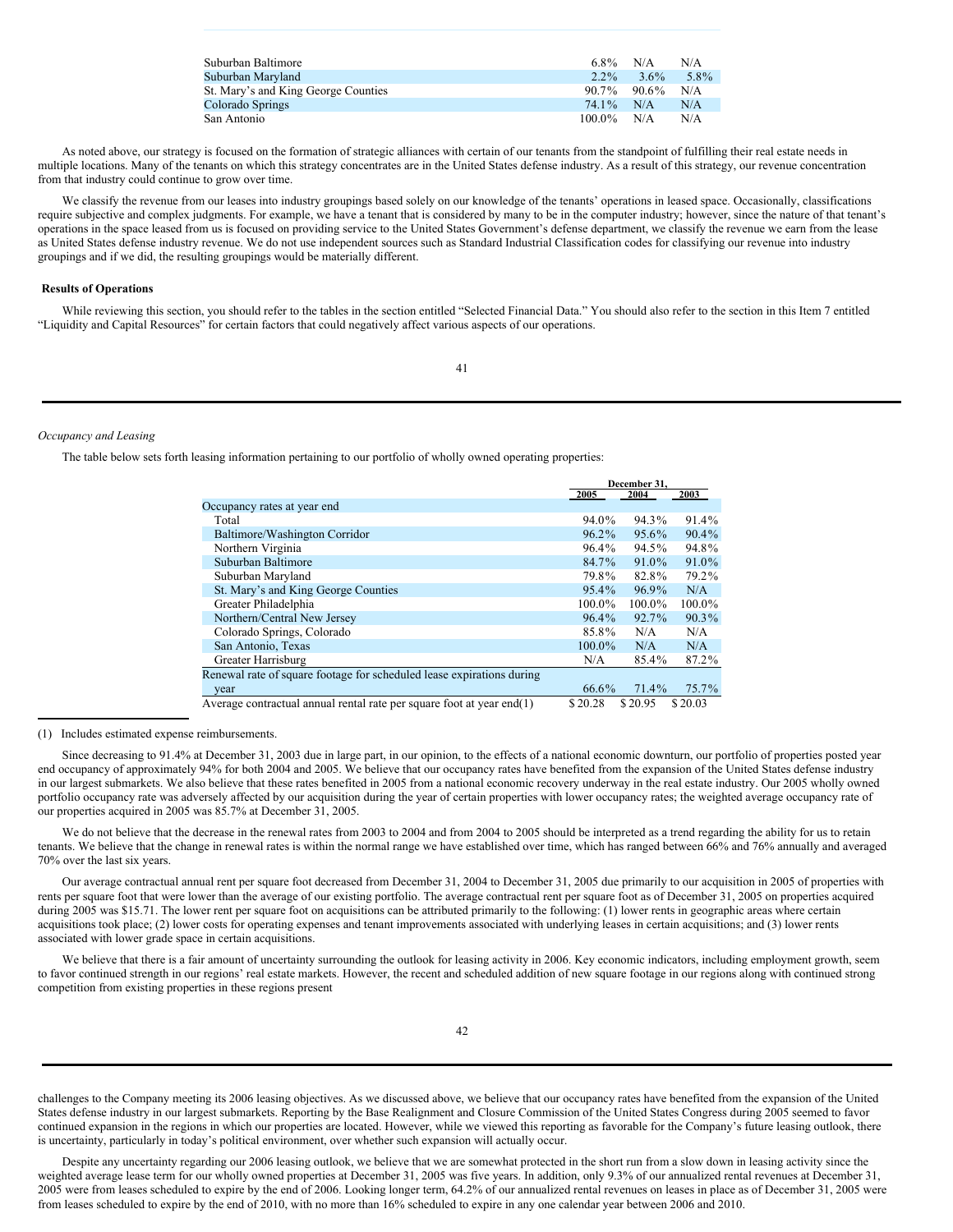| | | | |
|---|---|---|---|
| Suburban Baltimore | 6.8% | N/A | N/A |
| Suburban Maryland | 2.2% | 3.6% | 5.8% |
| St. Mary's and King George Counties | 90.7% | 90.6% | N/A |
| Colorado Springs | 74.1% | N/A | N/A |
| San Antonio | 100.0% | N/A | N/A |

As noted above, our strategy is focused on the formation of strategic alliances with certain of our tenants from the standpoint of fulfilling their real estate needs in multiple locations. Many of the tenants on which this strategy concentrates are in the United States defense industry. As a result of this strategy, our revenue concentration from that industry could continue to grow over time.

We classify the revenue from our leases into industry groupings based solely on our knowledge of the tenants' operations in leased space. Occasionally, classifications require subjective and complex judgments. For example, we have a tenant that is considered by many to be in the computer industry; however, since the nature of that tenant's operations in the space leased from us is focused on providing service to the United States Government's defense department, we classify the revenue we earn from the lease as United States defense industry revenue. We do not use independent sources such as Standard Industrial Classification codes for classifying our revenue into industry groupings and if we did, the resulting groupings would be materially different.

**Results of Operations**

While reviewing this section, you should refer to the tables in the section entitled "Selected Financial Data." You should also refer to the section in this Item 7 entitled "Liquidity and Capital Resources" for certain factors that could negatively affect various aspects of our operations.

*Occupancy and Leasing*

The table below sets forth leasing information pertaining to our portfolio of wholly owned operating properties:

| | December 31, | | |
|---|---|---|---|
| | 2005 | 2004 | 2003 |
| Occupancy rates at year end | | | |
| Total | 94.0% | 94.3% | 91.4% |
| Baltimore/Washington Corridor | 96.2% | 95.6% | 90.4% |
| Northern Virginia | 96.4% | 94.5% | 94.8% |
| Suburban Baltimore | 84.7% | 91.0% | 91.0% |
| Suburban Maryland | 79.8% | 82.8% | 79.2% |
| St. Mary's and King George Counties | 95.4% | 96.9% | N/A |
| Greater Philadelphia | 100.0% | 100.0% | 100.0% |
| Northern/Central New Jersey | 96.4% | 92.7% | 90.3% |
| Colorado Springs, Colorado | 85.8% | N/A | N/A |
| San Antonio, Texas | 100.0% | N/A | N/A |
| Greater Harrisburg | N/A | 85.4% | 87.2% |
| Renewal rate of square footage for scheduled lease expirations during year | 66.6% | 71.4% | 75.7% |
| Average contractual annual rental rate per square foot at year end(1) | $ 20.28 | $ 20.95 | $ 20.03 |

(1) Includes estimated expense reimbursements.

Since decreasing to 91.4% at December 31, 2003 due in large part, in our opinion, to the effects of a national economic downturn, our portfolio of properties posted year end occupancy of approximately 94% for both 2004 and 2005. We believe that our occupancy rates have benefited from the expansion of the United States defense industry in our largest submarkets. We also believe that these rates benefited in 2005 from a national economic recovery underway in the real estate industry. Our 2005 wholly owned portfolio occupancy rate was adversely affected by our acquisition during the year of certain properties with lower occupancy rates; the weighted average occupancy rate of our properties acquired in 2005 was 85.7% at December 31, 2005.

We do not believe that the decrease in the renewal rates from 2003 to 2004 and from 2004 to 2005 should be interpreted as a trend regarding the ability for us to retain tenants. We believe that the change in renewal rates is within the normal range we have established over time, which has ranged between 66% and 76% annually and averaged 70% over the last six years.

Our average contractual annual rent per square foot decreased from December 31, 2004 to December 31, 2005 due primarily to our acquisition in 2005 of properties with rents per square foot that were lower than the average of our existing portfolio. The average contractual rent per square foot as of December 31, 2005 on properties acquired during 2005 was $15.71. The lower rent per square foot on acquisitions can be attributed primarily to the following: (1) lower rents in geographic areas where certain acquisitions took place; (2) lower costs for operating expenses and tenant improvements associated with underlying leases in certain acquisitions; and (3) lower rents associated with lower grade space in certain acquisitions.

We believe that there is a fair amount of uncertainty surrounding the outlook for leasing activity in 2006. Key economic indicators, including employment growth, seem to favor continued strength in our regions' real estate markets. However, the recent and scheduled addition of new square footage in our regions along with continued strong competition from existing properties in these regions present challenges to the Company meeting its 2006 leasing objectives. As we discussed above, we believe that our occupancy rates have benefited from the expansion of the United States defense industry in our largest submarkets. Reporting by the Base Realignment and Closure Commission of the United States Congress during 2005 seemed to favor continued expansion in the regions in which our properties are located. However, while we viewed this reporting as favorable for the Company's future leasing outlook, there is uncertainty, particularly in today's political environment, over whether such expansion will actually occur.

Despite any uncertainty regarding our 2006 leasing outlook, we believe that we are somewhat protected in the short run from a slow down in leasing activity since the weighted average lease term for our wholly owned properties at December 31, 2005 was five years. In addition, only 9.3% of our annualized rental revenues at December 31, 2005 were from leases scheduled to expire by the end of 2006. Looking longer term, 64.2% of our annualized rental revenues on leases in place as of December 31, 2005 were from leases scheduled to expire by the end of 2010, with no more than 16% scheduled to expire in any one calendar year between 2006 and 2010.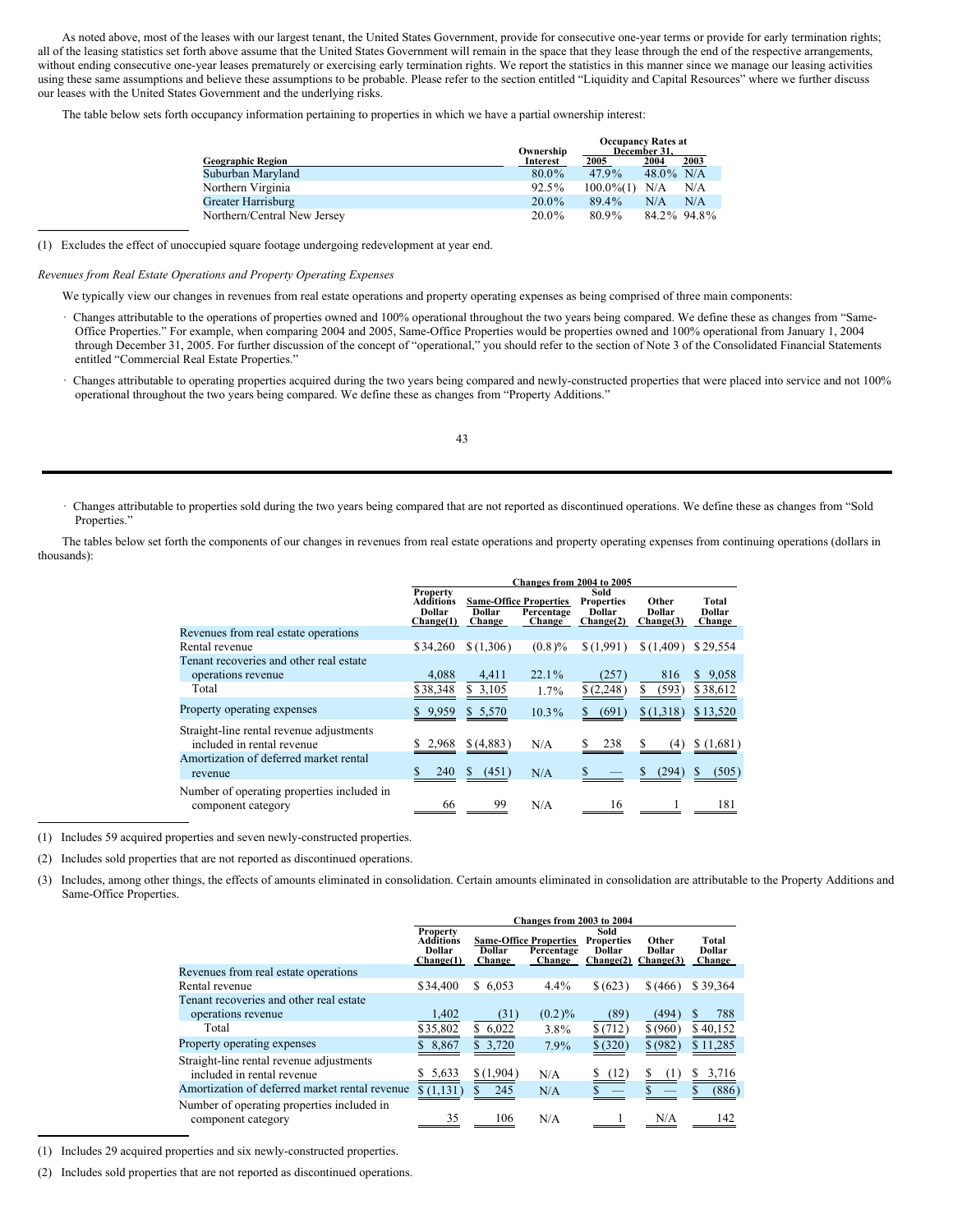As noted above, most of the leases with our largest tenant, the United States Government, provide for consecutive one-year terms or provide for early termination rights; all of the leasing statistics set forth above assume that the United States Government will remain in the space that they lease through the end of the respective arrangements, without ending consecutive one-year leases prematurely or exercising early termination rights. We report the statistics in this manner since we manage our leasing activities using these same assumptions and believe these assumptions to be probable. Please refer to the section entitled "Liquidity and Capital Resources" where we further discuss our leases with the United States Government and the underlying risks.

The table below sets forth occupancy information pertaining to properties in which we have a partial ownership interest:

| Geographic Region | Ownership Interest | Occupancy Rates at December 31, 2005 | 2004 | 2003 |
|---|---|---|---|---|
| Suburban Maryland | 80.0% | 47.9% | 48.0% | N/A |
| Northern Virginia | 92.5% | 100.0%(1) | N/A | N/A |
| Greater Harrisburg | 20.0% | 89.4% | N/A | N/A |
| Northern/Central New Jersey | 20.0% | 80.9% | 84.2% | 94.8% |

(1) Excludes the effect of unoccupied square footage undergoing redevelopment at year end.

*Revenues from Real Estate Operations and Property Operating Expenses*

We typically view our changes in revenues from real estate operations and property operating expenses as being comprised of three main components:

- Changes attributable to the operations of properties owned and 100% operational throughout the two years being compared. We define these as changes from "Same-Office Properties." For example, when comparing 2004 and 2005, Same-Office Properties would be properties owned and 100% operational from January 1, 2004 through December 31, 2005. For further discussion of the concept of "operational," you should refer to the section of Note 3 of the Consolidated Financial Statements entitled "Commercial Real Estate Properties."
- Changes attributable to operating properties acquired during the two years being compared and newly-constructed properties that were placed into service and not 100% operational throughout the two years being compared. We define these as changes from "Property Additions."
- Changes attributable to properties sold during the two years being compared that are not reported as discontinued operations. We define these as changes from "Sold Properties."

The tables below set forth the components of our changes in revenues from real estate operations and property operating expenses from continuing operations (dollars in thousands):

| | Changes from 2004 to 2005 | | | | | |
|---|---|---|---|---|---|---|
| | Property Additions Dollar Change(1) | Same-Office Properties Dollar Change | Same-Office Properties Percentage Change | Sold Properties Dollar Change(2) | Other Dollar Change(3) | Total Dollar Change |
| Revenues from real estate operations | | | | | | |
| Rental revenue | $34,260 | $(1,306) | (0.8)% | $(1,991) | $(1,409) | $29,554 |
| Tenant recoveries and other real estate operations revenue | 4,088 | 4,411 | 22.1% | (257) | 816 | $ 9,058 |
| Total | $38,348 | $ 3,105 | 1.7% | $(2,248) | $ (593) | $38,612 |
| Property operating expenses | $ 9,959 | $ 5,570 | 10.3% | $ (691) | $(1,318) | $13,520 |
| Straight-line rental revenue adjustments included in rental revenue | $ 2,968 | $(4,883) | N/A | $ 238 | $ (4) | $(1,681) |
| Amortization of deferred market rental revenue | $ 240 | $ (451) | N/A | $ — | $ (294) | $ (505) |
| Number of operating properties included in component category | 66 | 99 | N/A | 16 | 1 | 181 |

(1) Includes 59 acquired properties and seven newly-constructed properties.

(2) Includes sold properties that are not reported as discontinued operations.

(3) Includes, among other things, the effects of amounts eliminated in consolidation. Certain amounts eliminated in consolidation are attributable to the Property Additions and Same-Office Properties.

| | Changes from 2003 to 2004 | | | | | |
|---|---|---|---|---|---|---|
| | Property Additions Dollar Change(1) | Same-Office Properties Dollar Change | Same-Office Properties Percentage Change | Sold Properties Dollar Change(2) | Other Dollar Change(3) | Total Dollar Change |
| Revenues from real estate operations | | | | | | |
| Rental revenue | $34,400 | $ 6,053 | 4.4% | $(623) | $(466) | $39,364 |
| Tenant recoveries and other real estate operations revenue | 1,402 | (31) | (0.2)% | (89) | (494) | $ 788 |
| Total | $35,802 | $ 6,022 | 3.8% | $(712) | $(960) | $40,152 |
| Property operating expenses | $ 8,867 | $ 3,720 | 7.9% | $(320) | $(982) | $11,285 |
| Straight-line rental revenue adjustments included in rental revenue | $ 5,633 | $(1,904) | N/A | $ (12) | $ (1) | $ 3,716 |
| Amortization of deferred market rental revenue | $(1,131) | $ 245 | N/A | $ — | $ — | $ (886) |
| Number of operating properties included in component category | 35 | 106 | N/A | 1 | N/A | 142 |

(1) Includes 29 acquired properties and six newly-constructed properties.

(2) Includes sold properties that are not reported as discontinued operations.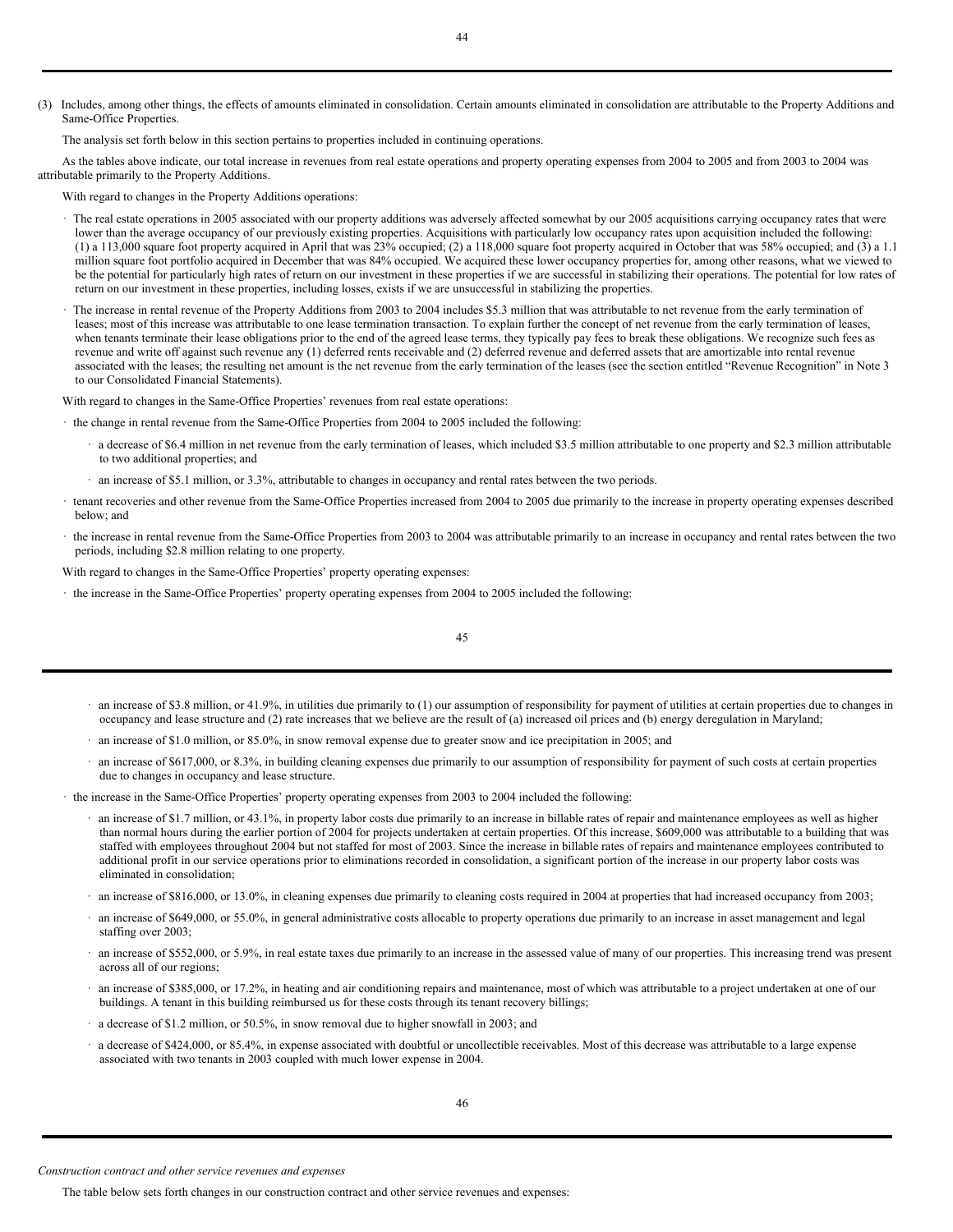(3) Includes, among other things, the effects of amounts eliminated in consolidation. Certain amounts eliminated in consolidation are attributable to the Property Additions and Same-Office Properties.

The analysis set forth below in this section pertains to properties included in continuing operations.

As the tables above indicate, our total increase in revenues from real estate operations and property operating expenses from 2004 to 2005 and from 2003 to 2004 was attributable primarily to the Property Additions.

With regard to changes in the Property Additions operations:

- The real estate operations in 2005 associated with our property additions was adversely affected somewhat by our 2005 acquisitions carrying occupancy rates that were lower than the average occupancy of our previously existing properties. Acquisitions with particularly low occupancy rates upon acquisition included the following: (1) a 113,000 square foot property acquired in April that was 23% occupied; (2) a 118,000 square foot property acquired in October that was 58% occupied; and (3) a 1.1 million square foot portfolio acquired in December that was 84% occupied. We acquired these lower occupancy properties for, among other reasons, what we viewed to be the potential for particularly high rates of return on our investment in these properties if we are successful in stabilizing their operations. The potential for low rates of return on our investment in these properties, including losses, exists if we are unsuccessful in stabilizing the properties.
- The increase in rental revenue of the Property Additions from 2003 to 2004 includes $5.3 million that was attributable to net revenue from the early termination of leases; most of this increase was attributable to one lease termination transaction. To explain further the concept of net revenue from the early termination of leases, when tenants terminate their lease obligations prior to the end of the agreed lease terms, they typically pay fees to break these obligations. We recognize such fees as revenue and write off against such revenue any (1) deferred rents receivable and (2) deferred revenue and deferred assets that are amortizable into rental revenue associated with the leases; the resulting net amount is the net revenue from the early termination of the leases (see the section entitled "Revenue Recognition" in Note 3 to our Consolidated Financial Statements).

With regard to changes in the Same-Office Properties' revenues from real estate operations:

- the change in rental revenue from the Same-Office Properties from 2004 to 2005 included the following:
  - a decrease of $6.4 million in net revenue from the early termination of leases, which included $3.5 million attributable to one property and $2.3 million attributable to two additional properties; and
  - an increase of $5.1 million, or 3.3%, attributable to changes in occupancy and rental rates between the two periods.
- tenant recoveries and other revenue from the Same-Office Properties increased from 2004 to 2005 due primarily to the increase in property operating expenses described below; and
- the increase in rental revenue from the Same-Office Properties from 2003 to 2004 was attributable primarily to an increase in occupancy and rental rates between the two periods, including $2.8 million relating to one property.

With regard to changes in the Same-Office Properties' property operating expenses:

- the increase in the Same-Office Properties' property operating expenses from 2004 to 2005 included the following:
  - an increase of $3.8 million, or 41.9%, in utilities due primarily to (1) our assumption of responsibility for payment of utilities at certain properties due to changes in occupancy and lease structure and (2) rate increases that we believe are the result of (a) increased oil prices and (b) energy deregulation in Maryland;
  - an increase of $1.0 million, or 85.0%, in snow removal expense due to greater snow and ice precipitation in 2005; and
  - an increase of $617,000, or 8.3%, in building cleaning expenses due primarily to our assumption of responsibility for payment of such costs at certain properties due to changes in occupancy and lease structure.
- the increase in the Same-Office Properties' property operating expenses from 2003 to 2004 included the following:
  - an increase of $1.7 million, or 43.1%, in property labor costs due primarily to an increase in billable rates of repair and maintenance employees as well as higher than normal hours during the earlier portion of 2004 for projects undertaken at certain properties. Of this increase, $609,000 was attributable to a building that was staffed with employees throughout 2004 but not staffed for most of 2003. Since the increase in billable rates of repairs and maintenance employees contributed to additional profit in our service operations prior to eliminations recorded in consolidation, a significant portion of the increase in our property labor costs was eliminated in consolidation;
  - an increase of $816,000, or 13.0%, in cleaning expenses due primarily to cleaning costs required in 2004 at properties that had increased occupancy from 2003;
  - an increase of $649,000, or 55.0%, in general administrative costs allocable to property operations due primarily to an increase in asset management and legal staffing over 2003;
  - an increase of $552,000, or 5.9%, in real estate taxes due primarily to an increase in the assessed value of many of our properties. This increasing trend was present across all of our regions;
  - an increase of $385,000, or 17.2%, in heating and air conditioning repairs and maintenance, most of which was attributable to a project undertaken at one of our buildings. A tenant in this building reimbursed us for these costs through its tenant recovery billings;
  - a decrease of $1.2 million, or 50.5%, in snow removal due to higher snowfall in 2003; and
  - a decrease of $424,000, or 85.4%, in expense associated with doubtful or uncollectible receivables. Most of this decrease was attributable to a large expense associated with two tenants in 2003 coupled with much lower expense in 2004.

*Construction contract and other service revenues and expenses*

The table below sets forth changes in our construction contract and other service revenues and expenses: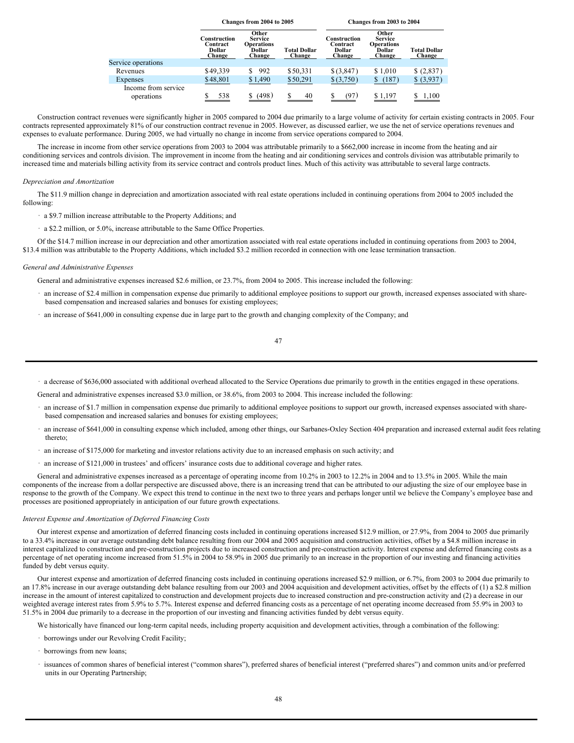| | Changes from 2004 to 2005 | | | Changes from 2003 to 2004 | | |
|---|---|---|---|---|---|---|
| | Construction Contract Dollar Change | Other Service Operations Dollar Change | Total Dollar Change | Construction Contract Dollar Change | Other Service Operations Dollar Change | Total Dollar Change |
| Service operations | | | | | | |
| Revenues | $49,339 | $ 992 | $50,331 | $(3,847) | $1,010 | $(2,837) |
| Expenses | $48,801 | $1,490 | $50,291 | $(3,750) | $ (187) | $(3,937) |
| Income from service operations | $ 538 | $ (498) | $ 40 | $ (97) | $1,197 | $ 1,100 |

Construction contract revenues were significantly higher in 2005 compared to 2004 due primarily to a large volume of activity for certain existing contracts in 2005. Four contracts represented approximately 81% of our construction contract revenue in 2005. However, as discussed earlier, we use the net of service operations revenues and expenses to evaluate performance. During 2005, we had virtually no change in income from service operations compared to 2004.

The increase in income from other service operations from 2003 to 2004 was attributable primarily to a $662,000 increase in income from the heating and air conditioning services and controls division. The improvement in income from the heating and air conditioning services and controls division was attributable primarily to increased time and materials billing activity from its service contract and controls product lines. Much of this activity was attributable to several large contracts.

*Depreciation and Amortization*

The $11.9 million change in depreciation and amortization associated with real estate operations included in continuing operations from 2004 to 2005 included the following:

- a $9.7 million increase attributable to the Property Additions; and
- a $2.2 million, or 5.0%, increase attributable to the Same Office Properties.

Of the $14.7 million increase in our depreciation and other amortization associated with real estate operations included in continuing operations from 2003 to 2004, $13.4 million was attributable to the Property Additions, which included $3.2 million recorded in connection with one lease termination transaction.

*General and Administrative Expenses*

General and administrative expenses increased $2.6 million, or 23.7%, from 2004 to 2005. This increase included the following:

- an increase of $2.4 million in compensation expense due primarily to additional employee positions to support our growth, increased expenses associated with share-based compensation and increased salaries and bonuses for existing employees;
- an increase of $641,000 in consulting expense due in large part to the growth and changing complexity of the Company; and
- a decrease of $636,000 associated with additional overhead allocated to the Service Operations due primarily to growth in the entities engaged in these operations.

General and administrative expenses increased $3.0 million, or 38.6%, from 2003 to 2004. This increase included the following:

- an increase of $1.7 million in compensation expense due primarily to additional employee positions to support our growth, increased expenses associated with share-based compensation and increased salaries and bonuses for existing employees;
- an increase of $641,000 in consulting expense which included, among other things, our Sarbanes-Oxley Section 404 preparation and increased external audit fees relating thereto;
- an increase of $175,000 for marketing and investor relations activity due to an increased emphasis on such activity; and
- an increase of $121,000 in trustees' and officers' insurance costs due to additional coverage and higher rates.

General and administrative expenses increased as a percentage of operating income from 10.2% in 2003 to 12.2% in 2004 and to 13.5% in 2005. While the main components of the increase from a dollar perspective are discussed above, there is an increasing trend that can be attributed to our adjusting the size of our employee base in response to the growth of the Company. We expect this trend to continue in the next two to three years and perhaps longer until we believe the Company's employee base and processes are positioned appropriately in anticipation of our future growth expectations.

*Interest Expense and Amortization of Deferred Financing Costs*

Our interest expense and amortization of deferred financing costs included in continuing operations increased $12.9 million, or 27.9%, from 2004 to 2005 due primarily to a 33.4% increase in our average outstanding debt balance resulting from our 2004 and 2005 acquisition and construction activities, offset by a $4.8 million increase in interest capitalized to construction and pre-construction projects due to increased construction and pre-construction activity. Interest expense and deferred financing costs as a percentage of net operating income increased from 51.5% in 2004 to 58.9% in 2005 due primarily to an increase in the proportion of our investing and financing activities funded by debt versus equity.

Our interest expense and amortization of deferred financing costs included in continuing operations increased $2.9 million, or 6.7%, from 2003 to 2004 due primarily to an 17.8% increase in our average outstanding debt balance resulting from our 2003 and 2004 acquisition and development activities, offset by the effects of (1) a $2.8 million increase in the amount of interest capitalized to construction and development projects due to increased construction and pre-construction activity and (2) a decrease in our weighted average interest rates from 5.9% to 5.7%. Interest expense and deferred financing costs as a percentage of net operating income decreased from 55.9% in 2003 to 51.5% in 2004 due primarily to a decrease in the proportion of our investing and financing activities funded by debt versus equity.

We historically have financed our long-term capital needs, including property acquisition and development activities, through a combination of the following:

- borrowings under our Revolving Credit Facility;
- borrowings from new loans;
- issuances of common shares of beneficial interest ("common shares"), preferred shares of beneficial interest ("preferred shares") and common units and/or preferred units in our Operating Partnership;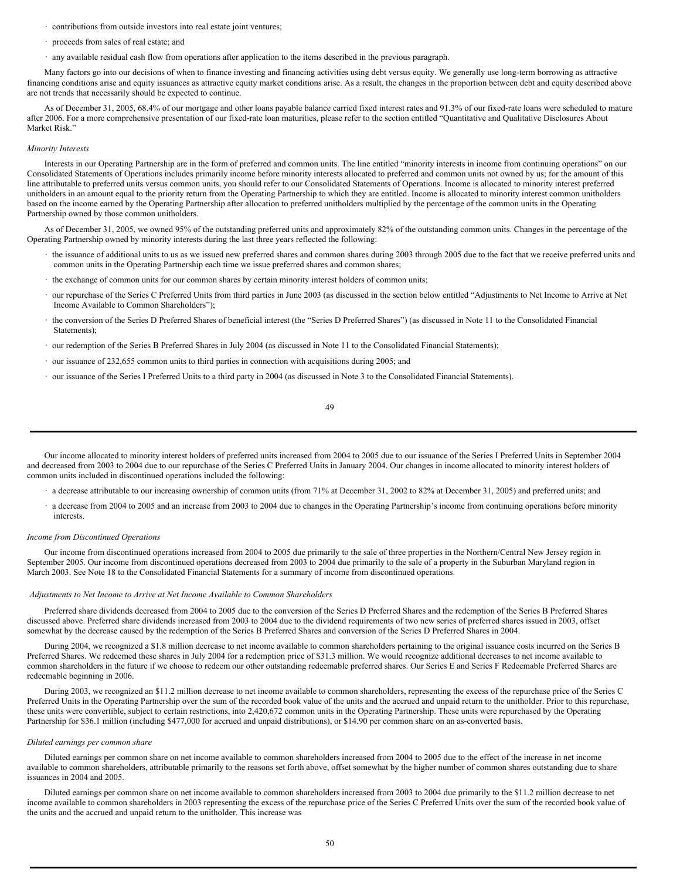- contributions from outside investors into real estate joint ventures;
- proceeds from sales of real estate; and
- any available residual cash flow from operations after application to the items described in the previous paragraph.

Many factors go into our decisions of when to finance investing and financing activities using debt versus equity. We generally use long-term borrowing as attractive financing conditions arise and equity issuances as attractive equity market conditions arise. As a result, the changes in the proportion between debt and equity described above are not trends that necessarily should be expected to continue.

As of December 31, 2005, 68.4% of our mortgage and other loans payable balance carried fixed interest rates and 91.3% of our fixed-rate loans were scheduled to mature after 2006. For a more comprehensive presentation of our fixed-rate loan maturities, please refer to the section entitled "Quantitative and Qualitative Disclosures About Market Risk."

*Minority Interests*

Interests in our Operating Partnership are in the form of preferred and common units. The line entitled "minority interests in income from continuing operations" on our Consolidated Statements of Operations includes primarily income before minority interests allocated to preferred and common units not owned by us; for the amount of this line attributable to preferred units versus common units, you should refer to our Consolidated Statements of Operations. Income is allocated to minority interest preferred unitholders in an amount equal to the priority return from the Operating Partnership to which they are entitled. Income is allocated to minority interest common unitholders based on the income earned by the Operating Partnership after allocation to preferred unitholders multiplied by the percentage of the common units in the Operating Partnership owned by those common unitholders.

As of December 31, 2005, we owned 95% of the outstanding preferred units and approximately 82% of the outstanding common units. Changes in the percentage of the Operating Partnership owned by minority interests during the last three years reflected the following:

- the issuance of additional units to us as we issued new preferred shares and common shares during 2003 through 2005 due to the fact that we receive preferred units and common units in the Operating Partnership each time we issue preferred shares and common shares;
- the exchange of common units for our common shares by certain minority interest holders of common units;
- our repurchase of the Series C Preferred Units from third parties in June 2003 (as discussed in the section below entitled "Adjustments to Net Income to Arrive at Net Income Available to Common Shareholders");
- the conversion of the Series D Preferred Shares of beneficial interest (the "Series D Preferred Shares") (as discussed in Note 11 to the Consolidated Financial Statements);
- our redemption of the Series B Preferred Shares in July 2004 (as discussed in Note 11 to the Consolidated Financial Statements);
- our issuance of 232,655 common units to third parties in connection with acquisitions during 2005; and
- our issuance of the Series I Preferred Units to a third party in 2004 (as discussed in Note 3 to the Consolidated Financial Statements).

Our income allocated to minority interest holders of preferred units increased from 2004 to 2005 due to our issuance of the Series I Preferred Units in September 2004 and decreased from 2003 to 2004 due to our repurchase of the Series C Preferred Units in January 2004. Our changes in income allocated to minority interest holders of common units included in discontinued operations included the following:

- a decrease attributable to our increasing ownership of common units (from 71% at December 31, 2002 to 82% at December 31, 2005) and preferred units; and
- a decrease from 2004 to 2005 and an increase from 2003 to 2004 due to changes in the Operating Partnership's income from continuing operations before minority interests.

*Income from Discontinued Operations*

Our income from discontinued operations increased from 2004 to 2005 due primarily to the sale of three properties in the Northern/Central New Jersey region in September 2005. Our income from discontinued operations decreased from 2003 to 2004 due primarily to the sale of a property in the Suburban Maryland region in March 2003. See Note 18 to the Consolidated Financial Statements for a summary of income from discontinued operations.

*Adjustments to Net Income to Arrive at Net Income Available to Common Shareholders*

Preferred share dividends decreased from 2004 to 2005 due to the conversion of the Series D Preferred Shares and the redemption of the Series B Preferred Shares discussed above. Preferred share dividends increased from 2003 to 2004 due to the dividend requirements of two new series of preferred shares issued in 2003, offset somewhat by the decrease caused by the redemption of the Series B Preferred Shares and conversion of the Series D Preferred Shares in 2004.

During 2004, we recognized a $1.8 million decrease to net income available to common shareholders pertaining to the original issuance costs incurred on the Series B Preferred Shares. We redeemed these shares in July 2004 for a redemption price of $31.3 million. We would recognize additional decreases to net income available to common shareholders in the future if we choose to redeem our other outstanding redeemable preferred shares. Our Series E and Series F Redeemable Preferred Shares are redeemable beginning in 2006.

During 2003, we recognized an $11.2 million decrease to net income available to common shareholders, representing the excess of the repurchase price of the Series C Preferred Units in the Operating Partnership over the sum of the recorded book value of the units and the accrued and unpaid return to the unitholder. Prior to this repurchase, these units were convertible, subject to certain restrictions, into 2,420,672 common units in the Operating Partnership. These units were repurchased by the Operating Partnership for $36.1 million (including $477,000 for accrued and unpaid distributions), or $14.90 per common share on an as-converted basis.

*Diluted earnings per common share*

Diluted earnings per common share on net income available to common shareholders increased from 2004 to 2005 due to the effect of the increase in net income available to common shareholders, attributable primarily to the reasons set forth above, offset somewhat by the higher number of common shares outstanding due to share issuances in 2004 and 2005.

Diluted earnings per common share on net income available to common shareholders increased from 2003 to 2004 due primarily to the $11.2 million decrease to net income available to common shareholders in 2003 representing the excess of the repurchase price of the Series C Preferred Units over the sum of the recorded book value of the units and the accrued and unpaid return to the unitholder. This increase was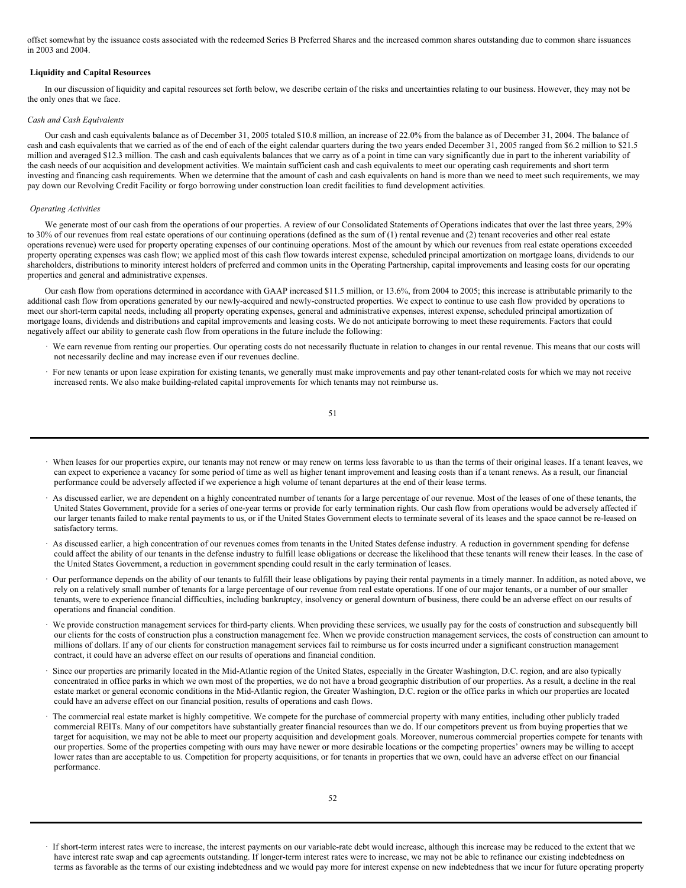offset somewhat by the issuance costs associated with the redeemed Series B Preferred Shares and the increased common shares outstanding due to common share issuances in 2003 and 2004.

**Liquidity and Capital Resources**

In our discussion of liquidity and capital resources set forth below, we describe certain of the risks and uncertainties relating to our business. However, they may not be the only ones that we face.

*Cash and Cash Equivalents*

Our cash and cash equivalents balance as of December 31, 2005 totaled $10.8 million, an increase of 22.0% from the balance as of December 31, 2004. The balance of cash and cash equivalents that we carried as of the end of each of the eight calendar quarters during the two years ended December 31, 2005 ranged from $6.2 million to $21.5 million and averaged $12.3 million. The cash and cash equivalents balances that we carry as of a point in time can vary significantly due in part to the inherent variability of the cash needs of our acquisition and development activities. We maintain sufficient cash and cash equivalents to meet our operating cash requirements and short term investing and financing cash requirements. When we determine that the amount of cash and cash equivalents on hand is more than we need to meet such requirements, we may pay down our Revolving Credit Facility or forgo borrowing under construction loan credit facilities to fund development activities.

*Operating Activities*

We generate most of our cash from the operations of our properties. A review of our Consolidated Statements of Operations indicates that over the last three years, 29% to 30% of our revenues from real estate operations of our continuing operations (defined as the sum of (1) rental revenue and (2) tenant recoveries and other real estate operations revenue) were used for property operating expenses of our continuing operations. Most of the amount by which our revenues from real estate operations exceeded property operating expenses was cash flow; we applied most of this cash flow towards interest expense, scheduled principal amortization on mortgage loans, dividends to our shareholders, distributions to minority interest holders of preferred and common units in the Operating Partnership, capital improvements and leasing costs for our operating properties and general and administrative expenses.

Our cash flow from operations determined in accordance with GAAP increased $11.5 million, or 13.6%, from 2004 to 2005; this increase is attributable primarily to the additional cash flow from operations generated by our newly-acquired and newly-constructed properties. We expect to continue to use cash flow provided by operations to meet our short-term capital needs, including all property operating expenses, general and administrative expenses, interest expense, scheduled principal amortization of mortgage loans, dividends and distributions and capital improvements and leasing costs. We do not anticipate borrowing to meet these requirements. Factors that could negatively affect our ability to generate cash flow from operations in the future include the following:

- We earn revenue from renting our properties. Our operating costs do not necessarily fluctuate in relation to changes in our rental revenue. This means that our costs will not necessarily decline and may increase even if our revenues decline.
- For new tenants or upon lease expiration for existing tenants, we generally must make improvements and pay other tenant-related costs for which we may not receive increased rents. We also make building-related capital improvements for which tenants may not reimburse us.
- When leases for our properties expire, our tenants may not renew or may renew on terms less favorable to us than the terms of their original leases. If a tenant leaves, we can expect to experience a vacancy for some period of time as well as higher tenant improvement and leasing costs than if a tenant renews. As a result, our financial performance could be adversely affected if we experience a high volume of tenant departures at the end of their lease terms.
- As discussed earlier, we are dependent on a highly concentrated number of tenants for a large percentage of our revenue. Most of the leases of one of these tenants, the United States Government, provide for a series of one-year terms or provide for early termination rights. Our cash flow from operations would be adversely affected if our larger tenants failed to make rental payments to us, or if the United States Government elects to terminate several of its leases and the space cannot be re-leased on satisfactory terms.
- As discussed earlier, a high concentration of our revenues comes from tenants in the United States defense industry. A reduction in government spending for defense could affect the ability of our tenants in the defense industry to fulfill lease obligations or decrease the likelihood that these tenants will renew their leases. In the case of the United States Government, a reduction in government spending could result in the early termination of leases.
- Our performance depends on the ability of our tenants to fulfill their lease obligations by paying their rental payments in a timely manner. In addition, as noted above, we rely on a relatively small number of tenants for a large percentage of our revenue from real estate operations. If one of our major tenants, or a number of our smaller tenants, were to experience financial difficulties, including bankruptcy, insolvency or general downturn of business, there could be an adverse effect on our results of operations and financial condition.
- We provide construction management services for third-party clients. When providing these services, we usually pay for the costs of construction and subsequently bill our clients for the costs of construction plus a construction management fee. When we provide construction management services, the costs of construction can amount to millions of dollars. If any of our clients for construction management services fail to reimburse us for costs incurred under a significant construction management contract, it could have an adverse effect on our results of operations and financial condition.
- Since our properties are primarily located in the Mid-Atlantic region of the United States, especially in the Greater Washington, D.C. region, and are also typically concentrated in office parks in which we own most of the properties, we do not have a broad geographic distribution of our properties. As a result, a decline in the real estate market or general economic conditions in the Mid-Atlantic region, the Greater Washington, D.C. region or the office parks in which our properties are located could have an adverse effect on our financial position, results of operations and cash flows.
- The commercial real estate market is highly competitive. We compete for the purchase of commercial property with many entities, including other publicly traded commercial REITs. Many of our competitors have substantially greater financial resources than we do. If our competitors prevent us from buying properties that we target for acquisition, we may not be able to meet our property acquisition and development goals. Moreover, numerous commercial properties compete for tenants with our properties. Some of the properties competing with ours may have newer or more desirable locations or the competing properties' owners may be willing to accept lower rates than are acceptable to us. Competition for property acquisitions, or for tenants in properties that we own, could have an adverse effect on our financial performance.
- If short-term interest rates were to increase, the interest payments on our variable-rate debt would increase, although this increase may be reduced to the extent that we have interest rate swap and cap agreements outstanding. If longer-term interest rates were to increase, we may not be able to refinance our existing indebtedness on terms as favorable as the terms of our existing indebtedness and we would pay more for interest expense on new indebtedness that we incur for future operating property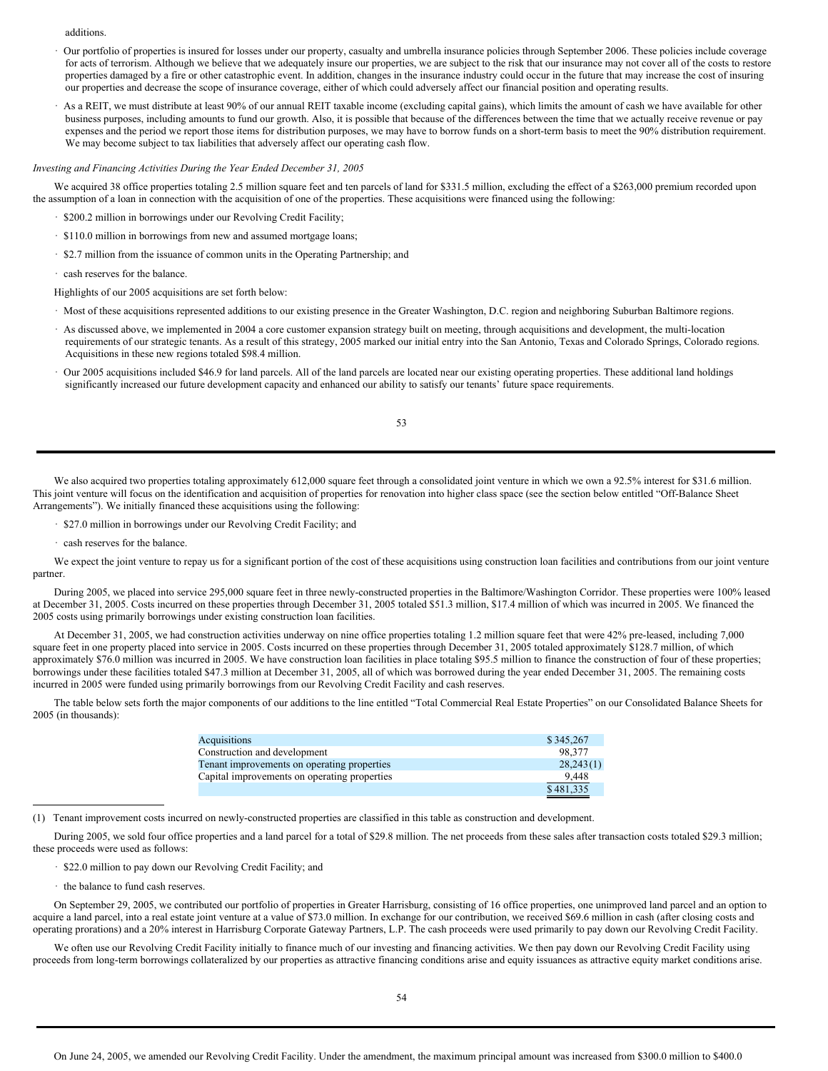additions.

- Our portfolio of properties is insured for losses under our property, casualty and umbrella insurance policies through September 2006. These policies include coverage for acts of terrorism. Although we believe that we adequately insure our properties, we are subject to the risk that our insurance may not cover all of the costs to restore properties damaged by a fire or other catastrophic event. In addition, changes in the insurance industry could occur in the future that may increase the cost of insuring our properties and decrease the scope of insurance coverage, either of which could adversely affect our financial position and operating results.
- As a REIT, we must distribute at least 90% of our annual REIT taxable income (excluding capital gains), which limits the amount of cash we have available for other business purposes, including amounts to fund our growth. Also, it is possible that because of the differences between the time that we actually receive revenue or pay expenses and the period we report those items for distribution purposes, we may have to borrow funds on a short-term basis to meet the 90% distribution requirement. We may become subject to tax liabilities that adversely affect our operating cash flow.

*Investing and Financing Activities During the Year Ended December 31, 2005*

We acquired 38 office properties totaling 2.5 million square feet and ten parcels of land for $331.5 million, excluding the effect of a $263,000 premium recorded upon the assumption of a loan in connection with the acquisition of one of the properties. These acquisitions were financed using the following:

- $200.2 million in borrowings under our Revolving Credit Facility;
- $110.0 million in borrowings from new and assumed mortgage loans;
- $2.7 million from the issuance of common units in the Operating Partnership; and
- cash reserves for the balance.

Highlights of our 2005 acquisitions are set forth below:

- Most of these acquisitions represented additions to our existing presence in the Greater Washington, D.C. region and neighboring Suburban Baltimore regions.
- As discussed above, we implemented in 2004 a core customer expansion strategy built on meeting, through acquisitions and development, the multi-location requirements of our strategic tenants. As a result of this strategy, 2005 marked our initial entry into the San Antonio, Texas and Colorado Springs, Colorado regions. Acquisitions in these new regions totaled $98.4 million.
- Our 2005 acquisitions included $46.9 for land parcels. All of the land parcels are located near our existing operating properties. These additional land holdings significantly increased our future development capacity and enhanced our ability to satisfy our tenants' future space requirements.

We also acquired two properties totaling approximately 612,000 square feet through a consolidated joint venture in which we own a 92.5% interest for $31.6 million. This joint venture will focus on the identification and acquisition of properties for renovation into higher class space (see the section below entitled "Off-Balance Sheet Arrangements"). We initially financed these acquisitions using the following:

- $27.0 million in borrowings under our Revolving Credit Facility; and
- cash reserves for the balance.

We expect the joint venture to repay us for a significant portion of the cost of these acquisitions using construction loan facilities and contributions from our joint venture partner.

During 2005, we placed into service 295,000 square feet in three newly-constructed properties in the Baltimore/Washington Corridor. These properties were 100% leased at December 31, 2005. Costs incurred on these properties through December 31, 2005 totaled $51.3 million, $17.4 million of which was incurred in 2005. We financed the 2005 costs using primarily borrowings under existing construction loan facilities.

At December 31, 2005, we had construction activities underway on nine office properties totaling 1.2 million square feet that were 42% pre-leased, including 7,000 square feet in one property placed into service in 2005. Costs incurred on these properties through December 31, 2005 totaled approximately $128.7 million, of which approximately $76.0 million was incurred in 2005. We have construction loan facilities in place totaling $95.5 million to finance the construction of four of these properties; borrowings under these facilities totaled $47.3 million at December 31, 2005, all of which was borrowed during the year ended December 31, 2005. The remaining costs incurred in 2005 were funded using primarily borrowings from our Revolving Credit Facility and cash reserves.

The table below sets forth the major components of our additions to the line entitled "Total Commercial Real Estate Properties" on our Consolidated Balance Sheets for 2005 (in thousands):

| | |
|---|---|
| Acquisitions | $ 345,267 |
| Construction and development | 98,377 |
| Tenant improvements on operating properties | 28,243(1) |
| Capital improvements on operating properties | 9,448 |
| | $ 481,335 |

(1) Tenant improvement costs incurred on newly-constructed properties are classified in this table as construction and development.

During 2005, we sold four office properties and a land parcel for a total of $29.8 million. The net proceeds from these sales after transaction costs totaled $29.3 million; these proceeds were used as follows:

- $22.0 million to pay down our Revolving Credit Facility; and
- the balance to fund cash reserves.

On September 29, 2005, we contributed our portfolio of properties in Greater Harrisburg, consisting of 16 office properties, one unimproved land parcel and an option to acquire a land parcel, into a real estate joint venture at a value of $73.0 million. In exchange for our contribution, we received $69.6 million in cash (after closing costs and operating prorations) and a 20% interest in Harrisburg Corporate Gateway Partners, L.P. The cash proceeds were used primarily to pay down our Revolving Credit Facility.

We often use our Revolving Credit Facility initially to finance much of our investing and financing activities. We then pay down our Revolving Credit Facility using proceeds from long-term borrowings collateralized by our properties as attractive financing conditions arise and equity issuances as attractive equity market conditions arise.

On June 24, 2005, we amended our Revolving Credit Facility. Under the amendment, the maximum principal amount was increased from $300.0 million to $400.0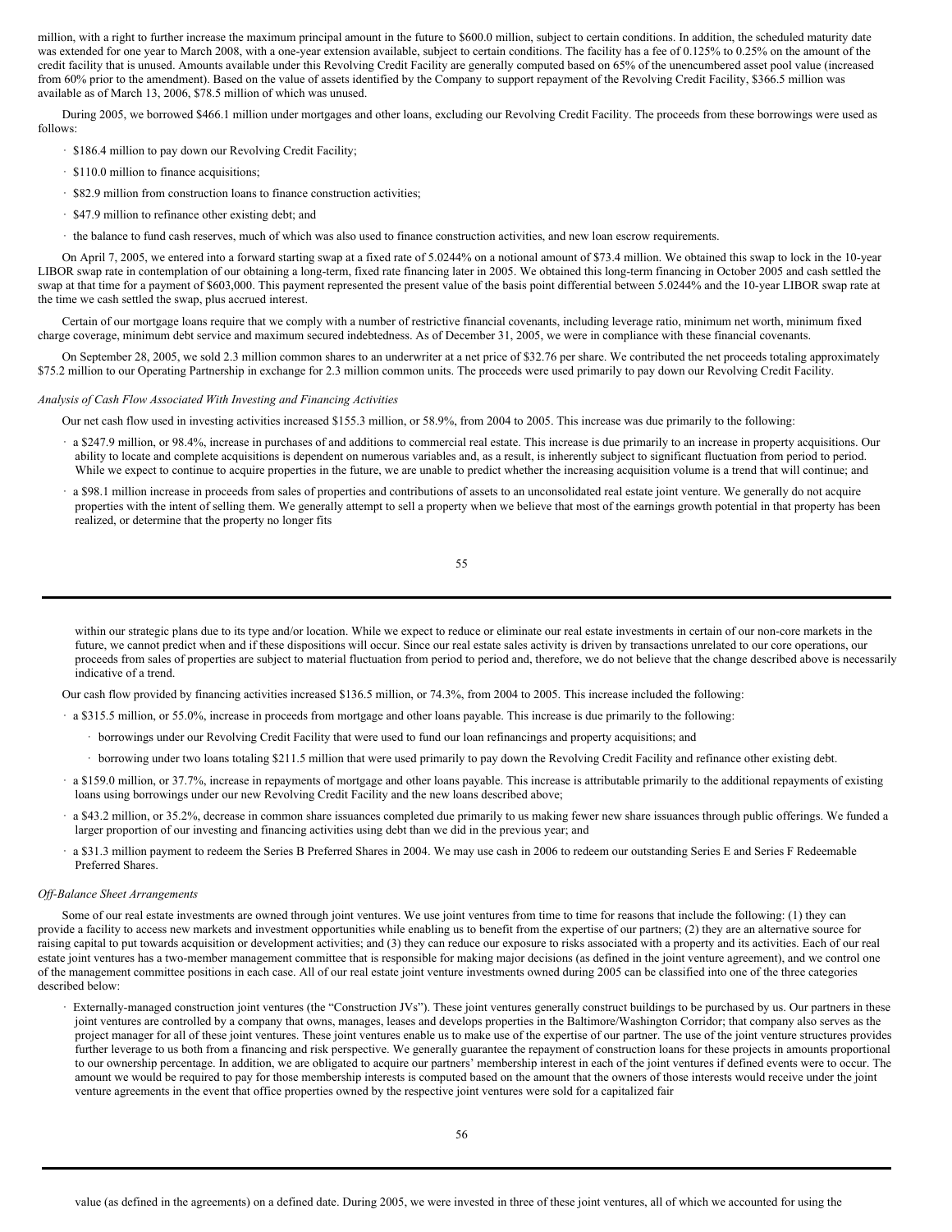million, with a right to further increase the maximum principal amount in the future to $600.0 million, subject to certain conditions. In addition, the scheduled maturity date was extended for one year to March 2008, with a one-year extension available, subject to certain conditions. The facility has a fee of 0.125% to 0.25% on the amount of the credit facility that is unused. Amounts available under this Revolving Credit Facility are generally computed based on 65% of the unencumbered asset pool value (increased from 60% prior to the amendment). Based on the value of assets identified by the Company to support repayment of the Revolving Credit Facility, $366.5 million was available as of March 13, 2006, $78.5 million of which was unused.

During 2005, we borrowed $466.1 million under mortgages and other loans, excluding our Revolving Credit Facility. The proceeds from these borrowings were used as follows:

- $186.4 million to pay down our Revolving Credit Facility;
- $110.0 million to finance acquisitions;
- $82.9 million from construction loans to finance construction activities;
- $47.9 million to refinance other existing debt; and
- the balance to fund cash reserves, much of which was also used to finance construction activities, and new loan escrow requirements.

On April 7, 2005, we entered into a forward starting swap at a fixed rate of 5.0244% on a notional amount of $73.4 million. We obtained this swap to lock in the 10-year LIBOR swap rate in contemplation of our obtaining a long-term, fixed rate financing later in 2005. We obtained this long-term financing in October 2005 and cash settled the swap at that time for a payment of $603,000. This payment represented the present value of the basis point differential between 5.0244% and the 10-year LIBOR swap rate at the time we cash settled the swap, plus accrued interest.

Certain of our mortgage loans require that we comply with a number of restrictive financial covenants, including leverage ratio, minimum net worth, minimum fixed charge coverage, minimum debt service and maximum secured indebtedness. As of December 31, 2005, we were in compliance with these financial covenants.

On September 28, 2005, we sold 2.3 million common shares to an underwriter at a net price of $32.76 per share. We contributed the net proceeds totaling approximately $75.2 million to our Operating Partnership in exchange for 2.3 million common units. The proceeds were used primarily to pay down our Revolving Credit Facility.

*Analysis of Cash Flow Associated With Investing and Financing Activities*

Our net cash flow used in investing activities increased $155.3 million, or 58.9%, from 2004 to 2005. This increase was due primarily to the following:

- a $247.9 million, or 98.4%, increase in purchases of and additions to commercial real estate. This increase is due primarily to an increase in property acquisitions. Our ability to locate and complete acquisitions is dependent on numerous variables and, as a result, is inherently subject to significant fluctuation from period to period. While we expect to continue to acquire properties in the future, we are unable to predict whether the increasing acquisition volume is a trend that will continue; and
- a $98.1 million increase in proceeds from sales of properties and contributions of assets to an unconsolidated real estate joint venture. We generally do not acquire properties with the intent of selling them. We generally attempt to sell a property when we believe that most of the earnings growth potential in that property has been realized, or determine that the property no longer fits within our strategic plans due to its type and/or location. While we expect to reduce or eliminate our real estate investments in certain of our non-core markets in the future, we cannot predict when and if these dispositions will occur. Since our real estate sales activity is driven by transactions unrelated to our core operations, our proceeds from sales of properties are subject to material fluctuation from period to period and, therefore, we do not believe that the change described above is necessarily indicative of a trend.

Our cash flow provided by financing activities increased $136.5 million, or 74.3%, from 2004 to 2005. This increase included the following:

- a $315.5 million, or 55.0%, increase in proceeds from mortgage and other loans payable. This increase is due primarily to the following:
  - borrowings under our Revolving Credit Facility that were used to fund our loan refinancings and property acquisitions; and
  - borrowing under two loans totaling $211.5 million that were used primarily to pay down the Revolving Credit Facility and refinance other existing debt.
- a $159.0 million, or 37.7%, increase in repayments of mortgage and other loans payable. This increase is attributable primarily to the additional repayments of existing loans using borrowings under our new Revolving Credit Facility and the new loans described above;
- a $43.2 million, or 35.2%, decrease in common share issuances completed due primarily to us making fewer new share issuances through public offerings. We funded a larger proportion of our investing and financing activities using debt than we did in the previous year; and
- a $31.3 million payment to redeem the Series B Preferred Shares in 2004. We may use cash in 2006 to redeem our outstanding Series E and Series F Redeemable Preferred Shares.

*Off-Balance Sheet Arrangements*

Some of our real estate investments are owned through joint ventures. We use joint ventures from time to time for reasons that include the following: (1) they can provide a facility to access new markets and investment opportunities while enabling us to benefit from the expertise of our partners; (2) they are an alternative source for raising capital to put towards acquisition or development activities; and (3) they can reduce our exposure to risks associated with a property and its activities. Each of our real estate joint ventures has a two-member management committee that is responsible for making major decisions (as defined in the joint venture agreement), and we control one of the management committee positions in each case. All of our real estate joint venture investments owned during 2005 can be classified into one of the three categories described below:

- Externally-managed construction joint ventures (the "Construction JVs"). These joint ventures generally construct buildings to be purchased by us. Our partners in these joint ventures are controlled by a company that owns, manages, leases and develops properties in the Baltimore/Washington Corridor; that company also serves as the project manager for all of these joint ventures. These joint ventures enable us to make use of the expertise of our partner. The use of the joint venture structures provides further leverage to us both from a financing and risk perspective. We generally guarantee the repayment of construction loans for these projects in amounts proportional to our ownership percentage. In addition, we are obligated to acquire our partners' membership interest in each of the joint ventures if defined events were to occur. The amount we would be required to pay for those membership interests is computed based on the amount that the owners of those interests would receive under the joint venture agreements in the event that office properties owned by the respective joint ventures were sold for a capitalized fair value (as defined in the agreements) on a defined date. During 2005, we were invested in three of these joint ventures, all of which we accounted for using the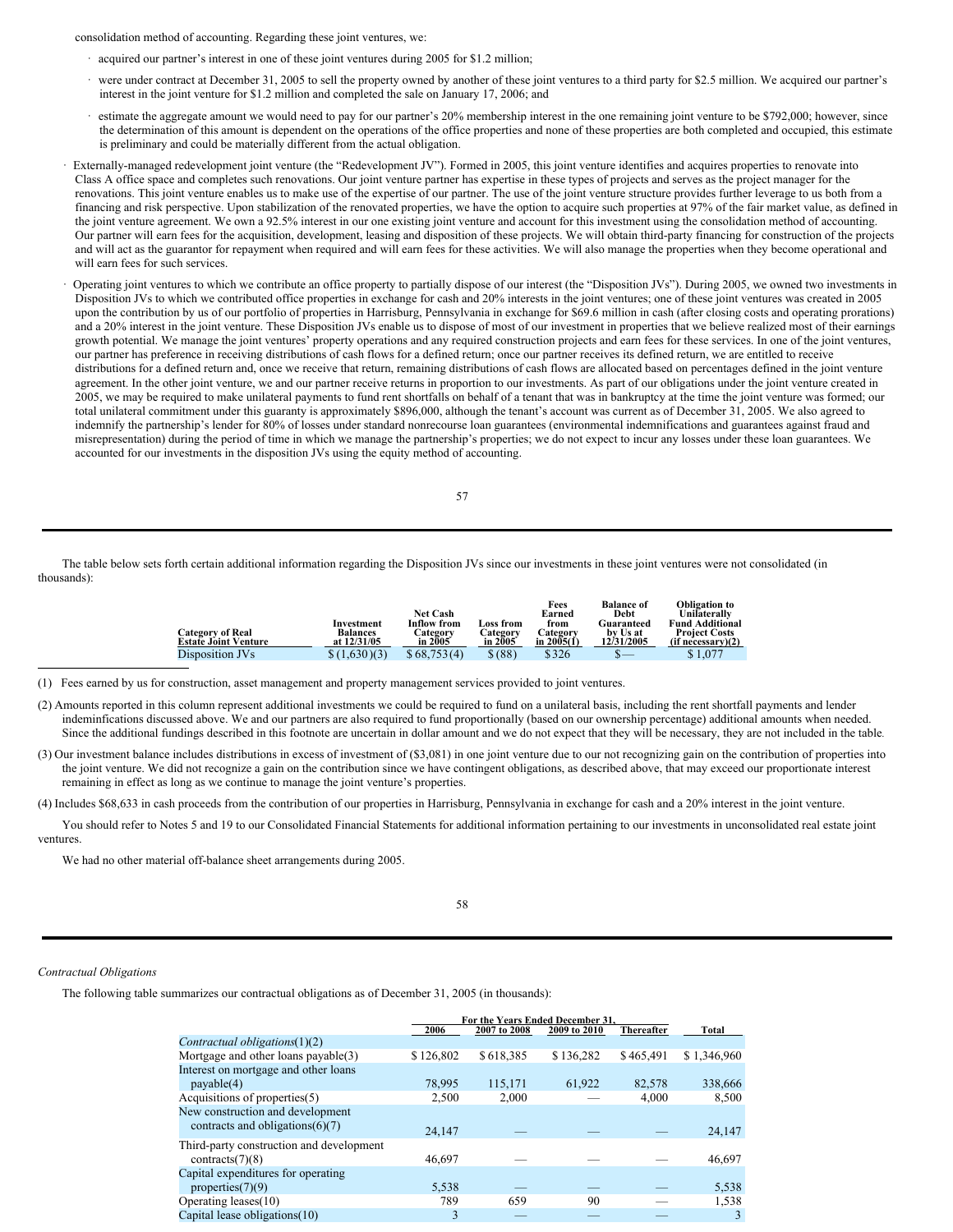consolidation method of accounting. Regarding these joint ventures, we:

- acquired our partner's interest in one of these joint ventures during 2005 for $1.2 million;
- were under contract at December 31, 2005 to sell the property owned by another of these joint ventures to a third party for $2.5 million. We acquired our partner's interest in the joint venture for $1.2 million and completed the sale on January 17, 2006; and
- estimate the aggregate amount we would need to pay for our partner's 20% membership interest in the one remaining joint venture to be $792,000; however, since the determination of this amount is dependent on the operations of the office properties and none of these properties are both completed and occupied, this estimate is preliminary and could be materially different from the actual obligation.

- Externally-managed redevelopment joint venture (the "Redevelopment JV"). Formed in 2005, this joint venture identifies and acquires properties to renovate into Class A office space and completes such renovations. Our joint venture partner has expertise in these types of projects and serves as the project manager for the renovations. This joint venture enables us to make use of the expertise of our partner. The use of the joint venture structure provides further leverage to us both from a financing and risk perspective. Upon stabilization of the renovated properties, we have the option to acquire such properties at 97% of the fair market value, as defined in the joint venture agreement. We own a 92.5% interest in our one existing joint venture and account for this investment using the consolidation method of accounting. Our partner will earn fees for the acquisition, development, leasing and disposition of these projects. We will obtain third-party financing for construction of the projects and will act as the guarantor for repayment when required and will earn fees for these activities. We will also manage the properties when they become operational and will earn fees for such services.

- Operating joint ventures to which we contribute an office property to partially dispose of our interest (the "Disposition JVs"). During 2005, we owned two investments in Disposition JVs to which we contributed office properties in exchange for cash and 20% interests in the joint ventures; one of these joint ventures was created in 2005 upon the contribution by us of our portfolio of properties in Harrisburg, Pennsylvania in exchange for $69.6 million in cash (after closing costs and operating prorations) and a 20% interest in the joint venture. These Disposition JVs enable us to dispose of most of our investment in properties that we believe realized most of their earnings growth potential. We manage the joint ventures' property operations and any required construction projects and earn fees for these services. In one of the joint ventures, our partner has preference in receiving distributions of cash flows for a defined return; once our partner receives its defined return, we are entitled to receive distributions for a defined return and, once we receive that return, remaining distributions of cash flows are allocated based on percentages defined in the joint venture agreement. In the other joint venture, we and our partner receive returns in proportion to our investments. As part of our obligations under the joint venture created in 2005, we may be required to make unilateral payments to fund rent shortfalls on behalf of a tenant that was in bankruptcy at the time the joint venture was formed; our total unilateral commitment under this guaranty is approximately $896,000, although the tenant's account was current as of December 31, 2005. We also agreed to indemnify the partnership's lender for 80% of losses under standard nonrecourse loan guarantees (environmental indemnifications and guarantees against fraud and misrepresentation) during the period of time in which we manage the partnership's properties; we do not expect to incur any losses under these loan guarantees. We accounted for our investments in the disposition JVs using the equity method of accounting.

The table below sets forth certain additional information regarding the Disposition JVs since our investments in these joint ventures were not consolidated (in thousands):

| Category of Real Estate Joint Venture | Investment Balances at 12/31/05 | Net Cash Inflow from Category in 2005 | Loss from Category in 2005 | Fees Earned from Category in 2005(1) | Balance of Debt Guaranteed by Us at 12/31/2005 | Obligation to Unilaterally Fund Additional Project Costs (if necessary)(2) |
|---|---|---|---|---|---|---|
| Disposition JVs | $ (1,630)(3) | $ 68,753(4) | $ (88) | $326 | $— | $ 1,077 |

(1) Fees earned by us for construction, asset management and property management services provided to joint ventures.

(2) Amounts reported in this column represent additional investments we could be required to fund on a unilateral basis, including the rent shortfall payments and lender indeminfications discussed above. We and our partners are also required to fund proportionally (based on our ownership percentage) additional amounts when needed. Since the additional fundings described in this footnote are uncertain in dollar amount and we do not expect that they will be necessary, they are not included in the table.

(3) Our investment balance includes distributions in excess of investment of ($3,081) in one joint venture due to our not recognizing gain on the contribution of properties into the joint venture. We did not recognize a gain on the contribution since we have contingent obligations, as described above, that may exceed our proportionate interest remaining in effect as long as we continue to manage the joint venture's properties.

(4) Includes $68,633 in cash proceeds from the contribution of our properties in Harrisburg, Pennsylvania in exchange for cash and a 20% interest in the joint venture.

You should refer to Notes 5 and 19 to our Consolidated Financial Statements for additional information pertaining to our investments in unconsolidated real estate joint ventures.

We had no other material off-balance sheet arrangements during 2005.

*Contractual Obligations*

The following table summarizes our contractual obligations as of December 31, 2005 (in thousands):

| | For the Years Ended December 31, | | | | |
|---|---|---|---|---|---|
| | 2006 | 2007 to 2008 | 2009 to 2010 | Thereafter | Total |
| *Contractual obligations*(1)(2) | | | | | |
| Mortgage and other loans payable(3) | $ 126,802 | $ 618,385 | $ 136,282 | $ 465,491 | $ 1,346,960 |
| Interest on mortgage and other loans payable(4) | 78,995 | 115,171 | 61,922 | 82,578 | 338,666 |
| Acquisitions of properties(5) | 2,500 | 2,000 | — | 4,000 | 8,500 |
| New construction and development contracts and obligations(6)(7) | 24,147 | — | — | — | 24,147 |
| Third-party construction and development contracts(7)(8) | 46,697 | — | — | — | 46,697 |
| Capital expenditures for operating properties(7)(9) | 5,538 | — | — | — | 5,538 |
| Operating leases(10) | 789 | 659 | 90 | — | 1,538 |
| Capital lease obligations(10) | 3 | — | — | — | 3 |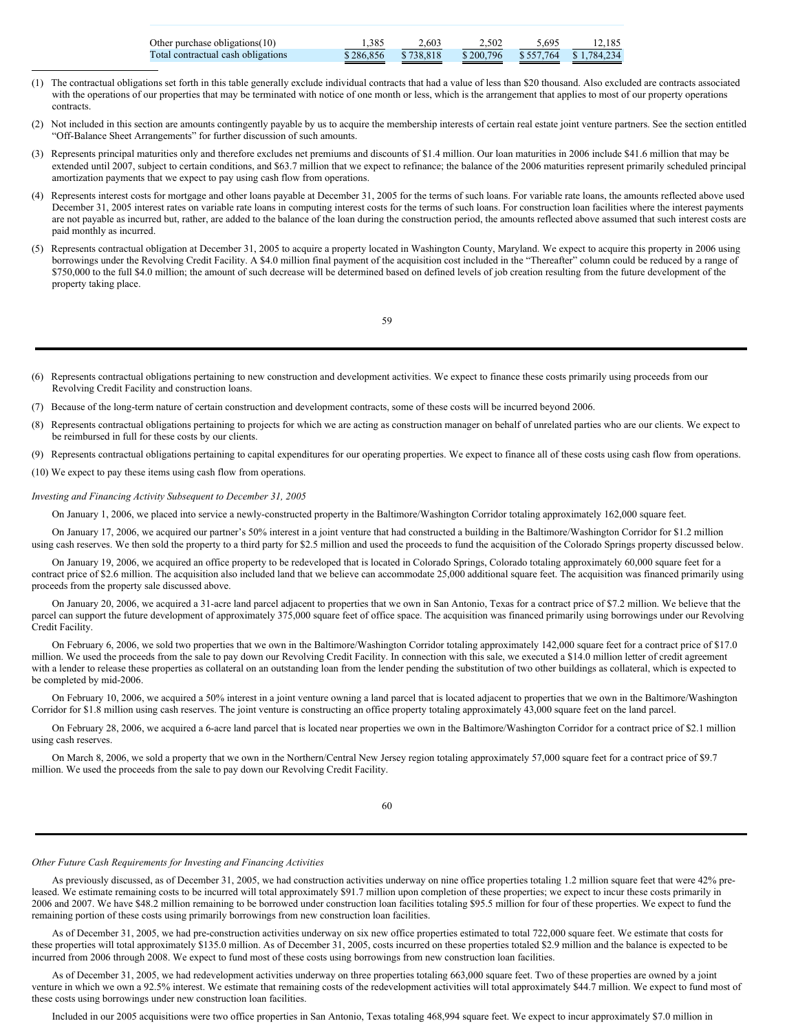| | | | | | |
|---|---|---|---|---|---|
| Other purchase obligations(10) | 1,385 | 2,603 | 2,502 | 5,695 | 12,185 |
| Total contractual cash obligations | $ 286,856 | $ 738,818 | $ 200,796 | $ 557,764 | $ 1,784,234 |

(1) The contractual obligations set forth in this table generally exclude individual contracts that had a value of less than $20 thousand. Also excluded are contracts associated with the operations of our properties that may be terminated with notice of one month or less, which is the arrangement that applies to most of our property operations contracts.

(2) Not included in this section are amounts contingently payable by us to acquire the membership interests of certain real estate joint venture partners. See the section entitled "Off-Balance Sheet Arrangements" for further discussion of such amounts.

(3) Represents principal maturities only and therefore excludes net premiums and discounts of $1.4 million. Our loan maturities in 2006 include $41.6 million that may be extended until 2007, subject to certain conditions, and $63.7 million that we expect to refinance; the balance of the 2006 maturities represent primarily scheduled principal amortization payments that we expect to pay using cash flow from operations.

(4) Represents interest costs for mortgage and other loans payable at December 31, 2005 for the terms of such loans. For variable rate loans, the amounts reflected above used December 31, 2005 interest rates on variable rate loans in computing interest costs for the terms of such loans. For construction loan facilities where the interest payments are not payable as incurred but, rather, are added to the balance of the loan during the construction period, the amounts reflected above assumed that such interest costs are paid monthly as incurred.

(5) Represents contractual obligation at December 31, 2005 to acquire a property located in Washington County, Maryland. We expect to acquire this property in 2006 using borrowings under the Revolving Credit Facility. A $4.0 million final payment of the acquisition cost included in the "Thereafter" column could be reduced by a range of $750,000 to the full $4.0 million; the amount of such decrease will be determined based on defined levels of job creation resulting from the future development of the property taking place.

(6) Represents contractual obligations pertaining to new construction and development activities. We expect to finance these costs primarily using proceeds from our Revolving Credit Facility and construction loans.

(7) Because of the long-term nature of certain construction and development contracts, some of these costs will be incurred beyond 2006.

(8) Represents contractual obligations pertaining to projects for which we are acting as construction manager on behalf of unrelated parties who are our clients. We expect to be reimbursed in full for these costs by our clients.

(9) Represents contractual obligations pertaining to capital expenditures for our operating properties. We expect to finance all of these costs using cash flow from operations.

(10) We expect to pay these items using cash flow from operations.

*Investing and Financing Activity Subsequent to December 31, 2005*

On January 1, 2006, we placed into service a newly-constructed property in the Baltimore/Washington Corridor totaling approximately 162,000 square feet.

On January 17, 2006, we acquired our partner's 50% interest in a joint venture that had constructed a building in the Baltimore/Washington Corridor for $1.2 million using cash reserves. We then sold the property to a third party for $2.5 million and used the proceeds to fund the acquisition of the Colorado Springs property discussed below.

On January 19, 2006, we acquired an office property to be redeveloped that is located in Colorado Springs, Colorado totaling approximately 60,000 square feet for a contract price of $2.6 million. The acquisition also included land that we believe can accommodate 25,000 additional square feet. The acquisition was financed primarily using proceeds from the property sale discussed above.

On January 20, 2006, we acquired a 31-acre land parcel adjacent to properties that we own in San Antonio, Texas for a contract price of $7.2 million. We believe that the parcel can support the future development of approximately 375,000 square feet of office space. The acquisition was financed primarily using borrowings under our Revolving Credit Facility.

On February 6, 2006, we sold two properties that we own in the Baltimore/Washington Corridor totaling approximately 142,000 square feet for a contract price of $17.0 million. We used the proceeds from the sale to pay down our Revolving Credit Facility. In connection with this sale, we executed a $14.0 million letter of credit agreement with a lender to release these properties as collateral on an outstanding loan from the lender pending the substitution of two other buildings as collateral, which is expected to be completed by mid-2006.

On February 10, 2006, we acquired a 50% interest in a joint venture owning a land parcel that is located adjacent to properties that we own in the Baltimore/Washington Corridor for $1.8 million using cash reserves. The joint venture is constructing an office property totaling approximately 43,000 square feet on the land parcel.

On February 28, 2006, we acquired a 6-acre land parcel that is located near properties we own in the Baltimore/Washington Corridor for a contract price of $2.1 million using cash reserves.

On March 8, 2006, we sold a property that we own in the Northern/Central New Jersey region totaling approximately 57,000 square feet for a contract price of $9.7 million. We used the proceeds from the sale to pay down our Revolving Credit Facility.

*Other Future Cash Requirements for Investing and Financing Activities*

As previously discussed, as of December 31, 2005, we had construction activities underway on nine office properties totaling 1.2 million square feet that were 42% pre-leased. We estimate remaining costs to be incurred will total approximately $91.7 million upon completion of these properties; we expect to incur these costs primarily in 2006 and 2007. We have $48.2 million remaining to be borrowed under construction loan facilities totaling $95.5 million for four of these properties. We expect to fund the remaining portion of these costs using primarily borrowings from new construction loan facilities.

As of December 31, 2005, we had pre-construction activities underway on six new office properties estimated to total 722,000 square feet. We estimate that costs for these properties will total approximately $135.0 million. As of December 31, 2005, costs incurred on these properties totaled $2.9 million and the balance is expected to be incurred from 2006 through 2008. We expect to fund most of these costs using borrowings from new construction loan facilities.

As of December 31, 2005, we had redevelopment activities underway on three properties totaling 663,000 square feet. Two of these properties are owned by a joint venture in which we own a 92.5% interest. We estimate that remaining costs of the redevelopment activities will total approximately $44.7 million. We expect to fund most of these costs using borrowings under new construction loan facilities.

Included in our 2005 acquisitions were two office properties in San Antonio, Texas totaling 468,994 square feet. We expect to incur approximately $7.0 million in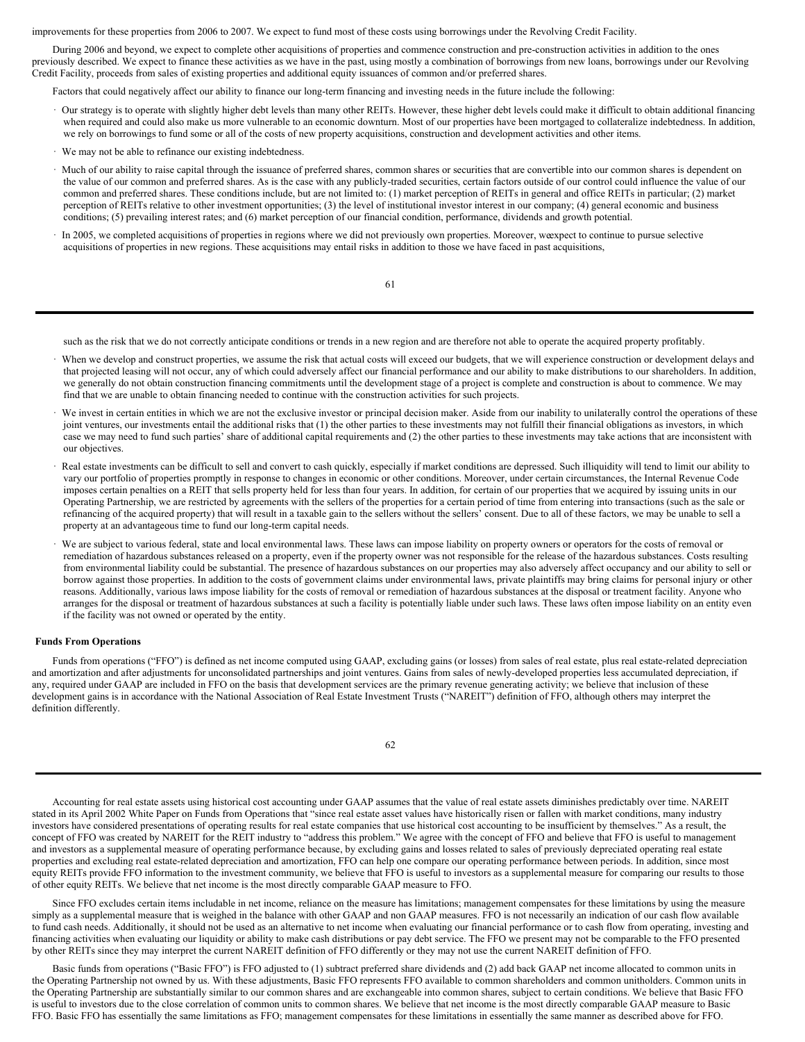improvements for these properties from 2006 to 2007. We expect to fund most of these costs using borrowings under the Revolving Credit Facility.

During 2006 and beyond, we expect to complete other acquisitions of properties and commence construction and pre-construction activities in addition to the ones previously described. We expect to finance these activities as we have in the past, using mostly a combination of borrowings from new loans, borrowings under our Revolving Credit Facility, proceeds from sales of existing properties and additional equity issuances of common and/or preferred shares.

Factors that could negatively affect our ability to finance our long-term financing and investing needs in the future include the following:

- Our strategy is to operate with slightly higher debt levels than many other REITs. However, these higher debt levels could make it difficult to obtain additional financing when required and could also make us more vulnerable to an economic downturn. Most of our properties have been mortgaged to collateralize indebtedness. In addition, we rely on borrowings to fund some or all of the costs of new property acquisitions, construction and development activities and other items.
- We may not be able to refinance our existing indebtedness.
- Much of our ability to raise capital through the issuance of preferred shares, common shares or securities that are convertible into our common shares is dependent on the value of our common and preferred shares. As is the case with any publicly-traded securities, certain factors outside of our control could influence the value of our common and preferred shares. These conditions include, but are not limited to: (1) market perception of REITs in general and office REITs in particular; (2) market perception of REITs relative to other investment opportunities; (3) the level of institutional investor interest in our company; (4) general economic and business conditions; (5) prevailing interest rates; and (6) market perception of our financial condition, performance, dividends and growth potential.
- In 2005, we completed acquisitions of properties in regions where we did not previously own properties. Moreover, wexpect to continue to pursue selective acquisitions of properties in new regions. These acquisitions may entail risks in addition to those we have faced in past acquisitions, such as the risk that we do not correctly anticipate conditions or trends in a new region and are therefore not able to operate the acquired property profitably.
- When we develop and construct properties, we assume the risk that actual costs will exceed our budgets, that we will experience construction or development delays and that projected leasing will not occur, any of which could adversely affect our financial performance and our ability to make distributions to our shareholders. In addition, we generally do not obtain construction financing commitments until the development stage of a project is complete and construction is about to commence. We may find that we are unable to obtain financing needed to continue with the construction activities for such projects.
- We invest in certain entities in which we are not the exclusive investor or principal decision maker. Aside from our inability to unilaterally control the operations of these joint ventures, our investments entail the additional risks that (1) the other parties to these investments may not fulfill their financial obligations as investors, in which case we may need to fund such parties' share of additional capital requirements and (2) the other parties to these investments may take actions that are inconsistent with our objectives.
- Real estate investments can be difficult to sell and convert to cash quickly, especially if market conditions are depressed. Such illiquidity will tend to limit our ability to vary our portfolio of properties promptly in response to changes in economic or other conditions. Moreover, under certain circumstances, the Internal Revenue Code imposes certain penalties on a REIT that sells property held for less than four years. In addition, for certain of our properties that we acquired by issuing units in our Operating Partnership, we are restricted by agreements with the sellers of the properties for a certain period of time from entering into transactions (such as the sale or refinancing of the acquired property) that will result in a taxable gain to the sellers without the sellers' consent. Due to all of these factors, we may be unable to sell a property at an advantageous time to fund our long-term capital needs.
- We are subject to various federal, state and local environmental laws. These laws can impose liability on property owners or operators for the costs of removal or remediation of hazardous substances released on a property, even if the property owner was not responsible for the release of the hazardous substances. Costs resulting from environmental liability could be substantial. The presence of hazardous substances on our properties may also adversely affect occupancy and our ability to sell or borrow against those properties. In addition to the costs of government claims under environmental laws, private plaintiffs may bring claims for personal injury or other reasons. Additionally, various laws impose liability for the costs of removal or remediation of hazardous substances at the disposal or treatment facility. Anyone who arranges for the disposal or treatment of hazardous substances at such a facility is potentially liable under such laws. These laws often impose liability on an entity even if the facility was not owned or operated by the entity.

**Funds From Operations**

Funds from operations ("FFO") is defined as net income computed using GAAP, excluding gains (or losses) from sales of real estate, plus real estate-related depreciation and amortization and after adjustments for unconsolidated partnerships and joint ventures. Gains from sales of newly-developed properties less accumulated depreciation, if any, required under GAAP are included in FFO on the basis that development services are the primary revenue generating activity; we believe that inclusion of these development gains is in accordance with the National Association of Real Estate Investment Trusts ("NAREIT") definition of FFO, although others may interpret the definition differently.

Accounting for real estate assets using historical cost accounting under GAAP assumes that the value of real estate assets diminishes predictably over time. NAREIT stated in its April 2002 White Paper on Funds from Operations that "since real estate asset values have historically risen or fallen with market conditions, many industry investors have considered presentations of operating results for real estate companies that use historical cost accounting to be insufficient by themselves." As a result, the concept of FFO was created by NAREIT for the REIT industry to "address this problem." We agree with the concept of FFO and believe that FFO is useful to management and investors as a supplemental measure of operating performance because, by excluding gains and losses related to sales of previously depreciated operating real estate properties and excluding real estate-related depreciation and amortization, FFO can help one compare our operating performance between periods. In addition, since most equity REITs provide FFO information to the investment community, we believe that FFO is useful to investors as a supplemental measure for comparing our results to those of other equity REITs. We believe that net income is the most directly comparable GAAP measure to FFO.

Since FFO excludes certain items includable in net income, reliance on the measure has limitations; management compensates for these limitations by using the measure simply as a supplemental measure that is weighed in the balance with other GAAP and non GAAP measures. FFO is not necessarily an indication of our cash flow available to fund cash needs. Additionally, it should not be used as an alternative to net income when evaluating our financial performance or to cash flow from operating, investing and financing activities when evaluating our liquidity or ability to make cash distributions or pay debt service. The FFO we present may not be comparable to the FFO presented by other REITs since they may interpret the current NAREIT definition of FFO differently or they may not use the current NAREIT definition of FFO.

Basic funds from operations ("Basic FFO") is FFO adjusted to (1) subtract preferred share dividends and (2) add back GAAP net income allocated to common units in the Operating Partnership not owned by us. With these adjustments, Basic FFO represents FFO available to common shareholders and common unitholders. Common units in the Operating Partnership are substantially similar to our common shares and are exchangeable into common shares, subject to certain conditions. We believe that Basic FFO is useful to investors due to the close correlation of common units to common shares. We believe that net income is the most directly comparable GAAP measure to Basic FFO. Basic FFO has essentially the same limitations as FFO; management compensates for these limitations in essentially the same manner as described above for FFO.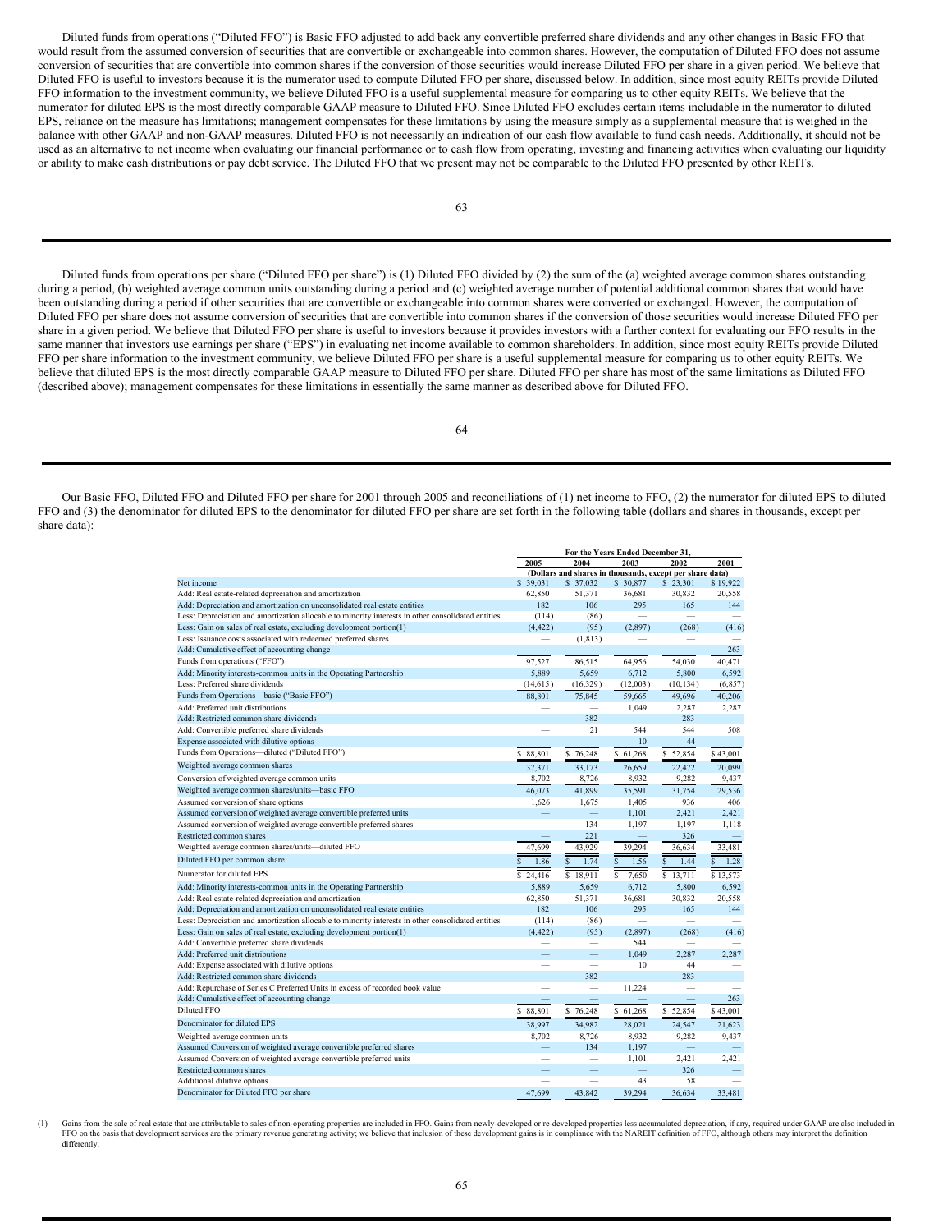Diluted funds from operations ("Diluted FFO") is Basic FFO adjusted to add back any convertible preferred share dividends and any other changes in Basic FFO that would result from the assumed conversion of securities that are convertible or exchangeable into common shares. However, the computation of Diluted FFO does not assume conversion of securities that are convertible into common shares if the conversion of those securities would increase Diluted FFO per share in a given period. We believe that Diluted FFO is useful to investors because it is the numerator used to compute Diluted FFO per share, discussed below. In addition, since most equity REITs provide Diluted FFO information to the investment community, we believe Diluted FFO is a useful supplemental measure for comparing us to other equity REITs. We believe that the numerator for diluted EPS is the most directly comparable GAAP measure to Diluted FFO. Since Diluted FFO excludes certain items includable in the numerator to diluted EPS, reliance on the measure has limitations; management compensates for these limitations by using the measure simply as a supplemental measure that is weighed in the balance with other GAAP and non-GAAP measures. Diluted FFO is not necessarily an indication of our cash flow available to fund cash needs. Additionally, it should not be used as an alternative to net income when evaluating our financial performance or to cash flow from operating, investing and financing activities when evaluating our liquidity or ability to make cash distributions or pay debt service. The Diluted FFO that we present may not be comparable to the Diluted FFO presented by other REITs.

Diluted funds from operations per share ("Diluted FFO per share") is (1) Diluted FFO divided by (2) the sum of the (a) weighted average common shares outstanding during a period, (b) weighted average common units outstanding during a period and (c) weighted average number of potential additional common shares that would have been outstanding during a period if other securities that are convertible or exchangeable into common shares were converted or exchanged. However, the computation of Diluted FFO per share does not assume conversion of securities that are convertible into common shares if the conversion of those securities would increase Diluted FFO per share in a given period. We believe that Diluted FFO per share is useful to investors because it provides investors with a further context for evaluating our FFO results in the same manner that investors use earnings per share ("EPS") in evaluating net income available to common shareholders. In addition, since most equity REITs provide Diluted FFO per share information to the investment community, we believe Diluted FFO per share is a useful supplemental measure for comparing us to other equity REITs. We believe that diluted EPS is the most directly comparable GAAP measure to Diluted FFO per share. Diluted FFO per share has most of the same limitations as Diluted FFO (described above); management compensates for these limitations in essentially the same manner as described above for Diluted FFO.

Our Basic FFO, Diluted FFO and Diluted FFO per share for 2001 through 2005 and reconciliations of (1) net income to FFO, (2) the numerator for diluted EPS to diluted FFO and (3) the denominator for diluted EPS to the denominator for diluted FFO per share are set forth in the following table (dollars and shares in thousands, except per share data):

| | For the Years Ended December 31, | | | | |
|---|---|---|---|---|---|
| | 2005 | 2004 | 2003 | 2002 | 2001 |
| | (Dollars and shares in thousands, except per share data) | | | | |
| Net income | $ 39,031 | $ 37,032 | $ 30,877 | $ 23,301 | $ 19,922 |
| Add: Real estate-related depreciation and amortization | 62,850 | 51,371 | 36,681 | 30,832 | 20,558 |
| Add: Depreciation and amortization on unconsolidated real estate entities | 182 | 106 | 295 | 165 | 144 |
| Less: Depreciation and amortization allocable to minority interests in other consolidated entities | (114) | (86) | — | — | — |
| Less: Gain on sales of real estate, excluding development portion(1) | (4,422) | (95) | (2,897) | (268) | (416) |
| Less: Issuance costs associated with redeemed preferred shares | — | (1,813) | — | — | — |
| Add: Cumulative effect of accounting change | — | — | — | — | 263 |
| Funds from operations ("FFO") | 97,527 | 86,515 | 64,956 | 54,030 | 40,471 |
| Add: Minority interests-common units in the Operating Partnership | 5,889 | 5,659 | 6,712 | 5,800 | 6,592 |
| Less: Preferred share dividends | (14,615) | (16,329) | (12,003) | (10,134) | (6,857) |
| Funds from Operations—basic ("Basic FFO") | 88,801 | 75,845 | 59,665 | 49,696 | 40,206 |
| Add: Preferred unit distributions | — | — | 1,049 | 2,287 | 2,287 |
| Add: Restricted common share dividends | — | 382 | — | 283 | — |
| Add: Convertible preferred share dividends | — | 21 | 544 | 544 | 508 |
| Expense associated with dilutive options | — | — | 10 | 44 | — |
| Funds from Operations—diluted ("Diluted FFO") | $ 88,801 | $ 76,248 | $ 61,268 | $ 52,854 | $ 43,001 |
| Weighted average common shares | 37,371 | 33,173 | 26,659 | 22,472 | 20,099 |
| Conversion of weighted average common units | 8,702 | 8,726 | 8,932 | 9,282 | 9,437 |
| Weighted average common shares/units—basic FFO | 46,073 | 41,899 | 35,591 | 31,754 | 29,536 |
| Assumed conversion of share options | 1,626 | 1,675 | 1,405 | 936 | 406 |
| Assumed conversion of weighted average convertible preferred units | — | — | 1,101 | 2,421 | 2,421 |
| Assumed conversion of weighted average convertible preferred shares | — | 134 | 1,197 | 1,197 | 1,118 |
| Restricted common shares | — | 221 | — | 326 | — |
| Weighted average common shares/units—diluted FFO | 47,699 | 43,929 | 39,294 | 36,634 | 33,481 |
| Diluted FFO per common share | $ 1.86 | $ 1.74 | $ 1.56 | $ 1.44 | $ 1.28 |
| Numerator for diluted EPS | $ 24,416 | $ 18,911 | $ 7,650 | $ 13,711 | $ 13,573 |
| Add: Minority interests-common units in the Operating Partnership | 5,889 | 5,659 | 6,712 | 5,800 | 6,592 |
| Add: Real estate-related depreciation and amortization | 62,850 | 51,371 | 36,681 | 30,832 | 20,558 |
| Add: Depreciation and amortization on unconsolidated real estate entities | 182 | 106 | 295 | 165 | 144 |
| Less: Depreciation and amortization allocable to minority interests in other consolidated entities | (114) | (86) | — | — | — |
| Less: Gain on sales of real estate, excluding development portion(1) | (4,422) | (95) | (2,897) | (268) | (416) |
| Add: Convertible preferred share dividends | — | — | 544 | — | — |
| Add: Preferred unit distributions | — | — | 1,049 | 2,287 | 2,287 |
| Add: Expense associated with dilutive options | — | — | 10 | 44 | — |
| Add: Restricted common share dividends | — | 382 | — | 283 | — |
| Add: Repurchase of Series C Preferred Units in excess of recorded book value | — | — | 11,224 | — | — |
| Add: Cumulative effect of accounting change | — | — | — | — | 263 |
| Diluted FFO | $ 88,801 | $ 76,248 | $ 61,268 | $ 52,854 | $ 43,001 |
| Denominator for diluted EPS | 38,997 | 34,982 | 28,021 | 24,547 | 21,623 |
| Weighted average common units | 8,702 | 8,726 | 8,932 | 9,282 | 9,437 |
| Assumed Conversion of weighted average convertible preferred shares | — | 134 | 1,197 | — | — |
| Assumed Conversion of weighted average convertible preferred units | — | — | 1,101 | 2,421 | 2,421 |
| Restricted common shares | — | — | — | 326 | — |
| Additional dilutive options | — | — | 43 | 58 | — |
| Denominator for Diluted FFO per share | 47,699 | 43,842 | 39,294 | 36,634 | 33,481 |

(1) Gains from the sale of real estate that are attributable to sales of non-operating properties are included in FFO. Gains from newly-developed or re-developed properties less accumulated depreciation, if any, required under GAAP are also included in FFO on the basis that development services are the primary revenue generating activity; we believe that inclusion of these development gains is in compliance with the NAREIT definition of FFO, although others may interpret the definition differently.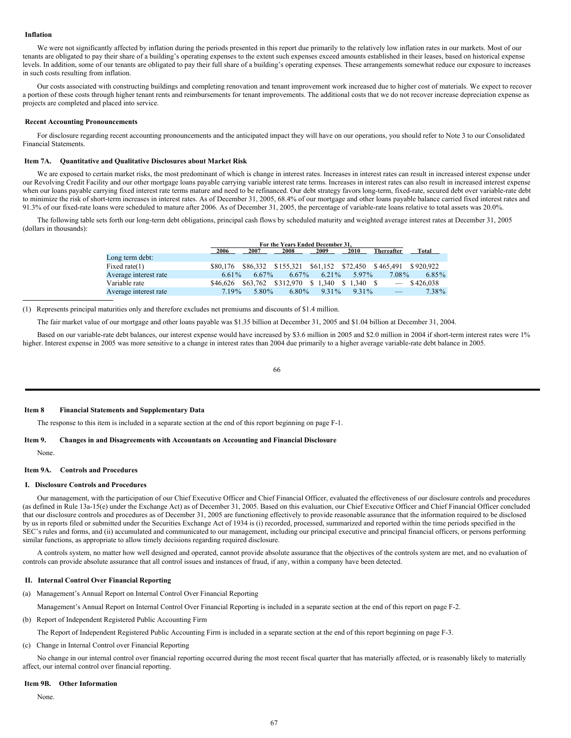**Inflation**

We were not significantly affected by inflation during the periods presented in this report due primarily to the relatively low inflation rates in our markets. Most of our tenants are obligated to pay their share of a building's operating expenses to the extent such expenses exceed amounts established in their leases, based on historical expense levels. In addition, some of our tenants are obligated to pay their full share of a building's operating expenses. These arrangements somewhat reduce our exposure to increases in such costs resulting from inflation.

Our costs associated with constructing buildings and completing renovation and tenant improvement work increased due to higher cost of materials. We expect to recover a portion of these costs through higher tenant rents and reimbursements for tenant improvements. The additional costs that we do not recover increase depreciation expense as projects are completed and placed into service.

**Recent Accounting Pronouncements**

For disclosure regarding recent accounting pronouncements and the anticipated impact they will have on our operations, you should refer to Note 3 to our Consolidated Financial Statements.

**Item 7A. Quantitative and Qualitative Disclosures about Market Risk**

We are exposed to certain market risks, the most predominant of which is change in interest rates. Increases in interest rates can result in increased interest expense under our Revolving Credit Facility and our other mortgage loans payable carrying variable interest rate terms. Increases in interest rates can also result in increased interest expense when our loans payable carrying fixed interest rate terms mature and need to be refinanced. Our debt strategy favors long-term, fixed-rate, secured debt over variable-rate debt to minimize the risk of short-term increases in interest rates. As of December 31, 2005, 68.4% of our mortgage and other loans payable balance carried fixed interest rates and 91.3% of our fixed-rate loans were scheduled to mature after 2006. As of December 31, 2005, the percentage of variable-rate loans relative to total assets was 20.0%.

The following table sets forth our long-term debt obligations, principal cash flows by scheduled maturity and weighted average interest rates at December 31, 2005 (dollars in thousands):

| | For the Years Ended December 31, | | | | | | |
|---|---|---|---|---|---|---|---|
| | 2006 | 2007 | 2008 | 2009 | 2010 | Thereafter | Total |
| Long term debt: | | | | | | | |
| Fixed rate(1) | $80,176 | $86,332 | $155,321 | $61,152 | $72,450 | $465,491 | $920,922 |
| Average interest rate | 6.61% | 6.67% | 6.67% | 6.21% | 5.97% | 7.08% | 6.85% |
| Variable rate | $46,626 | $63,762 | $312,970 | $1,340 | $1,340 | $— | $426,038 |
| Average interest rate | 7.19% | 5.80% | 6.80% | 9.31% | 9.31% | — | 7.38% |

(1) Represents principal maturities only and therefore excludes net premiums and discounts of $1.4 million.

The fair market value of our mortgage and other loans payable was $1.35 billion at December 31, 2005 and $1.04 billion at December 31, 2004.

Based on our variable-rate debt balances, our interest expense would have increased by $3.6 million in 2005 and $2.0 million in 2004 if short-term interest rates were 1% higher. Interest expense in 2005 was more sensitive to a change in interest rates than 2004 due primarily to a higher average variable-rate debt balance in 2005.

**Item 8 Financial Statements and Supplementary Data**

The response to this item is included in a separate section at the end of this report beginning on page F-1.

**Item 9. Changes in and Disagreements with Accountants on Accounting and Financial Disclosure**

None.

**Item 9A. Controls and Procedures**

**I. Disclosure Controls and Procedures**

Our management, with the participation of our Chief Executive Officer and Chief Financial Officer, evaluated the effectiveness of our disclosure controls and procedures (as defined in Rule 13a-15(e) under the Exchange Act) as of December 31, 2005. Based on this evaluation, our Chief Executive Officer and Chief Financial Officer concluded that our disclosure controls and procedures as of December 31, 2005 are functioning effectively to provide reasonable assurance that the information required to be disclosed by us in reports filed or submitted under the Securities Exchange Act of 1934 is (i) recorded, processed, summarized and reported within the time periods specified in the SEC's rules and forms, and (ii) accumulated and communicated to our management, including our principal executive and principal financial officers, or persons performing similar functions, as appropriate to allow timely decisions regarding required disclosure.

A controls system, no matter how well designed and operated, cannot provide absolute assurance that the objectives of the controls system are met, and no evaluation of controls can provide absolute assurance that all control issues and instances of fraud, if any, within a company have been detected.

**II. Internal Control Over Financial Reporting**

(a) Management's Annual Report on Internal Control Over Financial Reporting

Management's Annual Report on Internal Control Over Financial Reporting is included in a separate section at the end of this report on page F-2.

(b) Report of Independent Registered Public Accounting Firm

The Report of Independent Registered Public Accounting Firm is included in a separate section at the end of this report beginning on page F-3.

(c) Change in Internal Control over Financial Reporting

No change in our internal control over financial reporting occurred during the most recent fiscal quarter that has materially affected, or is reasonably likely to materially affect, our internal control over financial reporting.

**Item 9B. Other Information**

None.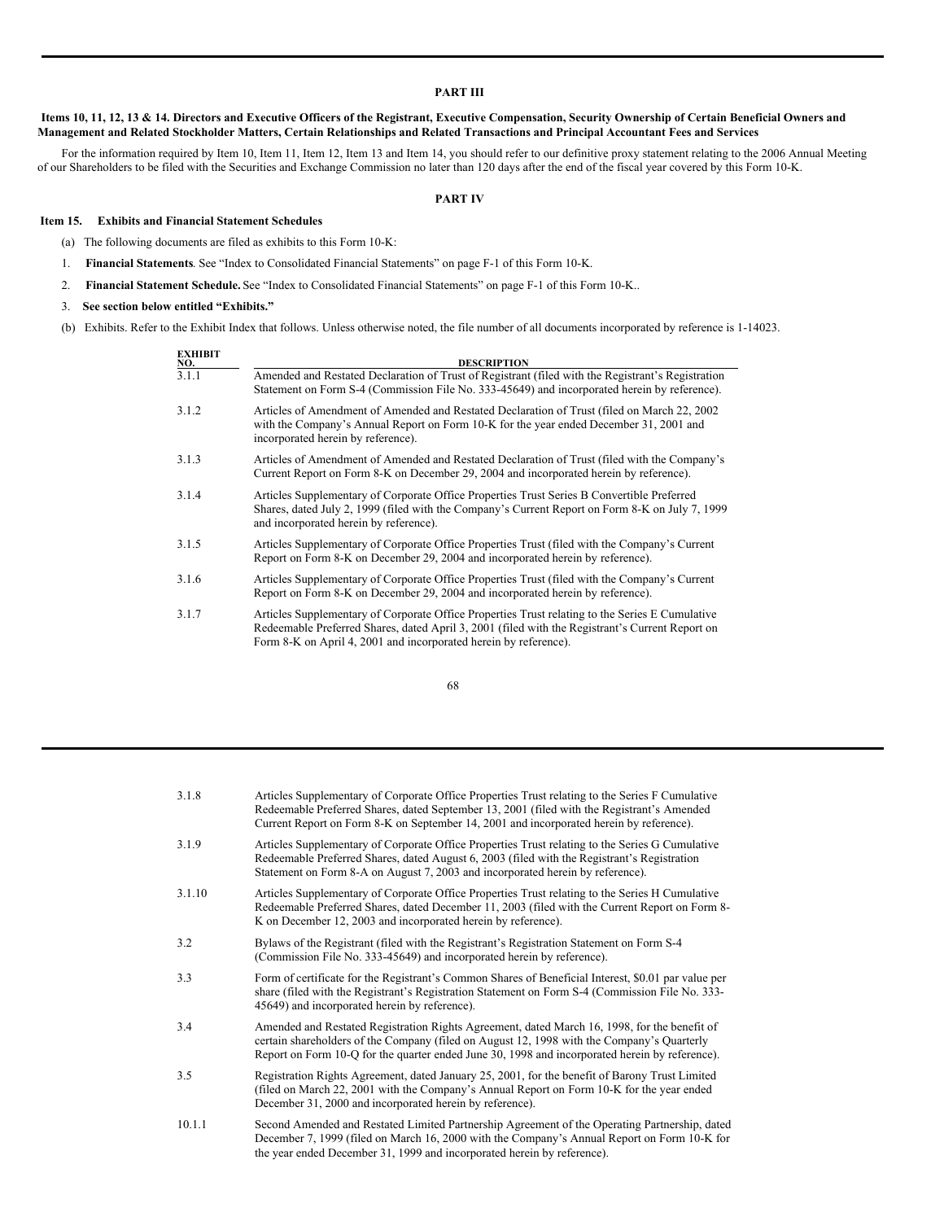## PART III

**Items 10, 11, 12, 13 & 14. Directors and Executive Officers of the Registrant, Executive Compensation, Security Ownership of Certain Beneficial Owners and Management and Related Stockholder Matters, Certain Relationships and Related Transactions and Principal Accountant Fees and Services**

For the information required by Item 10, Item 11, Item 12, Item 13 and Item 14, you should refer to our definitive proxy statement relating to the 2006 Annual Meeting of our Shareholders to be filed with the Securities and Exchange Commission no later than 120 days after the end of the fiscal year covered by this Form 10-K.

## PART IV

### Item 15. Exhibits and Financial Statement Schedules

(a) The following documents are filed as exhibits to this Form 10-K:

1. **Financial Statements**. See "Index to Consolidated Financial Statements" on page F-1 of this Form 10-K.

2. **Financial Statement Schedule.** See "Index to Consolidated Financial Statements" on page F-1 of this Form 10-K..

3. **See section below entitled "Exhibits."**

(b) Exhibits. Refer to the Exhibit Index that follows. Unless otherwise noted, the file number of all documents incorporated by reference is 1-14023.

| EXHIBIT NO. | DESCRIPTION |
|---|---|
| 3.1.1 | Amended and Restated Declaration of Trust of Registrant (filed with the Registrant's Registration Statement on Form S-4 (Commission File No. 333-45649) and incorporated herein by reference). |
| 3.1.2 | Articles of Amendment of Amended and Restated Declaration of Trust (filed on March 22, 2002 with the Company's Annual Report on Form 10-K for the year ended December 31, 2001 and incorporated herein by reference). |
| 3.1.3 | Articles of Amendment of Amended and Restated Declaration of Trust (filed with the Company's Current Report on Form 8-K on December 29, 2004 and incorporated herein by reference). |
| 3.1.4 | Articles Supplementary of Corporate Office Properties Trust Series B Convertible Preferred Shares, dated July 2, 1999 (filed with the Company's Current Report on Form 8-K on July 7, 1999 and incorporated herein by reference). |
| 3.1.5 | Articles Supplementary of Corporate Office Properties Trust (filed with the Company's Current Report on Form 8-K on December 29, 2004 and incorporated herein by reference). |
| 3.1.6 | Articles Supplementary of Corporate Office Properties Trust (filed with the Company's Current Report on Form 8-K on December 29, 2004 and incorporated herein by reference). |
| 3.1.7 | Articles Supplementary of Corporate Office Properties Trust relating to the Series E Cumulative Redeemable Preferred Shares, dated April 3, 2001 (filed with the Registrant's Current Report on Form 8-K on April 4, 2001 and incorporated herein by reference). |
| 3.1.8 | Articles Supplementary of Corporate Office Properties Trust relating to the Series F Cumulative Redeemable Preferred Shares, dated September 13, 2001 (filed with the Registrant's Amended Current Report on Form 8-K on September 14, 2001 and incorporated herein by reference). |
| 3.1.9 | Articles Supplementary of Corporate Office Properties Trust relating to the Series G Cumulative Redeemable Preferred Shares, dated August 6, 2003 (filed with the Registrant's Registration Statement on Form 8-A on August 7, 2003 and incorporated herein by reference). |
| 3.1.10 | Articles Supplementary of Corporate Office Properties Trust relating to the Series H Cumulative Redeemable Preferred Shares, dated December 11, 2003 (filed with the Current Report on Form 8-K on December 12, 2003 and incorporated herein by reference). |
| 3.2 | Bylaws of the Registrant (filed with the Registrant's Registration Statement on Form S-4 (Commission File No. 333-45649) and incorporated herein by reference). |
| 3.3 | Form of certificate for the Registrant's Common Shares of Beneficial Interest, $0.01 par value per share (filed with the Registrant's Registration Statement on Form S-4 (Commission File No. 333-45649) and incorporated herein by reference). |
| 3.4 | Amended and Restated Registration Rights Agreement, dated March 16, 1998, for the benefit of certain shareholders of the Company (filed on August 12, 1998 with the Company's Quarterly Report on Form 10-Q for the quarter ended June 30, 1998 and incorporated herein by reference). |
| 3.5 | Registration Rights Agreement, dated January 25, 2001, for the benefit of Barony Trust Limited (filed on March 22, 2001 with the Company's Annual Report on Form 10-K for the year ended December 31, 2000 and incorporated herein by reference). |
| 10.1.1 | Second Amended and Restated Limited Partnership Agreement of the Operating Partnership, dated December 7, 1999 (filed on March 16, 2000 with the Company's Annual Report on Form 10-K for the year ended December 31, 1999 and incorporated herein by reference). |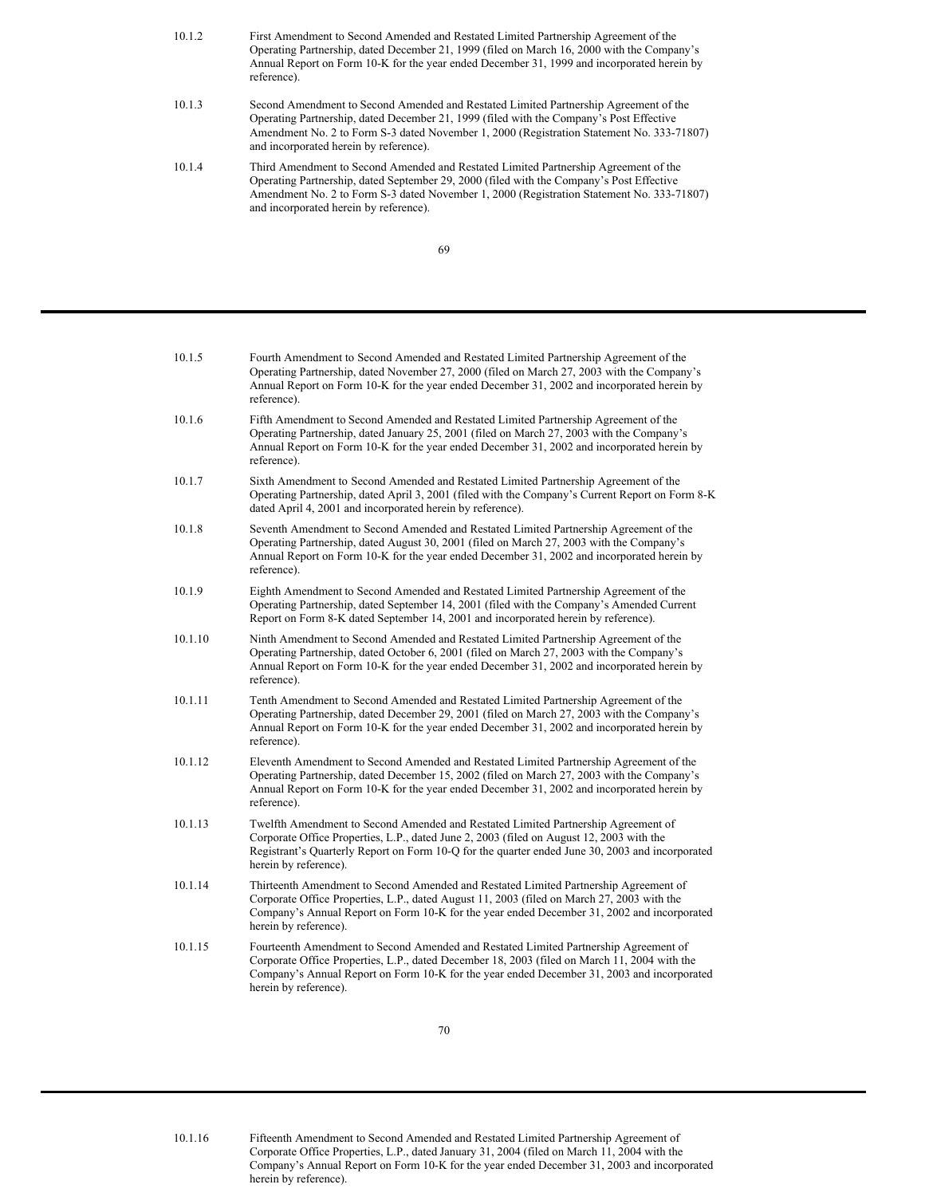| | |
|---|---|
| 10.1.2 | First Amendment to Second Amended and Restated Limited Partnership Agreement of the Operating Partnership, dated December 21, 1999 (filed on March 16, 2000 with the Company's Annual Report on Form 10-K for the year ended December 31, 1999 and incorporated herein by reference). |
| 10.1.3 | Second Amendment to Second Amended and Restated Limited Partnership Agreement of the Operating Partnership, dated December 21, 1999 (filed with the Company's Post Effective Amendment No. 2 to Form S-3 dated November 1, 2000 (Registration Statement No. 333-71807) and incorporated herein by reference). |
| 10.1.4 | Third Amendment to Second Amended and Restated Limited Partnership Agreement of the Operating Partnership, dated September 29, 2000 (filed with the Company's Post Effective Amendment No. 2 to Form S-3 dated November 1, 2000 (Registration Statement No. 333-71807) and incorporated herein by reference). |
| 10.1.5 | Fourth Amendment to Second Amended and Restated Limited Partnership Agreement of the Operating Partnership, dated November 27, 2000 (filed on March 27, 2003 with the Company's Annual Report on Form 10-K for the year ended December 31, 2002 and incorporated herein by reference). |
| 10.1.6 | Fifth Amendment to Second Amended and Restated Limited Partnership Agreement of the Operating Partnership, dated January 25, 2001 (filed on March 27, 2003 with the Company's Annual Report on Form 10-K for the year ended December 31, 2002 and incorporated herein by reference). |
| 10.1.7 | Sixth Amendment to Second Amended and Restated Limited Partnership Agreement of the Operating Partnership, dated April 3, 2001 (filed with the Company's Current Report on Form 8-K dated April 4, 2001 and incorporated herein by reference). |
| 10.1.8 | Seventh Amendment to Second Amended and Restated Limited Partnership Agreement of the Operating Partnership, dated August 30, 2001 (filed on March 27, 2003 with the Company's Annual Report on Form 10-K for the year ended December 31, 2002 and incorporated herein by reference). |
| 10.1.9 | Eighth Amendment to Second Amended and Restated Limited Partnership Agreement of the Operating Partnership, dated September 14, 2001 (filed with the Company's Amended Current Report on Form 8-K dated September 14, 2001 and incorporated herein by reference). |
| 10.1.10 | Ninth Amendment to Second Amended and Restated Limited Partnership Agreement of the Operating Partnership, dated October 6, 2001 (filed on March 27, 2003 with the Company's Annual Report on Form 10-K for the year ended December 31, 2002 and incorporated herein by reference). |
| 10.1.11 | Tenth Amendment to Second Amended and Restated Limited Partnership Agreement of the Operating Partnership, dated December 29, 2001 (filed on March 27, 2003 with the Company's Annual Report on Form 10-K for the year ended December 31, 2002 and incorporated herein by reference). |
| 10.1.12 | Eleventh Amendment to Second Amended and Restated Limited Partnership Agreement of the Operating Partnership, dated December 15, 2002 (filed on March 27, 2003 with the Company's Annual Report on Form 10-K for the year ended December 31, 2002 and incorporated herein by reference). |
| 10.1.13 | Twelfth Amendment to Second Amended and Restated Limited Partnership Agreement of Corporate Office Properties, L.P., dated June 2, 2003 (filed on August 12, 2003 with the Registrant's Quarterly Report on Form 10-Q for the quarter ended June 30, 2003 and incorporated herein by reference). |
| 10.1.14 | Thirteenth Amendment to Second Amended and Restated Limited Partnership Agreement of Corporate Office Properties, L.P., dated August 11, 2003 (filed on March 27, 2003 with the Company's Annual Report on Form 10-K for the year ended December 31, 2002 and incorporated herein by reference). |
| 10.1.15 | Fourteenth Amendment to Second Amended and Restated Limited Partnership Agreement of Corporate Office Properties, L.P., dated December 18, 2003 (filed on March 11, 2004 with the Company's Annual Report on Form 10-K for the year ended December 31, 2003 and incorporated herein by reference). |
| 10.1.16 | Fifteenth Amendment to Second Amended and Restated Limited Partnership Agreement of Corporate Office Properties, L.P., dated January 31, 2004 (filed on March 11, 2004 with the Company's Annual Report on Form 10-K for the year ended December 31, 2003 and incorporated herein by reference). |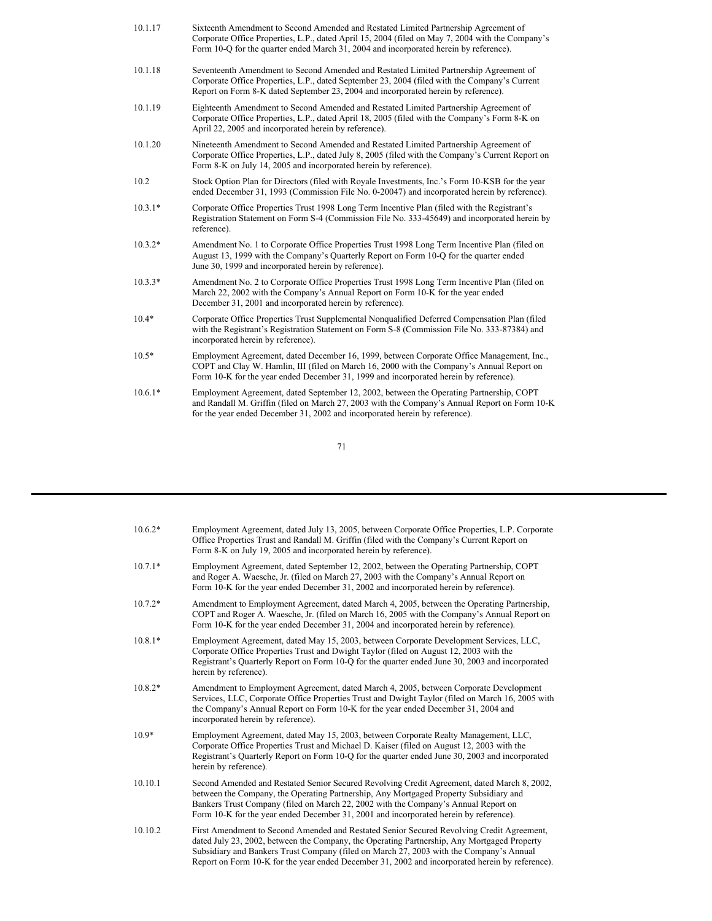| | |
|---|---|
| 10.1.17 | Sixteenth Amendment to Second Amended and Restated Limited Partnership Agreement of Corporate Office Properties, L.P., dated April 15, 2004 (filed on May 7, 2004 with the Company's Form 10-Q for the quarter ended March 31, 2004 and incorporated herein by reference). |
| 10.1.18 | Seventeenth Amendment to Second Amended and Restated Limited Partnership Agreement of Corporate Office Properties, L.P., dated September 23, 2004 (filed with the Company's Current Report on Form 8-K dated September 23, 2004 and incorporated herein by reference). |
| 10.1.19 | Eighteenth Amendment to Second Amended and Restated Limited Partnership Agreement of Corporate Office Properties, L.P., dated April 18, 2005 (filed with the Company's Form 8-K on April 22, 2005 and incorporated herein by reference). |
| 10.1.20 | Nineteenth Amendment to Second Amended and Restated Limited Partnership Agreement of Corporate Office Properties, L.P., dated July 8, 2005 (filed with the Company's Current Report on Form 8-K on July 14, 2005 and incorporated herein by reference). |
| 10.2 | Stock Option Plan for Directors (filed with Royale Investments, Inc.'s Form 10-KSB for the year ended December 31, 1993 (Commission File No. 0-20047) and incorporated herein by reference). |
| 10.3.1* | Corporate Office Properties Trust 1998 Long Term Incentive Plan (filed with the Registrant's Registration Statement on Form S-4 (Commission File No. 333-45649) and incorporated herein by reference). |
| 10.3.2* | Amendment No. 1 to Corporate Office Properties Trust 1998 Long Term Incentive Plan (filed on August 13, 1999 with the Company's Quarterly Report on Form 10-Q for the quarter ended June 30, 1999 and incorporated herein by reference). |
| 10.3.3* | Amendment No. 2 to Corporate Office Properties Trust 1998 Long Term Incentive Plan (filed on March 22, 2002 with the Company's Annual Report on Form 10-K for the year ended December 31, 2001 and incorporated herein by reference). |
| 10.4* | Corporate Office Properties Trust Supplemental Nonqualified Deferred Compensation Plan (filed with the Registrant's Registration Statement on Form S-8 (Commission File No. 333-87384) and incorporated herein by reference). |
| 10.5* | Employment Agreement, dated December 16, 1999, between Corporate Office Management, Inc., COPT and Clay W. Hamlin, III (filed on March 16, 2000 with the Company's Annual Report on Form 10-K for the year ended December 31, 1999 and incorporated herein by reference). |
| 10.6.1* | Employment Agreement, dated September 12, 2002, between the Operating Partnership, COPT and Randall M. Griffin (filed on March 27, 2003 with the Company's Annual Report on Form 10-K for the year ended December 31, 2002 and incorporated herein by reference). |
| 10.6.2* | Employment Agreement, dated July 13, 2005, between Corporate Office Properties, L.P. Corporate Office Properties Trust and Randall M. Griffin (filed with the Company's Current Report on Form 8-K on July 19, 2005 and incorporated herein by reference). |
| 10.7.1* | Employment Agreement, dated September 12, 2002, between the Operating Partnership, COPT and Roger A. Waesche, Jr. (filed on March 27, 2003 with the Company's Annual Report on Form 10-K for the year ended December 31, 2002 and incorporated herein by reference). |
| 10.7.2* | Amendment to Employment Agreement, dated March 4, 2005, between the Operating Partnership, COPT and Roger A. Waesche, Jr. (filed on March 16, 2005 with the Company's Annual Report on Form 10-K for the year ended December 31, 2004 and incorporated herein by reference). |
| 10.8.1* | Employment Agreement, dated May 15, 2003, between Corporate Development Services, LLC, Corporate Office Properties Trust and Dwight Taylor (filed on August 12, 2003 with the Registrant's Quarterly Report on Form 10-Q for the quarter ended June 30, 2003 and incorporated herein by reference). |
| 10.8.2* | Amendment to Employment Agreement, dated March 4, 2005, between Corporate Development Services, LLC, Corporate Office Properties Trust and Dwight Taylor (filed on March 16, 2005 with the Company's Annual Report on Form 10-K for the year ended December 31, 2004 and incorporated herein by reference). |
| 10.9* | Employment Agreement, dated May 15, 2003, between Corporate Realty Management, LLC, Corporate Office Properties Trust and Michael D. Kaiser (filed on August 12, 2003 with the Registrant's Quarterly Report on Form 10-Q for the quarter ended June 30, 2003 and incorporated herein by reference). |
| 10.10.1 | Second Amended and Restated Senior Secured Revolving Credit Agreement, dated March 8, 2002, between the Company, the Operating Partnership, Any Mortgaged Property Subsidiary and Bankers Trust Company (filed on March 22, 2002 with the Company's Annual Report on Form 10-K for the year ended December 31, 2001 and incorporated herein by reference). |
| 10.10.2 | First Amendment to Second Amended and Restated Senior Secured Revolving Credit Agreement, dated July 23, 2002, between the Company, the Operating Partnership, Any Mortgaged Property Subsidiary and Bankers Trust Company (filed on March 27, 2003 with the Company's Annual Report on Form 10-K for the year ended December 31, 2002 and incorporated herein by reference). |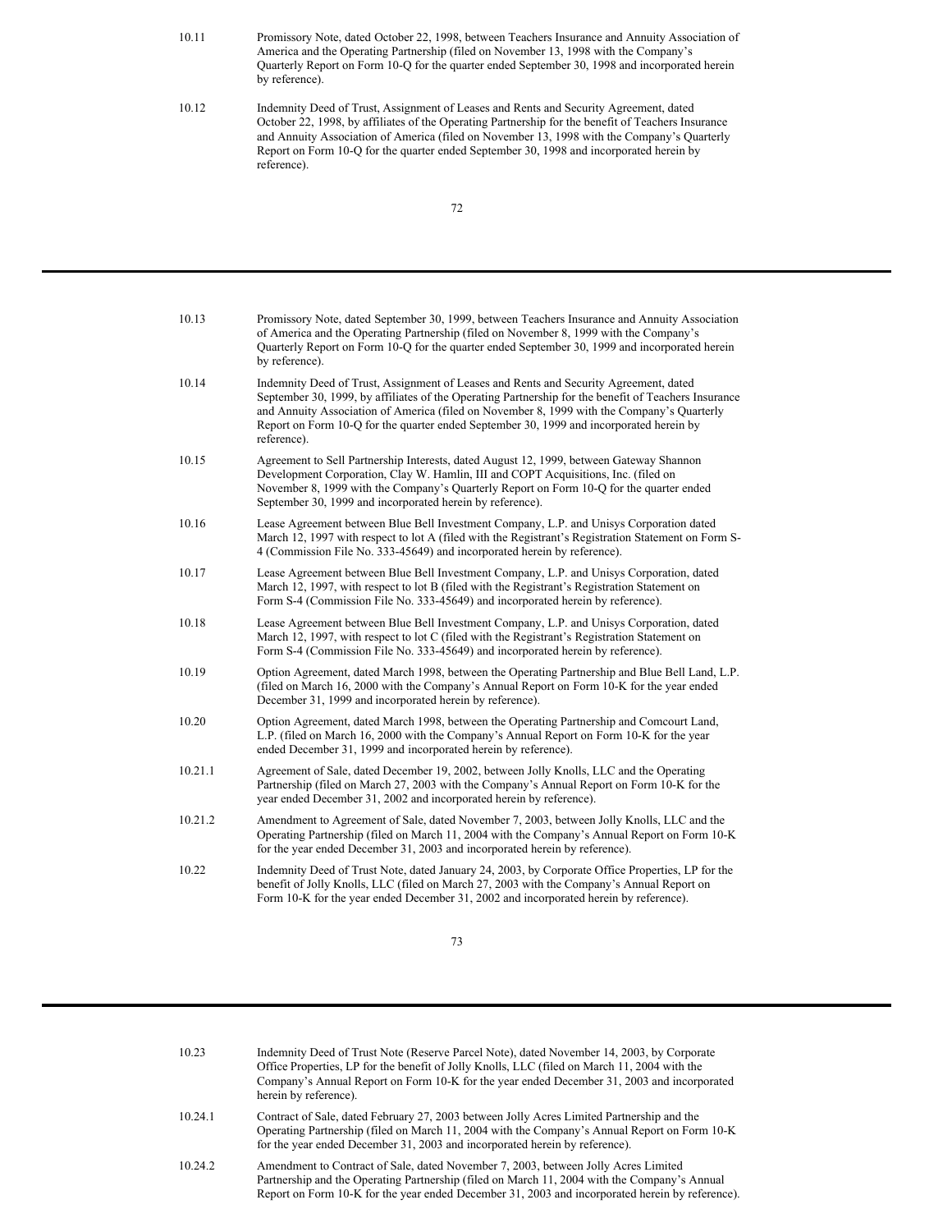| | |
|---|---|
| 10.11 | Promissory Note, dated October 22, 1998, between Teachers Insurance and Annuity Association of America and the Operating Partnership (filed on November 13, 1998 with the Company's Quarterly Report on Form 10-Q for the quarter ended September 30, 1998 and incorporated herein by reference). |
| 10.12 | Indemnity Deed of Trust, Assignment of Leases and Rents and Security Agreement, dated October 22, 1998, by affiliates of the Operating Partnership for the benefit of Teachers Insurance and Annuity Association of America (filed on November 13, 1998 with the Company's Quarterly Report on Form 10-Q for the quarter ended September 30, 1998 and incorporated herein by reference). |
| 10.13 | Promissory Note, dated September 30, 1999, between Teachers Insurance and Annuity Association of America and the Operating Partnership (filed on November 8, 1999 with the Company's Quarterly Report on Form 10-Q for the quarter ended September 30, 1999 and incorporated herein by reference). |
| 10.14 | Indemnity Deed of Trust, Assignment of Leases and Rents and Security Agreement, dated September 30, 1999, by affiliates of the Operating Partnership for the benefit of Teachers Insurance and Annuity Association of America (filed on November 8, 1999 with the Company's Quarterly Report on Form 10-Q for the quarter ended September 30, 1999 and incorporated herein by reference). |
| 10.15 | Agreement to Sell Partnership Interests, dated August 12, 1999, between Gateway Shannon Development Corporation, Clay W. Hamlin, III and COPT Acquisitions, Inc. (filed on November 8, 1999 with the Company's Quarterly Report on Form 10-Q for the quarter ended September 30, 1999 and incorporated herein by reference). |
| 10.16 | Lease Agreement between Blue Bell Investment Company, L.P. and Unisys Corporation dated March 12, 1997 with respect to lot A (filed with the Registrant's Registration Statement on Form S-4 (Commission File No. 333-45649) and incorporated herein by reference). |
| 10.17 | Lease Agreement between Blue Bell Investment Company, L.P. and Unisys Corporation, dated March 12, 1997, with respect to lot B (filed with the Registrant's Registration Statement on Form S-4 (Commission File No. 333-45649) and incorporated herein by reference). |
| 10.18 | Lease Agreement between Blue Bell Investment Company, L.P. and Unisys Corporation, dated March 12, 1997, with respect to lot C (filed with the Registrant's Registration Statement on Form S-4 (Commission File No. 333-45649) and incorporated herein by reference). |
| 10.19 | Option Agreement, dated March 1998, between the Operating Partnership and Blue Bell Land, L.P. (filed on March 16, 2000 with the Company's Annual Report on Form 10-K for the year ended December 31, 1999 and incorporated herein by reference). |
| 10.20 | Option Agreement, dated March 1998, between the Operating Partnership and Comcourt Land, L.P. (filed on March 16, 2000 with the Company's Annual Report on Form 10-K for the year ended December 31, 1999 and incorporated herein by reference). |
| 10.21.1 | Agreement of Sale, dated December 19, 2002, between Jolly Knolls, LLC and the Operating Partnership (filed on March 27, 2003 with the Company's Annual Report on Form 10-K for the year ended December 31, 2002 and incorporated herein by reference). |
| 10.21.2 | Amendment to Agreement of Sale, dated November 7, 2003, between Jolly Knolls, LLC and the Operating Partnership (filed on March 11, 2004 with the Company's Annual Report on Form 10-K for the year ended December 31, 2003 and incorporated herein by reference). |
| 10.22 | Indemnity Deed of Trust Note, dated January 24, 2003, by Corporate Office Properties, LP for the benefit of Jolly Knolls, LLC (filed on March 27, 2003 with the Company's Annual Report on Form 10-K for the year ended December 31, 2002 and incorporated herein by reference). |
| 10.23 | Indemnity Deed of Trust Note (Reserve Parcel Note), dated November 14, 2003, by Corporate Office Properties, LP for the benefit of Jolly Knolls, LLC (filed on March 11, 2004 with the Company's Annual Report on Form 10-K for the year ended December 31, 2003 and incorporated herein by reference). |
| 10.24.1 | Contract of Sale, dated February 27, 2003 between Jolly Acres Limited Partnership and the Operating Partnership (filed on March 11, 2004 with the Company's Annual Report on Form 10-K for the year ended December 31, 2003 and incorporated herein by reference). |
| 10.24.2 | Amendment to Contract of Sale, dated November 7, 2003, between Jolly Acres Limited Partnership and the Operating Partnership (filed on March 11, 2004 with the Company's Annual Report on Form 10-K for the year ended December 31, 2003 and incorporated herein by reference). |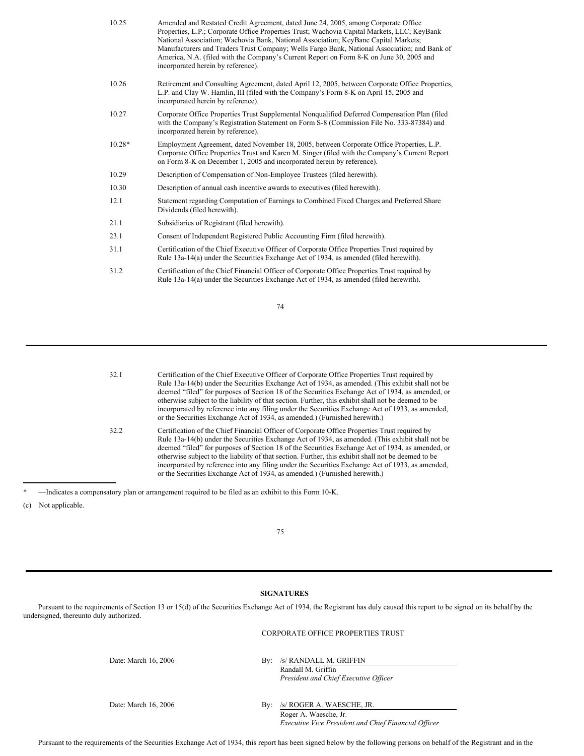| | |
|---|---|
| 10.25 | Amended and Restated Credit Agreement, dated June 24, 2005, among Corporate Office Properties, L.P.; Corporate Office Properties Trust; Wachovia Capital Markets, LLC; KeyBank National Association; Wachovia Bank, National Association; KeyBanc Capital Markets; Manufacturers and Traders Trust Company; Wells Fargo Bank, National Association; and Bank of America, N.A. (filed with the Company's Current Report on Form 8-K on June 30, 2005 and incorporated herein by reference). |
| 10.26 | Retirement and Consulting Agreement, dated April 12, 2005, between Corporate Office Properties, L.P. and Clay W. Hamlin, III (filed with the Company's Form 8-K on April 15, 2005 and incorporated herein by reference). |
| 10.27 | Corporate Office Properties Trust Supplemental Nonqualified Deferred Compensation Plan (filed with the Company's Registration Statement on Form S-8 (Commission File No. 333-87384) and incorporated herein by reference). |
| 10.28* | Employment Agreement, dated November 18, 2005, between Corporate Office Properties, L.P. Corporate Office Properties Trust and Karen M. Singer (filed with the Company's Current Report on Form 8-K on December 1, 2005 and incorporated herein by reference). |
| 10.29 | Description of Compensation of Non-Employee Trustees (filed herewith). |
| 10.30 | Description of annual cash incentive awards to executives (filed herewith). |
| 12.1 | Statement regarding Computation of Earnings to Combined Fixed Charges and Preferred Share Dividends (filed herewith). |
| 21.1 | Subsidiaries of Registrant (filed herewith). |
| 23.1 | Consent of Independent Registered Public Accounting Firm (filed herewith). |
| 31.1 | Certification of the Chief Executive Officer of Corporate Office Properties Trust required by Rule 13a-14(a) under the Securities Exchange Act of 1934, as amended (filed herewith). |
| 31.2 | Certification of the Chief Financial Officer of Corporate Office Properties Trust required by Rule 13a-14(a) under the Securities Exchange Act of 1934, as amended (filed herewith). |
| 32.1 | Certification of the Chief Executive Officer of Corporate Office Properties Trust required by Rule 13a-14(b) under the Securities Exchange Act of 1934, as amended. (This exhibit shall not be deemed "filed" for purposes of Section 18 of the Securities Exchange Act of 1934, as amended, or otherwise subject to the liability of that section. Further, this exhibit shall not be deemed to be incorporated by reference into any filing under the Securities Exchange Act of 1933, as amended, or the Securities Exchange Act of 1934, as amended.) (Furnished herewith.) |
| 32.2 | Certification of the Chief Financial Officer of Corporate Office Properties Trust required by Rule 13a-14(b) under the Securities Exchange Act of 1934, as amended. (This exhibit shall not be deemed "filed" for purposes of Section 18 of the Securities Exchange Act of 1934, as amended, or otherwise subject to the liability of that section. Further, this exhibit shall not be deemed to be incorporated by reference into any filing under the Securities Exchange Act of 1933, as amended, or the Securities Exchange Act of 1934, as amended.) (Furnished herewith.) |

\* —Indicates a compensatory plan or arrangement required to be filed as an exhibit to this Form 10-K.

(c) Not applicable.

**SIGNATURES**

Pursuant to the requirements of Section 13 or 15(d) of the Securities Exchange Act of 1934, the Registrant has duly caused this report to be signed on its behalf by the undersigned, thereunto duly authorized.

CORPORATE OFFICE PROPERTIES TRUST

Date: March 16, 2006

By: /s/ RANDALL M. GRIFFIN
Randall M. Griffin
*President and Chief Executive Officer*

Date: March 16, 2006

By: /s/ ROGER A. WAESCHE, JR.
Roger A. Waesche, Jr.
*Executive Vice President and Chief Financial Officer*

Pursuant to the requirements of the Securities Exchange Act of 1934, this report has been signed below by the following persons on behalf of the Registrant and in the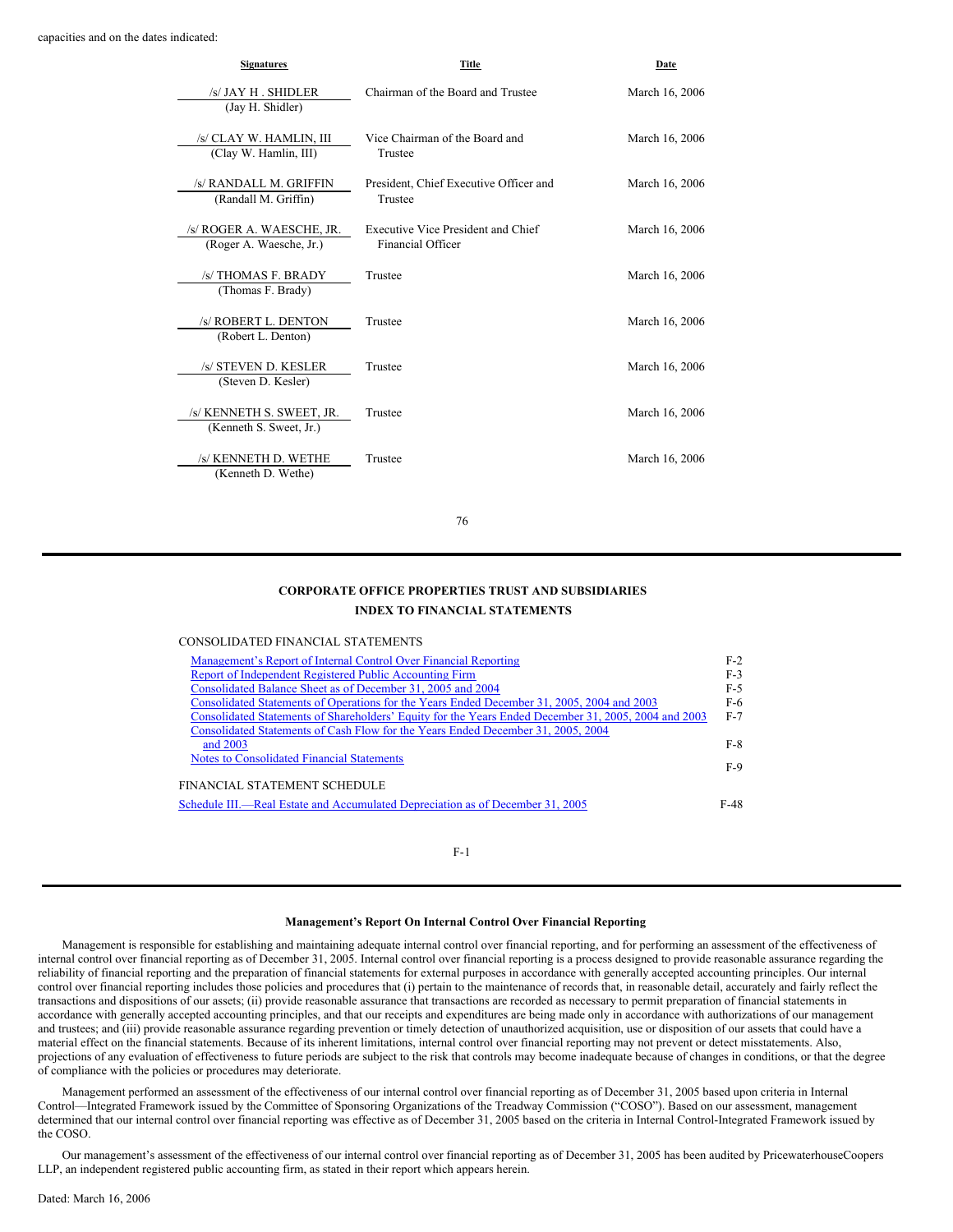capacities and on the dates indicated:

| Signatures | Title | Date |
|---|---|---|
| /s/ JAY H . SHIDLER (Jay H. Shidler) | Chairman of the Board and Trustee | March 16, 2006 |
| /s/ CLAY W. HAMLIN, III (Clay W. Hamlin, III) | Vice Chairman of the Board and Trustee | March 16, 2006 |
| /s/ RANDALL M. GRIFFIN (Randall M. Griffin) | President, Chief Executive Officer and Trustee | March 16, 2006 |
| /s/ ROGER A. WAESCHE, JR. (Roger A. Waesche, Jr.) | Executive Vice President and Chief Financial Officer | March 16, 2006 |
| /s/ THOMAS F. BRADY (Thomas F. Brady) | Trustee | March 16, 2006 |
| /s/ ROBERT L. DENTON (Robert L. Denton) | Trustee | March 16, 2006 |
| /s/ STEVEN D. KESLER (Steven D. Kesler) | Trustee | March 16, 2006 |
| /s/ KENNETH S. SWEET, JR. (Kenneth S. Sweet, Jr.) | Trustee | March 16, 2006 |
| /s/ KENNETH D. WETHE (Kenneth D. Wethe) | Trustee | March 16, 2006 |

## CORPORATE OFFICE PROPERTIES TRUST AND SUBSIDIARIES
## INDEX TO FINANCIAL STATEMENTS

CONSOLIDATED FINANCIAL STATEMENTS

| | |
|---|---|
| Management's Report of Internal Control Over Financial Reporting | F-2 |
| Report of Independent Registered Public Accounting Firm | F-3 |
| Consolidated Balance Sheet as of December 31, 2005 and 2004 | F-5 |
| Consolidated Statements of Operations for the Years Ended December 31, 2005, 2004 and 2003 | F-6 |
| Consolidated Statements of Shareholders' Equity for the Years Ended December 31, 2005, 2004 and 2003 | F-7 |
| Consolidated Statements of Cash Flow for the Years Ended December 31, 2005, 2004 and 2003 | F-8 |
| Notes to Consolidated Financial Statements | F-9 |

FINANCIAL STATEMENT SCHEDULE

| | |
|---|---|
| Schedule III.—Real Estate and Accumulated Depreciation as of December 31, 2005 | F-48 |

### Management's Report On Internal Control Over Financial Reporting

Management is responsible for establishing and maintaining adequate internal control over financial reporting, and for performing an assessment of the effectiveness of internal control over financial reporting as of December 31, 2005. Internal control over financial reporting is a process designed to provide reasonable assurance regarding the reliability of financial reporting and the preparation of financial statements for external purposes in accordance with generally accepted accounting principles. Our internal control over financial reporting includes those policies and procedures that (i) pertain to the maintenance of records that, in reasonable detail, accurately and fairly reflect the transactions and dispositions of our assets; (ii) provide reasonable assurance that transactions are recorded as necessary to permit preparation of financial statements in accordance with generally accepted accounting principles, and that our receipts and expenditures are being made only in accordance with authorizations of our management and trustees; and (iii) provide reasonable assurance regarding prevention or timely detection of unauthorized acquisition, use or disposition of our assets that could have a material effect on the financial statements. Because of its inherent limitations, internal control over financial reporting may not prevent or detect misstatements. Also, projections of any evaluation of effectiveness to future periods are subject to the risk that controls may become inadequate because of changes in conditions, or that the degree of compliance with the policies or procedures may deteriorate.

Management performed an assessment of the effectiveness of our internal control over financial reporting as of December 31, 2005 based upon criteria in Internal Control—Integrated Framework issued by the Committee of Sponsoring Organizations of the Treadway Commission ("COSO"). Based on our assessment, management determined that our internal control over financial reporting was effective as of December 31, 2005 based on the criteria in Internal Control-Integrated Framework issued by the COSO.

Our management's assessment of the effectiveness of our internal control over financial reporting as of December 31, 2005 has been audited by PricewaterhouseCoopers LLP, an independent registered public accounting firm, as stated in their report which appears herein.

Dated: March 16, 2006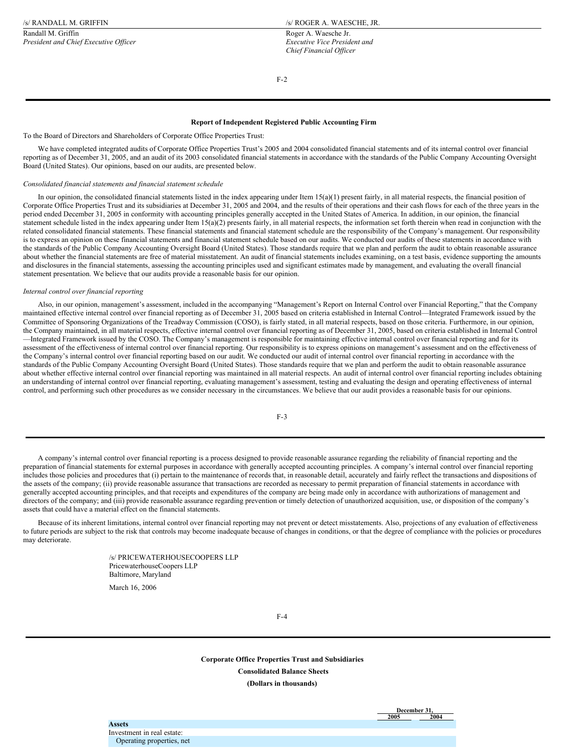| /s/ RANDALL M. GRIFFIN | /s/ ROGER A. WAESCHE, JR. |
|---|---|
| Randall M. Griffin | Roger A. Waesche Jr. |
| *President and Chief Executive Officer* | *Executive Vice President and Chief Financial Officer* |

**Report of Independent Registered Public Accounting Firm**

To the Board of Directors and Shareholders of Corporate Office Properties Trust:

We have completed integrated audits of Corporate Office Properties Trust's 2005 and 2004 consolidated financial statements and of its internal control over financial reporting as of December 31, 2005, and an audit of its 2003 consolidated financial statements in accordance with the standards of the Public Company Accounting Oversight Board (United States). Our opinions, based on our audits, are presented below.

*Consolidated financial statements and financial statement schedule*

In our opinion, the consolidated financial statements listed in the index appearing under Item 15(a)(1) present fairly, in all material respects, the financial position of Corporate Office Properties Trust and its subsidiaries at December 31, 2005 and 2004, and the results of their operations and their cash flows for each of the three years in the period ended December 31, 2005 in conformity with accounting principles generally accepted in the United States of America. In addition, in our opinion, the financial statement schedule listed in the index appearing under Item 15(a)(2) presents fairly, in all material respects, the information set forth therein when read in conjunction with the related consolidated financial statements. These financial statements and financial statement schedule are the responsibility of the Company's management. Our responsibility is to express an opinion on these financial statements and financial statement schedule based on our audits. We conducted our audits of these statements in accordance with the standards of the Public Company Accounting Oversight Board (United States). Those standards require that we plan and perform the audit to obtain reasonable assurance about whether the financial statements are free of material misstatement. An audit of financial statements includes examining, on a test basis, evidence supporting the amounts and disclosures in the financial statements, assessing the accounting principles used and significant estimates made by management, and evaluating the overall financial statement presentation. We believe that our audits provide a reasonable basis for our opinion.

*Internal control over financial reporting*

Also, in our opinion, management's assessment, included in the accompanying "Management's Report on Internal Control over Financial Reporting," that the Company maintained effective internal control over financial reporting as of December 31, 2005 based on criteria established in Internal Control—Integrated Framework issued by the Committee of Sponsoring Organizations of the Treadway Commission (COSO), is fairly stated, in all material respects, based on those criteria. Furthermore, in our opinion, the Company maintained, in all material respects, effective internal control over financial reporting as of December 31, 2005, based on criteria established in Internal Control—Integrated Framework issued by the COSO. The Company's management is responsible for maintaining effective internal control over financial reporting and for its assessment of the effectiveness of internal control over financial reporting. Our responsibility is to express opinions on management's assessment and on the effectiveness of the Company's internal control over financial reporting based on our audit. We conducted our audit of internal control over financial reporting in accordance with the standards of the Public Company Accounting Oversight Board (United States). Those standards require that we plan and perform the audit to obtain reasonable assurance about whether effective internal control over financial reporting was maintained in all material respects. An audit of internal control over financial reporting includes obtaining an understanding of internal control over financial reporting, evaluating management's assessment, testing and evaluating the design and operating effectiveness of internal control, and performing such other procedures as we consider necessary in the circumstances. We believe that our audit provides a reasonable basis for our opinions.

A company's internal control over financial reporting is a process designed to provide reasonable assurance regarding the reliability of financial reporting and the preparation of financial statements for external purposes in accordance with generally accepted accounting principles. A company's internal control over financial reporting includes those policies and procedures that (i) pertain to the maintenance of records that, in reasonable detail, accurately and fairly reflect the transactions and dispositions of the assets of the company; (ii) provide reasonable assurance that transactions are recorded as necessary to permit preparation of financial statements in accordance with generally accepted accounting principles, and that receipts and expenditures of the company are being made only in accordance with authorizations of management and directors of the company; and (iii) provide reasonable assurance regarding prevention or timely detection of unauthorized acquisition, use, or disposition of the company's assets that could have a material effect on the financial statements.

Because of its inherent limitations, internal control over financial reporting may not prevent or detect misstatements. Also, projections of any evaluation of effectiveness to future periods are subject to the risk that controls may become inadequate because of changes in conditions, or that the degree of compliance with the policies or procedures may deteriorate.

/s/ PRICEWATERHOUSECOOPERS LLP
PricewaterhouseCoopers LLP
Baltimore, Maryland

March 16, 2006

**Corporate Office Properties Trust and Subsidiaries**

**Consolidated Balance Sheets**

**(Dollars in thousands)**

| | December 31, 2005 | December 31, 2004 |
|---|---|---|
| **Assets** | | |
| Investment in real estate: | | |
| Operating properties, net | | |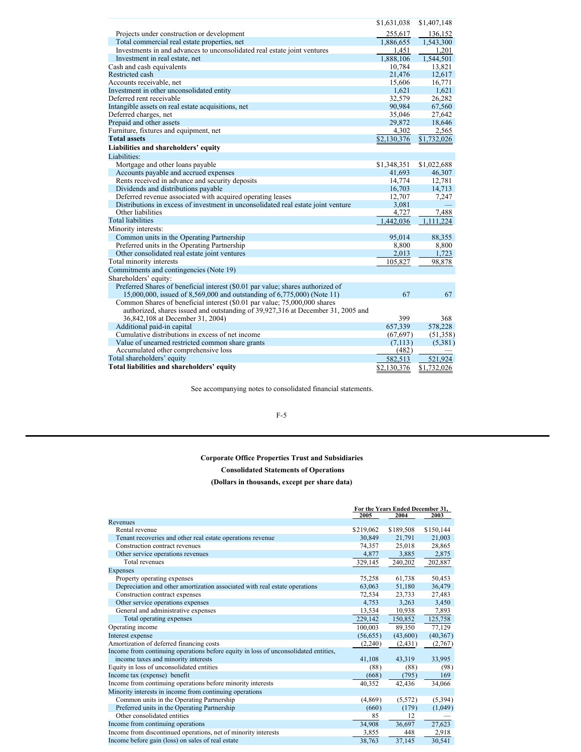| | | |
|---|---|---|
| | $1,631,038 | $1,407,148 |
| Projects under construction or development | 255,617 | 136,152 |
| Total commercial real estate properties, net | 1,886,655 | 1,543,300 |
| Investments in and advances to unconsolidated real estate joint ventures | 1,451 | 1,201 |
| Investment in real estate, net | 1,888,106 | 1,544,501 |
| Cash and cash equivalents | 10,784 | 13,821 |
| Restricted cash | 21,476 | 12,617 |
| Accounts receivable, net | 15,606 | 16,771 |
| Investment in other unconsolidated entity | 1,621 | 1,621 |
| Deferred rent receivable | 32,579 | 26,282 |
| Intangible assets on real estate acquisitions, net | 90,984 | 67,560 |
| Deferred charges, net | 35,046 | 27,642 |
| Prepaid and other assets | 29,872 | 18,646 |
| Furniture, fixtures and equipment, net | 4,302 | 2,565 |
| **Total assets** | $2,130,376 | $1,732,026 |
| **Liabilities and shareholders' equity** | | |
| Liabilities: | | |
| Mortgage and other loans payable | $1,348,351 | $1,022,688 |
| Accounts payable and accrued expenses | 41,693 | 46,307 |
| Rents received in advance and security deposits | 14,774 | 12,781 |
| Dividends and distributions payable | 16,703 | 14,713 |
| Deferred revenue associated with acquired operating leases | 12,707 | 7,247 |
| Distributions in excess of investment in unconsolidated real estate joint venture | 3,081 | — |
| Other liabilities | 4,727 | 7,488 |
| Total liabilities | 1,442,036 | 1,111,224 |
| Minority interests: | | |
| Common units in the Operating Partnership | 95,014 | 88,355 |
| Preferred units in the Operating Partnership | 8,800 | 8,800 |
| Other consolidated real estate joint ventures | 2,013 | 1,723 |
| Total minority interests | 105,827 | 98,878 |
| Commitments and contingencies (Note 19) | | |
| Shareholders' equity: | | |
| Preferred Shares of beneficial interest ($0.01 par value; shares authorized of 15,000,000, issued of 8,569,000 and outstanding of 6,775,000) (Note 11) | 67 | 67 |
| Common Shares of beneficial interest ($0.01 par value; 75,000,000 shares authorized, shares issued and outstanding of 39,927,316 at December 31, 2005 and 36,842,108 at December 31, 2004) | 399 | 368 |
| Additional paid-in capital | 657,339 | 578,228 |
| Cumulative distributions in excess of net income | (67,697) | (51,358) |
| Value of unearned restricted common share grants | (7,113) | (5,381) |
| Accumulated other comprehensive loss | (482) | — |
| Total shareholders' equity | 582,513 | 521,924 |
| **Total liabilities and shareholders' equity** | $2,130,376 | $1,732,026 |

See accompanying notes to consolidated financial statements.

**Corporate Office Properties Trust and Subsidiaries**

**Consolidated Statements of Operations**

**(Dollars in thousands, except per share data)**

| | For the Years Ended December 31, | | |
|---|---|---|---|
| | 2005 | 2004 | 2003 |
| Revenues | | | |
| Rental revenue | $219,062 | $189,508 | $150,144 |
| Tenant recoveries and other real estate operations revenue | 30,849 | 21,791 | 21,003 |
| Construction contract revenues | 74,357 | 25,018 | 28,865 |
| Other service operations revenues | 4,877 | 3,885 | 2,875 |
| Total revenues | 329,145 | 240,202 | 202,887 |
| Expenses | | | |
| Property operating expenses | 75,258 | 61,738 | 50,453 |
| Depreciation and other amortization associated with real estate operations | 63,063 | 51,180 | 36,479 |
| Construction contract expenses | 72,534 | 23,733 | 27,483 |
| Other service operations expenses | 4,753 | 3,263 | 3,450 |
| General and administrative expenses | 13,534 | 10,938 | 7,893 |
| Total operating expenses | 229,142 | 150,852 | 125,758 |
| Operating income | 100,003 | 89,350 | 77,129 |
| Interest expense | (56,655) | (43,600) | (40,367) |
| Amortization of deferred financing costs | (2,240) | (2,431) | (2,767) |
| Income from continuing operations before equity in loss of unconsolidated entities, income taxes and minority interests | 41,108 | 43,319 | 33,995 |
| Equity in loss of unconsolidated entities | (88) | (88) | (98) |
| Income tax (expense) benefit | (668) | (795) | 169 |
| Income from continuing operations before minority interests | 40,352 | 42,436 | 34,066 |
| Minority interests in income from continuing operations | | | |
| Common units in the Operating Partnership | (4,869) | (5,572) | (5,394) |
| Preferred units in the Operating Partnership | (660) | (179) | (1,049) |
| Other consolidated entities | 85 | 12 | — |
| Income from continuing operations | 34,908 | 36,697 | 27,623 |
| Income from discontinued operations, net of minority interests | 3,855 | 448 | 2,918 |
| Income before gain (loss) on sales of real estate | 38,763 | 37,145 | 30,541 |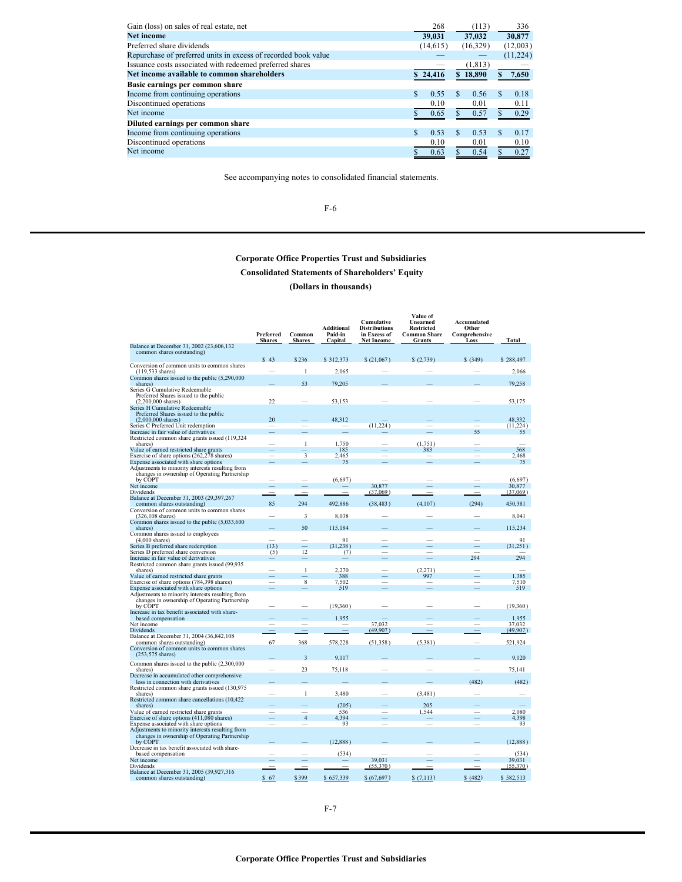| | | | |
|---|---|---|---|
| Gain (loss) on sales of real estate, net | 268 | (113) | 336 |
| **Net income** | **39,031** | **37,032** | **30,877** |
| Preferred share dividends | (14,615) | (16,329) | (12,003) |
| Repurchase of preferred units in excess of recorded book value | — | — | (11,224) |
| Issuance costs associated with redeemed preferred shares | — | (1,813) | — |
| **Net income available to common shareholders** | **$ 24,416** | **$ 18,890** | **$ 7,650** |
| **Basic earnings per common share** | | | |
| Income from continuing operations | $ 0.55 | $ 0.56 | $ 0.18 |
| Discontinued operations | 0.10 | 0.01 | 0.11 |
| Net income | $ 0.65 | $ 0.57 | $ 0.29 |
| **Diluted earnings per common share** | | | |
| Income from continuing operations | $ 0.53 | $ 0.53 | $ 0.17 |
| Discontinued operations | 0.10 | 0.01 | 0.10 |
| Net income | $ 0.63 | $ 0.54 | $ 0.27 |

See accompanying notes to consolidated financial statements.

## Corporate Office Properties Trust and Subsidiaries

## Consolidated Statements of Shareholders' Equity

## (Dollars in thousands)

| | Preferred Shares | Common Shares | Additional Paid-in Capital | Cumulative Distributions in Excess of Net Income | Value of Unearned Restricted Common Share Grants | Accumulated Other Comprehensive Loss | Total |
|---|---|---|---|---|---|---|---|
| Balance at December 31, 2002 (23,606,132 common shares outstanding) | $ 43 | $236 | $ 312,373 | $ (21,067) | $ (2,739) | $ (349) | $ 288,497 |
| Conversion of common units to common shares (119,533 shares) | — | 1 | 2,065 | — | — | — | 2,066 |
| Common shares issued to the public (5,290,000 shares) | — | 53 | 79,205 | — | — | — | 79,258 |
| Series G Cumulative Redeemable Preferred Shares issued to the public (2,200,000 shares) | 22 | — | 53,153 | — | — | — | 53,175 |
| Series H Cumulative Redeemable Preferred Shares issued to the public (2,000,000 shares) | 20 | — | 48,312 | — | — | — | 48,332 |
| Series C Preferred Unit redemption | — | — | — | (11,224) | — | — | (11,224) |
| Increase in fair value of derivatives | — | — | — | — | — | 55 | 55 |
| Restricted common share grants issued (119,324 shares) | — | 1 | 1,750 | — | (1,751) | — | — |
| Value of earned restricted share grants | — | — | 185 | — | 383 | — | 568 |
| Exercise of share options (262,278 shares) | — | 3 | 2,465 | — | — | — | 2,468 |
| Expense associated with share options | — | — | 75 | — | — | — | 75 |
| Adjustments to minority interests resulting from changes in ownership of Operating Partnership by COPT | — | — | (6,697) | — | — | — | (6,697) |
| Net income | — | — | — | 30,877 | — | — | 30,877 |
| Dividends | — | — | — | (37,069) | — | — | (37,069) |
| Balance at December 31, 2003 (29,397,267 common shares outstanding) | 85 | 294 | 492,886 | (38,483) | (4,107) | (294) | 450,381 |
| Conversion of common units to common shares (326,108 shares) | — | 3 | 8,038 | — | — | — | 8,041 |
| Common shares issued to the public (5,033,600 shares) | — | 50 | 115,184 | — | — | — | 115,234 |
| Common shares issued to employees (4,000 shares) | — | — | 91 | — | — | — | 91 |
| Series B preferred share redemption | (13) | — | (31,238) | — | — | — | (31,251) |
| Series D preferred share conversion | (5) | 12 | (7) | — | — | — | — |
| Increase in fair value of derivatives | — | — | — | — | — | 294 | 294 |
| Restricted common share grants issued (99,935 shares) | — | 1 | 2,270 | — | (2,271) | — | — |
| Value of earned restricted share grants | — | — | 388 | — | 997 | — | 1,385 |
| Exercise of share options (784,398 shares) | — | 8 | 7,502 | — | — | — | 7,510 |
| Expense associated with share options | — | — | 519 | — | — | — | 519 |
| Adjustments to minority interests resulting from changes in ownership of Operating Partnership by COPT | — | — | (19,360) | — | — | — | (19,360) |
| Increase in tax benefit associated with share-based compensation | — | — | 1,955 | — | — | — | 1,955 |
| Net income | — | — | — | 37,032 | — | — | 37,032 |
| Dividends | — | — | — | (49,907) | — | — | (49,907) |
| Balance at December 31, 2004 (36,842,108 common shares outstanding) | 67 | 368 | 578,228 | (51,358) | (5,381) | — | 521,924 |
| Conversion of common units to common shares (253,575 shares) | — | 3 | 9,117 | — | — | — | 9,120 |
| Common shares issued to the public (2,300,000 shares) | — | 23 | 75,118 | — | — | — | 75,141 |
| Decrease in accumulated other comprehensive loss in connection with derivatives | — | — | — | — | — | (482) | (482) |
| Restricted common share grants issued (130,975 shares) | — | 1 | 3,480 | — | (3,481) | — | — |
| Restricted common share cancellations (10,422 shares) | — | — | (205) | — | 205 | — | — |
| Value of earned restricted share grants | — | — | 536 | — | 1,544 | — | 2,080 |
| Exercise of share options (411,080 shares) | — | 4 | 4,394 | — | — | — | 4,398 |
| Expense associated with share options | — | — | 93 | — | — | — | 93 |
| Adjustments to minority interests resulting from changes in ownership of Operating Partnership by COPT | — | — | (12,888) | — | — | — | (12,888) |
| Decrease in tax benefit associated with share-based compensation | — | — | (534) | — | — | — | (534) |
| Net income | — | — | — | 39,031 | — | — | 39,031 |
| Dividends | — | — | — | (55,370) | — | — | (55,370) |
| Balance at December 31, 2005 (39,927,316 common shares outstanding) | $ 67 | $399 | $ 657,339 | $ (67,697) | $ (7,113) | $ (482) | $ 582,513 |

**Corporate Office Properties Trust and Subsidiaries**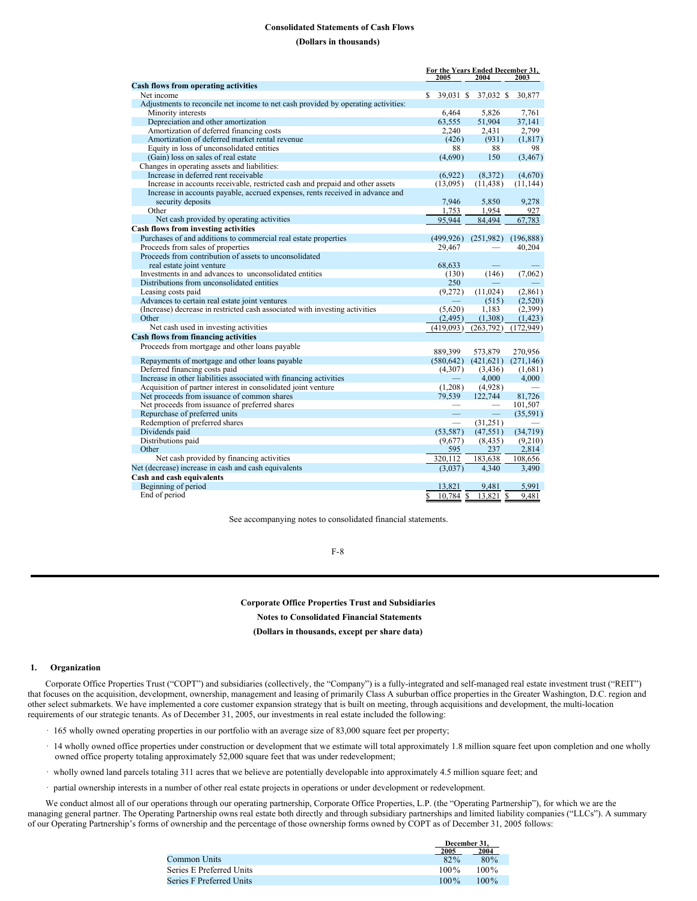**Consolidated Statements of Cash Flows**

**(Dollars in thousands)**

| | For the Years Ended December 31, | | |
|---|---|---|---|
| | 2005 | 2004 | 2003 |
| **Cash flows from operating activities** | | | |
| Net income | $ 39,031 | $ 37,032 | $ 30,877 |
| Adjustments to reconcile net income to net cash provided by operating activities: | | | |
| Minority interests | 6,464 | 5,826 | 7,761 |
| Depreciation and other amortization | 63,555 | 51,904 | 37,141 |
| Amortization of deferred financing costs | 2,240 | 2,431 | 2,799 |
| Amortization of deferred market rental revenue | (426) | (931) | (1,817) |
| Equity in loss of unconsolidated entities | 88 | 88 | 98 |
| (Gain) loss on sales of real estate | (4,690) | 150 | (3,467) |
| Changes in operating assets and liabilities: | | | |
| Increase in deferred rent receivable | (6,922) | (8,372) | (4,670) |
| Increase in accounts receivable, restricted cash and prepaid and other assets | (13,095) | (11,438) | (11,144) |
| Increase in accounts payable, accrued expenses, rents received in advance and security deposits | 7,946 | 5,850 | 9,278 |
| Other | 1,753 | 1,954 | 927 |
| Net cash provided by operating activities | 95,944 | 84,494 | 67,783 |
| **Cash flows from investing activities** | | | |
| Purchases of and additions to commercial real estate properties | (499,926) | (251,982) | (196,888) |
| Proceeds from sales of properties | 29,467 | — | 40,204 |
| Proceeds from contribution of assets to unconsolidated real estate joint venture | 68,633 | — | — |
| Investments in and advances to unconsolidated entities | (130) | (146) | (7,062) |
| Distributions from unconsolidated entities | 250 | — | — |
| Leasing costs paid | (9,272) | (11,024) | (2,861) |
| Advances to certain real estate joint ventures | — | (515) | (2,520) |
| (Increase) decrease in restricted cash associated with investing activities | (5,620) | 1,183 | (2,399) |
| Other | (2,495) | (1,308) | (1,423) |
| Net cash used in investing activities | (419,093) | (263,792) | (172,949) |
| **Cash flows from financing activities** | | | |
| Proceeds from mortgage and other loans payable | 889,399 | 573,879 | 270,956 |
| Repayments of mortgage and other loans payable | (580,642) | (421,621) | (271,146) |
| Deferred financing costs paid | (4,307) | (3,436) | (1,681) |
| Increase in other liabilities associated with financing activities | — | 4,000 | 4,000 |
| Acquisition of partner interest in consolidated joint venture | (1,208) | (4,928) | — |
| Net proceeds from issuance of common shares | 79,539 | 122,744 | 81,726 |
| Net proceeds from issuance of preferred shares | — | — | 101,507 |
| Repurchase of preferred units | — | — | (35,591) |
| Redemption of preferred shares | — | (31,251) | — |
| Dividends paid | (53,587) | (47,551) | (34,719) |
| Distributions paid | (9,677) | (8,435) | (9,210) |
| Other | 595 | 237 | 2,814 |
| Net cash provided by financing activities | 320,112 | 183,638 | 108,656 |
| Net (decrease) increase in cash and cash equivalents | (3,037) | 4,340 | 3,490 |
| **Cash and cash equivalents** | | | |
| Beginning of period | 13,821 | 9,481 | 5,991 |
| End of period | $ 10,784 | $ 13,821 | $ 9,481 |

See accompanying notes to consolidated financial statements.

**Corporate Office Properties Trust and Subsidiaries**

**Notes to Consolidated Financial Statements**

**(Dollars in thousands, except per share data)**

## 1. Organization

Corporate Office Properties Trust ("COPT") and subsidiaries (collectively, the "Company") is a fully-integrated and self-managed real estate investment trust ("REIT") that focuses on the acquisition, development, ownership, management and leasing of primarily Class A suburban office properties in the Greater Washington, D.C. region and other select submarkets. We have implemented a core customer expansion strategy that is built on meeting, through acquisitions and development, the multi-location requirements of our strategic tenants. As of December 31, 2005, our investments in real estate included the following:

- 165 wholly owned operating properties in our portfolio with an average size of 83,000 square feet per property;
- 14 wholly owned office properties under construction or development that we estimate will total approximately 1.8 million square feet upon completion and one wholly owned office property totaling approximately 52,000 square feet that was under redevelopment;
- wholly owned land parcels totaling 311 acres that we believe are potentially developable into approximately 4.5 million square feet; and
- partial ownership interests in a number of other real estate projects in operations or under development or redevelopment.

We conduct almost all of our operations through our operating partnership, Corporate Office Properties, L.P. (the "Operating Partnership"), for which we are the managing general partner. The Operating Partnership owns real estate both directly and through subsidiary partnerships and limited liability companies ("LLCs"). A summary of our Operating Partnership's forms of ownership and the percentage of those ownership forms owned by COPT as of December 31, 2005 follows:

| | December 31, | |
|---|---|---|
| | 2005 | 2004 |
| Common Units | 82% | 80% |
| Series E Preferred Units | 100% | 100% |
| Series F Preferred Units | 100% | 100% |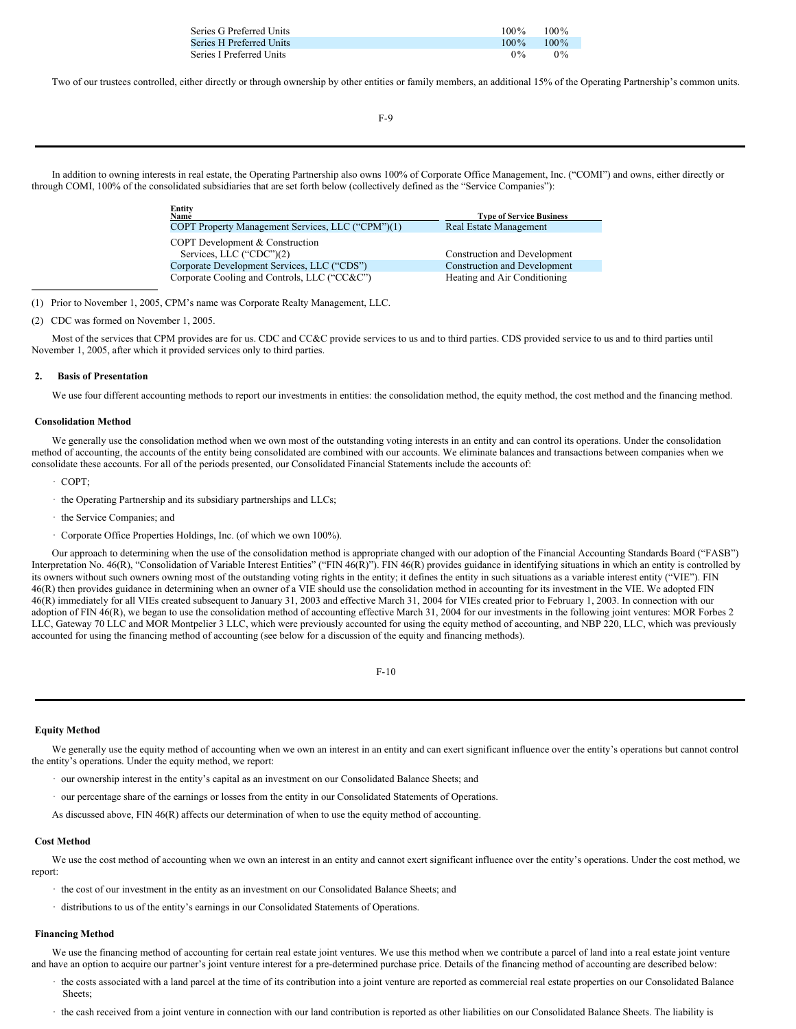| | | |
|---|---|---|
| Series G Preferred Units | 100% | 100% |
| Series H Preferred Units | 100% | 100% |
| Series I Preferred Units | 0% | 0% |

Two of our trustees controlled, either directly or through ownership by other entities or family members, an additional 15% of the Operating Partnership's common units.

In addition to owning interests in real estate, the Operating Partnership also owns 100% of Corporate Office Management, Inc. ("COMI") and owns, either directly or through COMI, 100% of the consolidated subsidiaries that are set forth below (collectively defined as the "Service Companies"):

| Entity Name | Type of Service Business |
|---|---|
| COPT Property Management Services, LLC ("CPM")(1) | Real Estate Management |
| COPT Development & Construction Services, LLC ("CDC")(2) | Construction and Development |
| Corporate Development Services, LLC ("CDS") | Construction and Development |
| Corporate Cooling and Controls, LLC ("CC&C") | Heating and Air Conditioning |

(1) Prior to November 1, 2005, CPM's name was Corporate Realty Management, LLC.

(2) CDC was formed on November 1, 2005.

Most of the services that CPM provides are for us. CDC and CC&C provide services to us and to third parties. CDS provided service to us and to third parties until November 1, 2005, after which it provided services only to third parties.

## 2. Basis of Presentation

We use four different accounting methods to report our investments in entities: the consolidation method, the equity method, the cost method and the financing method.

### Consolidation Method

We generally use the consolidation method when we own most of the outstanding voting interests in an entity and can control its operations. Under the consolidation method of accounting, the accounts of the entity being consolidated are combined with our accounts. We eliminate balances and transactions between companies when we consolidate these accounts. For all of the periods presented, our Consolidated Financial Statements include the accounts of:

- COPT;
- the Operating Partnership and its subsidiary partnerships and LLCs;
- the Service Companies; and
- Corporate Office Properties Holdings, Inc. (of which we own 100%).

Our approach to determining when the use of the consolidation method is appropriate changed with our adoption of the Financial Accounting Standards Board ("FASB") Interpretation No. 46(R), "Consolidation of Variable Interest Entities" ("FIN 46(R)"). FIN 46(R) provides guidance in identifying situations in which an entity is controlled by its owners without such owners owning most of the outstanding voting rights in the entity; it defines the entity in such situations as a variable interest entity ("VIE"). FIN 46(R) then provides guidance in determining when an owner of a VIE should use the consolidation method in accounting for its investment in the VIE. We adopted FIN 46(R) immediately for all VIEs created subsequent to January 31, 2003 and effective March 31, 2004 for VIEs created prior to February 1, 2003. In connection with our adoption of FIN 46(R), we began to use the consolidation method of accounting effective March 31, 2004 for our investments in the following joint ventures: MOR Forbes 2 LLC, Gateway 70 LLC and MOR Montpelier 3 LLC, which were previously accounted for using the equity method of accounting, and NBP 220, LLC, which was previously accounted for using the financing method of accounting (see below for a discussion of the equity and financing methods).

### Equity Method

We generally use the equity method of accounting when we own an interest in an entity and can exert significant influence over the entity's operations but cannot control the entity's operations. Under the equity method, we report:

- our ownership interest in the entity's capital as an investment on our Consolidated Balance Sheets; and
- our percentage share of the earnings or losses from the entity in our Consolidated Statements of Operations.

As discussed above, FIN 46(R) affects our determination of when to use the equity method of accounting.

### Cost Method

We use the cost method of accounting when we own an interest in an entity and cannot exert significant influence over the entity's operations. Under the cost method, we report:

- the cost of our investment in the entity as an investment on our Consolidated Balance Sheets; and
- distributions to us of the entity's earnings in our Consolidated Statements of Operations.

### Financing Method

We use the financing method of accounting for certain real estate joint ventures. We use this method when we contribute a parcel of land into a real estate joint venture and have an option to acquire our partner's joint venture interest for a pre-determined purchase price. Details of the financing method of accounting are described below:

- the costs associated with a land parcel at the time of its contribution into a joint venture are reported as commercial real estate properties on our Consolidated Balance Sheets;
- the cash received from a joint venture in connection with our land contribution is reported as other liabilities on our Consolidated Balance Sheets. The liability is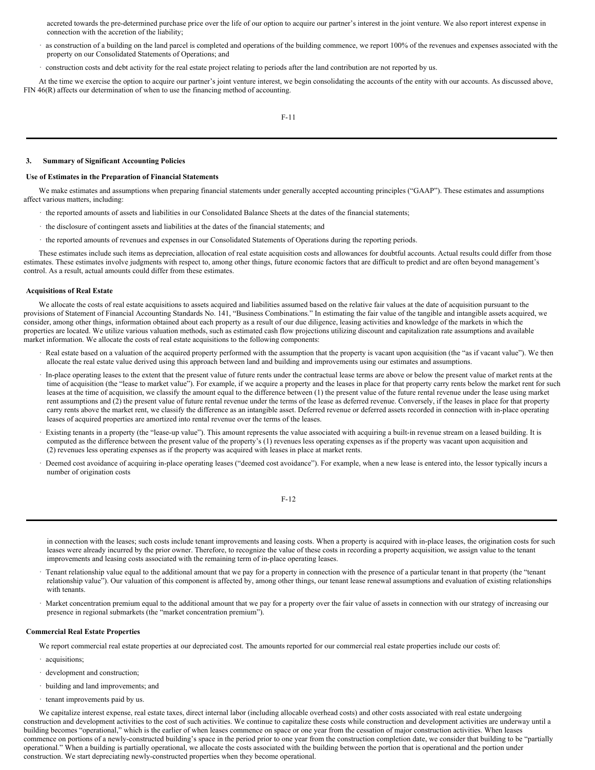accreted towards the pre-determined purchase price over the life of our option to acquire our partner's interest in the joint venture. We also report interest expense in connection with the accretion of the liability;

- as construction of a building on the land parcel is completed and operations of the building commence, we report 100% of the revenues and expenses associated with the property on our Consolidated Statements of Operations; and
- construction costs and debt activity for the real estate project relating to periods after the land contribution are not reported by us.

At the time we exercise the option to acquire our partner's joint venture interest, we begin consolidating the accounts of the entity with our accounts. As discussed above, FIN 46(R) affects our determination of when to use the financing method of accounting.

### 3. Summary of Significant Accounting Policies

**Use of Estimates in the Preparation of Financial Statements**

We make estimates and assumptions when preparing financial statements under generally accepted accounting principles ("GAAP"). These estimates and assumptions affect various matters, including:

- the reported amounts of assets and liabilities in our Consolidated Balance Sheets at the dates of the financial statements;
- the disclosure of contingent assets and liabilities at the dates of the financial statements; and
- the reported amounts of revenues and expenses in our Consolidated Statements of Operations during the reporting periods.

These estimates include such items as depreciation, allocation of real estate acquisition costs and allowances for doubtful accounts. Actual results could differ from those estimates. These estimates involve judgments with respect to, among other things, future economic factors that are difficult to predict and are often beyond management's control. As a result, actual amounts could differ from these estimates.

**Acquisitions of Real Estate**

We allocate the costs of real estate acquisitions to assets acquired and liabilities assumed based on the relative fair values at the date of acquisition pursuant to the provisions of Statement of Financial Accounting Standards No. 141, "Business Combinations." In estimating the fair value of the tangible and intangible assets acquired, we consider, among other things, information obtained about each property as a result of our due diligence, leasing activities and knowledge of the markets in which the properties are located. We utilize various valuation methods, such as estimated cash flow projections utilizing discount and capitalization rate assumptions and available market information. We allocate the costs of real estate acquisitions to the following components:

- Real estate based on a valuation of the acquired property performed with the assumption that the property is vacant upon acquisition (the "as if vacant value"). We then allocate the real estate value derived using this approach between land and building and improvements using our estimates and assumptions.
- In-place operating leases to the extent that the present value of future rents under the contractual lease terms are above or below the present value of market rents at the time of acquisition (the "lease to market value"). For example, if we acquire a property and the leases in place for that property carry rents below the market rent for such leases at the time of acquisition, we classify the amount equal to the difference between (1) the present value of the future rental revenue under the lease using market rent assumptions and (2) the present value of future rental revenue under the terms of the lease as deferred revenue. Conversely, if the leases in place for that property carry rents above the market rent, we classify the difference as an intangible asset. Deferred revenue or deferred assets recorded in connection with in-place operating leases of acquired properties are amortized into rental revenue over the terms of the leases.
- Existing tenants in a property (the "lease-up value"). This amount represents the value associated with acquiring a built-in revenue stream on a leased building. It is computed as the difference between the present value of the property's (1) revenues less operating expenses as if the property was vacant upon acquisition and (2) revenues less operating expenses as if the property was acquired with leases in place at market rents.
- Deemed cost avoidance of acquiring in-place operating leases ("deemed cost avoidance"). For example, when a new lease is entered into, the lessor typically incurs a number of origination costs in connection with the leases; such costs include tenant improvements and leasing costs. When a property is acquired with in-place leases, the origination costs for such leases were already incurred by the prior owner. Therefore, to recognize the value of these costs in recording a property acquisition, we assign value to the tenant improvements and leasing costs associated with the remaining term of in-place operating leases.
- Tenant relationship value equal to the additional amount that we pay for a property in connection with the presence of a particular tenant in that property (the "tenant relationship value"). Our valuation of this component is affected by, among other things, our tenant lease renewal assumptions and evaluation of existing relationships with tenants.
- Market concentration premium equal to the additional amount that we pay for a property over the fair value of assets in connection with our strategy of increasing our presence in regional submarkets (the "market concentration premium").

**Commercial Real Estate Properties**

We report commercial real estate properties at our depreciated cost. The amounts reported for our commercial real estate properties include our costs of:

- acquisitions;
- development and construction;
- building and land improvements; and
- tenant improvements paid by us.

We capitalize interest expense, real estate taxes, direct internal labor (including allocable overhead costs) and other costs associated with real estate undergoing construction and development activities to the cost of such activities. We continue to capitalize these costs while construction and development activities are underway until a building becomes "operational," which is the earlier of when leases commence on space or one year from the cessation of major construction activities. When leases commence on portions of a newly-constructed building's space in the period prior to one year from the construction completion date, we consider that building to be "partially operational." When a building is partially operational, we allocate the costs associated with the building between the portion that is operational and the portion under construction. We start depreciating newly-constructed properties when they become operational.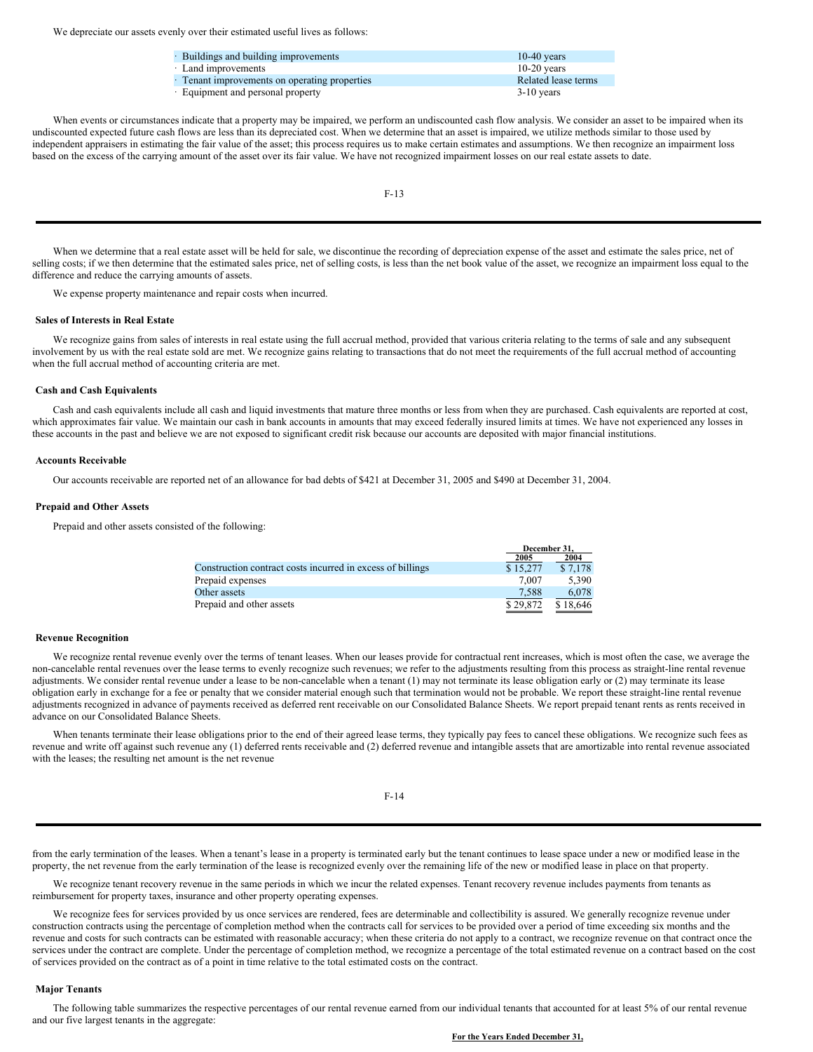We depreciate our assets evenly over their estimated useful lives as follows:

| | |
|---|---|
| · Buildings and building improvements | 10-40 years |
| · Land improvements | 10-20 years |
| · Tenant improvements on operating properties | Related lease terms |
| · Equipment and personal property | 3-10 years |

When events or circumstances indicate that a property may be impaired, we perform an undiscounted cash flow analysis. We consider an asset to be impaired when its undiscounted expected future cash flows are less than its depreciated cost. When we determine that an asset is impaired, we utilize methods similar to those used by independent appraisers in estimating the fair value of the asset; this process requires us to make certain estimates and assumptions. We then recognize an impairment loss based on the excess of the carrying amount of the asset over its fair value. We have not recognized impairment losses on our real estate assets to date.

When we determine that a real estate asset will be held for sale, we discontinue the recording of depreciation expense of the asset and estimate the sales price, net of selling costs; if we then determine that the estimated sales price, net of selling costs, is less than the net book value of the asset, we recognize an impairment loss equal to the difference and reduce the carrying amounts of assets.

We expense property maintenance and repair costs when incurred.

### Sales of Interests in Real Estate

We recognize gains from sales of interests in real estate using the full accrual method, provided that various criteria relating to the terms of sale and any subsequent involvement by us with the real estate sold are met. We recognize gains relating to transactions that do not meet the requirements of the full accrual method of accounting when the full accrual method of accounting criteria are met.

### Cash and Cash Equivalents

Cash and cash equivalents include all cash and liquid investments that mature three months or less from when they are purchased. Cash equivalents are reported at cost, which approximates fair value. We maintain our cash in bank accounts in amounts that may exceed federally insured limits at times. We have not experienced any losses in these accounts in the past and believe we are not exposed to significant credit risk because our accounts are deposited with major financial institutions.

### Accounts Receivable

Our accounts receivable are reported net of an allowance for bad debts of $421 at December 31, 2005 and $490 at December 31, 2004.

### Prepaid and Other Assets

Prepaid and other assets consisted of the following:

| | December 31, | |
|---|---|---|
| | 2005 | 2004 |
| Construction contract costs incurred in excess of billings | $ 15,277 | $ 7,178 |
| Prepaid expenses | 7,007 | 5,390 |
| Other assets | 7,588 | 6,078 |
| Prepaid and other assets | $ 29,872 | $ 18,646 |

### Revenue Recognition

We recognize rental revenue evenly over the terms of tenant leases. When our leases provide for contractual rent increases, which is most often the case, we average the non-cancelable rental revenues over the lease terms to evenly recognize such revenues; we refer to the adjustments resulting from this process as straight-line rental revenue adjustments. We consider rental revenue under a lease to be non-cancelable when a tenant (1) may not terminate its lease obligation early or (2) may terminate its lease obligation early in exchange for a fee or penalty that we consider material enough such that termination would not be probable. We report these straight-line rental revenue adjustments recognized in advance of payments received as deferred rent receivable on our Consolidated Balance Sheets. We report prepaid tenant rents as rents received in advance on our Consolidated Balance Sheets.

When tenants terminate their lease obligations prior to the end of their agreed lease terms, they typically pay fees to cancel these obligations. We recognize such fees as revenue and write off against such revenue any (1) deferred rents receivable and (2) deferred revenue and intangible assets that are amortizable into rental revenue associated with the leases; the resulting net amount is the net revenue from the early termination of the leases. When a tenant's lease in a property is terminated early but the tenant continues to lease space under a new or modified lease in the property, the net revenue from the early termination of the lease is recognized evenly over the remaining life of the new or modified lease in place on that property.

We recognize tenant recovery revenue in the same periods in which we incur the related expenses. Tenant recovery revenue includes payments from tenants as reimbursement for property taxes, insurance and other property operating expenses.

We recognize fees for services provided by us once services are rendered, fees are determinable and collectibility is assured. We generally recognize revenue under construction contracts using the percentage of completion method when the contracts call for services to be provided over a period of time exceeding six months and the revenue and costs for such contracts can be estimated with reasonable accuracy; when these criteria do not apply to a contract, we recognize revenue on that contract once the services under the contract are complete. Under the percentage of completion method, we recognize a percentage of the total estimated revenue on a contract based on the cost of services provided on the contract as of a point in time relative to the total estimated costs on the contract.

### Major Tenants

The following table summarizes the respective percentages of our rental revenue earned from our individual tenants that accounted for at least 5% of our rental revenue and our five largest tenants in the aggregate:

For the Years Ended December 31,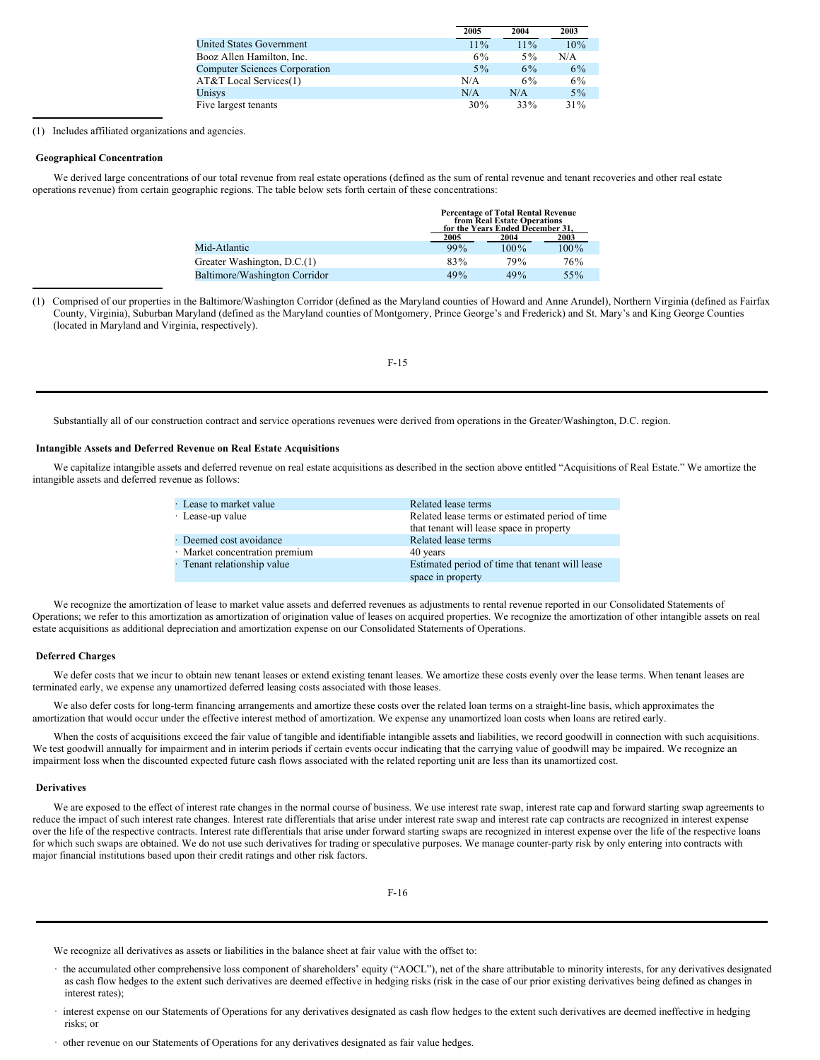| | 2005 | 2004 | 2003 |
|---|---|---|---|
| United States Government | 11% | 11% | 10% |
| Booz Allen Hamilton, Inc. | 6% | 5% | N/A |
| Computer Sciences Corporation | 5% | 6% | 6% |
| AT&T Local Services(1) | N/A | 6% | 6% |
| Unisys | N/A | N/A | 5% |
| Five largest tenants | 30% | 33% | 31% |

(1) Includes affiliated organizations and agencies.

### Geographical Concentration

We derived large concentrations of our total revenue from real estate operations (defined as the sum of rental revenue and tenant recoveries and other real estate operations revenue) from certain geographic regions. The table below sets forth certain of these concentrations:

| | Percentage of Total Rental Revenue from Real Estate Operations for the Years Ended December 31, | | |
|---|---|---|---|
| | 2005 | 2004 | 2003 |
| Mid-Atlantic | 99% | 100% | 100% |
| Greater Washington, D.C.(1) | 83% | 79% | 76% |
| Baltimore/Washington Corridor | 49% | 49% | 55% |

(1) Comprised of our properties in the Baltimore/Washington Corridor (defined as the Maryland counties of Howard and Anne Arundel), Northern Virginia (defined as Fairfax County, Virginia), Suburban Maryland (defined as the Maryland counties of Montgomery, Prince George's and Frederick) and St. Mary's and King George Counties (located in Maryland and Virginia, respectively).

Substantially all of our construction contract and service operations revenues were derived from operations in the Greater/Washington, D.C. region.

### Intangible Assets and Deferred Revenue on Real Estate Acquisitions

We capitalize intangible assets and deferred revenue on real estate acquisitions as described in the section above entitled "Acquisitions of Real Estate." We amortize the intangible assets and deferred revenue as follows:

| | |
|---|---|
| · Lease to market value | Related lease terms |
| · Lease-up value | Related lease terms or estimated period of time that tenant will lease space in property |
| · Deemed cost avoidance | Related lease terms |
| · Market concentration premium | 40 years |
| · Tenant relationship value | Estimated period of time that tenant will lease space in property |

We recognize the amortization of lease to market value assets and deferred revenues as adjustments to rental revenue reported in our Consolidated Statements of Operations; we refer to this amortization as amortization of origination value of leases on acquired properties. We recognize the amortization of other intangible assets on real estate acquisitions as additional depreciation and amortization expense on our Consolidated Statements of Operations.

### Deferred Charges

We defer costs that we incur to obtain new tenant leases or extend existing tenant leases. We amortize these costs evenly over the lease terms. When tenant leases are terminated early, we expense any unamortized deferred leasing costs associated with those leases.

We also defer costs for long-term financing arrangements and amortize these costs over the related loan terms on a straight-line basis, which approximates the amortization that would occur under the effective interest method of amortization. We expense any unamortized loan costs when loans are retired early.

When the costs of acquisitions exceed the fair value of tangible and identifiable intangible assets and liabilities, we record goodwill in connection with such acquisitions. We test goodwill annually for impairment and in interim periods if certain events occur indicating that the carrying value of goodwill may be impaired. We recognize an impairment loss when the discounted expected future cash flows associated with the related reporting unit are less than its unamortized cost.

### Derivatives

We are exposed to the effect of interest rate changes in the normal course of business. We use interest rate swap, interest rate cap and forward starting swap agreements to reduce the impact of such interest rate changes. Interest rate differentials that arise under interest rate swap and interest rate cap contracts are recognized in interest expense over the life of the respective contracts. Interest rate differentials that arise under forward starting swaps are recognized in interest expense over the life of the respective loans for which such swaps are obtained. We do not use such derivatives for trading or speculative purposes. We manage counter-party risk by only entering into contracts with major financial institutions based upon their credit ratings and other risk factors.

We recognize all derivatives as assets or liabilities in the balance sheet at fair value with the offset to:

- the accumulated other comprehensive loss component of shareholders' equity ("AOCL"), net of the share attributable to minority interests, for any derivatives designated as cash flow hedges to the extent such derivatives are deemed effective in hedging risks (risk in the case of our prior existing derivatives being defined as changes in interest rates);
- interest expense on our Statements of Operations for any derivatives designated as cash flow hedges to the extent such derivatives are deemed ineffective in hedging risks; or
- other revenue on our Statements of Operations for any derivatives designated as fair value hedges.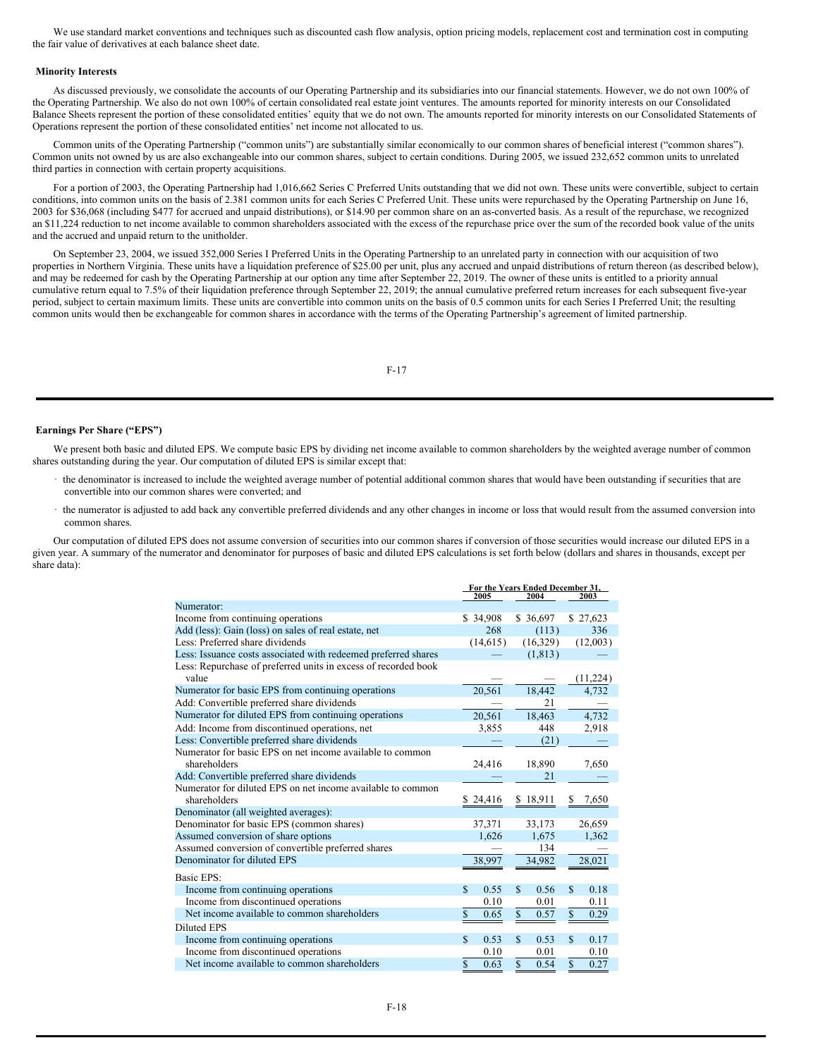We use standard market conventions and techniques such as discounted cash flow analysis, option pricing models, replacement cost and termination cost in computing the fair value of derivatives at each balance sheet date.

**Minority Interests**

As discussed previously, we consolidate the accounts of our Operating Partnership and its subsidiaries into our financial statements. However, we do not own 100% of the Operating Partnership. We also do not own 100% of certain consolidated real estate joint ventures. The amounts reported for minority interests on our Consolidated Balance Sheets represent the portion of these consolidated entities' equity that we do not own. The amounts reported for minority interests on our Consolidated Statements of Operations represent the portion of these consolidated entities' net income not allocated to us.

Common units of the Operating Partnership ("common units") are substantially similar economically to our common shares of beneficial interest ("common shares"). Common units not owned by us are also exchangeable into our common shares, subject to certain conditions. During 2005, we issued 232,652 common units to unrelated third parties in connection with certain property acquisitions.

For a portion of 2003, the Operating Partnership had 1,016,662 Series C Preferred Units outstanding that we did not own. These units were convertible, subject to certain conditions, into common units on the basis of 2.381 common units for each Series C Preferred Unit. These units were repurchased by the Operating Partnership on June 16, 2003 for $36,068 (including $477 for accrued and unpaid distributions), or $14.90 per common share on an as-converted basis. As a result of the repurchase, we recognized an $11,224 reduction to net income available to common shareholders associated with the excess of the repurchase price over the sum of the recorded book value of the units and the accrued and unpaid return to the unitholder.

On September 23, 2004, we issued 352,000 Series I Preferred Units in the Operating Partnership to an unrelated party in connection with our acquisition of two properties in Northern Virginia. These units have a liquidation preference of $25.00 per unit, plus any accrued and unpaid distributions of return thereon (as described below), and may be redeemed for cash by the Operating Partnership at our option any time after September 22, 2019. The owner of these units is entitled to a priority annual cumulative return equal to 7.5% of their liquidation preference through September 22, 2019; the annual cumulative preferred return increases for each subsequent five-year period, subject to certain maximum limits. These units are convertible into common units on the basis of 0.5 common units for each Series I Preferred Unit; the resulting common units would then be exchangeable for common shares in accordance with the terms of the Operating Partnership's agreement of limited partnership.

**Earnings Per Share ("EPS")**

We present both basic and diluted EPS. We compute basic EPS by dividing net income available to common shareholders by the weighted average number of common shares outstanding during the year. Our computation of diluted EPS is similar except that:

- the denominator is increased to include the weighted average number of potential additional common shares that would have been outstanding if securities that are convertible into our common shares were converted; and
- the numerator is adjusted to add back any convertible preferred dividends and any other changes in income or loss that would result from the assumed conversion into common shares.

Our computation of diluted EPS does not assume conversion of securities into our common shares if conversion of those securities would increase our diluted EPS in a given year. A summary of the numerator and denominator for purposes of basic and diluted EPS calculations is set forth below (dollars and shares in thousands, except per share data):

| | For the Years Ended December 31, | | |
|---|---|---|---|
| | 2005 | 2004 | 2003 |
| Numerator: | | | |
| Income from continuing operations | $ 34,908 | $ 36,697 | $ 27,623 |
| Add (less): Gain (loss) on sales of real estate, net | 268 | (113) | 336 |
| Less: Preferred share dividends | (14,615) | (16,329) | (12,003) |
| Less: Issuance costs associated with redeemed preferred shares | — | (1,813) | — |
| Less: Repurchase of preferred units in excess of recorded book value | — | — | (11,224) |
| Numerator for basic EPS from continuing operations | 20,561 | 18,442 | 4,732 |
| Add: Convertible preferred share dividends | — | 21 | — |
| Numerator for diluted EPS from continuing operations | 20,561 | 18,463 | 4,732 |
| Add: Income from discontinued operations, net | 3,855 | 448 | 2,918 |
| Less: Convertible preferred share dividends | — | (21) | — |
| Numerator for basic EPS on net income available to common shareholders | 24,416 | 18,890 | 7,650 |
| Add: Convertible preferred share dividends | — | 21 | — |
| Numerator for diluted EPS on net income available to common shareholders | $ 24,416 | $ 18,911 | $ 7,650 |
| Denominator (all weighted averages): | | | |
| Denominator for basic EPS (common shares) | 37,371 | 33,173 | 26,659 |
| Assumed conversion of share options | 1,626 | 1,675 | 1,362 |
| Assumed conversion of convertible preferred shares | — | 134 | — |
| Denominator for diluted EPS | 38,997 | 34,982 | 28,021 |
| Basic EPS: | | | |
| Income from continuing operations | $ 0.55 | $ 0.56 | $ 0.18 |
| Income from discontinued operations | 0.10 | 0.01 | 0.11 |
| Net income available to common shareholders | $ 0.65 | $ 0.57 | $ 0.29 |
| Diluted EPS | | | |
| Income from continuing operations | $ 0.53 | $ 0.53 | $ 0.17 |
| Income from discontinued operations | 0.10 | 0.01 | 0.10 |
| Net income available to common shareholders | $ 0.63 | $ 0.54 | $ 0.27 |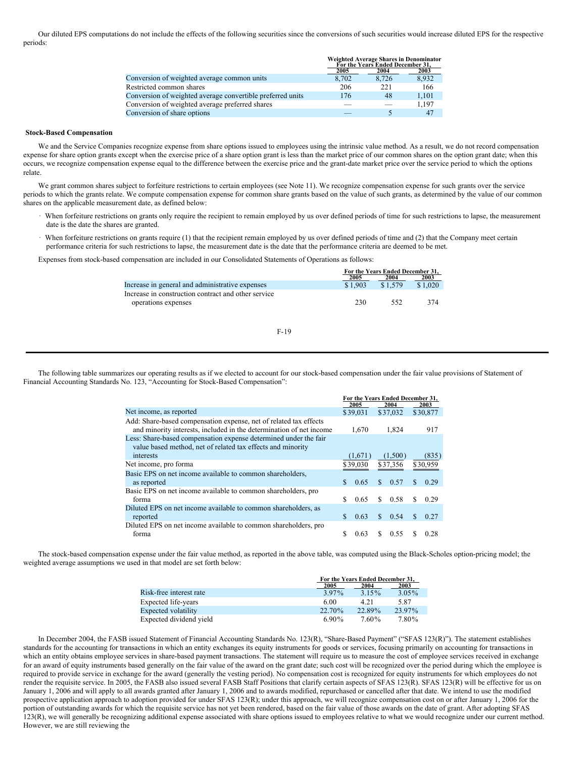Our diluted EPS computations do not include the effects of the following securities since the conversions of such securities would increase diluted EPS for the respective periods:

| | Weighted Average Shares in Denominator For the Years Ended December 31, | | |
|---|---|---|---|
| | 2005 | 2004 | 2003 |
| Conversion of weighted average common units | 8,702 | 8,726 | 8,932 |
| Restricted common shares | 206 | 221 | 166 |
| Conversion of weighted average convertible preferred units | 176 | 48 | 1,101 |
| Conversion of weighted average preferred shares | — | — | 1,197 |
| Conversion of share options | — | 5 | 47 |

**Stock-Based Compensation**

We and the Service Companies recognize expense from share options issued to employees using the intrinsic value method. As a result, we do not record compensation expense for share option grants except when the exercise price of a share option grant is less than the market price of our common shares on the option grant date; when this occurs, we recognize compensation expense equal to the difference between the exercise price and the grant-date market price over the service period to which the options relate.

We grant common shares subject to forfeiture restrictions to certain employees (see Note 11). We recognize compensation expense for such grants over the service periods to which the grants relate. We compute compensation expense for common share grants based on the value of such grants, as determined by the value of our common shares on the applicable measurement date, as defined below:

- When forfeiture restrictions on grants only require the recipient to remain employed by us over defined periods of time for such restrictions to lapse, the measurement date is the date the shares are granted.
- When forfeiture restrictions on grants require (1) that the recipient remain employed by us over defined periods of time and (2) that the Company meet certain performance criteria for such restrictions to lapse, the measurement date is the date that the performance criteria are deemed to be met.

Expenses from stock-based compensation are included in our Consolidated Statements of Operations as follows:

| | For the Years Ended December 31, | | |
|---|---|---|---|
| | 2005 | 2004 | 2003 |
| Increase in general and administrative expenses | $ 1,903 | $ 1,579 | $ 1,020 |
| Increase in construction contract and other service operations expenses | 230 | 552 | 374 |

The following table summarizes our operating results as if we elected to account for our stock-based compensation under the fair value provisions of Statement of Financial Accounting Standards No. 123, "Accounting for Stock-Based Compensation":

| | For the Years Ended December 31, | | |
|---|---|---|---|
| | 2005 | 2004 | 2003 |
| Net income, as reported | $39,031 | $37,032 | $30,877 |
| Add: Share-based compensation expense, net of related tax effects and minority interests, included in the determination of net income | 1,670 | 1,824 | 917 |
| Less: Share-based compensation expense determined under the fair value based method, net of related tax effects and minority interests | (1,671) | (1,500) | (835) |
| Net income, pro forma | $39,030 | $37,356 | $30,959 |
| Basic EPS on net income available to common shareholders, as reported | $ 0.65 | $ 0.57 | $ 0.29 |
| Basic EPS on net income available to common shareholders, pro forma | $ 0.65 | $ 0.58 | $ 0.29 |
| Diluted EPS on net income available to common shareholders, as reported | $ 0.63 | $ 0.54 | $ 0.27 |
| Diluted EPS on net income available to common shareholders, pro forma | $ 0.63 | $ 0.55 | $ 0.28 |

The stock-based compensation expense under the fair value method, as reported in the above table, was computed using the Black-Scholes option-pricing model; the weighted average assumptions we used in that model are set forth below:

| | For the Years Ended December 31, | | |
|---|---|---|---|
| | 2005 | 2004 | 2003 |
| Risk-free interest rate | 3.97% | 3.15% | 3.05% |
| Expected life-years | 6.00 | 4.21 | 5.87 |
| Expected volatility | 22.70% | 22.89% | 23.97% |
| Expected dividend yield | 6.90% | 7.60% | 7.80% |

In December 2004, the FASB issued Statement of Financial Accounting Standards No. 123(R), "Share-Based Payment" ("SFAS 123(R)"). The statement establishes standards for the accounting for transactions in which an entity exchanges its equity instruments for goods or services, focusing primarily on accounting for transactions in which an entity obtains employee services in share-based payment transactions. The statement will require us to measure the cost of employee services received in exchange for an award of equity instruments based generally on the fair value of the award on the grant date; such cost will be recognized over the period during which the employee is required to provide service in exchange for the award (generally the vesting period). No compensation cost is recognized for equity instruments for which employees do not render the requisite service. In 2005, the FASB also issued several FASB Staff Positions that clarify certain aspects of SFAS 123(R). SFAS 123(R) will be effective for us on January 1, 2006 and will apply to all awards granted after January 1, 2006 and to awards modified, repurchased or cancelled after that date. We intend to use the modified prospective application approach to adoption provided for under SFAS 123(R); under this approach, we will recognize compensation cost on or after January 1, 2006 for the portion of outstanding awards for which the requisite service has not yet been rendered, based on the fair value of those awards on the date of grant. After adopting SFAS 123(R), we will generally be recognizing additional expense associated with share options issued to employees relative to what we would recognize under our current method. However, we are still reviewing the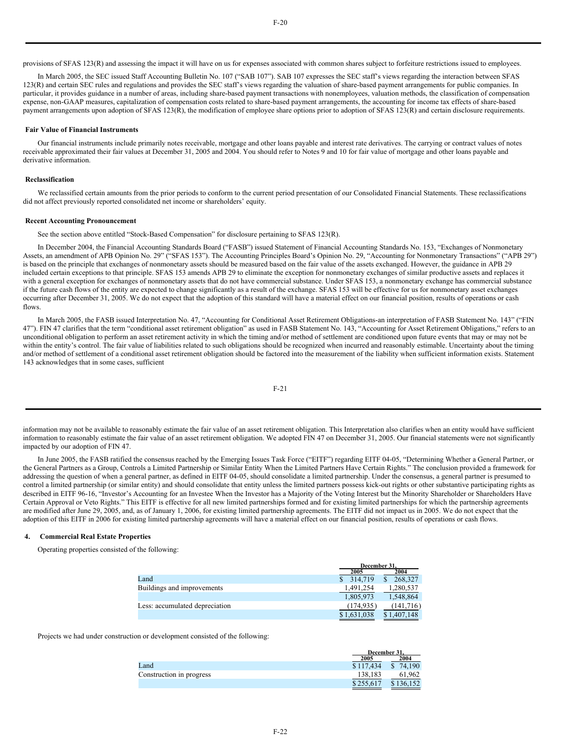provisions of SFAS 123(R) and assessing the impact it will have on us for expenses associated with common shares subject to forfeiture restrictions issued to employees.

In March 2005, the SEC issued Staff Accounting Bulletin No. 107 (“SAB 107”). SAB 107 expresses the SEC staff’s views regarding the interaction between SFAS 123(R) and certain SEC rules and regulations and provides the SEC staff’s views regarding the valuation of share-based payment arrangements for public companies. In particular, it provides guidance in a number of areas, including share-based payment transactions with nonemployees, valuation methods, the classification of compensation expense, non-GAAP measures, capitalization of compensation costs related to share-based payment arrangements, the accounting for income tax effects of share-based payment arrangements upon adoption of SFAS 123(R), the modification of employee share options prior to adoption of SFAS 123(R) and certain disclosure requirements.

**Fair Value of Financial Instruments**

Our financial instruments include primarily notes receivable, mortgage and other loans payable and interest rate derivatives. The carrying or contract values of notes receivable approximated their fair values at December 31, 2005 and 2004. You should refer to Notes 9 and 10 for fair value of mortgage and other loans payable and derivative information.

**Reclassification**

We reclassified certain amounts from the prior periods to conform to the current period presentation of our Consolidated Financial Statements. These reclassifications did not affect previously reported consolidated net income or shareholders’ equity.

**Recent Accounting Pronouncement**

See the section above entitled “Stock-Based Compensation” for disclosure pertaining to SFAS 123(R).

In December 2004, the Financial Accounting Standards Board (“FASB”) issued Statement of Financial Accounting Standards No. 153, “Exchanges of Nonmonetary Assets, an amendment of APB Opinion No. 29” (“SFAS 153”). The Accounting Principles Board’s Opinion No. 29, “Accounting for Nonmonetary Transactions” (“APB 29”) is based on the principle that exchanges of nonmonetary assets should be measured based on the fair value of the assets exchanged. However, the guidance in APB 29 included certain exceptions to that principle. SFAS 153 amends APB 29 to eliminate the exception for nonmonetary exchanges of similar productive assets and replaces it with a general exception for exchanges of nonmonetary assets that do not have commercial substance. Under SFAS 153, a nonmonetary exchange has commercial substance if the future cash flows of the entity are expected to change significantly as a result of the exchange. SFAS 153 will be effective for us for nonmonetary asset exchanges occurring after December 31, 2005. We do not expect that the adoption of this standard will have a material effect on our financial position, results of operations or cash flows.

In March 2005, the FASB issued Interpretation No. 47, “Accounting for Conditional Asset Retirement Obligations-an interpretation of FASB Statement No. 143” (“FIN 47”). FIN 47 clarifies that the term “conditional asset retirement obligation” as used in FASB Statement No. 143, “Accounting for Asset Retirement Obligations,” refers to an unconditional obligation to perform an asset retirement activity in which the timing and/or method of settlement are conditioned upon future events that may or may not be within the entity’s control. The fair value of liabilities related to such obligations should be recognized when incurred and reasonably estimable. Uncertainty about the timing and/or method of settlement of a conditional asset retirement obligation should be factored into the measurement of the liability when sufficient information exists. Statement 143 acknowledges that in some cases, sufficient information may not be available to reasonably estimate the fair value of an asset retirement obligation. This Interpretation also clarifies when an entity would have sufficient information to reasonably estimate the fair value of an asset retirement obligation. We adopted FIN 47 on December 31, 2005. Our financial statements were not significantly impacted by our adoption of FIN 47.

In June 2005, the FASB ratified the consensus reached by the Emerging Issues Task Force (“EITF”) regarding EITF 04-05, “Determining Whether a General Partner, or the General Partners as a Group, Controls a Limited Partnership or Similar Entity When the Limited Partners Have Certain Rights.” The conclusion provided a framework for addressing the question of when a general partner, as defined in EITF 04-05, should consolidate a limited partnership. Under the consensus, a general partner is presumed to control a limited partnership (or similar entity) and should consolidate that entity unless the limited partners possess kick-out rights or other substantive participating rights as described in EITF 96-16, “Investor’s Accounting for an Investee When the Investor has a Majority of the Voting Interest but the Minority Shareholder or Shareholders Have Certain Approval or Veto Rights.” This EITF is effective for all new limited partnerships formed and for existing limited partnerships for which the partnership agreements are modified after June 29, 2005, and, as of January 1, 2006, for existing limited partnership agreements. The EITF did not impact us in 2005. We do not expect that the adoption of this EITF in 2006 for existing limited partnership agreements will have a material effect on our financial position, results of operations or cash flows.

## 4. Commercial Real Estate Properties

Operating properties consisted of the following:

| | December 31, 2005 | December 31, 2004 |
|---|---|---|
| Land | $ 314,719 | $ 268,327 |
| Buildings and improvements | 1,491,254 | 1,280,537 |
| | 1,805,973 | 1,548,864 |
| Less: accumulated depreciation | (174,935) | (141,716) |
| | $ 1,631,038 | $ 1,407,148 |

Projects we had under construction or development consisted of the following:

| | December 31, 2005 | December 31, 2004 |
|---|---|---|
| Land | $ 117,434 | $ 74,190 |
| Construction in progress | 138,183 | 61,962 |
| | $ 255,617 | $ 136,152 |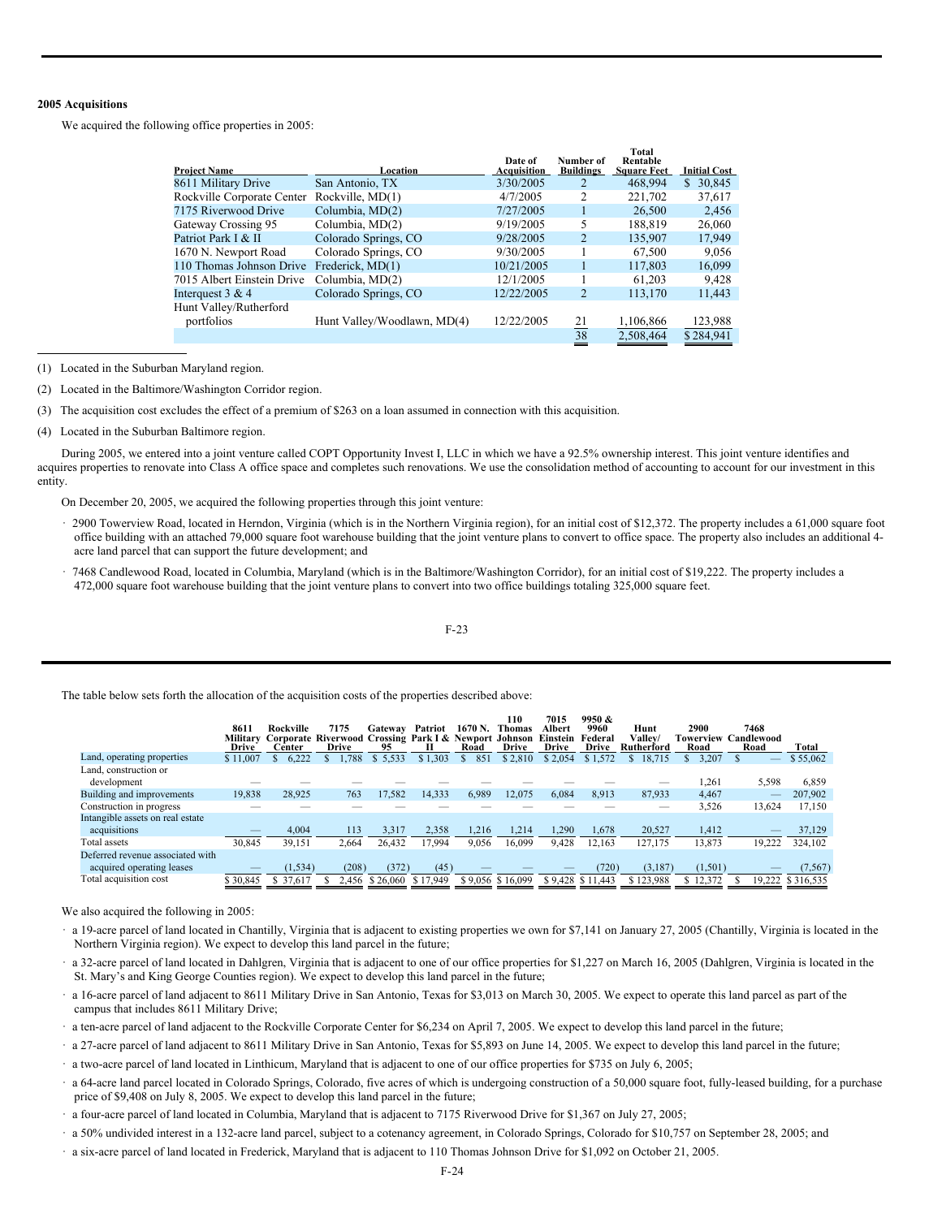**2005 Acquisitions**

We acquired the following office properties in 2005:

| Project Name | Location | Date of Acquisition | Number of Buildings | Total Rentable Square Feet | Initial Cost |
|---|---|---|---|---|---|
| 8611 Military Drive | San Antonio, TX | 3/30/2005 | 2 | 468,994 | $ 30,845 |
| Rockville Corporate Center | Rockville, MD(1) | 4/7/2005 | 2 | 221,702 | 37,617 |
| 7175 Riverwood Drive | Columbia, MD(2) | 7/27/2005 | 1 | 26,500 | 2,456 |
| Gateway Crossing 95 | Columbia, MD(2) | 9/19/2005 | 5 | 188,819 | 26,060 |
| Patriot Park I & II | Colorado Springs, CO | 9/28/2005 | 2 | 135,907 | 17,949 |
| 1670 N. Newport Road | Colorado Springs, CO | 9/30/2005 | 1 | 67,500 | 9,056 |
| 110 Thomas Johnson Drive | Frederick, MD(1) | 10/21/2005 | 1 | 117,803 | 16,099 |
| 7015 Albert Einstein Drive | Columbia, MD(2) | 12/1/2005 | 1 | 61,203 | 9,428 |
| Interquest 3 & 4 | Colorado Springs, CO | 12/22/2005 | 2 | 113,170 | 11,443 |
| Hunt Valley/Rutherford portfolios | Hunt Valley/Woodlawn, MD(4) | 12/22/2005 | 21 | 1,106,866 | 123,988 |
| | | | 38 | 2,508,464 | $ 284,941 |

(1) Located in the Suburban Maryland region.

(2) Located in the Baltimore/Washington Corridor region.

(3) The acquisition cost excludes the effect of a premium of $263 on a loan assumed in connection with this acquisition.

(4) Located in the Suburban Baltimore region.

During 2005, we entered into a joint venture called COPT Opportunity Invest I, LLC in which we have a 92.5% ownership interest. This joint venture identifies and acquires properties to renovate into Class A office space and completes such renovations. We use the consolidation method of accounting to account for our investment in this entity.

On December 20, 2005, we acquired the following properties through this joint venture:

- 2900 Towerview Road, located in Herndon, Virginia (which is in the Northern Virginia region), for an initial cost of $12,372. The property includes a 61,000 square foot office building with an attached 79,000 square foot warehouse building that the joint venture plans to convert to office space. The property also includes an additional 4-acre land parcel that can support the future development; and
- 7468 Candlewood Road, located in Columbia, Maryland (which is in the Baltimore/Washington Corridor), for an initial cost of $19,222. The property includes a 472,000 square foot warehouse building that the joint venture plans to convert into two office buildings totaling 325,000 square feet.

The table below sets forth the allocation of the acquisition costs of the properties described above:

| | 8611 Military Drive | Rockville Corporate Center | 7175 Riverwood Drive | Gateway Crossing 95 | Patriot Park I & II | 1670 N. Newport Road | 110 Thomas Johnson Drive | 7015 Albert Einstein Drive | 9950 & 9960 Federal Drive | Hunt Valley/ Rutherford | 2900 Towerview Road | 7468 Candlewood Road | Total |
|---|---|---|---|---|---|---|---|---|---|---|---|---|---|
| Land, operating properties | $ 11,007 | $ 6,222 | $ 1,788 | $ 5,533 | $ 1,303 | $ 851 | $ 2,810 | $ 2,054 | $ 1,572 | $ 18,715 | $ 3,207 | $ — | $ 55,062 |
| Land, construction or development | — | — | — | — | — | — | — | — | — | — | 1,261 | 5,598 | 6,859 |
| Building and improvements | 19,838 | 28,925 | 763 | 17,582 | 14,333 | 6,989 | 12,075 | 6,084 | 8,913 | 87,933 | 4,467 | — | 207,902 |
| Construction in progress | — | — | — | — | — | — | — | — | — | — | 3,526 | 13,624 | 17,150 |
| Intangible assets on real estate acquisitions | — | 4,004 | 113 | 3,317 | 2,358 | 1,216 | 1,214 | 1,290 | 1,678 | 20,527 | 1,412 | — | 37,129 |
| Total assets | 30,845 | 39,151 | 2,664 | 26,432 | 17,994 | 9,056 | 16,099 | 9,428 | 12,163 | 127,175 | 13,873 | 19,222 | 324,102 |
| Deferred revenue associated with acquired operating leases | — | (1,534) | (208) | (372) | (45) | — | — | — | (720) | (3,187) | (1,501) | — | (7,567) |
| Total acquisition cost | $ 30,845 | $ 37,617 | $ 2,456 | $ 26,060 | $ 17,949 | $ 9,056 | $ 16,099 | $ 9,428 | $ 11,443 | $ 123,988 | $ 12,372 | $ 19,222 | $ 316,535 |

We also acquired the following in 2005:

- a 19-acre parcel of land located in Chantilly, Virginia that is adjacent to existing properties we own for $7,141 on January 27, 2005 (Chantilly, Virginia is located in the Northern Virginia region). We expect to develop this land parcel in the future;
- a 32-acre parcel of land located in Dahlgren, Virginia that is adjacent to one of our office properties for $1,227 on March 16, 2005 (Dahlgren, Virginia is located in the St. Mary's and King George Counties region). We expect to develop this land parcel in the future;
- a 16-acre parcel of land adjacent to 8611 Military Drive in San Antonio, Texas for $3,013 on March 30, 2005. We expect to operate this land parcel as part of the campus that includes 8611 Military Drive;
- a ten-acre parcel of land adjacent to the Rockville Corporate Center for $6,234 on April 7, 2005. We expect to develop this land parcel in the future;
- a 27-acre parcel of land adjacent to 8611 Military Drive in San Antonio, Texas for $5,893 on June 14, 2005. We expect to develop this land parcel in the future;
- a two-acre parcel of land located in Linthicum, Maryland that is adjacent to one of our office properties for $735 on July 6, 2005;
- a 64-acre land parcel located in Colorado Springs, Colorado, five acres of which is undergoing construction of a 50,000 square foot, fully-leased building, for a purchase price of $9,408 on July 8, 2005. We expect to develop this land parcel in the future;
- a four-acre parcel of land located in Columbia, Maryland that is adjacent to 7175 Riverwood Drive for $1,367 on July 27, 2005;
- a 50% undivided interest in a 132-acre land parcel, subject to a cotenancy agreement, in Colorado Springs, Colorado for $10,757 on September 28, 2005; and
- a six-acre parcel of land located in Frederick, Maryland that is adjacent to 110 Thomas Johnson Drive for $1,092 on October 21, 2005.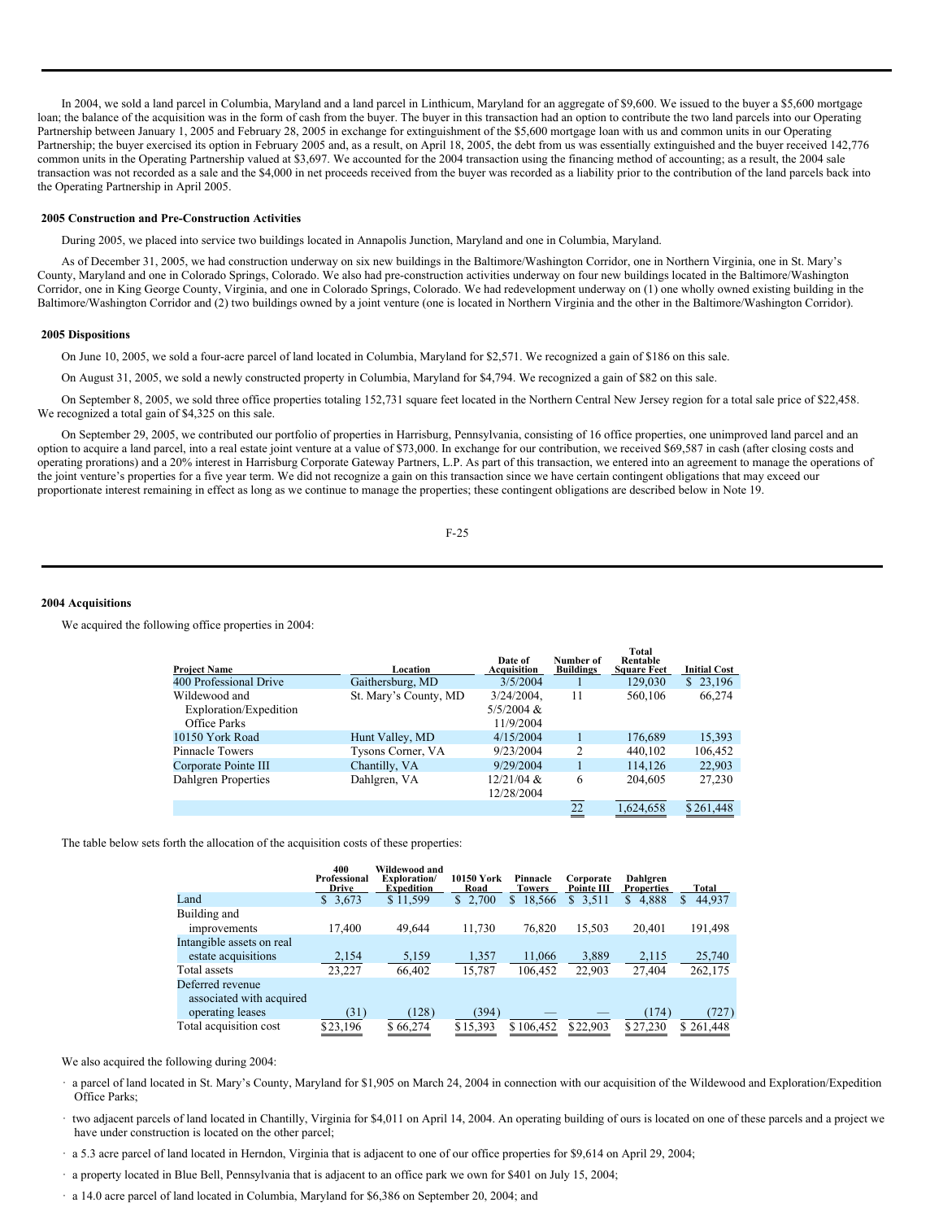In 2004, we sold a land parcel in Columbia, Maryland and a land parcel in Linthicum, Maryland for an aggregate of $9,600. We issued to the buyer a $5,600 mortgage loan; the balance of the acquisition was in the form of cash from the buyer. The buyer in this transaction had an option to contribute the two land parcels into our Operating Partnership between January 1, 2005 and February 28, 2005 in exchange for extinguishment of the $5,600 mortgage loan with us and common units in our Operating Partnership; the buyer exercised its option in February 2005 and, as a result, on April 18, 2005, the debt from us was essentially extinguished and the buyer received 142,776 common units in the Operating Partnership valued at $3,697. We accounted for the 2004 transaction using the financing method of accounting; as a result, the 2004 sale transaction was not recorded as a sale and the $4,000 in net proceeds received from the buyer was recorded as a liability prior to the contribution of the land parcels back into the Operating Partnership in April 2005.

### 2005 Construction and Pre-Construction Activities

During 2005, we placed into service two buildings located in Annapolis Junction, Maryland and one in Columbia, Maryland.

As of December 31, 2005, we had construction underway on six new buildings in the Baltimore/Washington Corridor, one in Northern Virginia, one in St. Mary's County, Maryland and one in Colorado Springs, Colorado. We also had pre-construction activities underway on four new buildings located in the Baltimore/Washington Corridor, one in King George County, Virginia, and one in Colorado Springs, Colorado. We had redevelopment underway on (1) one wholly owned existing building in the Baltimore/Washington Corridor and (2) two buildings owned by a joint venture (one is located in Northern Virginia and the other in the Baltimore/Washington Corridor).

### 2005 Dispositions

On June 10, 2005, we sold a four-acre parcel of land located in Columbia, Maryland for $2,571. We recognized a gain of $186 on this sale.

On August 31, 2005, we sold a newly constructed property in Columbia, Maryland for $4,794. We recognized a gain of $82 on this sale.

On September 8, 2005, we sold three office properties totaling 152,731 square feet located in the Northern Central New Jersey region for a total sale price of $22,458. We recognized a total gain of $4,325 on this sale.

On September 29, 2005, we contributed our portfolio of properties in Harrisburg, Pennsylvania, consisting of 16 office properties, one unimproved land parcel and an option to acquire a land parcel, into a real estate joint venture at a value of $73,000. In exchange for our contribution, we received $69,587 in cash (after closing costs and operating prorations) and a 20% interest in Harrisburg Corporate Gateway Partners, L.P. As part of this transaction, we entered into an agreement to manage the operations of the joint venture's properties for a five year term. We did not recognize a gain on this transaction since we have certain contingent obligations that may exceed our proportionate interest remaining in effect as long as we continue to manage the properties; these contingent obligations are described below in Note 19.

### 2004 Acquisitions

We acquired the following office properties in 2004:

| Project Name | Location | Date of Acquisition | Number of Buildings | Total Rentable Square Feet | Initial Cost |
|---|---|---|---|---|---|
| 400 Professional Drive | Gaithersburg, MD | 3/5/2004 | 1 | 129,030 | $ 23,196 |
| Wildewood and Exploration/Expedition Office Parks | St. Mary's County, MD | 3/24/2004, 5/5/2004 & 11/9/2004 | 11 | 560,106 | 66,274 |
| 10150 York Road | Hunt Valley, MD | 4/15/2004 | 1 | 176,689 | 15,393 |
| Pinnacle Towers | Tysons Corner, VA | 9/23/2004 | 2 | 440,102 | 106,452 |
| Corporate Pointe III | Chantilly, VA | 9/29/2004 | 1 | 114,126 | 22,903 |
| Dahlgren Properties | Dahlgren, VA | 12/21/04 & 12/28/2004 | 6 | 204,605 | 27,230 |
| | | | 22 | 1,624,658 | $ 261,448 |

The table below sets forth the allocation of the acquisition costs of these properties:

| | 400 Professional Drive | Wildewood and Exploration/ Expedition | 10150 York Road | Pinnacle Towers | Corporate Pointe III | Dahlgren Properties | Total |
|---|---|---|---|---|---|---|---|
| Land | $ 3,673 | $ 11,599 | $ 2,700 | $ 18,566 | $ 3,511 | $ 4,888 | $ 44,937 |
| Building and improvements | 17,400 | 49,644 | 11,730 | 76,820 | 15,503 | 20,401 | 191,498 |
| Intangible assets on real estate acquisitions | 2,154 | 5,159 | 1,357 | 11,066 | 3,889 | 2,115 | 25,740 |
| Total assets | 23,227 | 66,402 | 15,787 | 106,452 | 22,903 | 27,404 | 262,175 |
| Deferred revenue associated with acquired operating leases | (31) | (128) | (394) | — | — | (174) | (727) |
| Total acquisition cost | $ 23,196 | $ 66,274 | $ 15,393 | $ 106,452 | $ 22,903 | $ 27,230 | $ 261,448 |

We also acquired the following during 2004:

- a parcel of land located in St. Mary's County, Maryland for $1,905 on March 24, 2004 in connection with our acquisition of the Wildewood and Exploration/Expedition Office Parks;
- two adjacent parcels of land located in Chantilly, Virginia for $4,011 on April 14, 2004. An operating building of ours is located on one of these parcels and a project we have under construction is located on the other parcel;
- a 5.3 acre parcel of land located in Herndon, Virginia that is adjacent to one of our office properties for $9,614 on April 29, 2004;
- a property located in Blue Bell, Pennsylvania that is adjacent to an office park we own for $401 on July 15, 2004;
- a 14.0 acre parcel of land located in Columbia, Maryland for $6,386 on September 20, 2004; and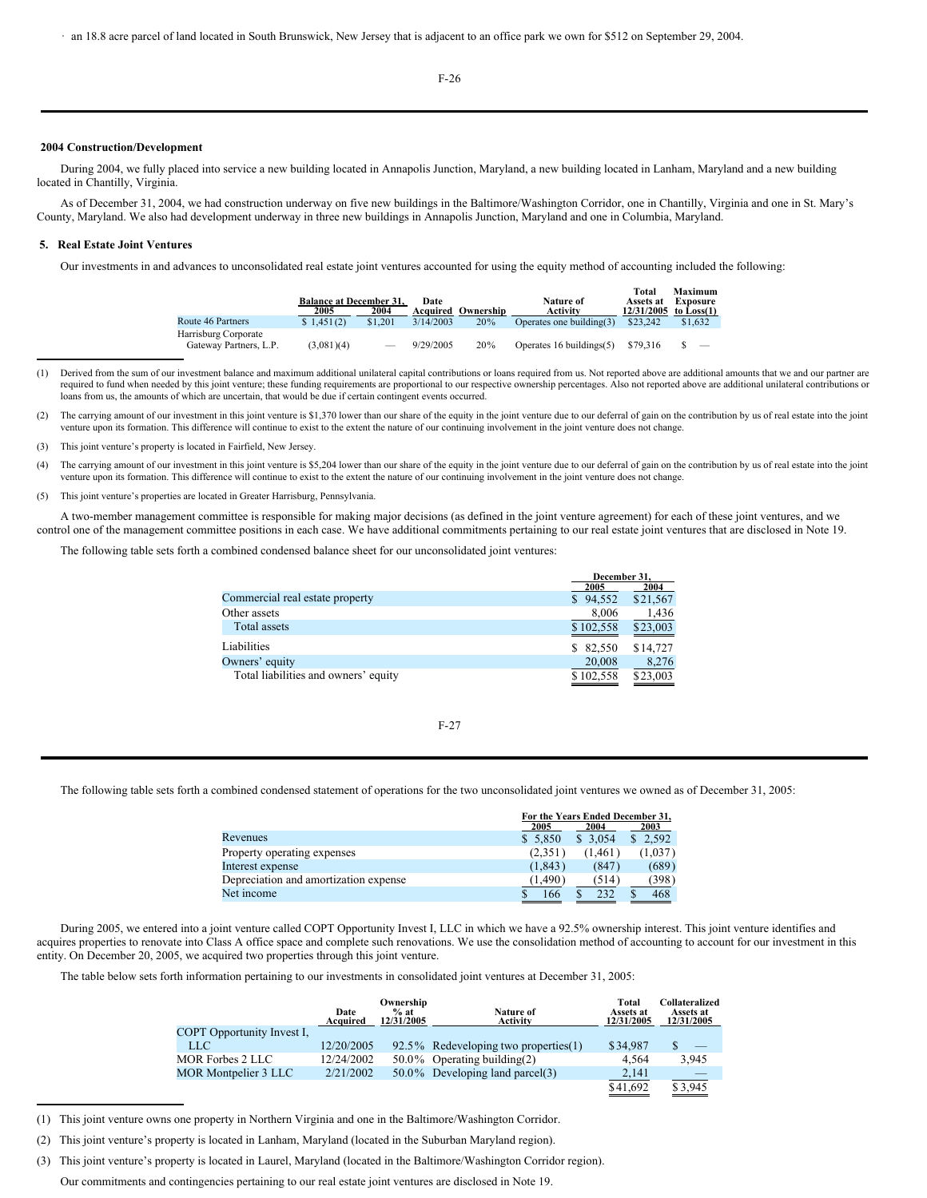· an 18.8 acre parcel of land located in South Brunswick, New Jersey that is adjacent to an office park we own for $512 on September 29, 2004.

**2004 Construction/Development**

During 2004, we fully placed into service a new building located in Annapolis Junction, Maryland, a new building located in Lanham, Maryland and a new building located in Chantilly, Virginia.

As of December 31, 2004, we had construction underway on five new buildings in the Baltimore/Washington Corridor, one in Chantilly, Virginia and one in St. Mary's County, Maryland. We also had development underway in three new buildings in Annapolis Junction, Maryland and one in Columbia, Maryland.

## 5. Real Estate Joint Ventures

Our investments in and advances to unconsolidated real estate joint ventures accounted for using the equity method of accounting included the following:

| | Balance at December 31, | | Date Acquired | Ownership | Nature of Activity | Total Assets at 12/31/2005 | Maximum Exposure to Loss(1) |
|---|---|---|---|---|---|---|---|
| | 2005 | 2004 | | | | | |
| Route 46 Partners | $ 1,451(2) | $1,201 | 3/14/2003 | 20% | Operates one building(3) | $23,242 | $1,632 |
| Harrisburg Corporate Gateway Partners, L.P. | (3,081)(4) | — | 9/29/2005 | 20% | Operates 16 buildings(5) | $79,316 | $ — |

(1) Derived from the sum of our investment balance and maximum additional unilateral capital contributions or loans required from us. Not reported above are additional amounts that we and our partner are required to fund when needed by this joint venture; these funding requirements are proportional to our respective ownership percentages. Also not reported above are additional unilateral contributions or loans from us, the amounts of which are uncertain, that would be due if certain contingent events occurred.

(2) The carrying amount of our investment in this joint venture is $1,370 lower than our share of the equity in the joint venture due to our deferral of gain on the contribution by us of real estate into the joint venture upon its formation. This difference will continue to exist to the extent the nature of our continuing involvement in the joint venture does not change.

(3) This joint venture's property is located in Fairfield, New Jersey.

(4) The carrying amount of our investment in this joint venture is $5,204 lower than our share of the equity in the joint venture due to our deferral of gain on the contribution by us of real estate into the joint venture upon its formation. This difference will continue to exist to the extent the nature of our continuing involvement in the joint venture does not change.

(5) This joint venture's properties are located in Greater Harrisburg, Pennsylvania.

A two-member management committee is responsible for making major decisions (as defined in the joint venture agreement) for each of these joint ventures, and we control one of the management committee positions in each case. We have additional commitments pertaining to our real estate joint ventures that are disclosed in Note 19.

The following table sets forth a combined condensed balance sheet for our unconsolidated joint ventures:

| | December 31, | |
|---|---|---|
| | 2005 | 2004 |
| Commercial real estate property | $ 94,552 | $21,567 |
| Other assets | 8,006 | 1,436 |
| Total assets | $ 102,558 | $23,003 |
| Liabilities | $ 82,550 | $14,727 |
| Owners' equity | 20,008 | 8,276 |
| Total liabilities and owners' equity | $ 102,558 | $23,003 |

The following table sets forth a combined condensed statement of operations for the two unconsolidated joint ventures we owned as of December 31, 2005:

| | For the Years Ended December 31, | | |
|---|---|---|---|
| | 2005 | 2004 | 2003 |
| Revenues | $ 5,850 | $ 3,054 | $ 2,592 |
| Property operating expenses | (2,351) | (1,461) | (1,037) |
| Interest expense | (1,843) | (847) | (689) |
| Depreciation and amortization expense | (1,490) | (514) | (398) |
| Net income | $ 166 | $ 232 | $ 468 |

During 2005, we entered into a joint venture called COPT Opportunity Invest I, LLC in which we have a 92.5% ownership interest. This joint venture identifies and acquires properties to renovate into Class A office space and complete such renovations. We use the consolidation method of accounting to account for our investment in this entity. On December 20, 2005, we acquired two properties through this joint venture.

The table below sets forth information pertaining to our investments in consolidated joint ventures at December 31, 2005:

| | Date Acquired | Ownership % at 12/31/2005 | Nature of Activity | Total Assets at 12/31/2005 | Collateralized Assets at 12/31/2005 |
|---|---|---|---|---|---|
| COPT Opportunity Invest I, LLC | 12/20/2005 | 92.5% | Redeveloping two properties(1) | $34,987 | $ — |
| MOR Forbes 2 LLC | 12/24/2002 | 50.0% | Operating building(2) | 4,564 | 3,945 |
| MOR Montpelier 3 LLC | 2/21/2002 | 50.0% | Developing land parcel(3) | 2,141 | — |
| | | | | $41,692 | $ 3,945 |

(1) This joint venture owns one property in Northern Virginia and one in the Baltimore/Washington Corridor.

(2) This joint venture's property is located in Lanham, Maryland (located in the Suburban Maryland region).

(3) This joint venture's property is located in Laurel, Maryland (located in the Baltimore/Washington Corridor region).

Our commitments and contingencies pertaining to our real estate joint ventures are disclosed in Note 19.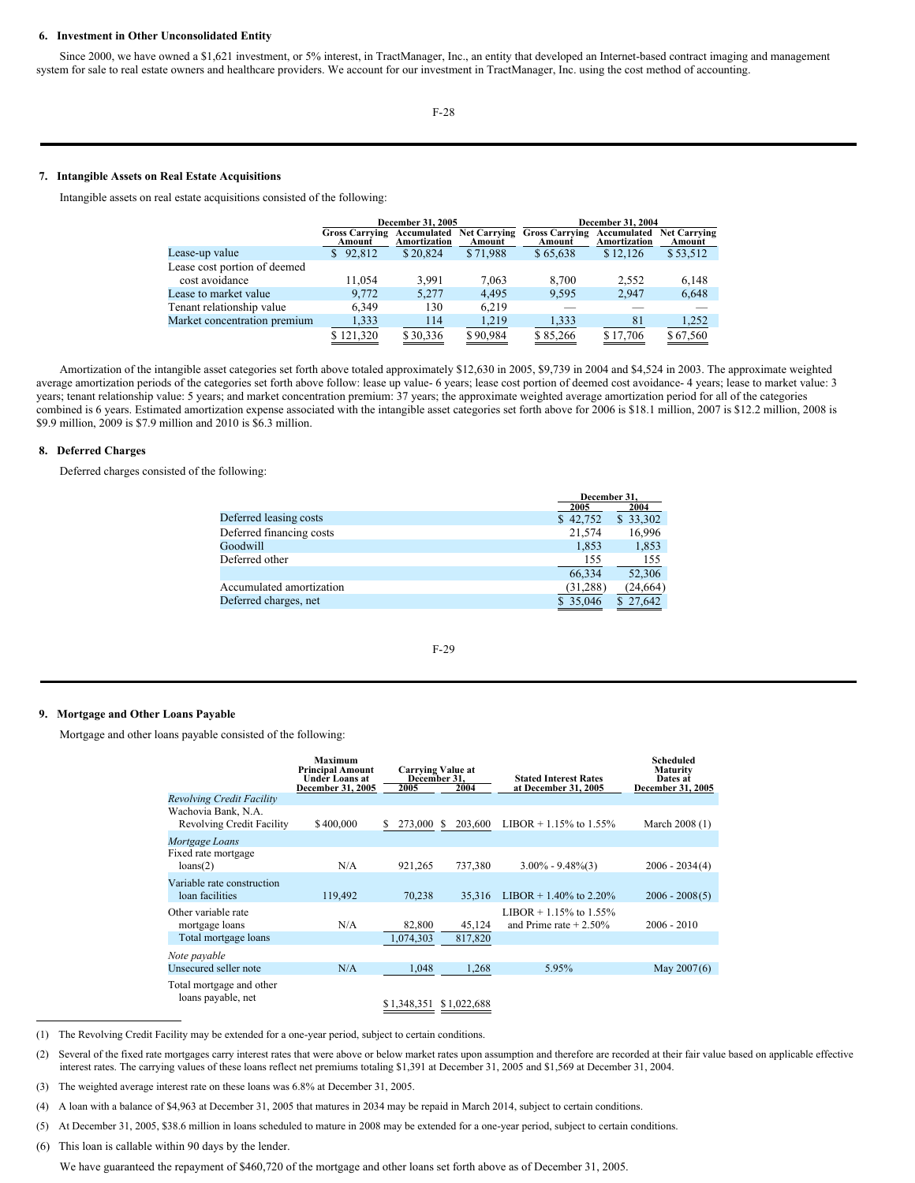### 6. Investment in Other Unconsolidated Entity

Since 2000, we have owned a $1,621 investment, or 5% interest, in TractManager, Inc., an entity that developed an Internet-based contract imaging and management system for sale to real estate owners and healthcare providers. We account for our investment in TractManager, Inc. using the cost method of accounting.

### 7. Intangible Assets on Real Estate Acquisitions

Intangible assets on real estate acquisitions consisted of the following:

| | December 31, 2005 | | | December 31, 2004 | | |
|---|---|---|---|---|---|---|
| | Gross Carrying Amount | Accumulated Amortization | Net Carrying Amount | Gross Carrying Amount | Accumulated Amortization | Net Carrying Amount |
| Lease-up value | $ 92,812 | $ 20,824 | $ 71,988 | $ 65,638 | $ 12,126 | $ 53,512 |
| Lease cost portion of deemed cost avoidance | 11,054 | 3,991 | 7,063 | 8,700 | 2,552 | 6,148 |
| Lease to market value | 9,772 | 5,277 | 4,495 | 9,595 | 2,947 | 6,648 |
| Tenant relationship value | 6,349 | 130 | 6,219 | — | — | — |
| Market concentration premium | 1,333 | 114 | 1,219 | 1,333 | 81 | 1,252 |
| | $ 121,320 | $ 30,336 | $ 90,984 | $ 85,266 | $ 17,706 | $ 67,560 |

Amortization of the intangible asset categories set forth above totaled approximately $12,630 in 2005, $9,739 in 2004 and $4,524 in 2003. The approximate weighted average amortization periods of the categories set forth above follow: lease up value- 6 years; lease cost portion of deemed cost avoidance- 4 years; lease to market value: 3 years; tenant relationship value: 5 years; and market concentration premium: 37 years; the approximate weighted average amortization period for all of the categories combined is 6 years. Estimated amortization expense associated with the intangible asset categories set forth above for 2006 is $18.1 million, 2007 is $12.2 million, 2008 is $9.9 million, 2009 is $7.9 million and 2010 is $6.3 million.

### 8. Deferred Charges

Deferred charges consisted of the following:

| | December 31, | |
|---|---|---|
| | 2005 | 2004 |
| Deferred leasing costs | $ 42,752 | $ 33,302 |
| Deferred financing costs | 21,574 | 16,996 |
| Goodwill | 1,853 | 1,853 |
| Deferred other | 155 | 155 |
| | 66,334 | 52,306 |
| Accumulated amortization | (31,288) | (24,664) |
| Deferred charges, net | $ 35,046 | $ 27,642 |

### 9. Mortgage and Other Loans Payable

Mortgage and other loans payable consisted of the following:

| | Maximum Principal Amount Under Loans at December 31, 2005 | Carrying Value at December 31, | | Stated Interest Rates at December 31, 2005 | Scheduled Maturity Dates at December 31, 2005 |
|---|---|---|---|---|---|
| | | 2005 | 2004 | | |
| *Revolving Credit Facility* | | | | | |
| Wachovia Bank, N.A. Revolving Credit Facility | $ 400,000 | $ 273,000 | $ 203,600 | LIBOR + 1.15% to 1.55% | March 2008 (1) |
| *Mortgage Loans* | | | | | |
| Fixed rate mortgage loans(2) | N/A | 921,265 | 737,380 | 3.00% - 9.48%(3) | 2006 - 2034(4) |
| Variable rate construction loan facilities | 119,492 | 70,238 | 35,316 | LIBOR + 1.40% to 2.20% | 2006 - 2008(5) |
| Other variable rate mortgage loans | N/A | 82,800 | 45,124 | LIBOR + 1.15% to 1.55% and Prime rate + 2.50% | 2006 - 2010 |
| Total mortgage loans | | 1,074,303 | 817,820 | | |
| *Note payable* | | | | | |
| Unsecured seller note | N/A | 1,048 | 1,268 | 5.95% | May 2007(6) |
| Total mortgage and other loans payable, net | | $ 1,348,351 | $ 1,022,688 | | |

(1) The Revolving Credit Facility may be extended for a one-year period, subject to certain conditions.

(2) Several of the fixed rate mortgages carry interest rates that were above or below market rates upon assumption and therefore are recorded at their fair value based on applicable effective interest rates. The carrying values of these loans reflect net premiums totaling $1,391 at December 31, 2005 and $1,569 at December 31, 2004.

(3) The weighted average interest rate on these loans was 6.8% at December 31, 2005.

(4) A loan with a balance of $4,963 at December 31, 2005 that matures in 2034 may be repaid in March 2014, subject to certain conditions.

(5) At December 31, 2005, $38.6 million in loans scheduled to mature in 2008 may be extended for a one-year period, subject to certain conditions.

(6) This loan is callable within 90 days by the lender.

We have guaranteed the repayment of $460,720 of the mortgage and other loans set forth above as of December 31, 2005.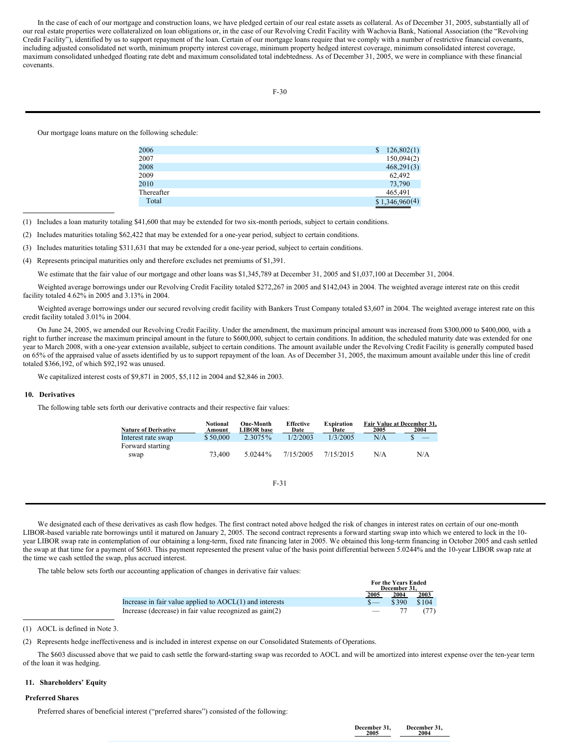In the case of each of our mortgage and construction loans, we have pledged certain of our real estate assets as collateral. As of December 31, 2005, substantially all of our real estate properties were collateralized on loan obligations or, in the case of our Revolving Credit Facility with Wachovia Bank, National Association (the "Revolving Credit Facility"), identified by us to support repayment of the loan. Certain of our mortgage loans require that we comply with a number of restrictive financial covenants, including adjusted consolidated net worth, minimum property interest coverage, minimum property hedged interest coverage, minimum consolidated interest coverage, maximum consolidated unhedged floating rate debt and maximum consolidated total indebtedness. As of December 31, 2005, we were in compliance with these financial covenants.

Our mortgage loans mature on the following schedule:

| | |
|---|---|
| 2006 | $ 126,802(1) |
| 2007 | 150,094(2) |
| 2008 | 468,291(3) |
| 2009 | 62,492 |
| 2010 | 73,790 |
| Thereafter | 465,491 |
| Total | $ 1,346,960(4) |

(1) Includes a loan maturity totaling $41,600 that may be extended for two six-month periods, subject to certain conditions.

(2) Includes maturities totaling $62,422 that may be extended for a one-year period, subject to certain conditions.

(3) Includes maturities totaling $311,631 that may be extended for a one-year period, subject to certain conditions.

(4) Represents principal maturities only and therefore excludes net premiums of $1,391.

We estimate that the fair value of our mortgage and other loans was $1,345,789 at December 31, 2005 and $1,037,100 at December 31, 2004.

Weighted average borrowings under our Revolving Credit Facility totaled $272,267 in 2005 and $142,043 in 2004. The weighted average interest rate on this credit facility totaled 4.62% in 2005 and 3.13% in 2004.

Weighted average borrowings under our secured revolving credit facility with Bankers Trust Company totaled $3,607 in 2004. The weighted average interest rate on this credit facility totaled 3.01% in 2004.

On June 24, 2005, we amended our Revolving Credit Facility. Under the amendment, the maximum principal amount was increased from $300,000 to $400,000, with a right to further increase the maximum principal amount in the future to $600,000, subject to certain conditions. In addition, the scheduled maturity date was extended for one year to March 2008, with a one-year extension available, subject to certain conditions. The amount available under the Revolving Credit Facility is generally computed based on 65% of the appraised value of assets identified by us to support repayment of the loan. As of December 31, 2005, the maximum amount available under this line of credit totaled $366,192, of which $92,192 was unused.

We capitalized interest costs of $9,871 in 2005, $5,112 in 2004 and $2,846 in 2003.

## 10. Derivatives

The following table sets forth our derivative contracts and their respective fair values:

| Nature of Derivative | Notional Amount | One-Month LIBOR base | Effective Date | Expiration Date | Fair Value at December 31, 2005 | 2004 |
|---|---|---|---|---|---|---|
| Interest rate swap | $ 50,000 | 2.3075% | 1/2/2003 | 1/3/2005 | N/A | $ — |
| Forward starting swap | 73,400 | 5.0244% | 7/15/2005 | 7/15/2015 | N/A | N/A |

We designated each of these derivatives as cash flow hedges. The first contract noted above hedged the risk of changes in interest rates on certain of our one-month LIBOR-based variable rate borrowings until it matured on January 2, 2005. The second contract represents a forward starting swap into which we entered to lock in the 10-year LIBOR swap rate in contemplation of our obtaining a long-term, fixed rate financing later in 2005. We obtained this long-term financing in October 2005 and cash settled the swap at that time for a payment of $603. This payment represented the present value of the basis point differential between 5.0244% and the 10-year LIBOR swap rate at the time we cash settled the swap, plus accrued interest.

The table below sets forth our accounting application of changes in derivative fair values:

| | For the Years Ended December 31, 2005 | 2004 | 2003 |
|---|---|---|---|
| Increase in fair value applied to AOCL(1) and interests | $— | $390 | $104 |
| Increase (decrease) in fair value recognized as gain(2) | — | 77 | (77) |

(1) AOCL is defined in Note 3.

(2) Represents hedge ineffectiveness and is included in interest expense on our Consolidated Statements of Operations.

The $603 discussed above that we paid to cash settle the forward-starting swap was recorded to AOCL and will be amortized into interest expense over the ten-year term of the loan it was hedging.

## 11. Shareholders' Equity

### Preferred Shares

Preferred shares of beneficial interest ("preferred shares") consisted of the following:

| | December 31, 2005 | December 31, 2004 |
|---|---|---|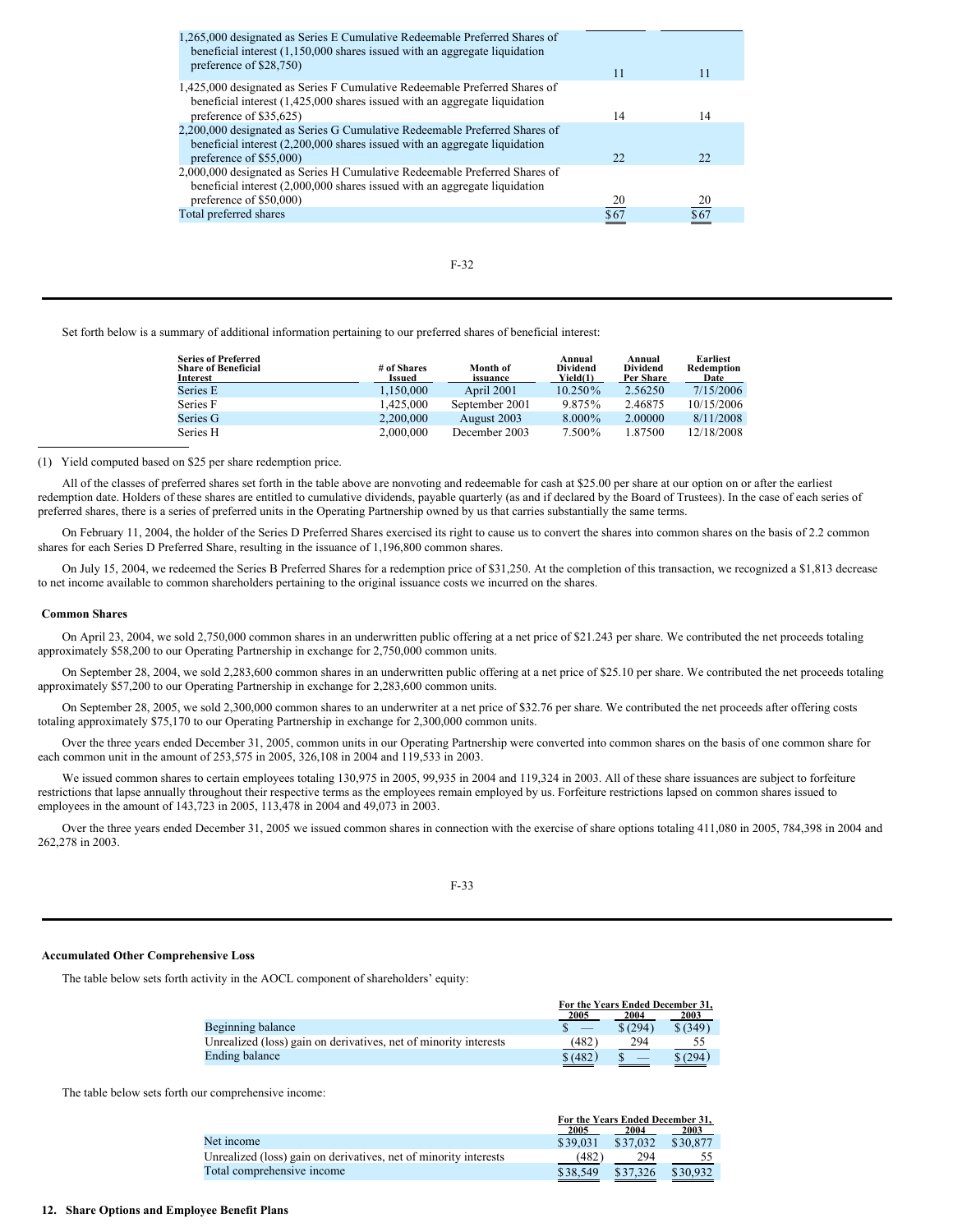| | | |
|---|---|---|
| 1,265,000 designated as Series E Cumulative Redeemable Preferred Shares of beneficial interest (1,150,000 shares issued with an aggregate liquidation preference of $28,750) | 11 | 11 |
| 1,425,000 designated as Series F Cumulative Redeemable Preferred Shares of beneficial interest (1,425,000 shares issued with an aggregate liquidation preference of $35,625) | 14 | 14 |
| 2,200,000 designated as Series G Cumulative Redeemable Preferred Shares of beneficial interest (2,200,000 shares issued with an aggregate liquidation preference of $55,000) | 22 | 22 |
| 2,000,000 designated as Series H Cumulative Redeemable Preferred Shares of beneficial interest (2,000,000 shares issued with an aggregate liquidation preference of $50,000) | 20 | 20 |
| Total preferred shares | $67 | $67 |

Set forth below is a summary of additional information pertaining to our preferred shares of beneficial interest:

| Series of Preferred Share of Beneficial Interest | # of Shares Issued | Month of issuance | Annual Dividend Yield(1) | Annual Dividend Per Share | Earliest Redemption Date |
|---|---|---|---|---|---|
| Series E | 1,150,000 | April 2001 | 10.250% | 2.56250 | 7/15/2006 |
| Series F | 1,425,000 | September 2001 | 9.875% | 2.46875 | 10/15/2006 |
| Series G | 2,200,000 | August 2003 | 8.000% | 2.00000 | 8/11/2008 |
| Series H | 2,000,000 | December 2003 | 7.500% | 1.87500 | 12/18/2008 |

(1) Yield computed based on $25 per share redemption price.

All of the classes of preferred shares set forth in the table above are nonvoting and redeemable for cash at $25.00 per share at our option on or after the earliest redemption date. Holders of these shares are entitled to cumulative dividends, payable quarterly (as and if declared by the Board of Trustees). In the case of each series of preferred shares, there is a series of preferred units in the Operating Partnership owned by us that carries substantially the same terms.

On February 11, 2004, the holder of the Series D Preferred Shares exercised its right to cause us to convert the shares into common shares on the basis of 2.2 common shares for each Series D Preferred Share, resulting in the issuance of 1,196,800 common shares.

On July 15, 2004, we redeemed the Series B Preferred Shares for a redemption price of $31,250. At the completion of this transaction, we recognized a $1,813 decrease to net income available to common shareholders pertaining to the original issuance costs we incurred on the shares.

### Common Shares

On April 23, 2004, we sold 2,750,000 common shares in an underwritten public offering at a net price of $21.243 per share. We contributed the net proceeds totaling approximately $58,200 to our Operating Partnership in exchange for 2,750,000 common units.

On September 28, 2004, we sold 2,283,600 common shares in an underwritten public offering at a net price of $25.10 per share. We contributed the net proceeds totaling approximately $57,200 to our Operating Partnership in exchange for 2,283,600 common units.

On September 28, 2005, we sold 2,300,000 common shares to an underwriter at a net price of $32.76 per share. We contributed the net proceeds after offering costs totaling approximately $75,170 to our Operating Partnership in exchange for 2,300,000 common units.

Over the three years ended December 31, 2005, common units in our Operating Partnership were converted into common shares on the basis of one common share for each common unit in the amount of 253,575 in 2005, 326,108 in 2004 and 119,533 in 2003.

We issued common shares to certain employees totaling 130,975 in 2005, 99,935 in 2004 and 119,324 in 2003. All of these share issuances are subject to forfeiture restrictions that lapse annually throughout their respective terms as the employees remain employed by us. Forfeiture restrictions lapsed on common shares issued to employees in the amount of 143,723 in 2005, 113,478 in 2004 and 49,073 in 2003.

Over the three years ended December 31, 2005 we issued common shares in connection with the exercise of share options totaling 411,080 in 2005, 784,398 in 2004 and 262,278 in 2003.

### Accumulated Other Comprehensive Loss

The table below sets forth activity in the AOCL component of shareholders' equity:

| | For the Years Ended December 31, | | |
|---|---|---|---|
| | 2005 | 2004 | 2003 |
| Beginning balance | $ — | $ (294) | $ (349) |
| Unrealized (loss) gain on derivatives, net of minority interests | (482) | 294 | 55 |
| Ending balance | $ (482) | $ — | $ (294) |

The table below sets forth our comprehensive income:

| | For the Years Ended December 31, | | |
|---|---|---|---|
| | 2005 | 2004 | 2003 |
| Net income | $39,031 | $37,032 | $30,877 |
| Unrealized (loss) gain on derivatives, net of minority interests | (482) | 294 | 55 |
| Total comprehensive income | $38,549 | $37,326 | $30,932 |

## 12. Share Options and Employee Benefit Plans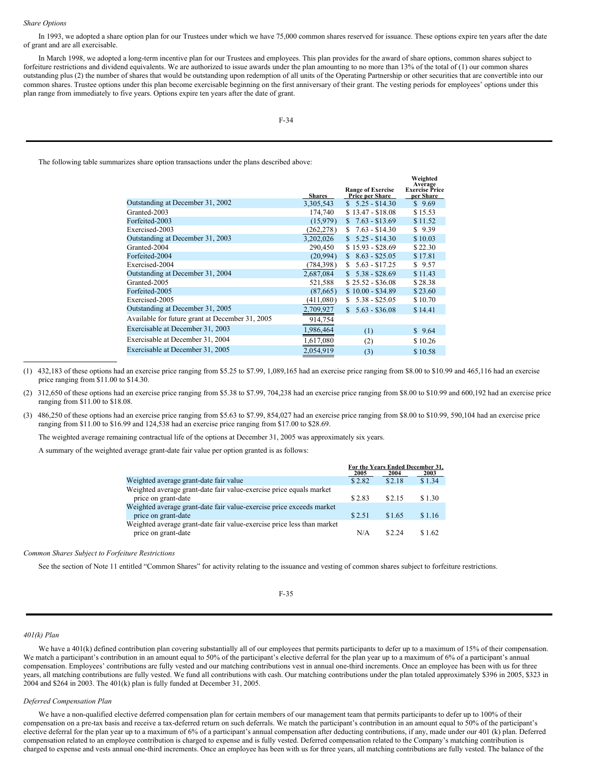*Share Options*

In 1993, we adopted a share option plan for our Trustees under which we have 75,000 common shares reserved for issuance. These options expire ten years after the date of grant and are all exercisable.

In March 1998, we adopted a long-term incentive plan for our Trustees and employees. This plan provides for the award of share options, common shares subject to forfeiture restrictions and dividend equivalents. We are authorized to issue awards under the plan amounting to no more than 13% of the total of (1) our common shares outstanding plus (2) the number of shares that would be outstanding upon redemption of all units of the Operating Partnership or other securities that are convertible into our common shares. Trustee options under this plan become exercisable beginning on the first anniversary of their grant. The vesting periods for employees' options under this plan range from immediately to five years. Options expire ten years after the date of grant.

The following table summarizes share option transactions under the plans described above:

| | Shares | Range of Exercise Price per Share | Weighted Average Exercise Price per Share |
|---|---|---|---|
| Outstanding at December 31, 2002 | 3,305,543 | $ 5.25 - $14.30 | $ 9.69 |
| Granted-2003 | 174,740 | $ 13.47 - $18.08 | $ 15.53 |
| Forfeited-2003 | (15,979) | $ 7.63 - $13.69 | $ 11.52 |
| Exercised-2003 | (262,278) | $ 7.63 - $14.30 | $ 9.39 |
| Outstanding at December 31, 2003 | 3,202,026 | $ 5.25 - $14.30 | $ 10.03 |
| Granted-2004 | 290,450 | $ 15.93 - $28.69 | $ 22.30 |
| Forfeited-2004 | (20,994) | $ 8.63 - $25.05 | $ 17.81 |
| Exercised-2004 | (784,398) | $ 5.63 - $17.25 | $ 9.57 |
| Outstanding at December 31, 2004 | 2,687,084 | $ 5.38 - $28.69 | $ 11.43 |
| Granted-2005 | 521,588 | $ 25.52 - $36.08 | $ 28.38 |
| Forfeited-2005 | (87,665) | $ 10.00 - $34.89 | $ 23.60 |
| Exercised-2005 | (411,080) | $ 5.38 - $25.05 | $ 10.70 |
| Outstanding at December 31, 2005 | 2,709,927 | $ 5.63 - $36.08 | $ 14.41 |
| Available for future grant at December 31, 2005 | 914,754 | | |
| Exercisable at December 31, 2003 | 1,986,464 | (1) | $ 9.64 |
| Exercisable at December 31, 2004 | 1,617,080 | (2) | $ 10.26 |
| Exercisable at December 31, 2005 | 2,054,919 | (3) | $ 10.58 |

(1) 432,183 of these options had an exercise price ranging from $5.25 to $7.99, 1,089,165 had an exercise price ranging from $8.00 to $10.99 and 465,116 had an exercise price ranging from $11.00 to $14.30.

(2) 312,650 of these options had an exercise price ranging from $5.38 to $7.99, 704,238 had an exercise price ranging from $8.00 to $10.99 and 600,192 had an exercise price ranging from $11.00 to $18.08.

(3) 486,250 of these options had an exercise price ranging from $5.63 to $7.99, 854,027 had an exercise price ranging from $8.00 to $10.99, 590,104 had an exercise price ranging from $11.00 to $16.99 and 124,538 had an exercise price ranging from $17.00 to $28.69.

The weighted average remaining contractual life of the options at December 31, 2005 was approximately six years.

A summary of the weighted average grant-date fair value per option granted is as follows:

| | For the Years Ended December 31, | | |
|---|---|---|---|
| | 2005 | 2004 | 2003 |
| Weighted average grant-date fair value | $ 2.82 | $2.18 | $ 1.34 |
| Weighted average grant-date fair value-exercise price equals market price on grant-date | $ 2.83 | $2.15 | $ 1.30 |
| Weighted average grant-date fair value-exercise price exceeds market price on grant-date | $ 2.51 | $1.65 | $ 1.16 |
| Weighted average grant-date fair value-exercise price less than market price on grant-date | N/A | $2.24 | $ 1.62 |

*Common Shares Subject to Forfeiture Restrictions*

See the section of Note 11 entitled "Common Shares" for activity relating to the issuance and vesting of common shares subject to forfeiture restrictions.

*401(k) Plan*

We have a 401(k) defined contribution plan covering substantially all of our employees that permits participants to defer up to a maximum of 15% of their compensation. We match a participant's contribution in an amount equal to 50% of the participant's elective deferral for the plan year up to a maximum of 6% of a participant's annual compensation. Employees' contributions are fully vested and our matching contributions vest in annual one-third increments. Once an employee has been with us for three years, all matching contributions are fully vested. We fund all contributions with cash. Our matching contributions under the plan totaled approximately $396 in 2005, $323 in 2004 and $264 in 2003. The 401(k) plan is fully funded at December 31, 2005.

*Deferred Compensation Plan*

We have a non-qualified elective deferred compensation plan for certain members of our management team that permits participants to defer up to 100% of their compensation on a pre-tax basis and receive a tax-deferred return on such deferrals. We match the participant's contribution in an amount equal to 50% of the participant's elective deferral for the plan year up to a maximum of 6% of a participant's annual compensation after deducting contributions, if any, made under our 401 (k) plan. Deferred compensation related to an employee contribution is charged to expense and is fully vested. Deferred compensation related to the Company's matching contribution is charged to expense and vests annual one-third increments. Once an employee has been with us for three years, all matching contributions are fully vested. The balance of the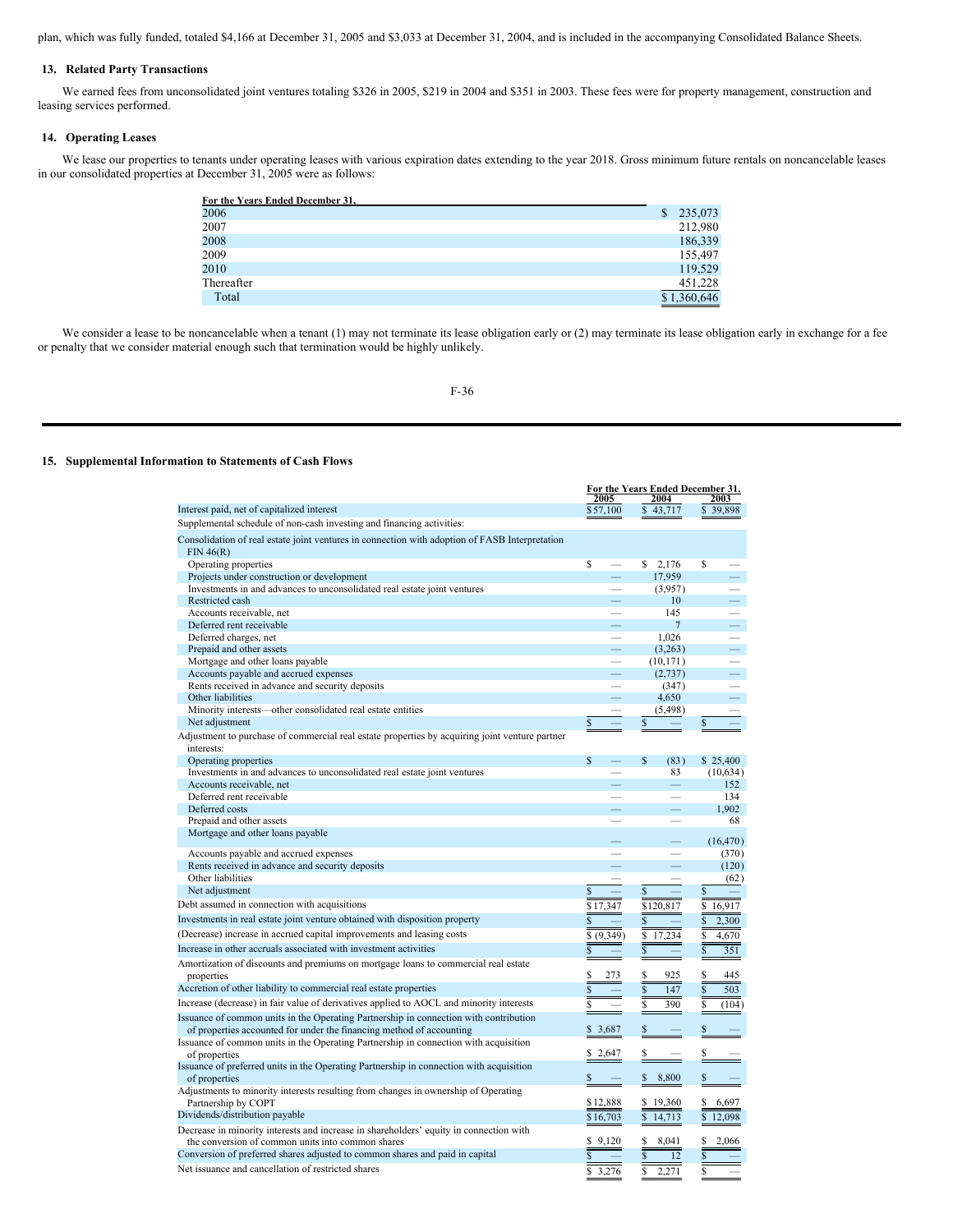plan, which was fully funded, totaled $4,166 at December 31, 2005 and $3,033 at December 31, 2004, and is included in the accompanying Consolidated Balance Sheets.

### 13. Related Party Transactions

We earned fees from unconsolidated joint ventures totaling $326 in 2005, $219 in 2004 and $351 in 2003. These fees were for property management, construction and leasing services performed.

### 14. Operating Leases

We lease our properties to tenants under operating leases with various expiration dates extending to the year 2018. Gross minimum future rentals on noncancelable leases in our consolidated properties at December 31, 2005 were as follows:

| For the Years Ended December 31, | |
|---|---|
| 2006 | $ 235,073 |
| 2007 | 212,980 |
| 2008 | 186,339 |
| 2009 | 155,497 |
| 2010 | 119,529 |
| Thereafter | 451,228 |
| Total | $ 1,360,646 |

We consider a lease to be noncancelable when a tenant (1) may not terminate its lease obligation early or (2) may terminate its lease obligation early in exchange for a fee or penalty that we consider material enough such that termination would be highly unlikely.

### 15. Supplemental Information to Statements of Cash Flows

| | For the Years Ended December 31, | | |
|---|---|---|---|
| | 2005 | 2004 | 2003 |
| Interest paid, net of capitalized interest | $ 57,100 | $ 43,717 | $ 39,898 |
| Supplemental schedule of non-cash investing and financing activities: | | | |
| Consolidation of real estate joint ventures in connection with adoption of FASB Interpretation FIN 46(R) | | | |
| Operating properties | $ — | $ 2,176 | $ — |
| Projects under construction or development | — | 17,959 | — |
| Investments in and advances to unconsolidated real estate joint ventures | — | (3,957) | — |
| Restricted cash | — | 10 | — |
| Accounts receivable, net | — | 145 | — |
| Deferred rent receivable | — | 7 | — |
| Deferred charges, net | — | 1,026 | — |
| Prepaid and other assets | — | (3,263) | — |
| Mortgage and other loans payable | — | (10,171) | — |
| Accounts payable and accrued expenses | — | (2,737) | — |
| Rents received in advance and security deposits | — | (347) | — |
| Other liabilities | — | 4,650 | — |
| Minority interests—other consolidated real estate entities | — | (5,498) | — |
| Net adjustment | $ — | $ — | $ — |
| Adjustment to purchase of commercial real estate properties by acquiring joint venture partner interests: | | | |
| Operating properties | $ — | $ (83) | $ 25,400 |
| Investments in and advances to unconsolidated real estate joint ventures | — | 83 | (10,634) |
| Accounts receivable, net | — | — | 152 |
| Deferred rent receivable | — | — | 134 |
| Deferred costs | — | — | 1,902 |
| Prepaid and other assets | — | — | 68 |
| Mortgage and other loans payable | — | — | (16,470) |
| Accounts payable and accrued expenses | — | — | (370) |
| Rents received in advance and security deposits | — | — | (120) |
| Other liabilities | — | — | (62) |
| Net adjustment | $ — | $ — | $ — |
| Debt assumed in connection with acquisitions | $ 17,347 | $ 120,817 | $ 16,917 |
| Investments in real estate joint venture obtained with disposition property | $ — | $ — | $ 2,300 |
| (Decrease) increase in accrued capital improvements and leasing costs | $ (9,349) | $ 17,234 | $ 4,670 |
| Increase in other accruals associated with investment activities | $ — | $ — | $ 351 |
| Amortization of discounts and premiums on mortgage loans to commercial real estate properties | $ 273 | $ 925 | $ 445 |
| Accretion of other liability to commercial real estate properties | $ — | $ 147 | $ 503 |
| Increase (decrease) in fair value of derivatives applied to AOCL and minority interests | $ — | $ 390 | $ (104) |
| Issuance of common units in the Operating Partnership in connection with contribution of properties accounted for under the financing method of accounting | $ 3,687 | $ — | $ — |
| Issuance of common units in the Operating Partnership in connection with acquisition of properties | $ 2,647 | $ — | $ — |
| Issuance of preferred units in the Operating Partnership in connection with acquisition of properties | $ — | $ 8,800 | $ — |
| Adjustments to minority interests resulting from changes in ownership of Operating Partnership by COPT | $ 12,888 | $ 19,360 | $ 6,697 |
| Dividends/distribution payable | $ 16,703 | $ 14,713 | $ 12,098 |
| Decrease in minority interests and increase in shareholders' equity in connection with the conversion of common units into common shares | $ 9,120 | $ 8,041 | $ 2,066 |
| Conversion of preferred shares adjusted to common shares and paid in capital | $ — | $ 12 | $ — |
| Net issuance and cancellation of restricted shares | $ 3,276 | $ 2,271 | $ — |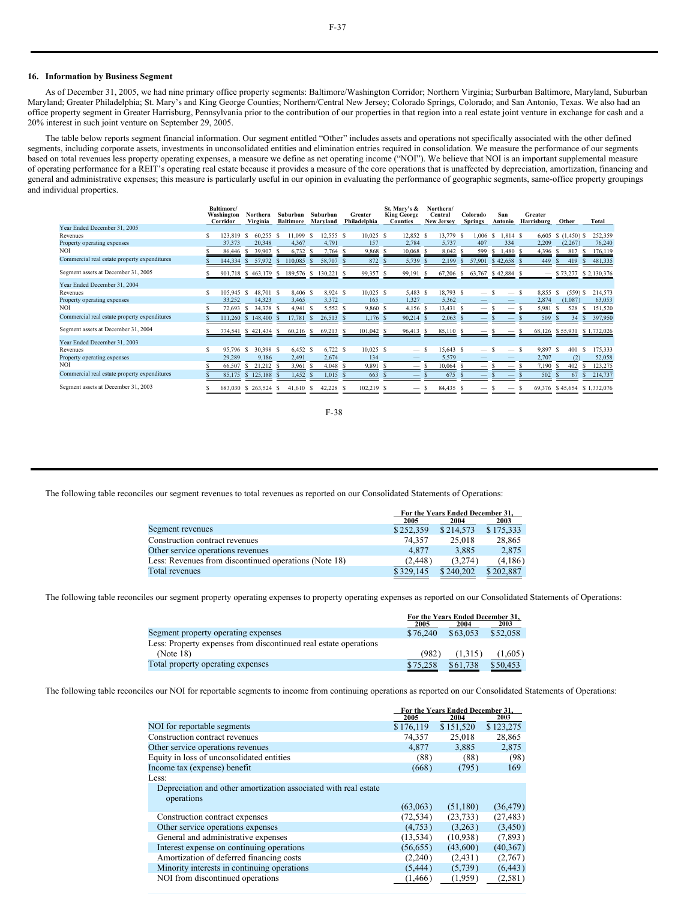## 16. Information by Business Segment

As of December 31, 2005, we had nine primary office property segments: Baltimore/Washington Corridor; Northern Virginia; Surburban Baltimore, Maryland, Suburban Maryland; Greater Philadelphia; St. Mary's and King George Counties; Northern/Central New Jersey; Colorado Springs, Colorado; and San Antonio, Texas. We also had an office property segment in Greater Harrisburg, Pennsylvania prior to the contribution of our properties in that region into a real estate joint venture in exchange for cash and a 20% interest in such joint venture on September 29, 2005.

The table below reports segment financial information. Our segment entitled "Other" includes assets and operations not specifically associated with the other defined segments, including corporate assets, investments in unconsolidated entities and elimination entries required in consolidation. We measure the performance of our segments based on total revenues less property operating expenses, a measure we define as net operating income ("NOI"). We believe that NOI is an important supplemental measure of operating performance for a REIT's operating real estate because it provides a measure of the core operations that is unaffected by depreciation, amortization, financing and general and administrative expenses; this measure is particularly useful in our opinion in evaluating the performance of geographic segments, same-office property groupings and individual properties.

| | Baltimore/ Washington Corridor | Northern Virginia | Suburban Baltimore | Suburban Maryland | Greater Philadelphia | St. Mary's & King George Counties | Northern/ Central New Jersey | Colorado Springs | San Antonio | Greater Harrisburg | Other | Total |
|---|---|---|---|---|---|---|---|---|---|---|---|---|
| **Year Ended December 31, 2005** | | | | | | | | | | | | |
| Revenues | $ 123,819 | $ 60,255 | $ 11,099 | $ 12,555 | $ 10,025 | $ 12,852 | $ 13,779 | $ 1,006 | $ 1,814 | $ 6,605 | $ (1,450) | $ 252,359 |
| Property operating expenses | 37,373 | 20,348 | 4,367 | 4,791 | 157 | 2,784 | 5,737 | 407 | 334 | 2,209 | (2,267) | 76,240 |
| NOI | $ 86,446 | $ 39,907 | $ 6,732 | $ 7,764 | $ 9,868 | $ 10,068 | $ 8,042 | $ 599 | $ 1,480 | $ 4,396 | $ 817 | $ 176,119 |
| Commercial real estate property expenditures | $ 144,334 | $ 57,972 | $ 110,085 | $ 58,707 | $ 872 | $ 5,739 | $ 2,199 | $ 57,901 | $ 42,658 | $ 449 | $ 419 | $ 481,335 |
| Segment assets at December 31, 2005 | $ 901,718 | $ 463,179 | $ 189,576 | $ 130,221 | $ 99,357 | $ 99,191 | $ 67,206 | $ 63,767 | $ 42,884 | $ — | $ 73,277 | $ 2,130,376 |
| **Year Ended December 31, 2004** | | | | | | | | | | | | |
| Revenues | $ 105,945 | $ 48,701 | $ 8,406 | $ 8,924 | $ 10,025 | $ 5,483 | $ 18,793 | $ — | $ — | $ 8,855 | $ (559) | $ 214,573 |
| Property operating expenses | 33,252 | 14,323 | 3,465 | 3,372 | 165 | 1,327 | 5,362 | — | — | 2,874 | (1,087) | 63,053 |
| NOI | $ 72,693 | $ 34,378 | $ 4,941 | $ 5,552 | $ 9,860 | $ 4,156 | $ 13,431 | $ — | $ — | $ 5,981 | $ 528 | $ 151,520 |
| Commercial real estate property expenditures | $ 111,260 | $ 148,400 | $ 17,781 | $ 26,513 | $ 1,176 | $ 90,214 | $ 2,063 | $ — | $ — | $ 509 | $ 34 | $ 397,950 |
| Segment assets at December 31, 2004 | $ 774,541 | $ 421,434 | $ 60,216 | $ 69,213 | $ 101,042 | $ 96,413 | $ 85,110 | $ — | $ — | $ 68,126 | $ 55,931 | $ 1,732,026 |
| **Year Ended December 31, 2003** | | | | | | | | | | | | |
| Revenues | $ 95,796 | $ 30,398 | $ 6,452 | $ 6,722 | $ 10,025 | $ — | $ 15,643 | $ — | $ — | $ 9,897 | $ 400 | $ 175,333 |
| Property operating expenses | 29,289 | 9,186 | 2,491 | 2,674 | 134 | — | 5,579 | — | — | 2,707 | (2) | 52,058 |
| NOI | $ 66,507 | $ 21,212 | $ 3,961 | $ 4,048 | $ 9,891 | $ — | $ 10,064 | $ — | $ — | $ 7,190 | $ 402 | $ 123,275 |
| Commercial real estate property expenditures | $ 85,175 | $ 125,188 | $ 1,452 | $ 1,015 | $ 663 | $ — | $ 675 | $ — | $ — | $ 502 | $ 67 | $ 214,737 |
| Segment assets at December 31, 2003 | $ 683,030 | $ 263,524 | $ 41,610 | $ 42,228 | $ 102,219 | $ — | $ 84,435 | $ — | $ — | $ 69,376 | $ 45,654 | $ 1,332,076 |

The following table reconciles our segment revenues to total revenues as reported on our Consolidated Statements of Operations:

| | For the Years Ended December 31, | | |
|---|---|---|---|
| | 2005 | 2004 | 2003 |
| Segment revenues | $ 252,359 | $ 214,573 | $ 175,333 |
| Construction contract revenues | 74,357 | 25,018 | 28,865 |
| Other service operations revenues | 4,877 | 3,885 | 2,875 |
| Less: Revenues from discontinued operations (Note 18) | (2,448) | (3,274) | (4,186) |
| Total revenues | $ 329,145 | $ 240,202 | $ 202,887 |

The following table reconciles our segment property operating expenses to property operating expenses as reported on our Consolidated Statements of Operations:

| | For the Years Ended December 31, | | |
|---|---|---|---|
| | 2005 | 2004 | 2003 |
| Segment property operating expenses | $ 76,240 | $ 63,053 | $ 52,058 |
| Less: Property expenses from discontinued real estate operations (Note 18) | (982) | (1,315) | (1,605) |
| Total property operating expenses | $ 75,258 | $ 61,738 | $ 50,453 |

The following table reconciles our NOI for reportable segments to income from continuing operations as reported on our Consolidated Statements of Operations:

| | For the Years Ended December 31, | | |
|---|---|---|---|
| | 2005 | 2004 | 2003 |
| NOI for reportable segments | $ 176,119 | $ 151,520 | $ 123,275 |
| Construction contract revenues | 74,357 | 25,018 | 28,865 |
| Other service operations revenues | 4,877 | 3,885 | 2,875 |
| Equity in loss of unconsolidated entities | (88) | (88) | (98) |
| Income tax (expense) benefit | (668) | (795) | 169 |
| Less: | | | |
| Depreciation and other amortization associated with real estate operations | (63,063) | (51,180) | (36,479) |
| Construction contract expenses | (72,534) | (23,733) | (27,483) |
| Other service operations expenses | (4,753) | (3,263) | (3,450) |
| General and administrative expenses | (13,534) | (10,938) | (7,893) |
| Interest expense on continuing operations | (56,655) | (43,600) | (40,367) |
| Amortization of deferred financing costs | (2,240) | (2,431) | (2,767) |
| Minority interests in continuing operations | (5,444) | (5,739) | (6,443) |
| NOI from discontinued operations | (1,466) | (1,959) | (2,581) |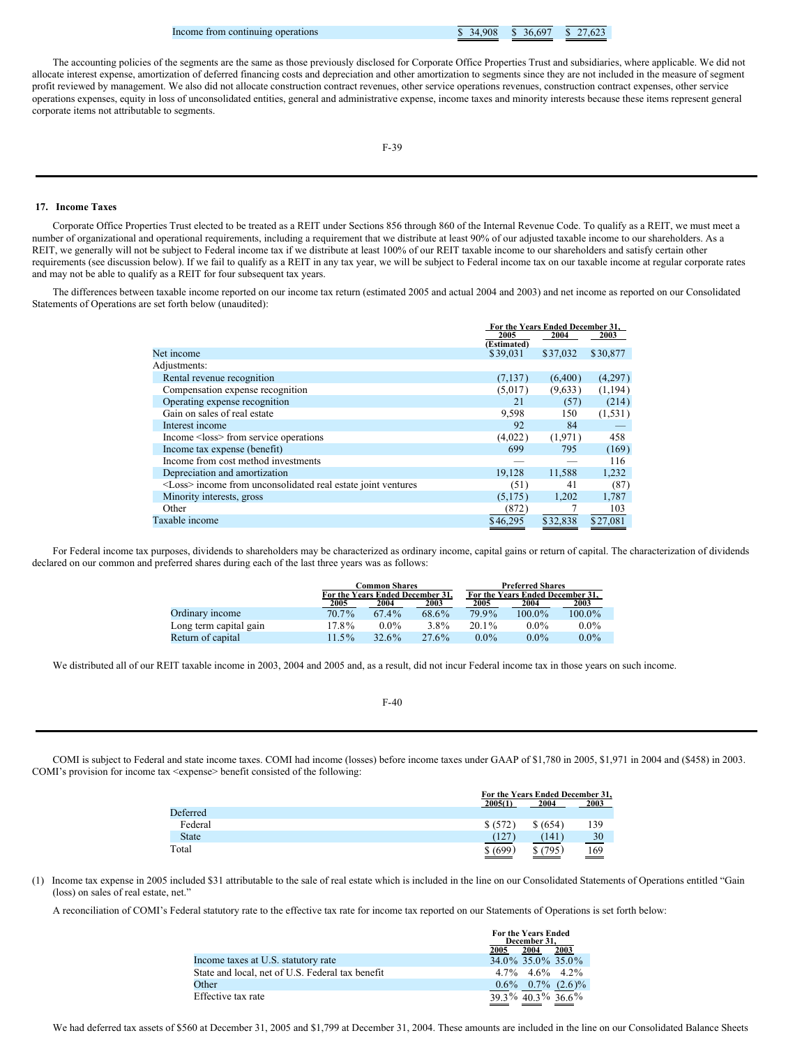| | | | |
|---|---|---|---|
| Income from continuing operations | $ 34,908 | $ 36,697 | $ 27,623 |

The accounting policies of the segments are the same as those previously disclosed for Corporate Office Properties Trust and subsidiaries, where applicable. We did not allocate interest expense, amortization of deferred financing costs and depreciation and other amortization to segments since they are not included in the measure of segment profit reviewed by management. We also did not allocate construction contract revenues, other service operations revenues, construction contract expenses, other service operations expenses, equity in loss of unconsolidated entities, general and administrative expense, income taxes and minority interests because these items represent general corporate items not attributable to segments.

## 17. Income Taxes

Corporate Office Properties Trust elected to be treated as a REIT under Sections 856 through 860 of the Internal Revenue Code. To qualify as a REIT, we must meet a number of organizational and operational requirements, including a requirement that we distribute at least 90% of our adjusted taxable income to our shareholders. As a REIT, we generally will not be subject to Federal income tax if we distribute at least 100% of our REIT taxable income to our shareholders and satisfy certain other requirements (see discussion below). If we fail to qualify as a REIT in any tax year, we will be subject to Federal income tax on our taxable income at regular corporate rates and may not be able to qualify as a REIT for four subsequent tax years.

The differences between taxable income reported on our income tax return (estimated 2005 and actual 2004 and 2003) and net income as reported on our Consolidated Statements of Operations are set forth below (unaudited):

| | For the Years Ended December 31, | | |
|---|---|---|---|
| | 2005 (Estimated) | 2004 | 2003 |
| Net income | $39,031 | $37,032 | $30,877 |
| Adjustments: | | | |
| Rental revenue recognition | (7,137) | (6,400) | (4,297) |
| Compensation expense recognition | (5,017) | (9,633) | (1,194) |
| Operating expense recognition | 21 | (57) | (214) |
| Gain on sales of real estate | 9,598 | 150 | (1,531) |
| Interest income | 92 | 84 | — |
| Income <loss> from service operations | (4,022) | (1,971) | 458 |
| Income tax expense (benefit) | 699 | 795 | (169) |
| Income from cost method investments | — | — | 116 |
| Depreciation and amortization | 19,128 | 11,588 | 1,232 |
| <Loss> income from unconsolidated real estate joint ventures | (51) | 41 | (87) |
| Minority interests, gross | (5,175) | 1,202 | 1,787 |
| Other | (872) | 7 | 103 |
| Taxable income | $46,295 | $32,838 | $27,081 |

For Federal income tax purposes, dividends to shareholders may be characterized as ordinary income, capital gains or return of capital. The characterization of dividends declared on our common and preferred shares during each of the last three years was as follows:

| | Common Shares | | | Preferred Shares | | |
|---|---|---|---|---|---|---|
| | For the Years Ended December 31, | | | For the Years Ended December 31, | | |
| | 2005 | 2004 | 2003 | 2005 | 2004 | 2003 |
| Ordinary income | 70.7% | 67.4% | 68.6% | 79.9% | 100.0% | 100.0% |
| Long term capital gain | 17.8% | 0.0% | 3.8% | 20.1% | 0.0% | 0.0% |
| Return of capital | 11.5% | 32.6% | 27.6% | 0.0% | 0.0% | 0.0% |

We distributed all of our REIT taxable income in 2003, 2004 and 2005 and, as a result, did not incur Federal income tax in those years on such income.

COMI is subject to Federal and state income taxes. COMI had income (losses) before income taxes under GAAP of $1,780 in 2005, $1,971 in 2004 and ($458) in 2003. COMI's provision for income tax <expense> benefit consisted of the following:

| | For the Years Ended December 31, | | |
|---|---|---|---|
| | 2005(1) | 2004 | 2003 |
| Deferred | | | |
| Federal | $ (572) | $ (654) | 139 |
| State | (127) | (141) | 30 |
| Total | $ (699) | $ (795) | 169 |

(1) Income tax expense in 2005 included $31 attributable to the sale of real estate which is included in the line on our Consolidated Statements of Operations entitled "Gain (loss) on sales of real estate, net."

A reconciliation of COMI's Federal statutory rate to the effective tax rate for income tax reported on our Statements of Operations is set forth below:

| | For the Years Ended December 31, | | |
|---|---|---|---|
| | 2005 | 2004 | 2003 |
| Income taxes at U.S. statutory rate | 34.0% | 35.0% | 35.0% |
| State and local, net of U.S. Federal tax benefit | 4.7% | 4.6% | 4.2% |
| Other | 0.6% | 0.7% | (2.6)% |
| Effective tax rate | 39.3% | 40.3% | 36.6% |

We had deferred tax assets of $560 at December 31, 2005 and $1,799 at December 31, 2004. These amounts are included in the line on our Consolidated Balance Sheets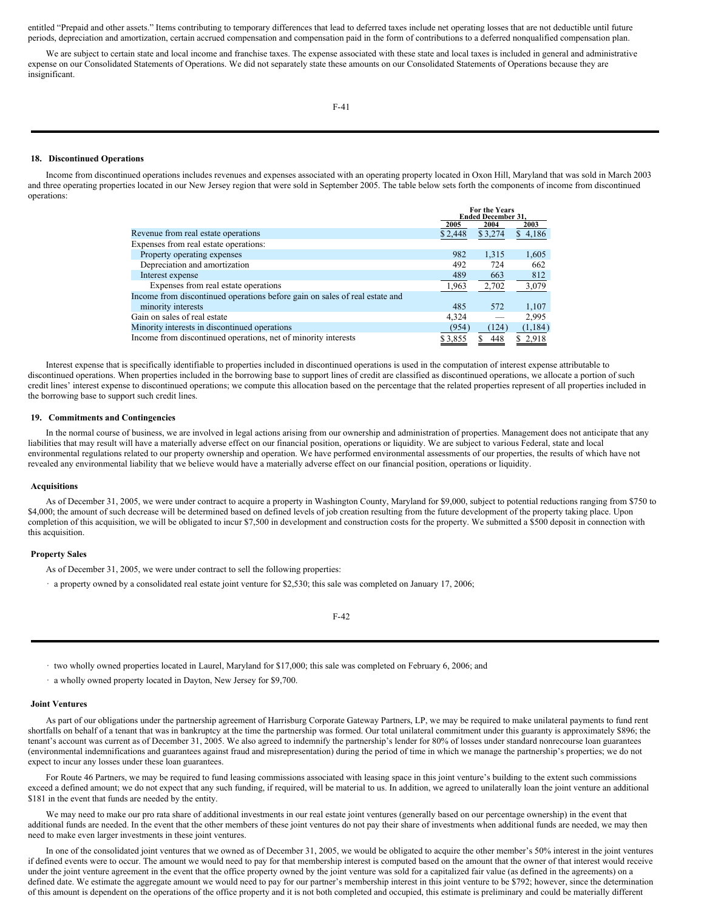entitled "Prepaid and other assets." Items contributing to temporary differences that lead to deferred taxes include net operating losses that are not deductible until future periods, depreciation and amortization, certain accrued compensation and compensation paid in the form of contributions to a deferred nonqualified compensation plan.

We are subject to certain state and local income and franchise taxes. The expense associated with these state and local taxes is included in general and administrative expense on our Consolidated Statements of Operations. We did not separately state these amounts on our Consolidated Statements of Operations because they are insignificant.

## 18. Discontinued Operations

Income from discontinued operations includes revenues and expenses associated with an operating property located in Oxon Hill, Maryland that was sold in March 2003 and three operating properties located in our New Jersey region that were sold in September 2005. The table below sets forth the components of income from discontinued operations:

| | For the Years Ended December 31, | | |
|---|---|---|---|
| | 2005 | 2004 | 2003 |
| Revenue from real estate operations | $ 2,448 | $ 3,274 | $ 4,186 |
| Expenses from real estate operations: | | | |
| Property operating expenses | 982 | 1,315 | 1,605 |
| Depreciation and amortization | 492 | 724 | 662 |
| Interest expense | 489 | 663 | 812 |
| Expenses from real estate operations | 1,963 | 2,702 | 3,079 |
| Income from discontinued operations before gain on sales of real estate and minority interests | 485 | 572 | 1,107 |
| Gain on sales of real estate | 4,324 | — | 2,995 |
| Minority interests in discontinued operations | (954) | (124) | (1,184) |
| Income from discontinued operations, net of minority interests | $ 3,855 | $ 448 | $ 2,918 |

Interest expense that is specifically identifiable to properties included in discontinued operations is used in the computation of interest expense attributable to discontinued operations. When properties included in the borrowing base to support lines of credit are classified as discontinued operations, we allocate a portion of such credit lines' interest expense to discontinued operations; we compute this allocation based on the percentage that the related properties represent of all properties included in the borrowing base to support such credit lines.

## 19. Commitments and Contingencies

In the normal course of business, we are involved in legal actions arising from our ownership and administration of properties. Management does not anticipate that any liabilities that may result will have a materially adverse effect on our financial position, operations or liquidity. We are subject to various Federal, state and local environmental regulations related to our property ownership and operation. We have performed environmental assessments of our properties, the results of which have not revealed any environmental liability that we believe would have a materially adverse effect on our financial position, operations or liquidity.

### Acquisitions

As of December 31, 2005, we were under contract to acquire a property in Washington County, Maryland for $9,000, subject to potential reductions ranging from $750 to $4,000; the amount of such decrease will be determined based on defined levels of job creation resulting from the future development of the property taking place. Upon completion of this acquisition, we will be obligated to incur $7,500 in development and construction costs for the property. We submitted a $500 deposit in connection with this acquisition.

### Property Sales

As of December 31, 2005, we were under contract to sell the following properties:

- a property owned by a consolidated real estate joint venture for $2,530; this sale was completed on January 17, 2006;
- two wholly owned properties located in Laurel, Maryland for $17,000; this sale was completed on February 6, 2006; and
- a wholly owned property located in Dayton, New Jersey for $9,700.

### Joint Ventures

As part of our obligations under the partnership agreement of Harrisburg Corporate Gateway Partners, LP, we may be required to make unilateral payments to fund rent shortfalls on behalf of a tenant that was in bankruptcy at the time the partnership was formed. Our total unilateral commitment under this guaranty is approximately $896; the tenant's account was current as of December 31, 2005. We also agreed to indemnify the partnership's lender for 80% of losses under standard nonrecourse loan guarantees (environmental indemnifications and guarantees against fraud and misrepresentation) during the period of time in which we manage the partnership's properties; we do not expect to incur any losses under these loan guarantees.

For Route 46 Partners, we may be required to fund leasing commissions associated with leasing space in this joint venture's building to the extent such commissions exceed a defined amount; we do not expect that any such funding, if required, will be material to us. In addition, we agreed to unilaterally loan the joint venture an additional $181 in the event that funds are needed by the entity.

We may need to make our pro rata share of additional investments in our real estate joint ventures (generally based on our percentage ownership) in the event that additional funds are needed. In the event that the other members of these joint ventures do not pay their share of investments when additional funds are needed, we may then need to make even larger investments in these joint ventures.

In one of the consolidated joint ventures that we owned as of December 31, 2005, we would be obligated to acquire the other member's 50% interest in the joint ventures if defined events were to occur. The amount we would need to pay for that membership interest is computed based on the amount that the owner of that interest would receive under the joint venture agreement in the event that the office property owned by the joint venture was sold for a capitalized fair value (as defined in the agreements) on a defined date. We estimate the aggregate amount we would need to pay for our partner's membership interest in this joint venture to be $792; however, since the determination of this amount is dependent on the operations of the office property and it is not both completed and occupied, this estimate is preliminary and could be materially different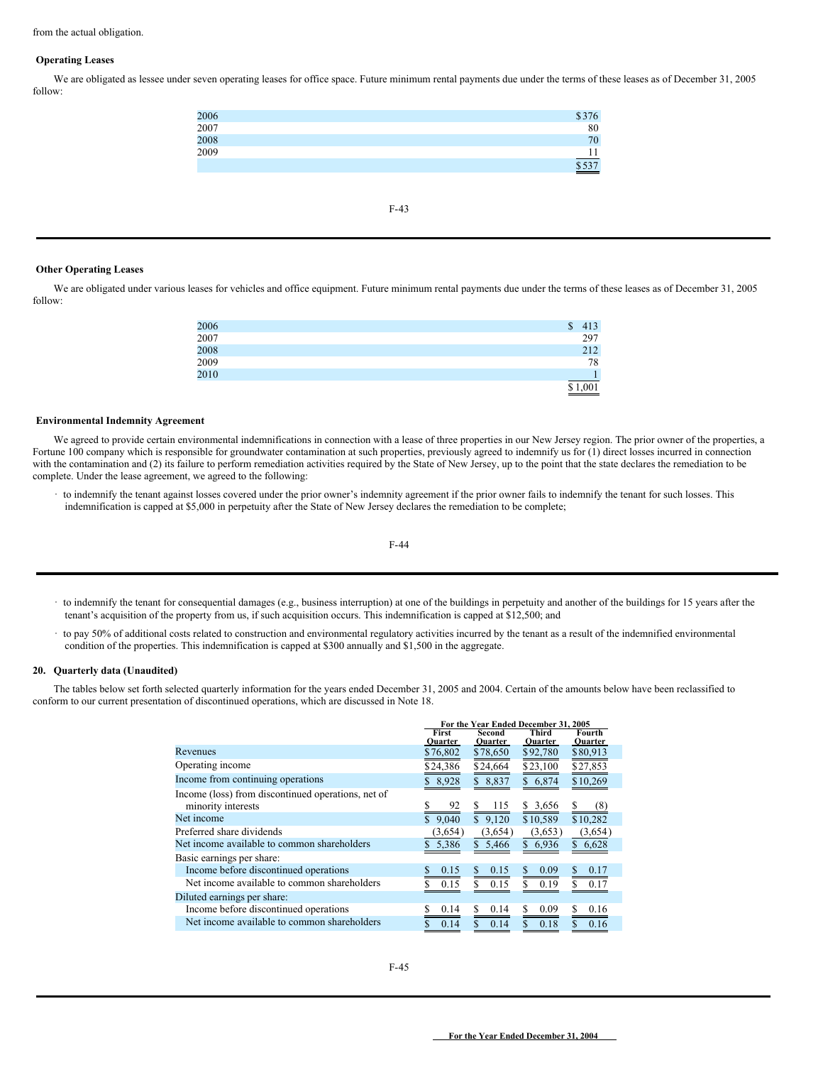from the actual obligation.

### Operating Leases

We are obligated as lessee under seven operating leases for office space. Future minimum rental payments due under the terms of these leases as of December 31, 2005 follow:

| | |
|---|---|
| 2006 | $376 |
| 2007 | 80 |
| 2008 | 70 |
| 2009 | 11 |
| | $537 |

### Other Operating Leases

We are obligated under various leases for vehicles and office equipment. Future minimum rental payments due under the terms of these leases as of December 31, 2005 follow:

| | |
|---|---|
| 2006 | $ 413 |
| 2007 | 297 |
| 2008 | 212 |
| 2009 | 78 |
| 2010 | 1 |
| | $ 1,001 |

### Environmental Indemnity Agreement

We agreed to provide certain environmental indemnifications in connection with a lease of three properties in our New Jersey region. The prior owner of the properties, a Fortune 100 company which is responsible for groundwater contamination at such properties, previously agreed to indemnify us for (1) direct losses incurred in connection with the contamination and (2) its failure to perform remediation activities required by the State of New Jersey, up to the point that the state declares the remediation to be complete. Under the lease agreement, we agreed to the following:

- to indemnify the tenant against losses covered under the prior owner's indemnity agreement if the prior owner fails to indemnify the tenant for such losses. This indemnification is capped at $5,000 in perpetuity after the State of New Jersey declares the remediation to be complete;
- to indemnify the tenant for consequential damages (e.g., business interruption) at one of the buildings in perpetuity and another of the buildings for 15 years after the tenant's acquisition of the property from us, if such acquisition occurs. This indemnification is capped at $12,500; and
- to pay 50% of additional costs related to construction and environmental regulatory activities incurred by the tenant as a result of the indemnified environmental condition of the properties. This indemnification is capped at $300 annually and $1,500 in the aggregate.

### 20. Quarterly data (Unaudited)

The tables below set forth selected quarterly information for the years ended December 31, 2005 and 2004. Certain of the amounts below have been reclassified to conform to our current presentation of discontinued operations, which are discussed in Note 18.

| | For the Year Ended December 31, 2005 | | | |
|---|---|---|---|---|
| | First Quarter | Second Quarter | Third Quarter | Fourth Quarter |
| Revenues | $76,802 | $78,650 | $92,780 | $80,913 |
| Operating income | $24,386 | $24,664 | $23,100 | $27,853 |
| Income from continuing operations | $ 8,928 | $ 8,837 | $ 6,874 | $10,269 |
| Income (loss) from discontinued operations, net of minority interests | $ 92 | $ 115 | $ 3,656 | $ (8) |
| Net income | $ 9,040 | $ 9,120 | $10,589 | $10,282 |
| Preferred share dividends | (3,654) | (3,654) | (3,653) | (3,654) |
| Net income available to common shareholders | $ 5,386 | $ 5,466 | $ 6,936 | $ 6,628 |
| Basic earnings per share: | | | | |
| Income before discontinued operations | $ 0.15 | $ 0.15 | $ 0.09 | $ 0.17 |
| Net income available to common shareholders | $ 0.15 | $ 0.15 | $ 0.19 | $ 0.17 |
| Diluted earnings per share: | | | | |
| Income before discontinued operations | $ 0.14 | $ 0.14 | $ 0.09 | $ 0.16 |
| Net income available to common shareholders | $ 0.14 | $ 0.14 | $ 0.18 | $ 0.16 |

For the Year Ended December 31, 2004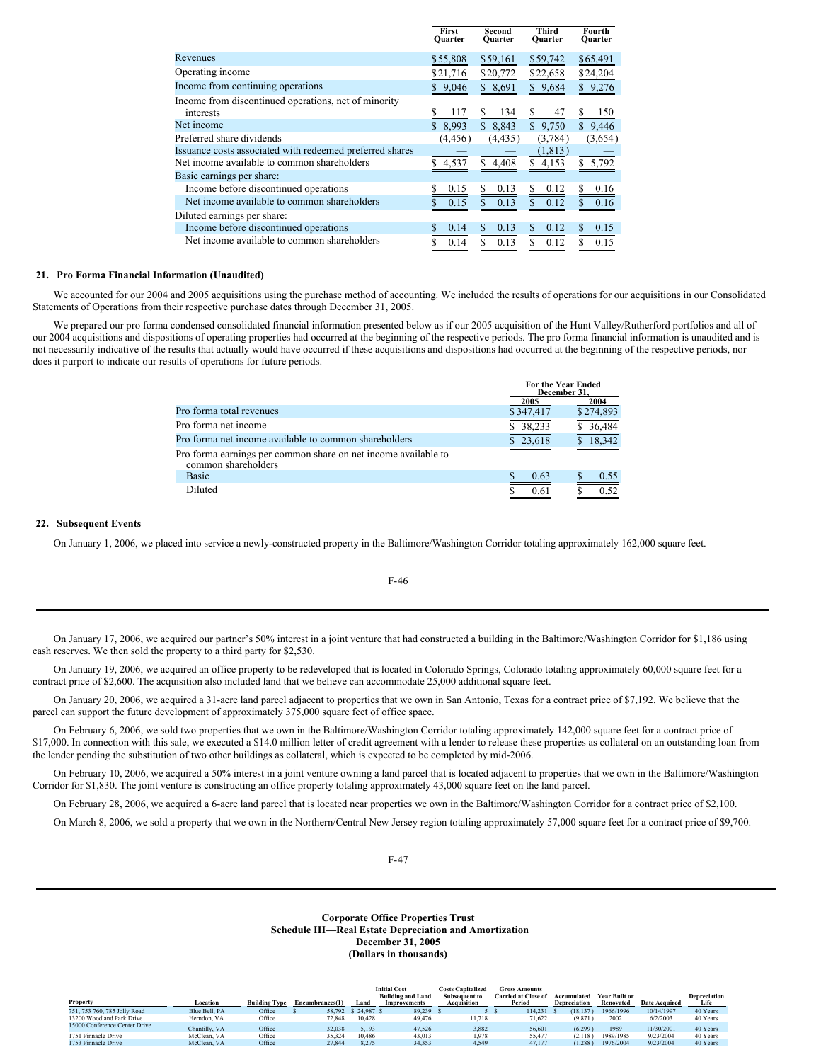| | First Quarter | Second Quarter | Third Quarter | Fourth Quarter |
|---|---|---|---|---|
| Revenues | $55,808 | $59,161 | $59,742 | $65,491 |
| Operating income | $21,716 | $20,772 | $22,658 | $24,204 |
| Income from continuing operations | $ 9,046 | $ 8,691 | $ 9,684 | $ 9,276 |
| Income from discontinued operations, net of minority interests | $ 117 | $ 134 | $ 47 | $ 150 |
| Net income | $ 8,993 | $ 8,843 | $ 9,750 | $ 9,446 |
| Preferred share dividends | (4,456) | (4,435) | (3,784) | (3,654) |
| Issuance costs associated with redeemed preferred shares | — | — | (1,813) | — |
| Net income available to common shareholders | $ 4,537 | $ 4,408 | $ 4,153 | $ 5,792 |
| Basic earnings per share: | | | | |
| Income before discontinued operations | $ 0.15 | $ 0.13 | $ 0.12 | $ 0.16 |
| Net income available to common shareholders | $ 0.15 | $ 0.13 | $ 0.12 | $ 0.16 |
| Diluted earnings per share: | | | | |
| Income before discontinued operations | $ 0.14 | $ 0.13 | $ 0.12 | $ 0.15 |
| Net income available to common shareholders | $ 0.14 | $ 0.13 | $ 0.12 | $ 0.15 |

## 21. Pro Forma Financial Information (Unaudited)

We accounted for our 2004 and 2005 acquisitions using the purchase method of accounting. We included the results of operations for our acquisitions in our Consolidated Statements of Operations from their respective purchase dates through December 31, 2005.

We prepared our pro forma condensed consolidated financial information presented below as if our 2005 acquisition of the Hunt Valley/Rutherford portfolios and all of our 2004 acquisitions and dispositions of operating properties had occurred at the beginning of the respective periods. The pro forma financial information is unaudited and is not necessarily indicative of the results that actually would have occurred if these acquisitions and dispositions had occurred at the beginning of the respective periods, nor does it purport to indicate our results of operations for future periods.

| | For the Year Ended December 31, | |
|---|---|---|
| | 2005 | 2004 |
| Pro forma total revenues | $347,417 | $274,893 |
| Pro forma net income | $ 38,233 | $ 36,484 |
| Pro forma net income available to common shareholders | $ 23,618 | $ 18,342 |
| Pro forma earnings per common share on net income available to common shareholders | | |
| Basic | $ 0.63 | $ 0.55 |
| Diluted | $ 0.61 | $ 0.52 |

## 22. Subsequent Events

On January 1, 2006, we placed into service a newly-constructed property in the Baltimore/Washington Corridor totaling approximately 162,000 square feet.

On January 17, 2006, we acquired our partner's 50% interest in a joint venture that had constructed a building in the Baltimore/Washington Corridor for $1,186 using cash reserves. We then sold the property to a third party for $2,530.

On January 19, 2006, we acquired an office property to be redeveloped that is located in Colorado Springs, Colorado totaling approximately 60,000 square feet for a contract price of $2,600. The acquisition also included land that we believe can accommodate 25,000 additional square feet.

On January 20, 2006, we acquired a 31-acre land parcel adjacent to properties that we own in San Antonio, Texas for a contract price of $7,192. We believe that the parcel can support the future development of approximately 375,000 square feet of office space.

On February 6, 2006, we sold two properties that we own in the Baltimore/Washington Corridor totaling approximately 142,000 square feet for a contract price of $17,000. In connection with this sale, we executed a $14.0 million letter of credit agreement with a lender to release these properties as collateral on an outstanding loan from the lender pending the substitution of two other buildings as collateral, which is expected to be completed by mid-2006.

On February 10, 2006, we acquired a 50% interest in a joint venture owning a land parcel that is located adjacent to properties that we own in the Baltimore/Washington Corridor for $1,830. The joint venture is constructing an office property totaling approximately 43,000 square feet on the land parcel.

On February 28, 2006, we acquired a 6-acre land parcel that is located near properties we own in the Baltimore/Washington Corridor for a contract price of $2,100.

On March 8, 2006, we sold a property that we own in the Northern/Central New Jersey region totaling approximately 57,000 square feet for a contract price of $9,700.

# Corporate Office Properties Trust
## Schedule III—Real Estate Depreciation and Amortization
### December 31, 2005
### (Dollars in thousands)

| Property | Location | Building Type | Encumbrances(1) | Initial Cost: Land | Initial Cost: Building and Land Improvements | Costs Capitalized Subsequent to Acquisition | Gross Amounts Carried at Close of Period | Accumulated Depreciation | Year Built or Renovated | Date Acquired | Depreciation Life |
|---|---|---|---|---|---|---|---|---|---|---|---|
| 751, 753 760, 785 Jolly Road | Blue Bell, PA | Office | $ 58,792 | $ 24,987 | $ 89,239 | $ 5 | $ 114,231 | $ (18,137) | 1966/1996 | 10/14/1997 | 40 Years |
| 13200 Woodland Park Drive | Herndon, VA | Office | 72,848 | 10,428 | 49,476 | 11,718 | 71,622 | (9,871) | 2002 | 6/2/2003 | 40 Years |
| 15000 Conference Center Drive | Chantilly, VA | Office | 32,038 | 5,193 | 47,526 | 3,882 | 56,601 | (6,299) | 1989 | 11/30/2001 | 40 Years |
| 1751 Pinnacle Drive | McClean, VA | Office | 35,324 | 10,486 | 43,013 | 1,978 | 55,477 | (2,118) | 1989/1985 | 9/23/2004 | 40 Years |
| 1753 Pinnacle Drive | McClean, VA | Office | 27,844 | 8,275 | 34,353 | 4,549 | 47,177 | (1,288) | 1976/2004 | 9/23/2004 | 40 Years |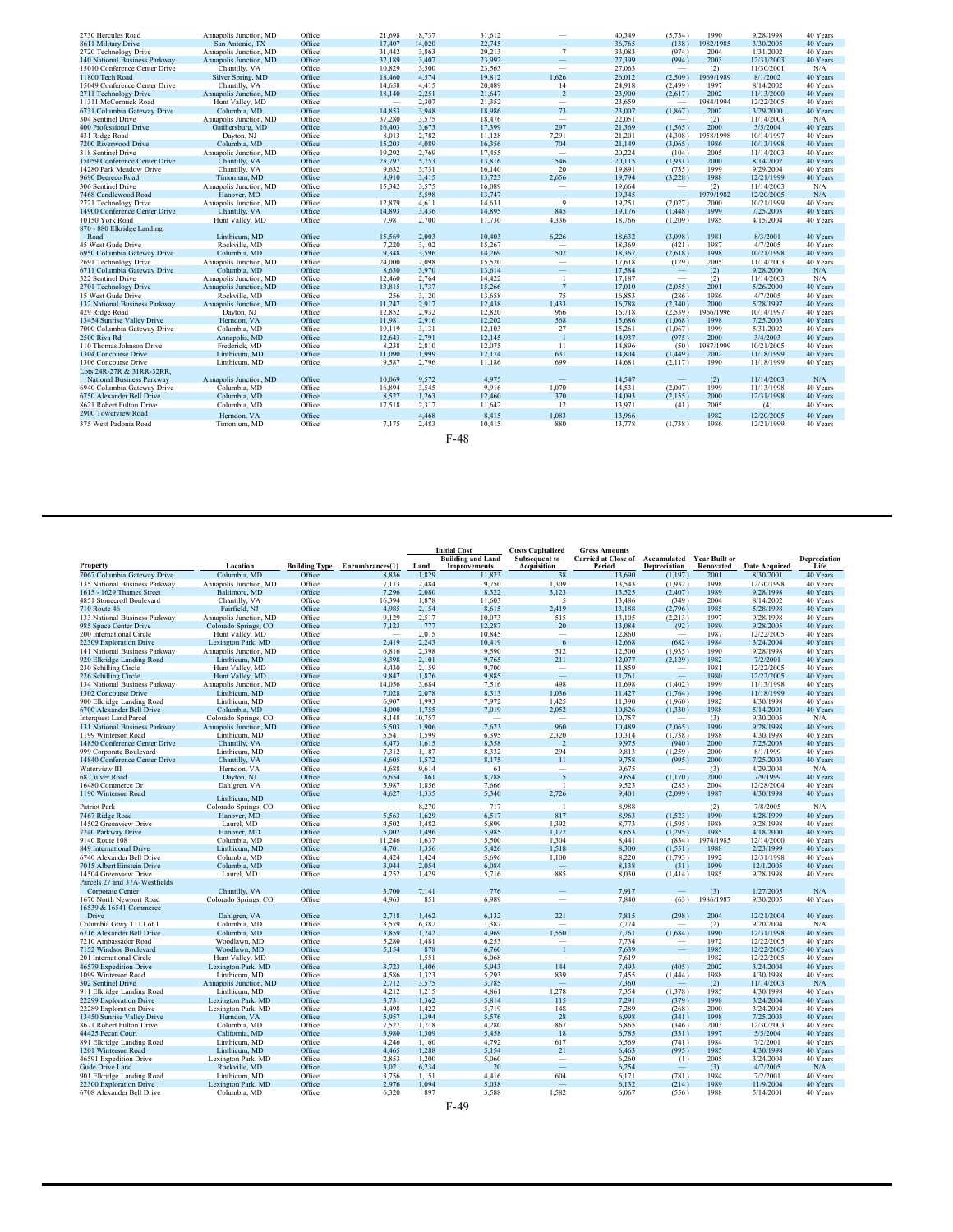| Property | Location | Building Type | Encumbrances(1) | Initial Cost Land | Initial Cost Building and Land Improvements | Costs Capitalized Subsequent to Acquisition | Gross Amounts Carried at Close of Period | Accumulated Depreciation | Year Built or Renovated | Date Acquired | Depreciation Life |
|---|---|---|---|---|---|---|---|---|---|---|---|
| 2730 Hercules Road | Annapolis Junction, MD | Office | 21,698 | 8,737 | 31,612 | — | 40,349 | (5,734 ) | 1990 | 9/28/1998 | 40 Years |
| 8611 Military Drive | San Antonio, TX | Office | 17,407 | 14,020 | 22,745 | — | 36,765 | (138 ) | 1982/1985 | 3/30/2005 | 40 Years |
| 2720 Technology Drive | Annapolis Junction, MD | Office | 31,442 | 3,863 | 29,213 | 7 | 33,083 | (974 ) | 2004 | 1/31/2002 | 40 Years |
| 140 National Business Parkway | Annapolis Junction, MD | Office | 32,189 | 3,407 | 23,992 | — | 27,399 | (994 ) | 2003 | 12/31/2003 | 40 Years |
| 15010 Conference Center Drive | Chantilly, VA | Office | 10,829 | 3,500 | 23,563 | — | 27,063 | — | (2) | 11/30/2001 | N/A |
| 11800 Tech Road | Silver Spring, MD | Office | 18,460 | 4,574 | 19,812 | 1,626 | 26,012 | (2,509 ) | 1969/1989 | 8/1/2002 | 40 Years |
| 15049 Conference Center Drive | Chantilly, VA | Office | 14,658 | 4,415 | 20,489 | 14 | 24,918 | (2,499 ) | 1997 | 8/14/2002 | 40 Years |
| 2711 Technology Drive | Annapolis Junction, MD | Office | 18,140 | 2,251 | 21,647 | 2 | 23,900 | (2,617 ) | 2002 | 11/13/2000 | 40 Years |
| 11311 McCormick Road | Hunt Valley, MD | Office | — | 2,307 | 21,352 | — | 23,659 | — | 1984/1994 | 12/22/2005 | 40 Years |
| 6731 Columbia Gateway Drive | Columbia, MD | Office | 14,853 | 3,948 | 18,986 | 73 | 23,007 | (1,867 ) | 2002 | 3/29/2000 | 40 Years |
| 304 Sentinel Drive | Annapolis Junction, MD | Office | 37,280 | 3,575 | 18,476 | — | 22,051 | — | (2) | 11/14/2003 | N/A |
| 400 Professional Drive | Gaithersburg, MD | Office | 16,403 | 3,673 | 17,399 | 297 | 21,369 | (1,565 ) | 2000 | 3/5/2004 | 40 Years |
| 431 Ridge Road | Dayton, NJ | Office | 8,013 | 2,782 | 11,128 | 7,291 | 21,201 | (4,308 ) | 1958/1998 | 10/14/1997 | 40 Years |
| 7200 Riverwood Drive | Columbia, MD | Office | 15,203 | 4,089 | 16,356 | 704 | 21,149 | (3,065 ) | 1986 | 10/13/1998 | 40 Years |
| 318 Sentinel Drive | Annapolis Junction, MD | Office | 19,292 | 2,769 | 17,455 | — | 20,224 | (104 ) | 2005 | 11/14/2003 | 40 Years |
| 15059 Conference Center Drive | Chantilly, VA | Office | 23,797 | 5,753 | 13,816 | 546 | 20,115 | (1,931 ) | 2000 | 8/14/2002 | 40 Years |
| 14280 Park Meadow Drive | Chantilly, VA | Office | 9,632 | 3,731 | 16,140 | 20 | 19,891 | (735 ) | 1999 | 9/29/2004 | 40 Years |
| 9690 Deereco Road | Timonium, MD | Office | 8,910 | 3,415 | 13,723 | 2,656 | 19,794 | (3,228 ) | 1988 | 12/21/1999 | 40 Years |
| 306 Sentinel Drive | Annapolis Junction, MD | Office | 15,342 | 3,575 | 16,089 | — | 19,664 | — | (2) | 11/14/2003 | N/A |
| 7468 Candlewood Road | Hanover, MD | Office | — | 5,598 | 13,747 | — | 19,345 | — | 1979/1982 | 12/20/2005 | 40 Years |
| 2721 Technology Drive | Annapolis Junction, MD | Office | 12,879 | 4,611 | 14,631 | 9 | 19,251 | (2,027 ) | 2000 | 10/21/1999 | 40 Years |
| 14900 Conference Center Drive | Chantilly, VA | Office | 14,893 | 3,436 | 14,895 | 845 | 19,176 | (1,448 ) | 1999 | 7/25/2003 | 40 Years |
| 10150 York Road | Hunt Valley, MD | Office | 7,981 | 2,700 | 11,730 | 4,336 | 18,766 | (1,209 ) | 1985 | 4/15/2004 | 40 Years |
| 870 - 880 Elkridge Landing Road | Linthicum, MD | Office | 15,569 | 2,003 | 10,403 | 6,226 | 18,632 | (3,098 ) | 1981 | 8/3/2001 | 40 Years |
| 45 West Gude Drive | Rockville, MD | Office | 7,220 | 3,102 | 15,267 | — | 18,369 | (421 ) | 1987 | 4/7/2005 | 40 Years |
| 6950 Columbia Gateway Drive | Columbia, MD | Office | 9,348 | 3,596 | 14,269 | 502 | 18,367 | (2,618 ) | 1998 | 10/21/1998 | 40 Years |
| 2691 Technology Drive | Annapolis Junction, MD | Office | 24,000 | 2,098 | 15,520 | — | 17,618 | (129 ) | 2005 | 11/14/2003 | 40 Years |
| 6711 Columbia Gateway Drive | Columbia, MD | Office | 8,630 | 3,970 | 13,614 | — | 17,584 | — | (2) | 9/28/2000 | N/A |
| 322 Sentinel Drive | Annapolis Junction, MD | Office | 12,460 | 2,764 | 14,422 | 1 | 17,187 | — | (2) | 11/14/2003 | N/A |
| 2701 Technology Drive | Annapolis Junction, MD | Office | 13,815 | 1,737 | 15,266 | 7 | 17,010 | (2,055 ) | 2001 | 5/26/2000 | 40 Years |
| 15 West Gude Drive | Rockville, MD | Office | 256 | 3,120 | 13,658 | 75 | 16,853 | (286 ) | 1986 | 4/7/2005 | 40 Years |
| 132 National Business Parkway | Annapolis Junction, MD | Office | 11,247 | 2,917 | 12,438 | 1,433 | 16,788 | (2,340 ) | 2000 | 5/28/1997 | 40 Years |
| 429 Ridge Road | Dayton, NJ | Office | 12,852 | 2,932 | 12,820 | 966 | 16,718 | (2,539 ) | 1966/1996 | 10/14/1997 | 40 Years |
| 13454 Sunrise Valley Drive | Herndon, VA | Office | 11,981 | 2,916 | 12,202 | 568 | 15,686 | (1,068 ) | 1998 | 7/25/2003 | 40 Years |
| 7000 Columbia Gateway Drive | Columbia, MD | Office | 19,119 | 3,131 | 12,103 | 27 | 15,261 | (1,067 ) | 1999 | 5/31/2002 | 40 Years |
| 2500 Riva Rd | Annapolis, MD | Office | 12,643 | 2,791 | 12,145 | 1 | 14,937 | (975 ) | 2000 | 3/4/2003 | 40 Years |
| 110 Thomas Johnson Drive | Frederick, MD | Office | 8,238 | 2,810 | 12,075 | 11 | 14,896 | (50 ) | 1987/1999 | 10/21/2005 | 40 Years |
| 1304 Concourse Drive | Linthicum, MD | Office | 11,090 | 1,999 | 12,174 | 631 | 14,804 | (1,449 ) | 2002 | 11/18/1999 | 40 Years |
| 1306 Concourse Drive | Linthicum, MD | Office | 9,587 | 2,796 | 11,186 | 699 | 14,681 | (2,117 ) | 1990 | 11/18/1999 | 40 Years |
| Lots 24R-27R & 31RR-32RR, National Business Parkway | Annapolis Junction, MD | Office | 10,069 | 9,572 | 4,975 | — | 14,547 | — | (2) | 11/14/2003 | N/A |
| 6940 Columbia Gateway Drive | Columbia, MD | Office | 16,894 | 3,545 | 9,916 | 1,070 | 14,531 | (2,007 ) | 1999 | 11/13/1998 | 40 Years |
| 6750 Alexander Bell Drive | Columbia, MD | Office | 8,527 | 1,263 | 12,460 | 370 | 14,093 | (2,155 ) | 2000 | 12/31/1998 | 40 Years |
| 8621 Robert Fulton Drive | Columbia, MD | Office | 17,518 | 2,317 | 11,642 | 12 | 13,971 | (41 ) | 2005 | (4) | 40 Years |
| 2900 Towerview Road | Herndon, VA | Office | — | 4,468 | 8,415 | 1,083 | 13,966 | — | 1982 | 12/20/2005 | 40 Years |
| 375 West Padonia Road | Timonium, MD | Office | 7,175 | 2,483 | 10,415 | 880 | 13,778 | (1,738 ) | 1986 | 12/21/1999 | 40 Years |

| Property | Location | Building Type | Encumbrances(1) | Initial Cost Land | Initial Cost Building and Land Improvements | Costs Capitalized Subsequent to Acquisition | Gross Amounts Carried at Close of Period | Accumulated Depreciation | Year Built or Renovated | Date Acquired | Depreciation Life |
|---|---|---|---|---|---|---|---|---|---|---|---|
| 7067 Columbia Gateway Drive | Columbia, MD | Office | 8,836 | 1,829 | 11,823 | 38 | 13,690 | (1,197 ) | 2001 | 8/30/2001 | 40 Years |
| 135 National Business Parkway | Annapolis Junction, MD | Office | 7,113 | 2,484 | 9,750 | 1,309 | 13,543 | (1,932 ) | 1998 | 12/30/1998 | 40 Years |
| 1615 - 1629 Thames Street | Baltimore, MD | Office | 7,296 | 2,080 | 8,322 | 3,123 | 13,525 | (2,407 ) | 1989 | 9/28/1998 | 40 Years |
| 4851 Stonecroft Boulevard | Chantilly, VA | Office | 16,394 | 1,878 | 11,603 | 5 | 13,486 | (349 ) | 2004 | 8/14/2002 | 40 Years |
| 710 Route 46 | Fairfield, NJ | Office | 4,985 | 2,154 | 8,615 | 2,419 | 13,188 | (2,796 ) | 1985 | 5/28/1998 | 40 Years |
| 133 National Business Parkway | Annapolis Junction, MD | Office | 9,129 | 2,517 | 10,073 | 515 | 13,105 | (2,213 ) | 1997 | 9/28/1998 | 40 Years |
| 985 Space Center Drive | Colorado Springs, CO | Office | 7,123 | 777 | 12,287 | 20 | 13,084 | (92 ) | 1989 | 9/28/2005 | 40 Years |
| 200 International Circle | Hunt Valley, MD | Office | — | 2,015 | 10,845 | — | 12,860 | — | 1987 | 12/22/2005 | 40 Years |
| 22309 Exploration Drive | Lexington Park, MD | Office | 2,419 | 2,243 | 10,419 | 6 | 12,668 | (682 ) | 1984 | 3/24/2004 | 40 Years |
| 141 National Business Parkway | Annapolis Junction, MD | Office | 6,816 | 2,398 | 9,590 | 512 | 12,500 | (1,935 ) | 1990 | 9/28/1998 | 40 Years |
| 920 Elkridge Landing Road | Linthicum, MD | Office | 8,398 | 2,101 | 9,765 | 211 | 12,077 | (2,129 ) | 1982 | 7/2/2001 | 40 Years |
| 230 Schilling Circle | Hunt Valley, MD | Office | 8,430 | 2,159 | 9,700 | — | 11,859 | — | 1981 | 12/22/2005 | 40 Years |
| 226 Schilling Circle | Hunt Valley, MD | Office | 9,847 | 1,876 | 9,885 | — | 11,761 | — | 1980 | 12/22/2005 | 40 Years |
| 134 National Business Parkway | Annapolis Junction, MD | Office | 14,056 | 3,684 | 7,516 | 498 | 11,698 | (1,402 ) | 1999 | 11/13/1998 | 40 Years |
| 1302 Concourse Drive | Linthicum, MD | Office | 7,028 | 2,078 | 8,313 | 1,036 | 11,427 | (1,764 ) | 1996 | 11/18/1999 | 40 Years |
| 900 Elkridge Landing Road | Linthicum, MD | Office | 6,907 | 1,993 | 7,972 | 1,425 | 11,390 | (1,960 ) | 1982 | 4/30/1998 | 40 Years |
| 6700 Alexander Bell Drive | Columbia, MD | Office | 4,000 | 1,755 | 7,019 | 2,052 | 10,826 | (1,330 ) | 1988 | 5/14/2001 | 40 Years |
| Interquest Land Parcel | Colorado Springs, CO | Office | 8,148 | 10,757 | — | — | 10,757 | — | (3) | 9/30/2005 | N/A |
| 131 National Business Parkway | Annapolis Junction, MD | Office | 5,503 | 1,906 | 7,623 | 960 | 10,489 | (2,065 ) | 1990 | 9/28/1998 | 40 Years |
| 1199 Winterson Road | Linthicum, MD | Office | 5,541 | 1,599 | 6,395 | 2,320 | 10,314 | (1,738 ) | 1988 | 4/30/1998 | 40 Years |
| 14850 Conference Center Drive | Chantilly, VA | Office | 8,473 | 1,615 | 8,358 | 2 | 9,975 | (940 ) | 2000 | 7/25/2003 | 40 Years |
| 999 Corporate Boulevard | Linthicum, MD | Office | 7,312 | 1,187 | 8,332 | 294 | 9,813 | (1,259 ) | 2000 | 8/1/1999 | 40 Years |
| 14840 Conference Center Drive | Chantilly, VA | Office | 8,605 | 1,572 | 8,175 | 11 | 9,758 | (995 ) | 2000 | 7/25/2003 | 40 Years |
| Waterview III | Herndon, VA | Office | 4,688 | 9,614 | 61 | — | 9,675 | — | (3) | 4/29/2004 | N/A |
| 68 Culver Road | Dayton, NJ | Office | 6,654 | 861 | 8,788 | 5 | 9,654 | (1,170 ) | 2000 | 7/9/1999 | 40 Years |
| 16480 Commerce Dr | Dahlgren, VA | Office | 5,987 | 1,856 | 7,666 | 1 | 9,523 | (285 ) | 2004 | 12/28/2004 | 40 Years |
| 1190 Winterson Road | Linthicum, MD | Office | 4,627 | 1,335 | 5,340 | 2,726 | 9,401 | (2,099 ) | 1987 | 4/30/1998 | 40 Years |
| Patriot Park | Colorado Springs, CO | Office | — | 8,270 | 717 | 1 | 8,988 | — | (2) | 7/8/2005 | N/A |
| 7467 Ridge Road | Hanover, MD | Office | 5,563 | 1,629 | 6,517 | 817 | 8,963 | (1,523 ) | 1990 | 4/28/1999 | 40 Years |
| 14502 Greenview Drive | Laurel, MD | Office | 4,502 | 1,482 | 5,899 | 1,392 | 8,773 | (1,595 ) | 1988 | 9/28/1998 | 40 Years |
| 7240 Parkway Drive | Hanover, MD | Office | 5,002 | 1,496 | 5,985 | 1,172 | 8,653 | (1,295 ) | 1985 | 4/18/2000 | 40 Years |
| 9140 Route 108 | Columbia, MD | Office | 11,246 | 1,637 | 5,500 | 1,304 | 8,441 | (834 ) | 1974/1985 | 12/14/2000 | 40 Years |
| 849 International Drive | Linthicum, MD | Office | 4,701 | 1,356 | 5,426 | 1,518 | 8,300 | (1,551 ) | 1988 | 2/23/1999 | 40 Years |
| 6740 Alexander Bell Drive | Columbia, MD | Office | 4,424 | 1,424 | 5,696 | 1,100 | 8,220 | (1,793 ) | 1992 | 12/31/1998 | 40 Years |
| 7015 Albert Einstein Drive | Columbia, MD | Office | 3,944 | 2,054 | 6,084 | — | 8,138 | (31 ) | 1999 | 12/1/2005 | 40 Years |
| 14504 Greenview Drive | Laurel, MD | Office | 4,252 | 1,429 | 5,716 | 885 | 8,030 | (1,414 ) | 1985 | 9/28/1998 | 40 Years |
| Parcels 27 and 37A-Westfields Corporate Center | Chantilly, VA | Office | 3,700 | 7,141 | 776 | — | 7,917 | — | (3) | 1/27/2005 | N/A |
| 1670 North Newport Road | Colorado Springs, CO | Office | 4,963 | 851 | 6,989 | — | 7,840 | (63 ) | 1986/1987 | 9/30/2005 | 40 Years |
| 16539 & 16541 Commerce Drive | Dahlgren, VA | Office | 2,718 | 1,462 | 6,132 | 221 | 7,815 | (298 ) | 2004 | 12/21/2004 | 40 Years |
| Columbia Gtwy T11 Lot 1 | Columbia, MD | Office | 3,579 | 6,387 | 1,387 | — | 7,774 | — | (2) | 9/20/2004 | N/A |
| 6716 Alexander Bell Drive | Columbia, MD | Office | 3,859 | 1,242 | 4,969 | 1,550 | 7,761 | (1,684 ) | 1990 | 12/31/1998 | 40 Years |
| 7210 Ambassador Road | Woodlawn, MD | Office | 5,280 | 1,481 | 6,253 | — | 7,734 | — | 1972 | 12/22/2005 | 40 Years |
| 7152 Windsor Boulevard | Woodlawn, MD | Office | 5,154 | 878 | 6,760 | 1 | 7,639 | — | 1985 | 12/22/2005 | 40 Years |
| 201 International Circle | Hunt Valley, MD | Office | — | 1,551 | 6,068 | — | 7,619 | — | 1982 | 12/22/2005 | 40 Years |
| 46579 Expedition Drive | Lexington Park, MD | Office | 3,723 | 1,406 | 5,943 | 144 | 7,493 | (405 ) | 2002 | 3/24/2004 | 40 Years |
| 1099 Winterson Road | Linthicum, MD | Office | 4,586 | 1,323 | 5,293 | 839 | 7,455 | (1,444 ) | 1988 | 4/30/1998 | 40 Years |
| 302 Sentinel Drive | Annapolis Junction, MD | Office | 2,712 | 3,575 | 3,785 | — | 7,360 | — | (2) | 11/14/2003 | N/A |
| 911 Elkridge Landing Road | Linthicum, MD | Office | 4,212 | 1,215 | 4,861 | 1,278 | 7,354 | (1,378 ) | 1985 | 4/30/1998 | 40 Years |
| 22299 Exploration Drive | Lexington Park, MD | Office | 3,731 | 1,362 | 5,814 | 115 | 7,291 | (379 ) | 1998 | 3/24/2004 | 40 Years |
| 22289 Exploration Drive | Lexington Park, MD | Office | 4,498 | 1,422 | 5,719 | 148 | 7,289 | (268 ) | 2000 | 3/24/2004 | 40 Years |
| 13450 Sunrise Valley Drive | Herndon, VA | Office | 5,957 | 1,394 | 5,576 | 28 | 6,998 | (341 ) | 1998 | 7/25/2003 | 40 Years |
| 8671 Robert Fulton Drive | Columbia, MD | Office | 7,527 | 1,718 | 4,280 | 867 | 6,865 | (346 ) | 2003 | 12/30/2003 | 40 Years |
| 44425 Pecan Court | California, MD | Office | 3,980 | 1,309 | 5,458 | 18 | 6,785 | (331 ) | 1997 | 5/5/2004 | 40 Years |
| 891 Elkridge Landing Road | Linthicum, MD | Office | 4,246 | 1,160 | 4,792 | 617 | 6,569 | (741 ) | 1984 | 7/2/2001 | 40 Years |
| 1201 Winterson Road | Linthicum, MD | Office | 4,465 | 1,288 | 5,154 | 21 | 6,463 | (995 ) | 1985 | 4/30/1998 | 40 Years |
| 46591 Expedition Drive | Lexington Park, MD | Office | 2,853 | 1,200 | 5,060 | — | 6,260 | (1 ) | 2005 | 3/24/2004 | 40 Years |
| Gude Drive Land | Rockville, MD | Office | 3,021 | 6,234 | 20 | — | 6,254 | — | (3) | 4/7/2005 | N/A |
| 901 Elkridge Landing Road | Linthicum, MD | Office | 3,756 | 1,151 | 4,416 | 604 | 6,171 | (781 ) | 1984 | 7/2/2001 | 40 Years |
| 22300 Exploration Drive | Lexington Park, MD | Office | 2,976 | 1,094 | 5,038 | — | 6,132 | (214 ) | 1989 | 11/9/2004 | 40 Years |
| 6708 Alexander Bell Drive | Columbia, MD | Office | 6,320 | 897 | 3,588 | 1,582 | 6,067 | (556 ) | 1988 | 5/14/2001 | 40 Years |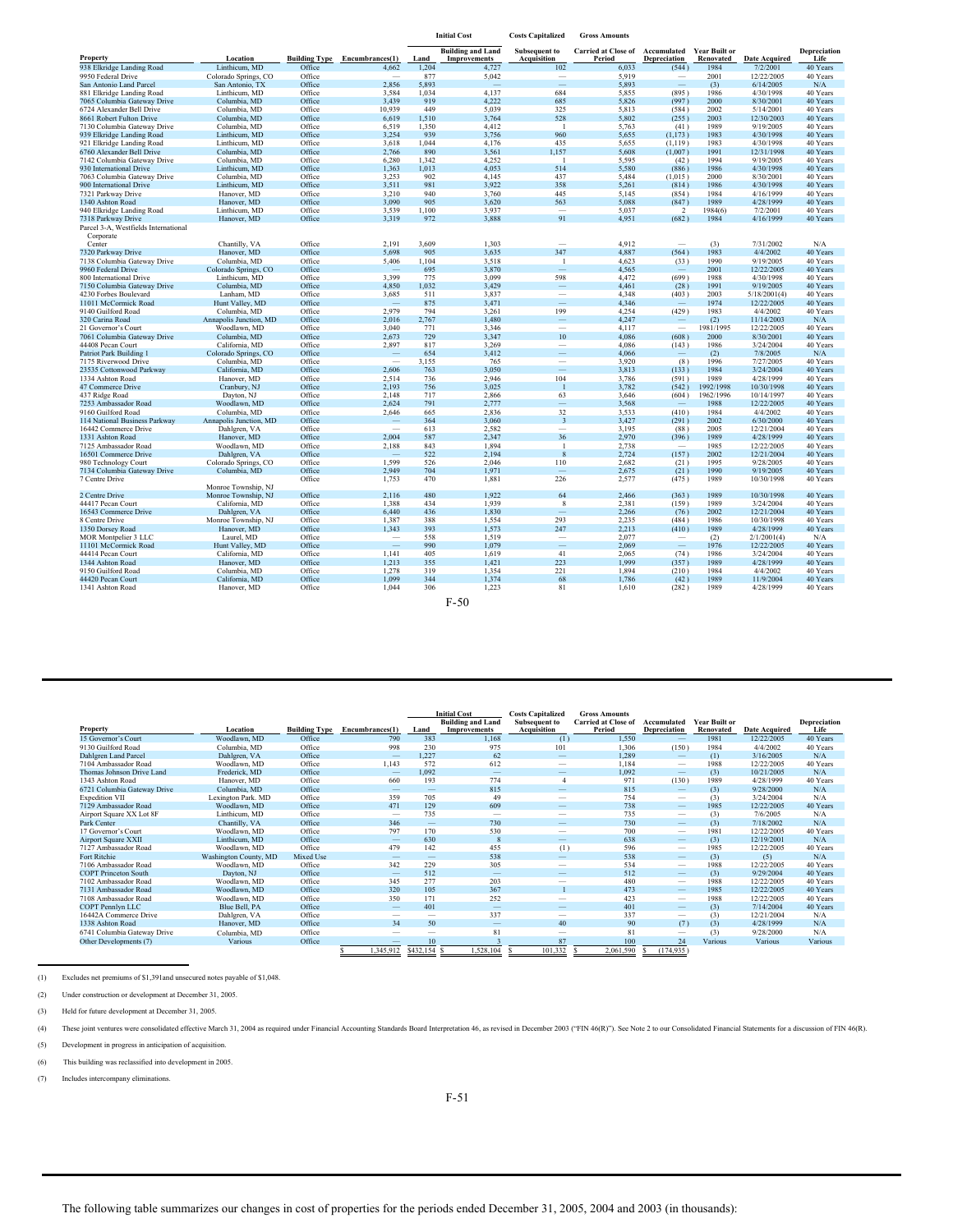| Property | Location | Building Type | Encumbrances(1) | Initial Cost Land | Initial Cost Building and Land Improvements | Costs Capitalized Subsequent to Acquisition | Gross Amounts Carried at Close of Period | Accumulated Depreciation | Year Built or Renovated | Date Acquired | Depreciation Life |
|---|---|---|---|---|---|---|---|---|---|---|---|
| 938 Elkridge Landing Road | Linthicum, MD | Office | 4,662 | 1,204 | 4,727 | 102 | 6,033 | (544) | 1984 | 7/2/2001 | 40 Years |
| 9950 Federal Drive | Colorado Springs, CO | Office | — | 877 | 5,042 | — | 5,919 | — | 2001 | 12/22/2005 | 40 Years |
| San Antonio Land Parcel | San Antonio, TX | Office | 2,856 | 5,893 | — | — | 5,893 | — | (3) | 6/14/2005 | N/A |
| 881 Elkridge Landing Road | Linthicum, MD | Office | 3,584 | 1,034 | 4,137 | 684 | 5,855 | (895) | 1986 | 4/30/1998 | 40 Years |
| 7065 Columbia Gateway Drive | Columbia, MD | Office | 3,439 | 919 | 4,222 | 685 | 5,826 | (997) | 2000 | 8/30/2001 | 40 Years |
| 6724 Alexander Bell Drive | Columbia, MD | Office | 10,939 | 449 | 5,039 | 325 | 5,813 | (584) | 2002 | 5/14/2001 | 40 Years |
| 8661 Robert Fulton Drive | Columbia, MD | Office | 6,619 | 1,510 | 3,764 | 528 | 5,802 | (255) | 2003 | 12/30/2003 | 40 Years |
| 7130 Columbia Gateway Drive | Columbia, MD | Office | 6,519 | 1,350 | 4,412 | 1 | 5,763 | (41) | 1989 | 9/19/2005 | 40 Years |
| 939 Elkridge Landing Road | Linthicum, MD | Office | 3,254 | 939 | 3,756 | 960 | 5,655 | (1,173) | 1983 | 4/30/1998 | 40 Years |
| 921 Elkridge Landing Road | Linthicum, MD | Office | 3,618 | 1,044 | 4,176 | 435 | 5,655 | (1,119) | 1983 | 4/30/1998 | 40 Years |
| 6760 Alexander Bell Drive | Columbia, MD | Office | 2,766 | 890 | 3,561 | 1,157 | 5,608 | (1,007) | 1991 | 12/31/1998 | 40 Years |
| 7142 Columbia Gateway Drive | Columbia, MD | Office | 6,280 | 1,342 | 4,252 | 1 | 5,595 | (42) | 1994 | 9/19/2005 | 40 Years |
| 930 International Drive | Linthicum, MD | Office | 1,363 | 1,013 | 4,053 | 514 | 5,580 | (886) | 1986 | 4/30/1998 | 40 Years |
| 7063 Columbia Gateway Drive | Columbia, MD | Office | 3,253 | 902 | 4,145 | 437 | 5,484 | (1,015) | 2000 | 8/30/2001 | 40 Years |
| 900 International Drive | Linthicum, MD | Office | 3,511 | 981 | 3,922 | 358 | 5,261 | (814) | 1986 | 4/30/1998 | 40 Years |
| 7321 Parkway Drive | Hanover, MD | Office | 3,210 | 940 | 3,760 | 445 | 5,145 | (854) | 1984 | 4/16/1999 | 40 Years |
| 1340 Ashton Road | Hanover, MD | Office | 3,090 | 905 | 3,620 | 563 | 5,088 | (847) | 1989 | 4/28/1999 | 40 Years |
| 940 Elkridge Landing Road | Linthicum, MD | Office | 3,539 | 1,100 | 3,937 | — | 5,037 | 2 | 1984(6) | 7/2/2001 | 40 Years |
| 7318 Parkway Drive | Hanover, MD | Office | 3,319 | 972 | 3,888 | 91 | 4,951 | (682) | 1984 | 4/16/1999 | 40 Years |
| Parcel 3-A, Westfields International Corporate Center | Chantilly, VA | Office | 2,191 | 3,609 | 1,303 | — | 4,912 | — | (3) | 7/31/2002 | N/A |
| 7320 Parkway Drive | Hanover, MD | Office | 5,698 | 905 | 3,635 | 347 | 4,887 | (564) | 1983 | 4/4/2002 | 40 Years |
| 7138 Columbia Gateway Drive | Columbia, MD | Office | 5,406 | 1,104 | 3,518 | 1 | 4,623 | (33) | 1990 | 9/19/2005 | 40 Years |
| 9960 Federal Drive | Colorado Springs, CO | Office | — | 695 | 3,870 | — | 4,565 | — | 2001 | 12/22/2005 | 40 Years |
| 800 International Drive | Linthicum, MD | Office | 3,399 | 775 | 3,099 | 598 | 4,472 | (699) | 1988 | 4/30/1998 | 40 Years |
| 7150 Columbia Gateway Drive | Columbia, MD | Office | 4,850 | 1,032 | 3,429 | — | 4,461 | (28) | 1991 | 9/19/2005 | 40 Years |
| 4230 Forbes Boulevard | Lanham, MD | Office | 3,685 | 511 | 3,837 | — | 4,348 | (403) | 2003 | 5/18/2001(4) | 40 Years |
| 11011 McCormick Road | Hunt Valley, MD | Office | — | 875 | 3,471 | — | 4,346 | — | 1974 | 12/22/2005 | 40 Years |
| 9140 Guilford Road | Columbia, MD | Office | 2,979 | 794 | 3,261 | 199 | 4,254 | (429) | 1983 | 4/4/2002 | 40 Years |
| 320 Carina Road | Annapolis Junction, MD | Office | 2,016 | 2,767 | 1,480 | — | 4,247 | — | (2) | 11/14/2003 | N/A |
| 21 Governor's Court | Woodlawn, MD | Office | 3,040 | 771 | 3,346 | — | 4,117 | — | 1981/1995 | 12/22/2005 | 40 Years |
| 7061 Columbia Gateway Drive | Columbia, MD | Office | 2,673 | 729 | 3,347 | 10 | 4,086 | (608) | 2000 | 8/30/2001 | 40 Years |
| 44408 Pecan Court | California, MD | Office | 2,897 | 817 | 3,269 | — | 4,086 | (143) | 1986 | 3/24/2004 | 40 Years |
| Patriot Park Building 1 | Colorado Springs, CO | Office | — | 654 | 3,412 | — | 4,066 | — | (2) | 7/8/2005 | N/A |
| 7175 Riverwood Drive | Columbia, MD | Office | — | 3,155 | 765 | — | 3,920 | (8) | 1996 | 7/27/2005 | 40 Years |
| 23535 Cottonwood Parkway | California, MD | Office | 2,606 | 763 | 3,050 | — | 3,813 | (133) | 1984 | 3/24/2004 | 40 Years |
| 1334 Ashton Road | Hanover, MD | Office | 2,514 | 736 | 2,946 | 104 | 3,786 | (591) | 1989 | 4/28/1999 | 40 Years |
| 47 Commerce Drive | Cranbury, NJ | Office | 2,193 | 756 | 3,025 | 1 | 3,782 | (542) | 1992/1998 | 10/30/1998 | 40 Years |
| 437 Ridge Road | Dayton, NJ | Office | 2,148 | 717 | 2,866 | 63 | 3,646 | (604) | 1962/1996 | 10/14/1997 | 40 Years |
| 7253 Ambassador Road | Woodlawn, MD | Office | 2,624 | 791 | 2,777 | — | 3,568 | — | 1988 | 12/22/2005 | 40 Years |
| 9160 Guilford Road | Columbia, MD | Office | 2,646 | 665 | 2,836 | 32 | 3,533 | (410) | 1984 | 4/4/2002 | 40 Years |
| 114 National Business Parkway | Annapolis Junction, MD | Office | — | 364 | 3,060 | 3 | 3,427 | (291) | 2002 | 6/30/2000 | 40 Years |
| 16442 Commerce Drive | Dahlgren, VA | Office | — | 613 | 2,582 | — | 3,195 | (88) | 2005 | 12/21/2004 | 40 Years |
| 1331 Ashton Road | Hanover, MD | Office | 2,004 | 587 | 2,347 | 36 | 2,970 | (396) | 1989 | 4/28/1999 | 40 Years |
| 7125 Ambassador Road | Woodlawn, MD | Office | 2,188 | 843 | 1,894 | 1 | 2,738 | — | 1985 | 12/22/2005 | 40 Years |
| 16501 Commerce Drive | Dahlgren, VA | Office | — | 522 | 2,194 | 8 | 2,724 | (157) | 2002 | 12/21/2004 | 40 Years |
| 980 Technology Court | Colorado Springs, CO | Office | 1,599 | 526 | 2,046 | 110 | 2,682 | (21) | 1995 | 9/28/2005 | 40 Years |
| 7134 Columbia Gateway Drive | Columbia, MD | Office | 2,949 | 704 | 1,971 | — | 2,675 | (21) | 1990 | 9/19/2005 | 40 Years |
| 7 Centre Drive | Monroe Township, NJ | Office | 1,753 | 470 | 1,881 | 226 | 2,577 | (475) | 1989 | 10/30/1998 | 40 Years |
| 2 Centre Drive | Monroe Township, NJ | Office | 2,116 | 480 | 1,922 | 64 | 2,466 | (363) | 1989 | 10/30/1998 | 40 Years |
| 44417 Pecan Court | California, MD | Office | 1,388 | 434 | 1,939 | 8 | 2,381 | (159) | 1989 | 3/24/2004 | 40 Years |
| 16543 Commerce Drive | Dahlgren, VA | Office | 6,440 | 436 | 1,830 | — | 2,266 | (76) | 2002 | 12/21/2004 | 40 Years |
| 8 Centre Drive | Monroe Township, NJ | Office | 1,387 | 388 | 1,554 | 293 | 2,235 | (484) | 1986 | 10/30/1998 | 40 Years |
| 1350 Dorsey Road | Hanover, MD | Office | 1,343 | 393 | 1,573 | 247 | 2,213 | (410) | 1989 | 4/28/1999 | 40 Years |
| MOR Montpelier 3 LLC | Laurel, MD | Office | — | 558 | 1,519 | — | 2,077 | — | (2) | 2/1/2001(4) | N/A |
| 11101 McCormick Road | Hunt Valley, MD | Office | — | 990 | 1,079 | — | 2,069 | — | 1976 | 12/22/2005 | 40 Years |
| 44414 Pecan Court | California, MD | Office | 1,141 | 405 | 1,619 | 41 | 2,065 | (74) | 1986 | 3/24/2004 | 40 Years |
| 1344 Ashton Road | Hanover, MD | Office | 1,213 | 355 | 1,421 | 223 | 1,999 | (357) | 1989 | 4/28/1999 | 40 Years |
| 9150 Guilford Road | Columbia, MD | Office | 1,278 | 319 | 1,354 | 221 | 1,894 | (210) | 1984 | 4/4/2002 | 40 Years |
| 44420 Pecan Court | California, MD | Office | 1,099 | 344 | 1,374 | 68 | 1,786 | (42) | 1989 | 11/9/2004 | 40 Years |
| 1341 Ashton Road | Hanover, MD | Office | 1,044 | 306 | 1,223 | 81 | 1,610 | (282) | 1989 | 4/28/1999 | 40 Years |

| Property | Location | Building Type | Encumbrances(1) | Initial Cost Land | Initial Cost Building and Land Improvements | Costs Capitalized Subsequent to Acquisition | Gross Amounts Carried at Close of Period | Accumulated Depreciation | Year Built or Renovated | Date Acquired | Depreciation Life |
|---|---|---|---|---|---|---|---|---|---|---|---|
| 15 Governor's Court | Woodlawn, MD | Office | 790 | 383 | 1,168 | (1) | 1,550 | — | 1981 | 12/22/2005 | 40 Years |
| 9130 Guilford Road | Columbia, MD | Office | 998 | 230 | 975 | 101 | 1,306 | (150) | 1984 | 4/4/2002 | 40 Years |
| Dahlgren Land Parcel | Dahlgren, VA | Office | — | 1,227 | 62 | — | 1,289 | — | (1) | 3/16/2005 | N/A |
| 7104 Ambassador Road | Woodlawn, MD | Office | 1,143 | 572 | 612 | — | 1,184 | — | 1988 | 12/22/2005 | 40 Years |
| Thomas Johnson Drive Land | Frederick, MD | Office | — | 1,092 | — | — | 1,092 | — | (3) | 10/21/2005 | N/A |
| 1343 Ashton Road | Hanover, MD | Office | 660 | 193 | 774 | 4 | 971 | (130) | 1989 | 4/28/1999 | 40 Years |
| 6721 Columbia Gateway Drive | Columbia, MD | Office | — | — | 815 | — | 815 | — | (3) | 9/28/2000 | N/A |
| Expedition VII | Lexington Park. MD | Office | 359 | 705 | 49 | — | 754 | — | (3) | 3/24/2004 | N/A |
| 7129 Ambassador Road | Woodlawn, MD | Office | 471 | 129 | 609 | — | 738 | — | 1985 | 12/22/2005 | 40 Years |
| Airport Square XX Lot 8F | Linthicum, MD | Office | — | 735 | — | — | 735 | — | (3) | 7/6/2005 | N/A |
| Park Center | Chantilly, VA | Office | 346 | — | 730 | — | 730 | — | (3) | 7/18/2002 | N/A |
| 17 Governor's Court | Woodlawn, MD | Office | 797 | 170 | 530 | — | 700 | — | 1981 | 12/22/2005 | 40 Years |
| Airport Square XXII | Linthicum, MD | Office | — | 630 | 8 | — | 638 | — | (3) | 12/19/2001 | N/A |
| 7127 Ambassador Road | Woodlawn, MD | Office | 479 | 142 | 455 | (1) | 596 | — | 1985 | 12/22/2005 | 40 Years |
| Fort Ritchie | Washington County, MD | Mixed Use | — | — | 538 | — | 538 | — | (3) | (5) | N/A |
| 7106 Ambassador Road | Woodlawn, MD | Office | 342 | 229 | 305 | — | 534 | — | 1988 | 12/22/2005 | 40 Years |
| COPT Princeton South | Dayton, NJ | Office | — | 512 | — | — | 512 | — | (3) | 9/29/2004 | N/A |
| 7102 Ambassador Road | Woodlawn, MD | Office | 345 | 277 | 203 | — | 480 | — | 1988 | 12/22/2005 | 40 Years |
| 7131 Ambassador Road | Woodlawn, MD | Office | 320 | 105 | 367 | 1 | 473 | — | 1985 | 12/22/2005 | 40 Years |
| 7108 Ambassador Road | Woodlawn, MD | Office | 350 | 171 | 252 | — | 423 | — | 1988 | 12/22/2005 | 40 Years |
| COPT Pennlyn LLC | Blue Bell, PA | Office | — | 401 | — | — | 401 | — | (3) | 7/14/2004 | 40 Years |
| 16442A Commerce Drive | Dahlgren, VA | Office | — | — | 337 | — | 337 | — | (3) | 12/21/2004 | N/A |
| 1338 Ashton Road | Hanover, MD | Office | 34 | 50 | — | 40 | 90 | (7) | (3) | 4/28/1999 | N/A |
| 6741 Columbia Gateway Drive | Columbia, MD | Office | — | — | 81 | — | 81 | — | (3) | 9/28/2000 | N/A |
| Other Developments (7) | Various | Office | — | 10 | 3 | 87 | 100 | 24 | Various | Various | Various |
| | | | $ 1,345,912 | $432,154 | $ 1,528,104 | $ 101,332 | $ 2,061,590 | $ (174,935) | | | |

(1) Excludes net premiums of $1,391and unsecured notes payable of $1,048.

(2) Under construction or development at December 31, 2005.

(3) Held for future development at December 31, 2005.

(4) These joint ventures were consolidated effective March 31, 2004 as required under Financial Accounting Standards Board Interpretation 46, as revised in December 2003 ("FIN 46(R)"). See Note 2 to our Consolidated Financial Statements for a discussion of FIN 46(R).

(5) Development in progress in anticipation of acquisition.

(6) This building was reclassified into development in 2005.

(7) Includes intercompany eliminations.

The following table summarizes our changes in cost of properties for the periods ended December 31, 2005, 2004 and 2003 (in thousands):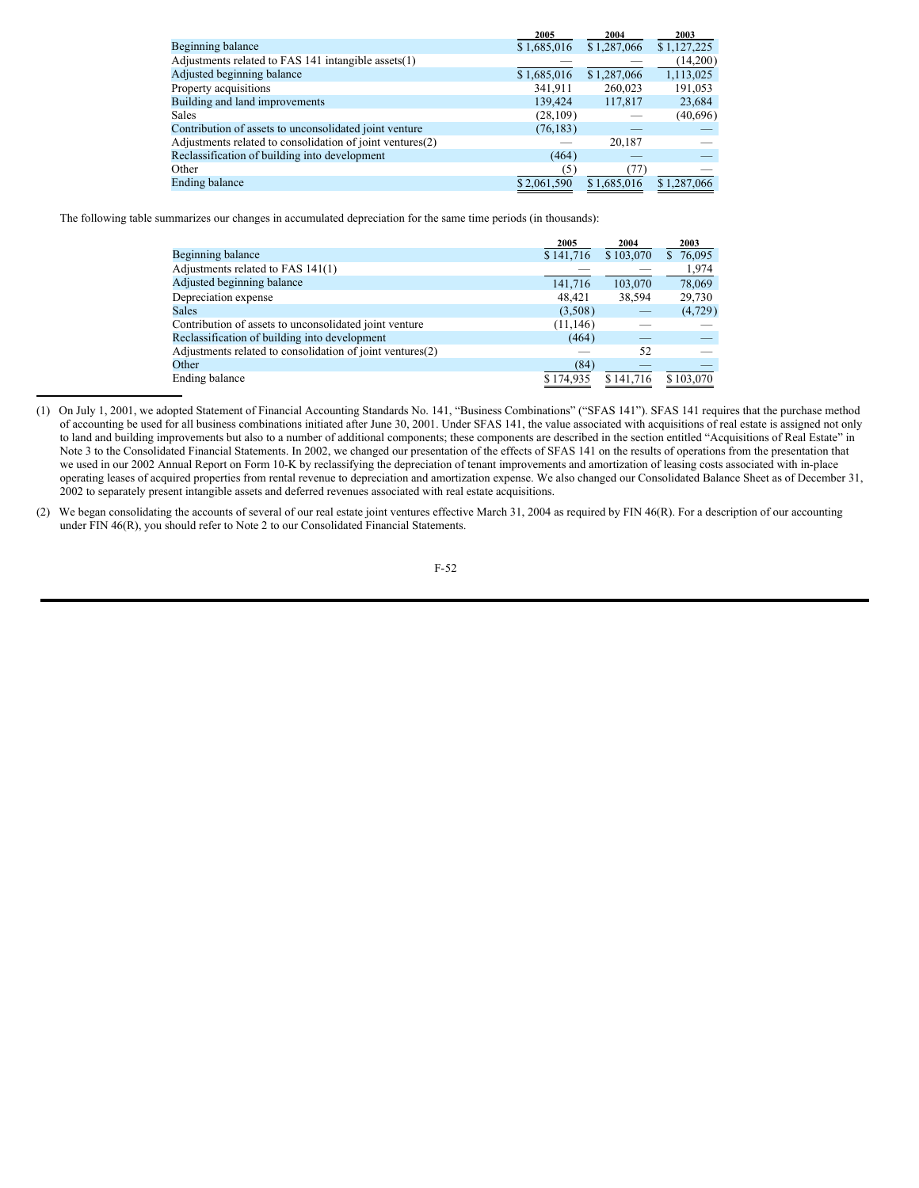| | 2005 | 2004 | 2003 |
|---|---|---|---|
| Beginning balance | $ 1,685,016 | $ 1,287,066 | $ 1,127,225 |
| Adjustments related to FAS 141 intangible assets(1) | — | — | (14,200) |
| Adjusted beginning balance | $ 1,685,016 | $ 1,287,066 | 1,113,025 |
| Property acquisitions | 341,911 | 260,023 | 191,053 |
| Building and land improvements | 139,424 | 117,817 | 23,684 |
| Sales | (28,109) | — | (40,696) |
| Contribution of assets to unconsolidated joint venture | (76,183) | — | — |
| Adjustments related to consolidation of joint ventures(2) | — | 20,187 | — |
| Reclassification of building into development | (464) | — | — |
| Other | (5) | (77) | — |
| Ending balance | $ 2,061,590 | $ 1,685,016 | $ 1,287,066 |

The following table summarizes our changes in accumulated depreciation for the same time periods (in thousands):

| | 2005 | 2004 | 2003 |
|---|---|---|---|
| Beginning balance | $ 141,716 | $ 103,070 | $ 76,095 |
| Adjustments related to FAS 141(1) | — | — | 1,974 |
| Adjusted beginning balance | 141,716 | 103,070 | 78,069 |
| Depreciation expense | 48,421 | 38,594 | 29,730 |
| Sales | (3,508) | — | (4,729) |
| Contribution of assets to unconsolidated joint venture | (11,146) | — | — |
| Reclassification of building into development | (464) | — | — |
| Adjustments related to consolidation of joint ventures(2) | — | 52 | — |
| Other | (84) | — | — |
| Ending balance | $ 174,935 | $ 141,716 | $ 103,070 |

(1) On July 1, 2001, we adopted Statement of Financial Accounting Standards No. 141, "Business Combinations" ("SFAS 141"). SFAS 141 requires that the purchase method of accounting be used for all business combinations initiated after June 30, 2001. Under SFAS 141, the value associated with acquisitions of real estate is assigned not only to land and building improvements but also to a number of additional components; these components are described in the section entitled "Acquisitions of Real Estate" in Note 3 to the Consolidated Financial Statements. In 2002, we changed our presentation of the effects of SFAS 141 on the results of operations from the presentation that we used in our 2002 Annual Report on Form 10-K by reclassifying the depreciation of tenant improvements and amortization of leasing costs associated with in-place operating leases of acquired properties from rental revenue to depreciation and amortization expense. We also changed our Consolidated Balance Sheet as of December 31, 2002 to separately present intangible assets and deferred revenues associated with real estate acquisitions.

(2) We began consolidating the accounts of several of our real estate joint ventures effective March 31, 2004 as required by FIN 46(R). For a description of our accounting under FIN 46(R), you should refer to Note 2 to our Consolidated Financial Statements.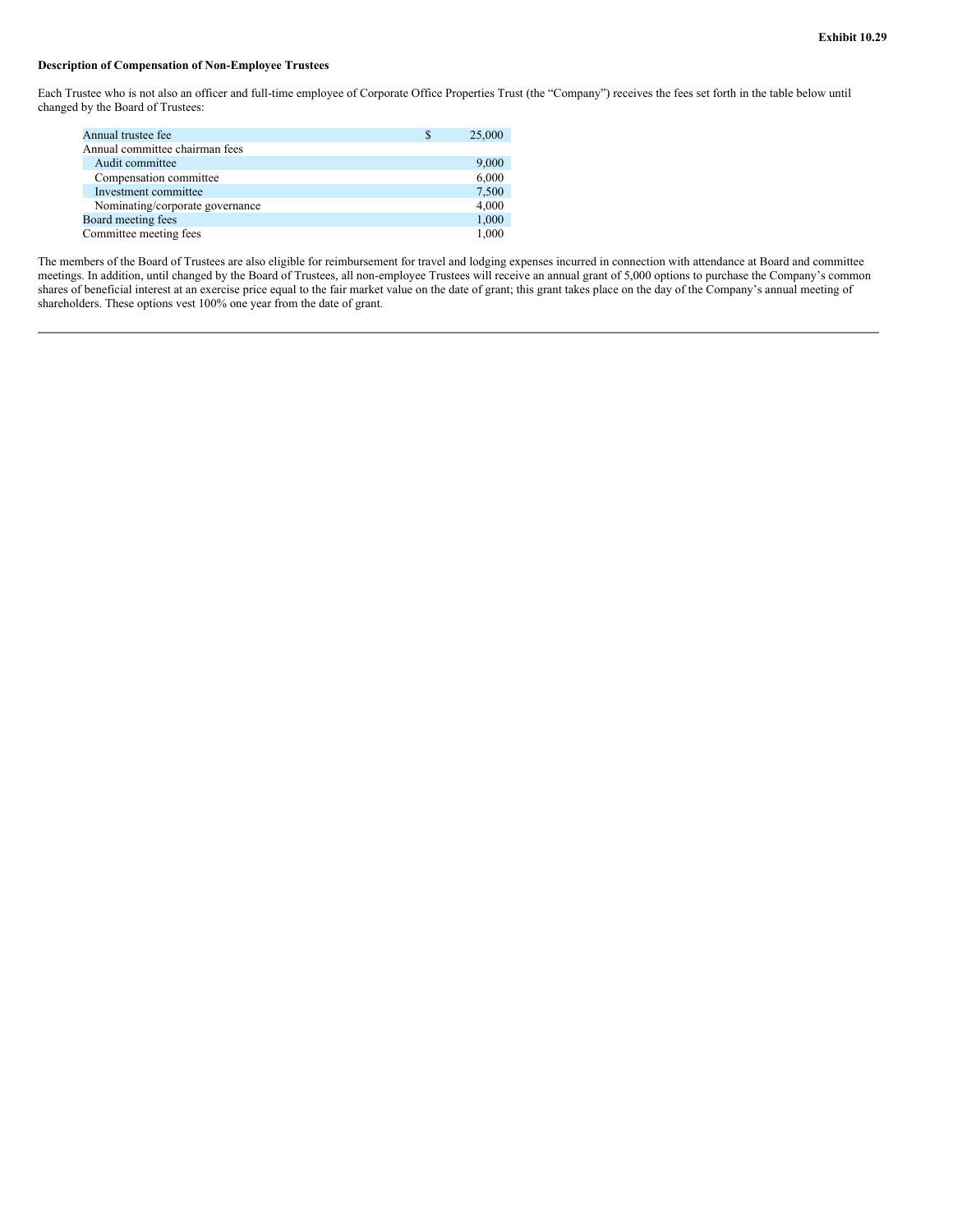**Exhibit 10.29**

**Description of Compensation of Non-Employee Trustees**

Each Trustee who is not also an officer and full-time employee of Corporate Office Properties Trust (the "Company") receives the fees set forth in the table below until changed by the Board of Trustees:

| | |
|---|---|
| Annual trustee fee | $ 25,000 |
| Annual committee chairman fees | |
| Audit committee | 9,000 |
| Compensation committee | 6,000 |
| Investment committee | 7,500 |
| Nominating/corporate governance | 4,000 |
| Board meeting fees | 1,000 |
| Committee meeting fees | 1,000 |

The members of the Board of Trustees are also eligible for reimbursement for travel and lodging expenses incurred in connection with attendance at Board and committee meetings. In addition, until changed by the Board of Trustees, all non-employee Trustees will receive an annual grant of 5,000 options to purchase the Company's common shares of beneficial interest at an exercise price equal to the fair market value on the date of grant; this grant takes place on the day of the Company's annual meeting of shareholders. These options vest 100% one year from the date of grant.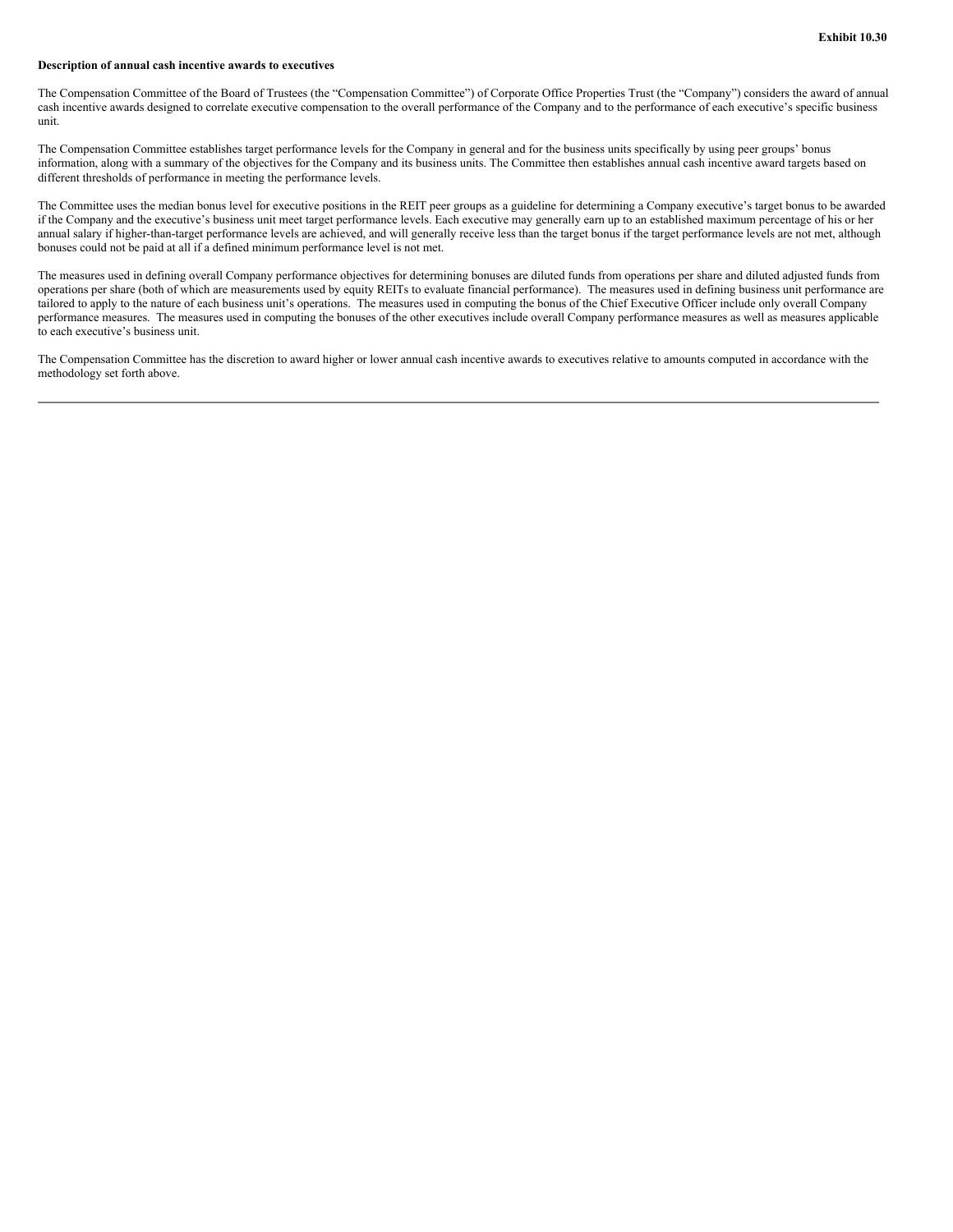**Exhibit 10.30**

**Description of annual cash incentive awards to executives**

The Compensation Committee of the Board of Trustees (the "Compensation Committee") of Corporate Office Properties Trust (the "Company") considers the award of annual cash incentive awards designed to correlate executive compensation to the overall performance of the Company and to the performance of each executive's specific business unit.

The Compensation Committee establishes target performance levels for the Company in general and for the business units specifically by using peer groups' bonus information, along with a summary of the objectives for the Company and its business units. The Committee then establishes annual cash incentive award targets based on different thresholds of performance in meeting the performance levels.

The Committee uses the median bonus level for executive positions in the REIT peer groups as a guideline for determining a Company executive's target bonus to be awarded if the Company and the executive's business unit meet target performance levels. Each executive may generally earn up to an established maximum percentage of his or her annual salary if higher-than-target performance levels are achieved, and will generally receive less than the target bonus if the target performance levels are not met, although bonuses could not be paid at all if a defined minimum performance level is not met.

The measures used in defining overall Company performance objectives for determining bonuses are diluted funds from operations per share and diluted adjusted funds from operations per share (both of which are measurements used by equity REITs to evaluate financial performance). The measures used in defining business unit performance are tailored to apply to the nature of each business unit's operations. The measures used in computing the bonus of the Chief Executive Officer include only overall Company performance measures. The measures used in computing the bonuses of the other executives include overall Company performance measures as well as measures applicable to each executive's business unit.

The Compensation Committee has the discretion to award higher or lower annual cash incentive awards to executives relative to amounts computed in accordance with the methodology set forth above.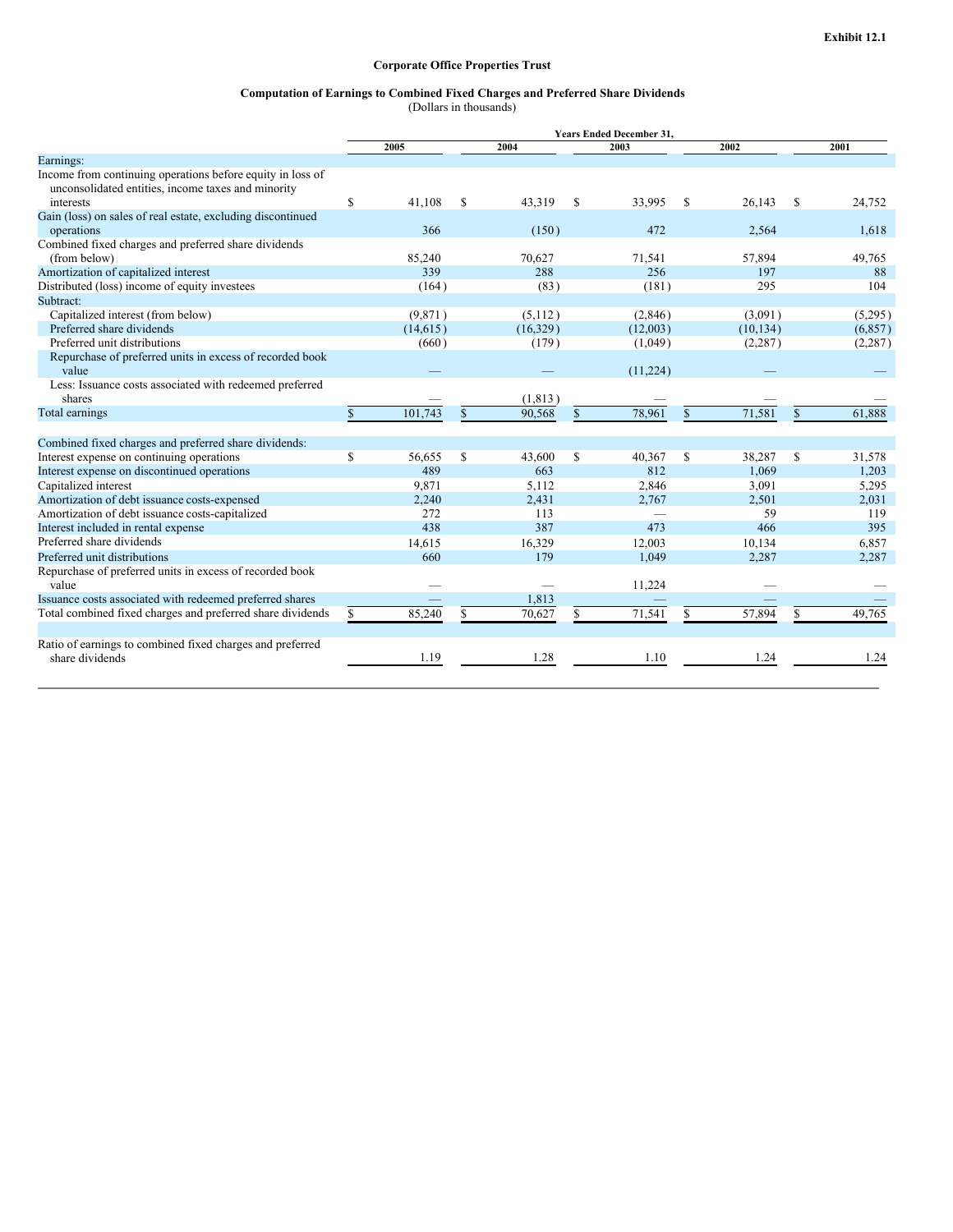**Exhibit 12.1**

**Corporate Office Properties Trust**

**Computation of Earnings to Combined Fixed Charges and Preferred Share Dividends**
(Dollars in thousands)

| | Years Ended December 31, | | | | |
|---|---|---|---|---|---|
| | 2005 | 2004 | 2003 | 2002 | 2001 |
| Earnings: | | | | | |
| Income from continuing operations before equity in loss of unconsolidated entities, income taxes and minority interests | $ 41,108 | $ 43,319 | $ 33,995 | $ 26,143 | $ 24,752 |
| Gain (loss) on sales of real estate, excluding discontinued operations | 366 | (150) | 472 | 2,564 | 1,618 |
| Combined fixed charges and preferred share dividends (from below) | 85,240 | 70,627 | 71,541 | 57,894 | 49,765 |
| Amortization of capitalized interest | 339 | 288 | 256 | 197 | 88 |
| Distributed (loss) income of equity investees | (164) | (83) | (181) | 295 | 104 |
| Subtract: | | | | | |
| Capitalized interest (from below) | (9,871) | (5,112) | (2,846) | (3,091) | (5,295) |
| Preferred share dividends | (14,615) | (16,329) | (12,003) | (10,134) | (6,857) |
| Preferred unit distributions | (660) | (179) | (1,049) | (2,287) | (2,287) |
| Repurchase of preferred units in excess of recorded book value | — | — | (11,224) | — | — |
| Less: Issuance costs associated with redeemed preferred shares | — | (1,813) | — | — | — |
| Total earnings | $ 101,743 | $ 90,568 | $ 78,961 | $ 71,581 | $ 61,888 |
| | | | | | |
| Combined fixed charges and preferred share dividends: | | | | | |
| Interest expense on continuing operations | $ 56,655 | $ 43,600 | $ 40,367 | $ 38,287 | $ 31,578 |
| Interest expense on discontinued operations | 489 | 663 | 812 | 1,069 | 1,203 |
| Capitalized interest | 9,871 | 5,112 | 2,846 | 3,091 | 5,295 |
| Amortization of debt issuance costs-expensed | 2,240 | 2,431 | 2,767 | 2,501 | 2,031 |
| Amortization of debt issuance costs-capitalized | 272 | 113 | — | 59 | 119 |
| Interest included in rental expense | 438 | 387 | 473 | 466 | 395 |
| Preferred share dividends | 14,615 | 16,329 | 12,003 | 10,134 | 6,857 |
| Preferred unit distributions | 660 | 179 | 1,049 | 2,287 | 2,287 |
| Repurchase of preferred units in excess of recorded book value | — | — | 11,224 | — | — |
| Issuance costs associated with redeemed preferred shares | — | 1,813 | — | — | — |
| Total combined fixed charges and preferred share dividends | $ 85,240 | $ 70,627 | $ 71,541 | $ 57,894 | $ 49,765 |
| | | | | | |
| Ratio of earnings to combined fixed charges and preferred share dividends | 1.19 | 1.28 | 1.10 | 1.24 | 1.24 |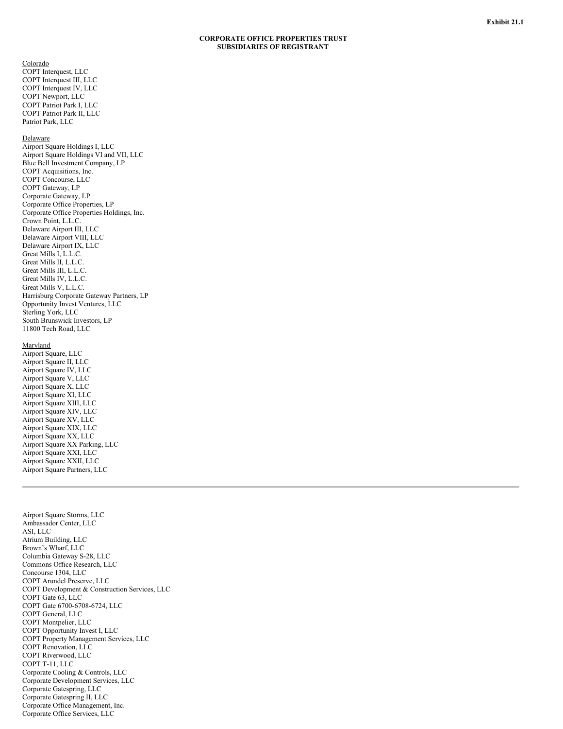**Exhibit 21.1**

**CORPORATE OFFICE PROPERTIES TRUST**
**SUBSIDIARIES OF REGISTRANT**

Colorado
COPT Interquest, LLC
COPT Interquest III, LLC
COPT Interquest IV, LLC
COPT Newport, LLC
COPT Patriot Park I, LLC
COPT Patriot Park II, LLC
Patriot Park, LLC

Delaware
Airport Square Holdings I, LLC
Airport Square Holdings VI and VII, LLC
Blue Bell Investment Company, LP
COPT Acquisitions, Inc.
COPT Concourse, LLC
COPT Gateway, LP
Corporate Gateway, LP
Corporate Office Properties, LP
Corporate Office Properties Holdings, Inc.
Crown Point, L.L.C.
Delaware Airport III, LLC
Delaware Airport VIII, LLC
Delaware Airport IX, LLC
Great Mills I, L.L.C.
Great Mills II, L.L.C.
Great Mills III, L.L.C.
Great Mills IV, L.L.C.
Great Mills V, L.L.C.
Harrisburg Corporate Gateway Partners, LP
Opportunity Invest Ventures, LLC
Sterling York, LLC
South Brunswick Investors, LP
11800 Tech Road, LLC

Maryland
Airport Square, LLC
Airport Square II, LLC
Airport Square IV, LLC
Airport Square V, LLC
Airport Square X, LLC
Airport Square XI, LLC
Airport Square XIII, LLC
Airport Square XIV, LLC
Airport Square XV, LLC
Airport Square XIX, LLC
Airport Square XX, LLC
Airport Square XX Parking, LLC
Airport Square XXI, LLC
Airport Square XXII, LLC
Airport Square Partners, LLC

---

Airport Square Storms, LLC
Ambassador Center, LLC
ASI, LLC
Atrium Building, LLC
Brown's Wharf, LLC
Columbia Gateway S-28, LLC
Commons Office Research, LLC
Concourse 1304, LLC
COPT Arundel Preserve, LLC
COPT Development & Construction Services, LLC
COPT Gate 63, LLC
COPT Gate 6700-6708-6724, LLC
COPT General, LLC
COPT Montpelier, LLC
COPT Opportunity Invest I, LLC
COPT Property Management Services, LLC
COPT Renovation, LLC
COPT Riverwood, LLC
COPT T-11, LLC
Corporate Cooling & Controls, LLC
Corporate Development Services, LLC
Corporate Gatespring, LLC
Corporate Gatespring II, LLC
Corporate Office Management, Inc.
Corporate Office Services, LLC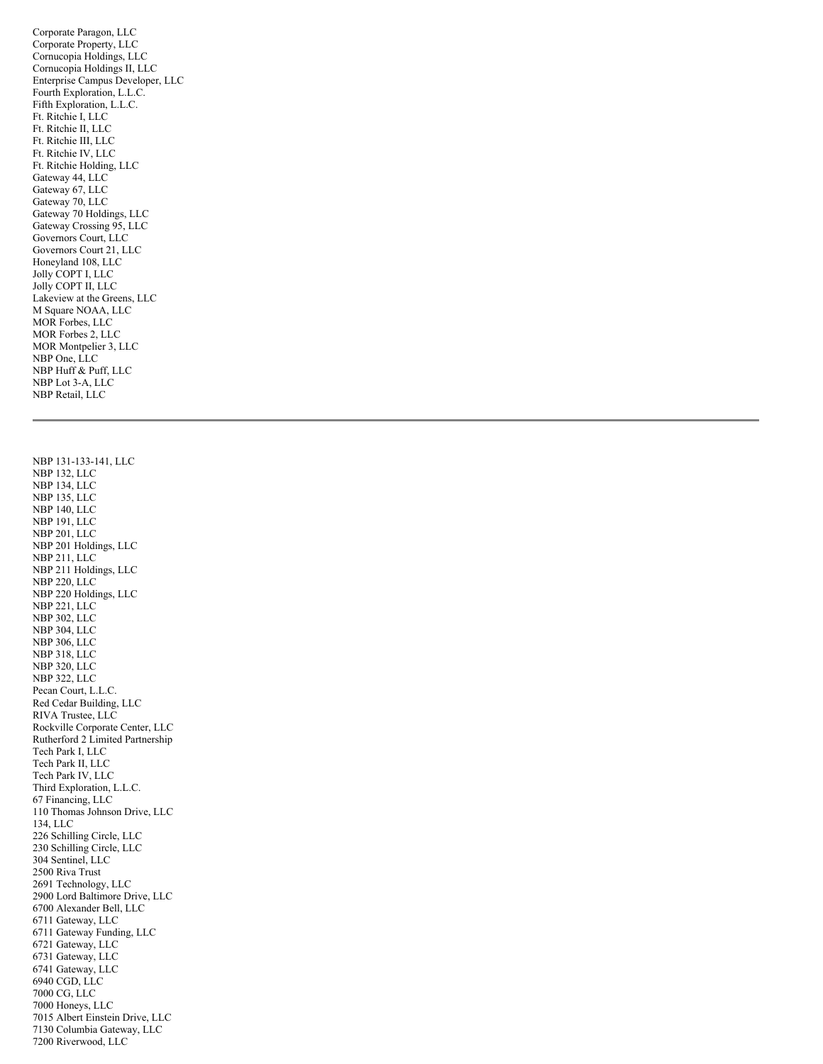Corporate Paragon, LLC
Corporate Property, LLC
Cornucopia Holdings, LLC
Cornucopia Holdings II, LLC
Enterprise Campus Developer, LLC
Fourth Exploration, L.L.C.
Fifth Exploration, L.L.C.
Ft. Ritchie I, LLC
Ft. Ritchie II, LLC
Ft. Ritchie III, LLC
Ft. Ritchie IV, LLC
Ft. Ritchie Holding, LLC
Gateway 44, LLC
Gateway 67, LLC
Gateway 70, LLC
Gateway 70 Holdings, LLC
Gateway Crossing 95, LLC
Governors Court, LLC
Governors Court 21, LLC
Honeyland 108, LLC
Jolly COPT I, LLC
Jolly COPT II, LLC
Lakeview at the Greens, LLC
M Square NOAA, LLC
MOR Forbes, LLC
MOR Forbes 2, LLC
MOR Montpelier 3, LLC
NBP One, LLC
NBP Huff & Puff, LLC
NBP Lot 3-A, LLC
NBP Retail, LLC

---

NBP 131-133-141, LLC
NBP 132, LLC
NBP 134, LLC
NBP 135, LLC
NBP 140, LLC
NBP 191, LLC
NBP 201, LLC
NBP 201 Holdings, LLC
NBP 211, LLC
NBP 211 Holdings, LLC
NBP 220, LLC
NBP 220 Holdings, LLC
NBP 221, LLC
NBP 302, LLC
NBP 304, LLC
NBP 306, LLC
NBP 318, LLC
NBP 320, LLC
NBP 322, LLC
Pecan Court, L.L.C.
Red Cedar Building, LLC
RIVA Trustee, LLC
Rockville Corporate Center, LLC
Rutherford 2 Limited Partnership
Tech Park I, LLC
Tech Park II, LLC
Tech Park IV, LLC
Third Exploration, L.L.C.
67 Financing, LLC
110 Thomas Johnson Drive, LLC
134, LLC
226 Schilling Circle, LLC
230 Schilling Circle, LLC
304 Sentinel, LLC
2500 Riva Trust
2691 Technology, LLC
2900 Lord Baltimore Drive, LLC
6700 Alexander Bell, LLC
6711 Gateway, LLC
6711 Gateway Funding, LLC
6721 Gateway, LLC
6731 Gateway, LLC
6741 Gateway, LLC
6940 CGD, LLC
7000 CG, LLC
7000 Honeys, LLC
7015 Albert Einstein Drive, LLC
7130 Columbia Gateway, LLC
7200 Riverwood, LLC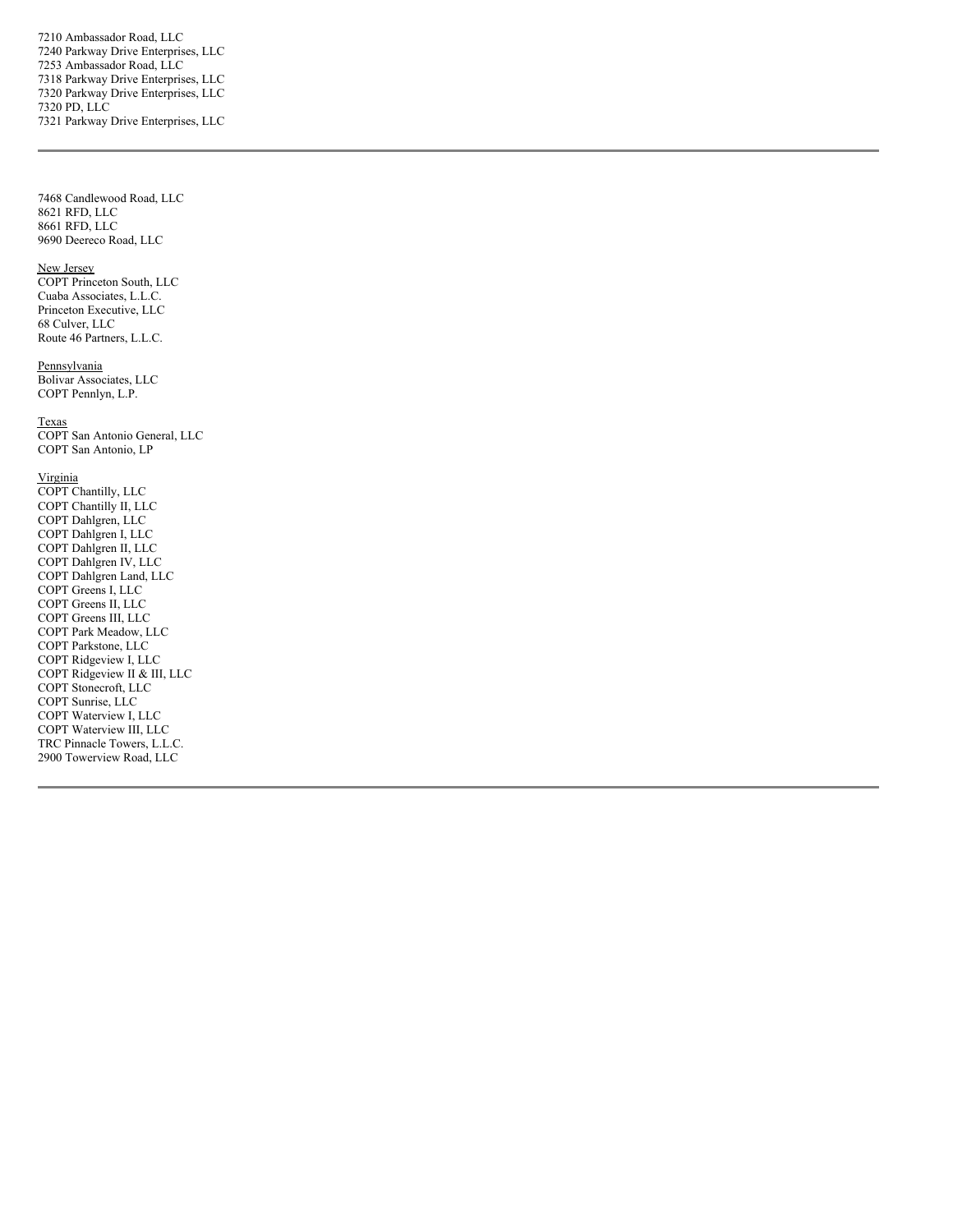7210 Ambassador Road, LLC
7240 Parkway Drive Enterprises, LLC
7253 Ambassador Road, LLC
7318 Parkway Drive Enterprises, LLC
7320 Parkway Drive Enterprises, LLC
7320 PD, LLC
7321 Parkway Drive Enterprises, LLC

---

7468 Candlewood Road, LLC
8621 RFD, LLC
8661 RFD, LLC
9690 Deereco Road, LLC

New Jersey
COPT Princeton South, LLC
Cuaba Associates, L.L.C.
Princeton Executive, LLC
68 Culver, LLC
Route 46 Partners, L.L.C.

Pennsylvania
Bolivar Associates, LLC
COPT Pennlyn, L.P.

Texas
COPT San Antonio General, LLC
COPT San Antonio, LP

Virginia
COPT Chantilly, LLC
COPT Chantilly II, LLC
COPT Dahlgren, LLC
COPT Dahlgren I, LLC
COPT Dahlgren II, LLC
COPT Dahlgren IV, LLC
COPT Dahlgren Land, LLC
COPT Greens I, LLC
COPT Greens II, LLC
COPT Greens III, LLC
COPT Park Meadow, LLC
COPT Parkstone, LLC
COPT Ridgeview I, LLC
COPT Ridgeview II & III, LLC
COPT Stonecroft, LLC
COPT Sunrise, LLC
COPT Waterview I, LLC
COPT Waterview III, LLC
TRC Pinnacle Towers, L.L.C.
2900 Towerview Road, LLC

---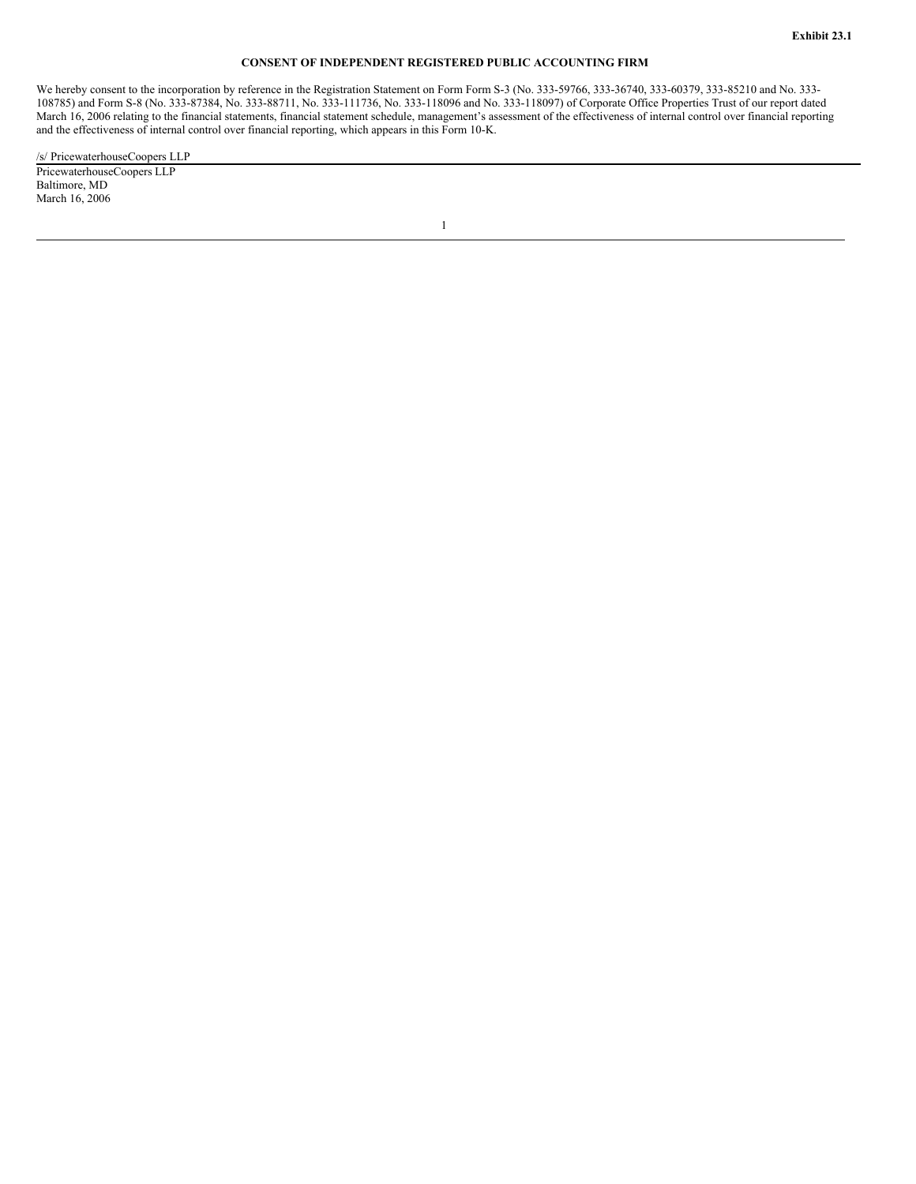**Exhibit 23.1**

**CONSENT OF INDEPENDENT REGISTERED PUBLIC ACCOUNTING FIRM**

We hereby consent to the incorporation by reference in the Registration Statement on Form Form S-3 (No. 333-59766, 333-36740, 333-60379, 333-85210 and No. 333-108785) and Form S-8 (No. 333-87384, No. 333-88711, No. 333-111736, No. 333-118096 and No. 333-118097) of Corporate Office Properties Trust of our report dated March 16, 2006 relating to the financial statements, financial statement schedule, management's assessment of the effectiveness of internal control over financial reporting and the effectiveness of internal control over financial reporting, which appears in this Form 10-K.

/s/ PricewaterhouseCoopers LLP

PricewaterhouseCoopers LLP
Baltimore, MD
March 16, 2006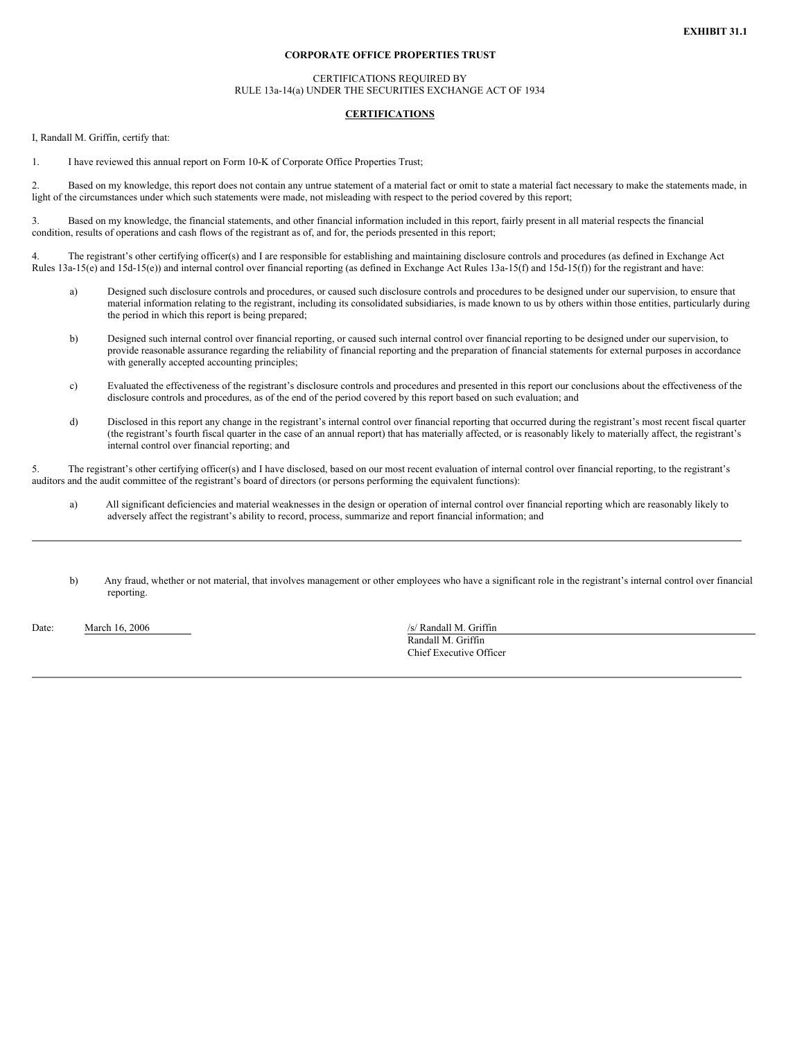**EXHIBIT 31.1**

**CORPORATE OFFICE PROPERTIES TRUST**

CERTIFICATIONS REQUIRED BY
RULE 13a-14(a) UNDER THE SECURITIES EXCHANGE ACT OF 1934

**CERTIFICATIONS**

I, Randall M. Griffin, certify that:

1. I have reviewed this annual report on Form 10-K of Corporate Office Properties Trust;

2. Based on my knowledge, this report does not contain any untrue statement of a material fact or omit to state a material fact necessary to make the statements made, in light of the circumstances under which such statements were made, not misleading with respect to the period covered by this report;

3. Based on my knowledge, the financial statements, and other financial information included in this report, fairly present in all material respects the financial condition, results of operations and cash flows of the registrant as of, and for, the periods presented in this report;

4. The registrant's other certifying officer(s) and I are responsible for establishing and maintaining disclosure controls and procedures (as defined in Exchange Act Rules 13a-15(e) and 15d-15(e)) and internal control over financial reporting (as defined in Exchange Act Rules 13a-15(f) and 15d-15(f)) for the registrant and have:

   a) Designed such disclosure controls and procedures, or caused such disclosure controls and procedures to be designed under our supervision, to ensure that material information relating to the registrant, including its consolidated subsidiaries, is made known to us by others within those entities, particularly during the period in which this report is being prepared;

   b) Designed such internal control over financial reporting, or caused such internal control over financial reporting to be designed under our supervision, to provide reasonable assurance regarding the reliability of financial reporting and the preparation of financial statements for external purposes in accordance with generally accepted accounting principles;

   c) Evaluated the effectiveness of the registrant's disclosure controls and procedures and presented in this report our conclusions about the effectiveness of the disclosure controls and procedures, as of the end of the period covered by this report based on such evaluation; and

   d) Disclosed in this report any change in the registrant's internal control over financial reporting that occurred during the registrant's most recent fiscal quarter (the registrant's fourth fiscal quarter in the case of an annual report) that has materially affected, or is reasonably likely to materially affect, the registrant's internal control over financial reporting; and

5. The registrant's other certifying officer(s) and I have disclosed, based on our most recent evaluation of internal control over financial reporting, to the registrant's auditors and the audit committee of the registrant's board of directors (or persons performing the equivalent functions):

   a) All significant deficiencies and material weaknesses in the design or operation of internal control over financial reporting which are reasonably likely to adversely affect the registrant's ability to record, process, summarize and report financial information; and

   b) Any fraud, whether or not material, that involves management or other employees who have a significant role in the registrant's internal control over financial reporting.

Date: March 16, 2006

/s/ Randall M. Griffin
Randall M. Griffin
Chief Executive Officer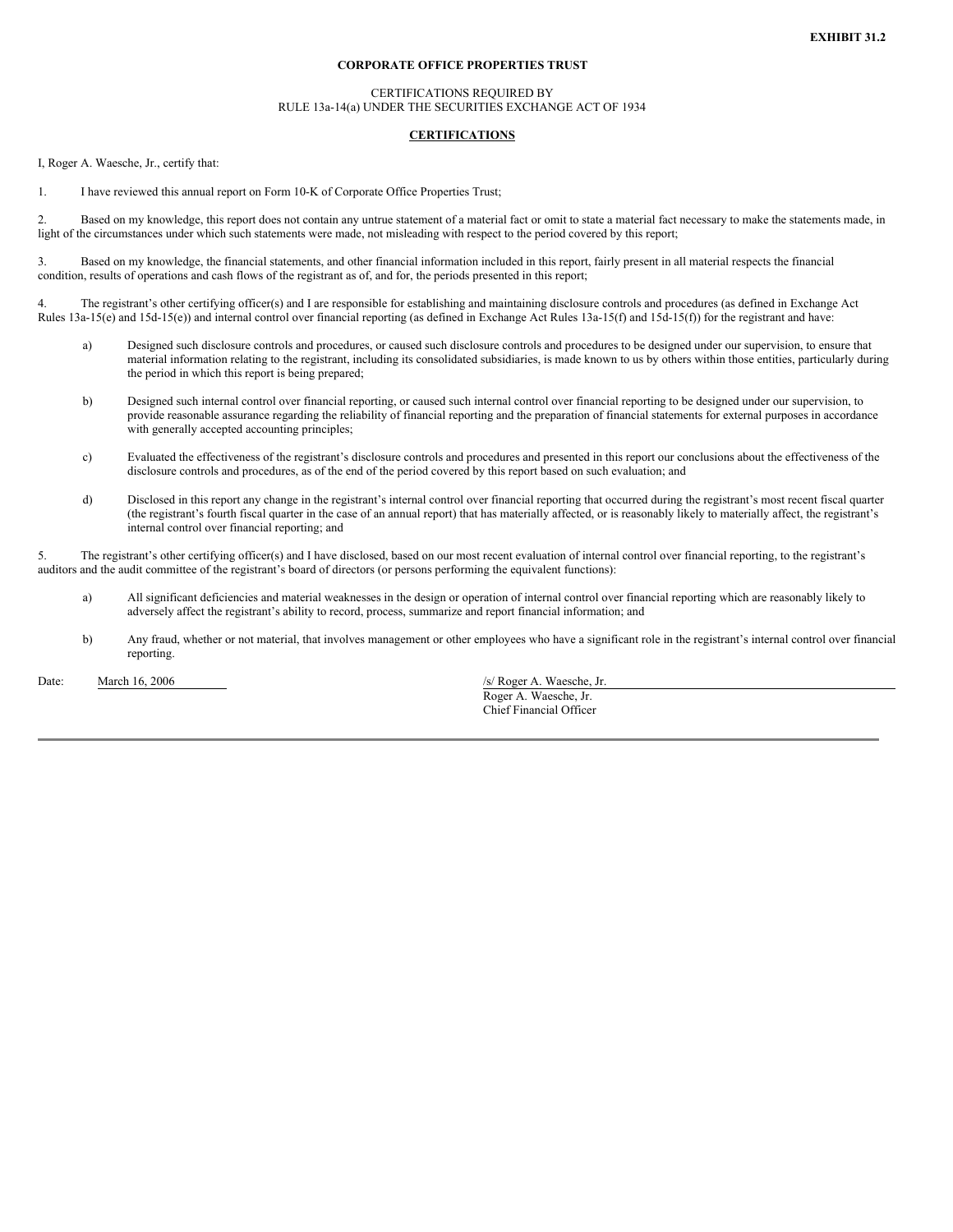**EXHIBIT 31.2**

**CORPORATE OFFICE PROPERTIES TRUST**

CERTIFICATIONS REQUIRED BY
RULE 13a-14(a) UNDER THE SECURITIES EXCHANGE ACT OF 1934

**CERTIFICATIONS**

I, Roger A. Waesche, Jr., certify that:

1. I have reviewed this annual report on Form 10-K of Corporate Office Properties Trust;

2. Based on my knowledge, this report does not contain any untrue statement of a material fact or omit to state a material fact necessary to make the statements made, in light of the circumstances under which such statements were made, not misleading with respect to the period covered by this report;

3. Based on my knowledge, the financial statements, and other financial information included in this report, fairly present in all material respects the financial condition, results of operations and cash flows of the registrant as of, and for, the periods presented in this report;

4. The registrant's other certifying officer(s) and I are responsible for establishing and maintaining disclosure controls and procedures (as defined in Exchange Act Rules 13a-15(e) and 15d-15(e)) and internal control over financial reporting (as defined in Exchange Act Rules 13a-15(f) and 15d-15(f)) for the registrant and have:

   a) Designed such disclosure controls and procedures, or caused such disclosure controls and procedures to be designed under our supervision, to ensure that material information relating to the registrant, including its consolidated subsidiaries, is made known to us by others within those entities, particularly during the period in which this report is being prepared;

   b) Designed such internal control over financial reporting, or caused such internal control over financial reporting to be designed under our supervision, to provide reasonable assurance regarding the reliability of financial reporting and the preparation of financial statements for external purposes in accordance with generally accepted accounting principles;

   c) Evaluated the effectiveness of the registrant's disclosure controls and procedures and presented in this report our conclusions about the effectiveness of the disclosure controls and procedures, as of the end of the period covered by this report based on such evaluation; and

   d) Disclosed in this report any change in the registrant's internal control over financial reporting that occurred during the registrant's most recent fiscal quarter (the registrant's fourth fiscal quarter in the case of an annual report) that has materially affected, or is reasonably likely to materially affect, the registrant's internal control over financial reporting; and

5. The registrant's other certifying officer(s) and I have disclosed, based on our most recent evaluation of internal control over financial reporting, to the registrant's auditors and the audit committee of the registrant's board of directors (or persons performing the equivalent functions):

   a) All significant deficiencies and material weaknesses in the design or operation of internal control over financial reporting which are reasonably likely to adversely affect the registrant's ability to record, process, summarize and report financial information; and

   b) Any fraud, whether or not material, that involves management or other employees who have a significant role in the registrant's internal control over financial reporting.

Date: March 16, 2006

/s/ Roger A. Waesche, Jr.
Roger A. Waesche, Jr.
Chief Financial Officer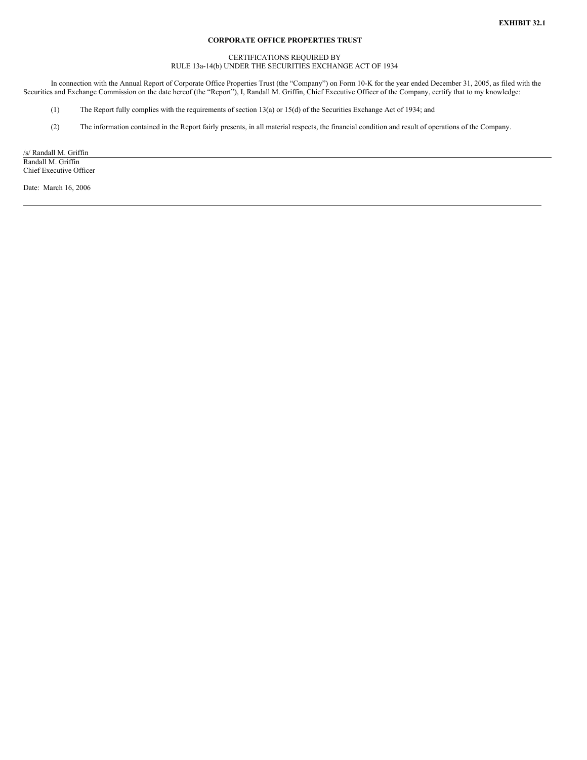**EXHIBIT 32.1**

**CORPORATE OFFICE PROPERTIES TRUST**

CERTIFICATIONS REQUIRED BY
RULE 13a-14(b) UNDER THE SECURITIES EXCHANGE ACT OF 1934

In connection with the Annual Report of Corporate Office Properties Trust (the "Company") on Form 10-K for the year ended December 31, 2005, as filed with the Securities and Exchange Commission on the date hereof (the "Report"), I, Randall M. Griffin, Chief Executive Officer of the Company, certify that to my knowledge:

(1) The Report fully complies with the requirements of section 13(a) or 15(d) of the Securities Exchange Act of 1934; and

(2) The information contained in the Report fairly presents, in all material respects, the financial condition and result of operations of the Company.

/s/ Randall M. Griffin
Randall M. Griffin
Chief Executive Officer

Date: March 16, 2006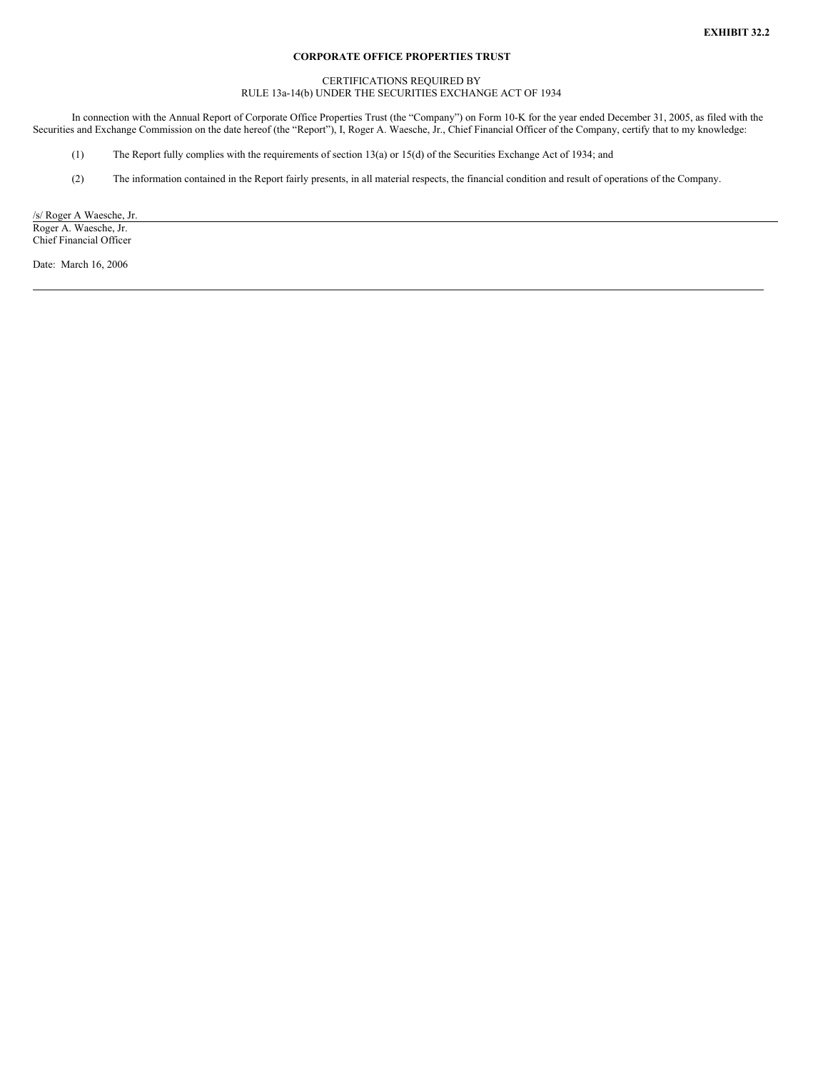**EXHIBIT 32.2**

**CORPORATE OFFICE PROPERTIES TRUST**

CERTIFICATIONS REQUIRED BY
RULE 13a-14(b) UNDER THE SECURITIES EXCHANGE ACT OF 1934

In connection with the Annual Report of Corporate Office Properties Trust (the "Company") on Form 10-K for the year ended December 31, 2005, as filed with the Securities and Exchange Commission on the date hereof (the "Report"), I, Roger A. Waesche, Jr., Chief Financial Officer of the Company, certify that to my knowledge:

(1) The Report fully complies with the requirements of section 13(a) or 15(d) of the Securities Exchange Act of 1934; and

(2) The information contained in the Report fairly presents, in all material respects, the financial condition and result of operations of the Company.

/s/ Roger A Waesche, Jr.
Roger A. Waesche, Jr.
Chief Financial Officer

Date: March 16, 2006